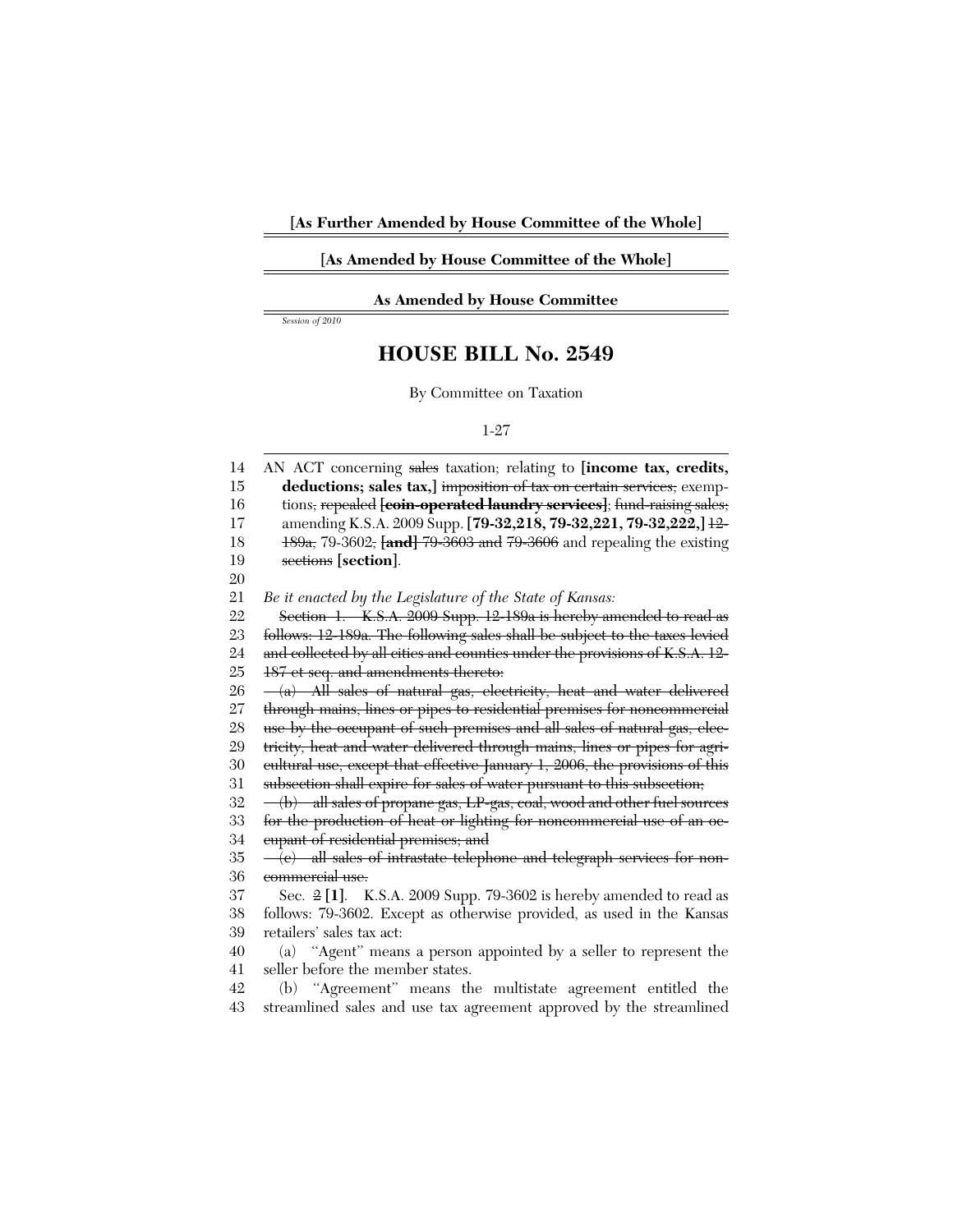**[As Further Amended by House Committee of the Whole]**

**[As Amended by House Committee of the Whole]**

**As Amended by House Committee**

*Session of 2010*

# HOUSE BILL No. 2549

By Committee on Taxation

1-27

AN ACT concerning ~~sales~~ taxation; relating to **[income tax, credits, deductions; sales tax,]** ~~imposition of tax on certain services;~~ exemptions, ~~repealed~~ **[~~coin-operated laundry services~~]**; ~~fund-raising sales;~~ amending K.S.A. 2009 Supp. **[79-32,218, 79-32,221, 79-32,222,]** ~~12-189a,~~ 79-3602, **[~~and~~]** ~~79-3603 and~~ 79-3606 and repealing the existing ~~sections~~ **[section]**.

*Be it enacted by the Legislature of the State of Kansas:*

~~Section 1. K.S.A. 2009 Supp. 12-189a is hereby amended to read as follows: 12-189a. The following sales shall be subject to the taxes levied and collected by all cities and counties under the provisions of K.S.A. 12-187 et seq. and amendments thereto:~~

~~(a) All sales of natural gas, electricity, heat and water delivered through mains, lines or pipes to residential premises for noncommercial use by the occupant of such premises and all sales of natural gas, electricity, heat and water delivered through mains, lines or pipes for agricultural use, except that effective January 1, 2006, the provisions of this subsection shall expire for sales of water pursuant to this subsection;~~

~~(b) all sales of propane gas, LP-gas, coal, wood and other fuel sources for the production of heat or lighting for noncommercial use of an occupant of residential premises; and~~

~~(c) all sales of intrastate telephone and telegraph services for noncommercial use.~~

Sec. ~~2~~ **[1]**. K.S.A. 2009 Supp. 79-3602 is hereby amended to read as follows: 79-3602. Except as otherwise provided, as used in the Kansas retailers' sales tax act:

(a) "Agent" means a person appointed by a seller to represent the seller before the member states.

(b) "Agreement" means the multistate agreement entitled the streamlined sales and use tax agreement approved by the streamlined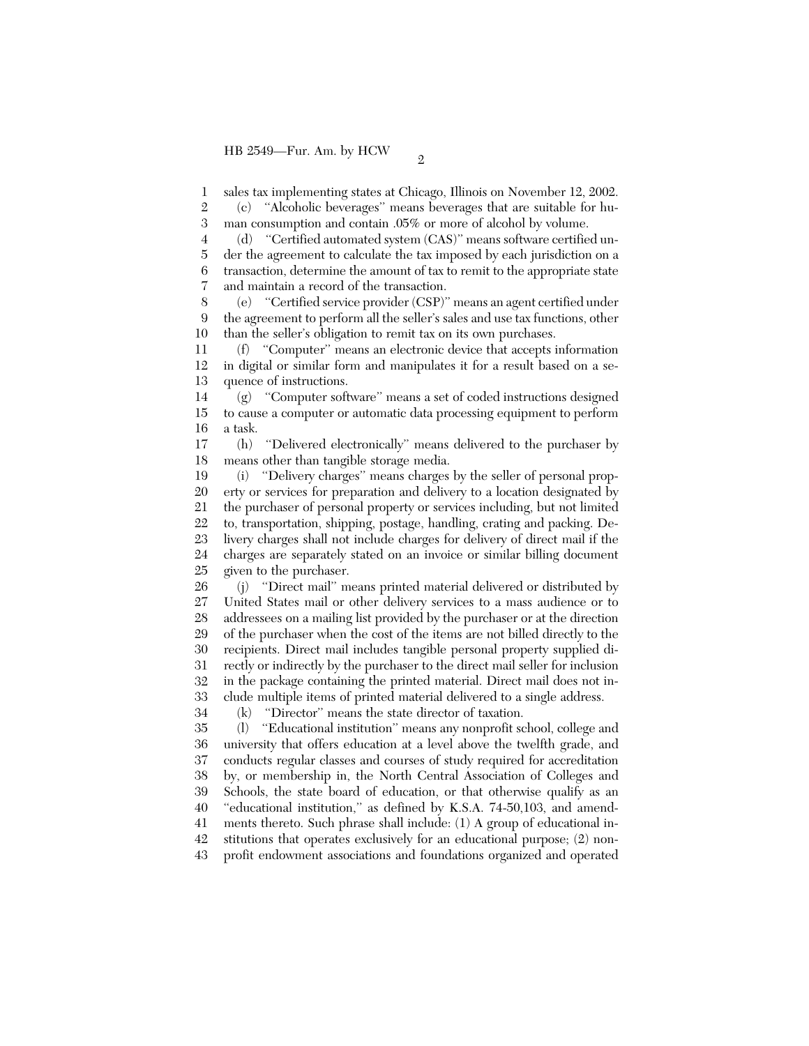sales tax implementing states at Chicago, Illinois on November 12, 2002.

(c) "Alcoholic beverages" means beverages that are suitable for human consumption and contain .05% or more of alcohol by volume.

(d) "Certified automated system (CAS)" means software certified under the agreement to calculate the tax imposed by each jurisdiction on a transaction, determine the amount of tax to remit to the appropriate state and maintain a record of the transaction.

(e) "Certified service provider (CSP)" means an agent certified under the agreement to perform all the seller's sales and use tax functions, other than the seller's obligation to remit tax on its own purchases.

(f) "Computer" means an electronic device that accepts information in digital or similar form and manipulates it for a result based on a sequence of instructions.

(g) "Computer software" means a set of coded instructions designed to cause a computer or automatic data processing equipment to perform a task.

(h) "Delivered electronically" means delivered to the purchaser by means other than tangible storage media.

(i) "Delivery charges" means charges by the seller of personal property or services for preparation and delivery to a location designated by the purchaser of personal property or services including, but not limited to, transportation, shipping, postage, handling, crating and packing. Delivery charges shall not include charges for delivery of direct mail if the charges are separately stated on an invoice or similar billing document given to the purchaser.

(j) "Direct mail" means printed material delivered or distributed by United States mail or other delivery services to a mass audience or to addressees on a mailing list provided by the purchaser or at the direction of the purchaser when the cost of the items are not billed directly to the recipients. Direct mail includes tangible personal property supplied directly or indirectly by the purchaser to the direct mail seller for inclusion in the package containing the printed material. Direct mail does not include multiple items of printed material delivered to a single address.

(k) "Director" means the state director of taxation.

(l) "Educational institution" means any nonprofit school, college and university that offers education at a level above the twelfth grade, and conducts regular classes and courses of study required for accreditation by, or membership in, the North Central Association of Colleges and Schools, the state board of education, or that otherwise qualify as an "educational institution," as defined by K.S.A. 74-50,103, and amendments thereto. Such phrase shall include: (1) A group of educational institutions that operates exclusively for an educational purpose; (2) nonprofit endowment associations and foundations organized and operated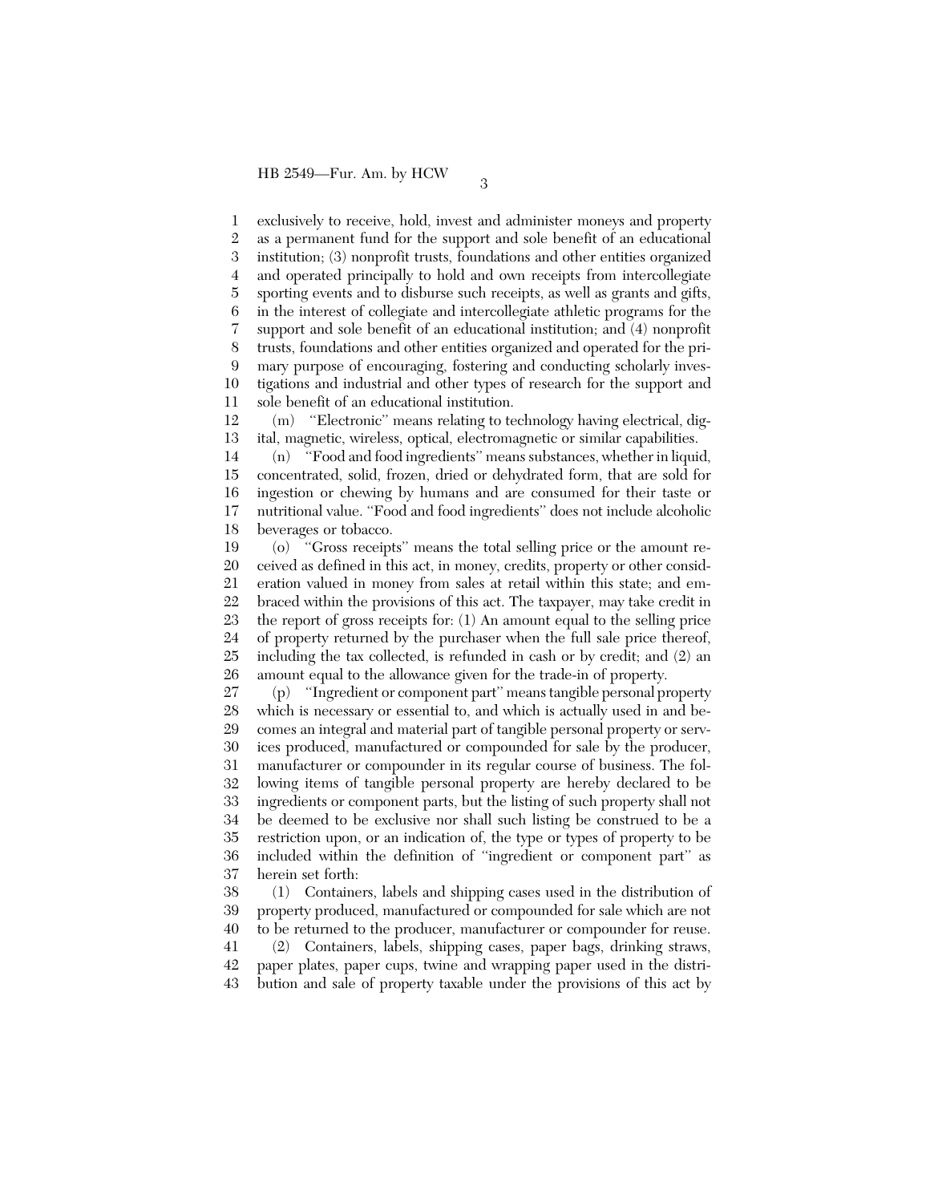exclusively to receive, hold, invest and administer moneys and property as a permanent fund for the support and sole benefit of an educational institution; (3) nonprofit trusts, foundations and other entities organized and operated principally to hold and own receipts from intercollegiate sporting events and to disburse such receipts, as well as grants and gifts, in the interest of collegiate and intercollegiate athletic programs for the support and sole benefit of an educational institution; and (4) nonprofit trusts, foundations and other entities organized and operated for the primary purpose of encouraging, fostering and conducting scholarly investigations and industrial and other types of research for the support and sole benefit of an educational institution.

(m) "Electronic" means relating to technology having electrical, digital, magnetic, wireless, optical, electromagnetic or similar capabilities.

(n) "Food and food ingredients" means substances, whether in liquid, concentrated, solid, frozen, dried or dehydrated form, that are sold for ingestion or chewing by humans and are consumed for their taste or nutritional value. "Food and food ingredients" does not include alcoholic beverages or tobacco.

(o) "Gross receipts" means the total selling price or the amount received as defined in this act, in money, credits, property or other consideration valued in money from sales at retail within this state; and embraced within the provisions of this act. The taxpayer, may take credit in the report of gross receipts for: (1) An amount equal to the selling price of property returned by the purchaser when the full sale price thereof, including the tax collected, is refunded in cash or by credit; and (2) an amount equal to the allowance given for the trade-in of property.

(p) "Ingredient or component part" means tangible personal property which is necessary or essential to, and which is actually used in and becomes an integral and material part of tangible personal property or services produced, manufactured or compounded for sale by the producer, manufacturer or compounder in its regular course of business. The following items of tangible personal property are hereby declared to be ingredients or component parts, but the listing of such property shall not be deemed to be exclusive nor shall such listing be construed to be a restriction upon, or an indication of, the type or types of property to be included within the definition of "ingredient or component part" as herein set forth:

(1) Containers, labels and shipping cases used in the distribution of property produced, manufactured or compounded for sale which are not to be returned to the producer, manufacturer or compounder for reuse.

(2) Containers, labels, shipping cases, paper bags, drinking straws, paper plates, paper cups, twine and wrapping paper used in the distribution and sale of property taxable under the provisions of this act by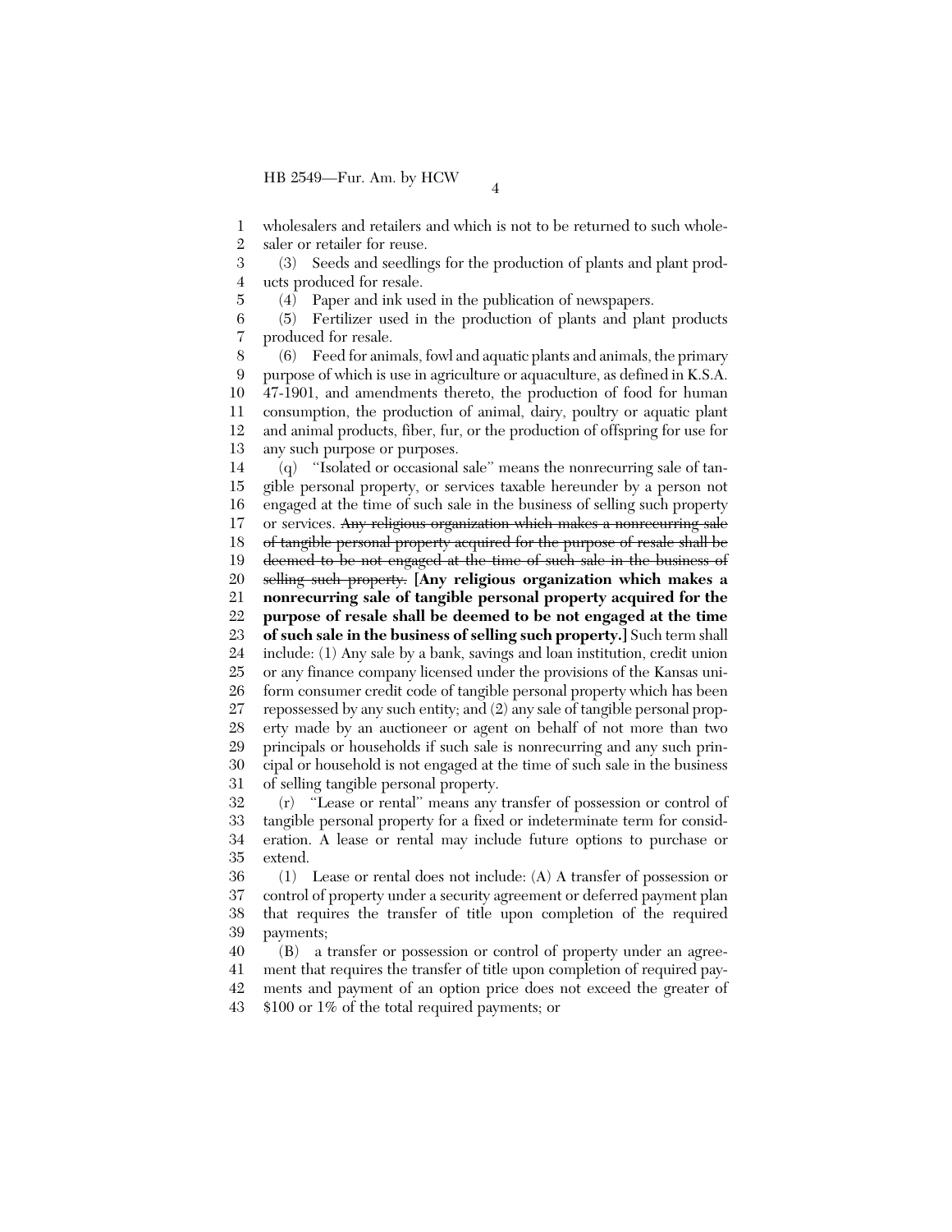wholesalers and retailers and which is not to be returned to such wholesaler or retailer for reuse.

(3) Seeds and seedlings for the production of plants and plant products produced for resale.

(4) Paper and ink used in the publication of newspapers.

(5) Fertilizer used in the production of plants and plant products produced for resale.

(6) Feed for animals, fowl and aquatic plants and animals, the primary purpose of which is use in agriculture or aquaculture, as defined in K.S.A. 47-1901, and amendments thereto, the production of food for human consumption, the production of animal, dairy, poultry or aquatic plant and animal products, fiber, fur, or the production of offspring for use for any such purpose or purposes.

(q) "Isolated or occasional sale" means the nonrecurring sale of tangible personal property, or services taxable hereunder by a person not engaged at the time of such sale in the business of selling such property or services. ~~Any religious organization which makes a nonrecurring sale of tangible personal property acquired for the purpose of resale shall be deemed to be not engaged at the time of such sale in the business of selling such property.~~ **[Any religious organization which makes a nonrecurring sale of tangible personal property acquired for the purpose of resale shall be deemed to be not engaged at the time of such sale in the business of selling such property.]** Such term shall include: (1) Any sale by a bank, savings and loan institution, credit union or any finance company licensed under the provisions of the Kansas uniform consumer credit code of tangible personal property which has been repossessed by any such entity; and (2) any sale of tangible personal property made by an auctioneer or agent on behalf of not more than two principals or households if such sale is nonrecurring and any such principal or household is not engaged at the time of such sale in the business of selling tangible personal property.

(r) "Lease or rental" means any transfer of possession or control of tangible personal property for a fixed or indeterminate term for consideration. A lease or rental may include future options to purchase or extend.

(1) Lease or rental does not include: (A) A transfer of possession or control of property under a security agreement or deferred payment plan that requires the transfer of title upon completion of the required payments;

(B) a transfer or possession or control of property under an agreement that requires the transfer of title upon completion of required payments and payment of an option price does not exceed the greater of $100 or 1% of the total required payments; or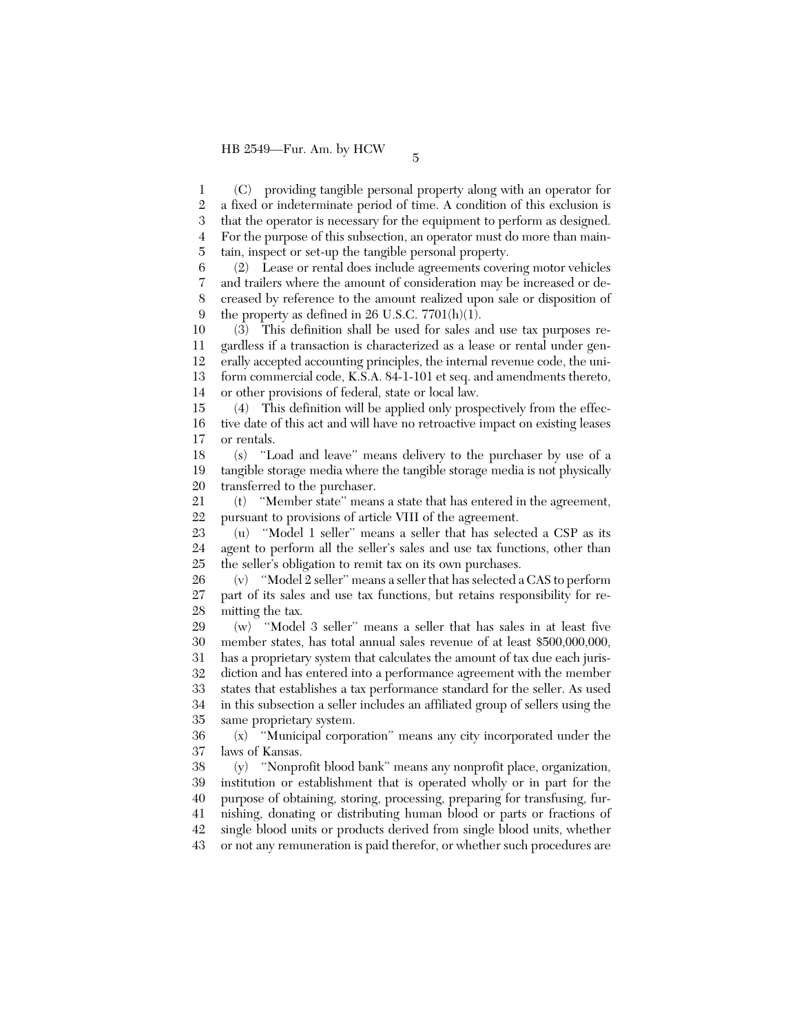(C) providing tangible personal property along with an operator for a fixed or indeterminate period of time. A condition of this exclusion is that the operator is necessary for the equipment to perform as designed. For the purpose of this subsection, an operator must do more than maintain, inspect or set-up the tangible personal property.

(2) Lease or rental does include agreements covering motor vehicles and trailers where the amount of consideration may be increased or decreased by reference to the amount realized upon sale or disposition of the property as defined in 26 U.S.C. 7701(h)(1).

(3) This definition shall be used for sales and use tax purposes regardless if a transaction is characterized as a lease or rental under generally accepted accounting principles, the internal revenue code, the uniform commercial code, K.S.A. 84-1-101 et seq. and amendments thereto, or other provisions of federal, state or local law.

(4) This definition will be applied only prospectively from the effective date of this act and will have no retroactive impact on existing leases or rentals.

(s) ''Load and leave'' means delivery to the purchaser by use of a tangible storage media where the tangible storage media is not physically transferred to the purchaser.

(t) ''Member state'' means a state that has entered in the agreement, pursuant to provisions of article VIII of the agreement.

(u) ''Model 1 seller'' means a seller that has selected a CSP as its agent to perform all the seller's sales and use tax functions, other than the seller's obligation to remit tax on its own purchases.

(v) ''Model 2 seller'' means a seller that has selected a CAS to perform part of its sales and use tax functions, but retains responsibility for remitting the tax.

(w) ''Model 3 seller'' means a seller that has sales in at least five member states, has total annual sales revenue of at least $500,000,000, has a proprietary system that calculates the amount of tax due each jurisdiction and has entered into a performance agreement with the member states that establishes a tax performance standard for the seller. As used in this subsection a seller includes an affiliated group of sellers using the same proprietary system.

(x) ''Municipal corporation'' means any city incorporated under the laws of Kansas.

(y) ''Nonprofit blood bank'' means any nonprofit place, organization, institution or establishment that is operated wholly or in part for the purpose of obtaining, storing, processing, preparing for transfusing, furnishing, donating or distributing human blood or parts or fractions of single blood units or products derived from single blood units, whether or not any remuneration is paid therefor, or whether such procedures are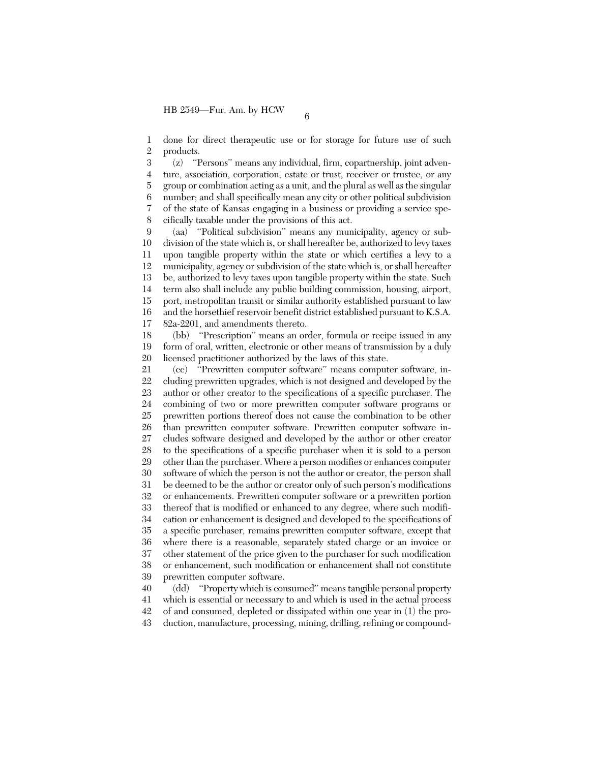done for direct therapeutic use or for storage for future use of such products.

(z) ''Persons'' means any individual, firm, copartnership, joint adventure, association, corporation, estate or trust, receiver or trustee, or any group or combination acting as a unit, and the plural as well as the singular number; and shall specifically mean any city or other political subdivision of the state of Kansas engaging in a business or providing a service specifically taxable under the provisions of this act.

(aa) ''Political subdivision'' means any municipality, agency or subdivision of the state which is, or shall hereafter be, authorized to levy taxes upon tangible property within the state or which certifies a levy to a municipality, agency or subdivision of the state which is, or shall hereafter be, authorized to levy taxes upon tangible property within the state. Such term also shall include any public building commission, housing, airport, port, metropolitan transit or similar authority established pursuant to law and the horsethief reservoir benefit district established pursuant to K.S.A. 82a-2201, and amendments thereto.

(bb) ''Prescription'' means an order, formula or recipe issued in any form of oral, written, electronic or other means of transmission by a duly licensed practitioner authorized by the laws of this state.

(cc) ''Prewritten computer software'' means computer software, including prewritten upgrades, which is not designed and developed by the author or other creator to the specifications of a specific purchaser. The combining of two or more prewritten computer software programs or prewritten portions thereof does not cause the combination to be other than prewritten computer software. Prewritten computer software includes software designed and developed by the author or other creator to the specifications of a specific purchaser when it is sold to a person other than the purchaser. Where a person modifies or enhances computer software of which the person is not the author or creator, the person shall be deemed to be the author or creator only of such person's modifications or enhancements. Prewritten computer software or a prewritten portion thereof that is modified or enhanced to any degree, where such modification or enhancement is designed and developed to the specifications of a specific purchaser, remains prewritten computer software, except that where there is a reasonable, separately stated charge or an invoice or other statement of the price given to the purchaser for such modification or enhancement, such modification or enhancement shall not constitute prewritten computer software.

(dd) ''Property which is consumed'' means tangible personal property which is essential or necessary to and which is used in the actual process of and consumed, depleted or dissipated within one year in (1) the production, manufacture, processing, mining, drilling, refining or compound-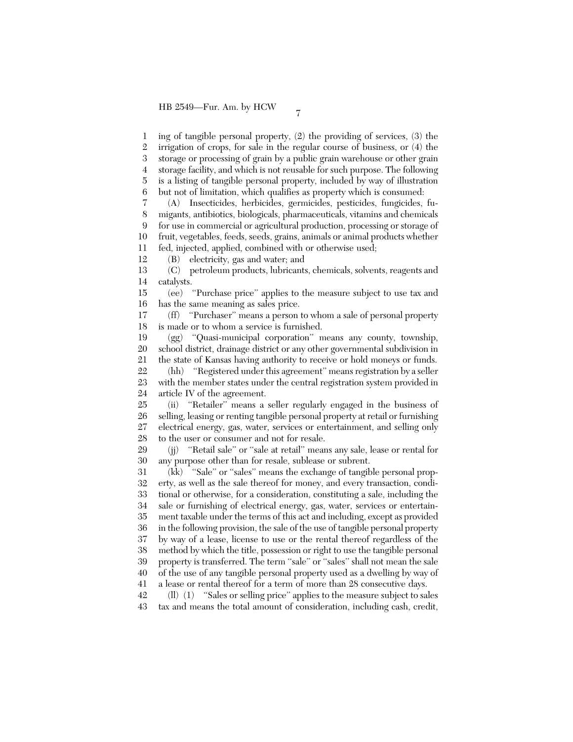ing of tangible personal property, (2) the providing of services, (3) the irrigation of crops, for sale in the regular course of business, or (4) the storage or processing of grain by a public grain warehouse or other grain storage facility, and which is not reusable for such purpose. The following is a listing of tangible personal property, included by way of illustration but not of limitation, which qualifies as property which is consumed:

(A) Insecticides, herbicides, germicides, pesticides, fungicides, fumigants, antibiotics, biologicals, pharmaceuticals, vitamins and chemicals for use in commercial or agricultural production, processing or storage of fruit, vegetables, feeds, seeds, grains, animals or animal products whether fed, injected, applied, combined with or otherwise used;

(B) electricity, gas and water; and

(C) petroleum products, lubricants, chemicals, solvents, reagents and catalysts.

(ee) "Purchase price" applies to the measure subject to use tax and has the same meaning as sales price.

(ff) "Purchaser" means a person to whom a sale of personal property is made or to whom a service is furnished.

(gg) "Quasi-municipal corporation" means any county, township, school district, drainage district or any other governmental subdivision in the state of Kansas having authority to receive or hold moneys or funds.

(hh) "Registered under this agreement" means registration by a seller with the member states under the central registration system provided in article IV of the agreement.

(ii) "Retailer" means a seller regularly engaged in the business of selling, leasing or renting tangible personal property at retail or furnishing electrical energy, gas, water, services or entertainment, and selling only to the user or consumer and not for resale.

(jj) "Retail sale" or "sale at retail" means any sale, lease or rental for any purpose other than for resale, sublease or subrent.

(kk) "Sale" or "sales" means the exchange of tangible personal property, as well as the sale thereof for money, and every transaction, conditional or otherwise, for a consideration, constituting a sale, including the sale or furnishing of electrical energy, gas, water, services or entertainment taxable under the terms of this act and including, except as provided in the following provision, the sale of the use of tangible personal property by way of a lease, license to use or the rental thereof regardless of the method by which the title, possession or right to use the tangible personal property is transferred. The term "sale" or "sales" shall not mean the sale of the use of any tangible personal property used as a dwelling by way of a lease or rental thereof for a term of more than 28 consecutive days.

(ll) (1) "Sales or selling price" applies to the measure subject to sales tax and means the total amount of consideration, including cash, credit,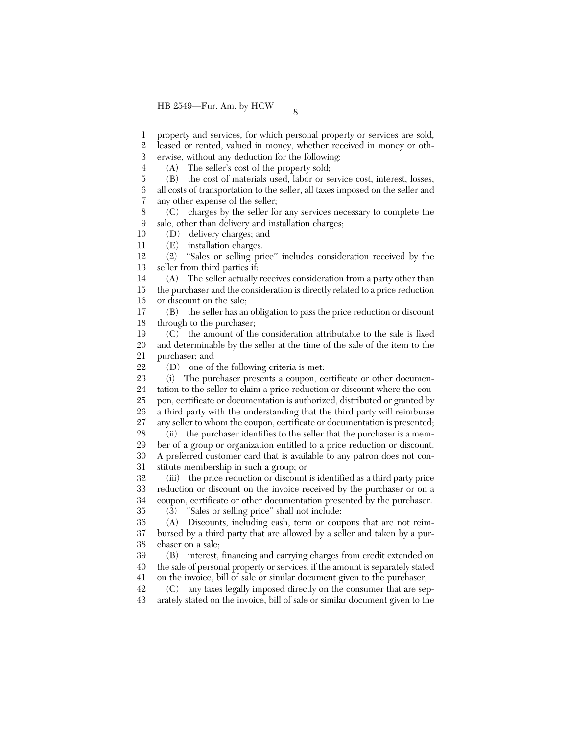property and services, for which personal property or services are sold, leased or rented, valued in money, whether received in money or otherwise, without any deduction for the following:

(A) The seller's cost of the property sold;

(B) the cost of materials used, labor or service cost, interest, losses, all costs of transportation to the seller, all taxes imposed on the seller and any other expense of the seller;

(C) charges by the seller for any services necessary to complete the sale, other than delivery and installation charges;

(D) delivery charges; and

(E) installation charges.

(2) "Sales or selling price" includes consideration received by the seller from third parties if:

(A) The seller actually receives consideration from a party other than the purchaser and the consideration is directly related to a price reduction or discount on the sale;

(B) the seller has an obligation to pass the price reduction or discount through to the purchaser;

(C) the amount of the consideration attributable to the sale is fixed and determinable by the seller at the time of the sale of the item to the purchaser; and

(D) one of the following criteria is met:

(i) The purchaser presents a coupon, certificate or other documentation to the seller to claim a price reduction or discount where the coupon, certificate or documentation is authorized, distributed or granted by a third party with the understanding that the third party will reimburse any seller to whom the coupon, certificate or documentation is presented;

(ii) the purchaser identifies to the seller that the purchaser is a member of a group or organization entitled to a price reduction or discount. A preferred customer card that is available to any patron does not constitute membership in such a group; or

(iii) the price reduction or discount is identified as a third party price reduction or discount on the invoice received by the purchaser or on a coupon, certificate or other documentation presented by the purchaser.

(3) "Sales or selling price" shall not include:

(A) Discounts, including cash, term or coupons that are not reimbursed by a third party that are allowed by a seller and taken by a purchaser on a sale;

(B) interest, financing and carrying charges from credit extended on the sale of personal property or services, if the amount is separately stated on the invoice, bill of sale or similar document given to the purchaser;

(C) any taxes legally imposed directly on the consumer that are separately stated on the invoice, bill of sale or similar document given to the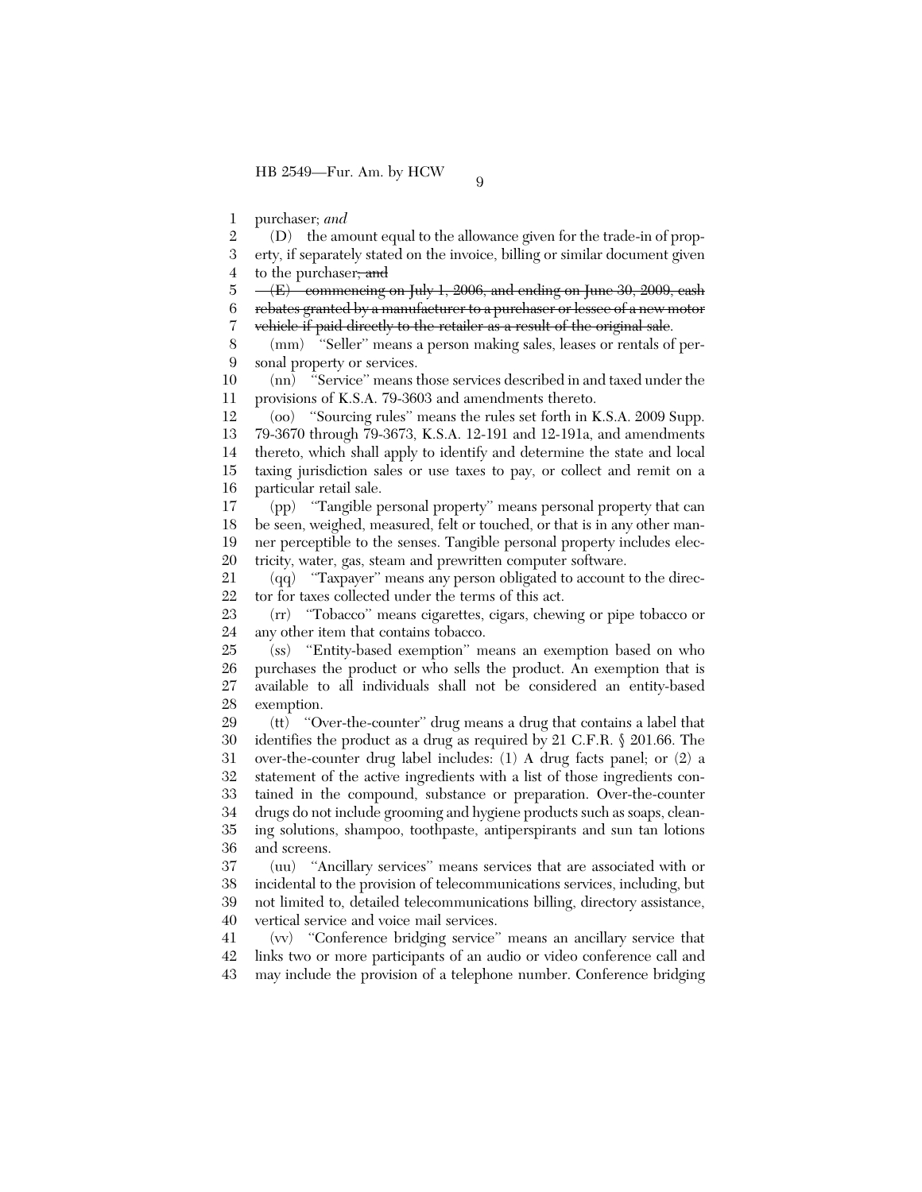purchaser; *and*

(D) the amount equal to the allowance given for the trade-in of property, if separately stated on the invoice, billing or similar document given to the purchaser~~; and~~

~~(E) commencing on July 1, 2006, and ending on June 30, 2009, cash rebates granted by a manufacturer to a purchaser or lessee of a new motor vehicle if paid directly to the retailer as a result of the original sale~~.

(mm) ''Seller'' means a person making sales, leases or rentals of personal property or services.

(nn) ''Service'' means those services described in and taxed under the provisions of K.S.A. 79-3603 and amendments thereto.

(oo) ''Sourcing rules'' means the rules set forth in K.S.A. 2009 Supp. 79-3670 through 79-3673, K.S.A. 12-191 and 12-191a, and amendments thereto, which shall apply to identify and determine the state and local taxing jurisdiction sales or use taxes to pay, or collect and remit on a particular retail sale.

(pp) ''Tangible personal property'' means personal property that can be seen, weighed, measured, felt or touched, or that is in any other manner perceptible to the senses. Tangible personal property includes electricity, water, gas, steam and prewritten computer software.

(qq) ''Taxpayer'' means any person obligated to account to the director for taxes collected under the terms of this act.

(rr) ''Tobacco'' means cigarettes, cigars, chewing or pipe tobacco or any other item that contains tobacco.

(ss) ''Entity-based exemption'' means an exemption based on who purchases the product or who sells the product. An exemption that is available to all individuals shall not be considered an entity-based exemption.

(tt) ''Over-the-counter'' drug means a drug that contains a label that identifies the product as a drug as required by 21 C.F.R. § 201.66. The over-the-counter drug label includes: (1) A drug facts panel; or (2) a statement of the active ingredients with a list of those ingredients contained in the compound, substance or preparation. Over-the-counter drugs do not include grooming and hygiene products such as soaps, cleaning solutions, shampoo, toothpaste, antiperspirants and sun tan lotions and screens.

(uu) ''Ancillary services'' means services that are associated with or incidental to the provision of telecommunications services, including, but not limited to, detailed telecommunications billing, directory assistance, vertical service and voice mail services.

(vv) ''Conference bridging service'' means an ancillary service that links two or more participants of an audio or video conference call and may include the provision of a telephone number. Conference bridging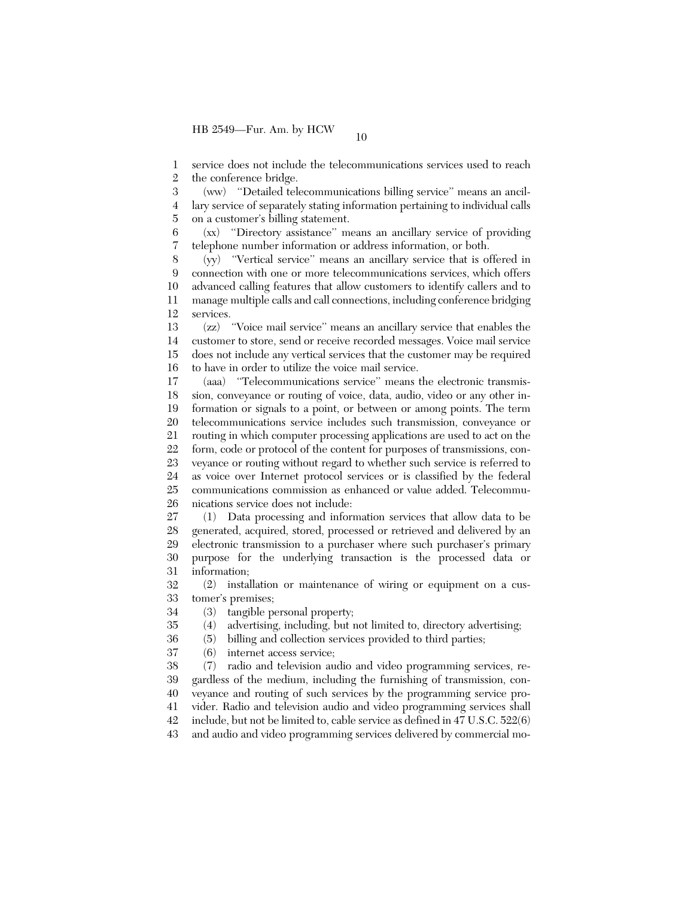service does not include the telecommunications services used to reach the conference bridge.

(ww) "Detailed telecommunications billing service" means an ancillary service of separately stating information pertaining to individual calls on a customer's billing statement.

(xx) "Directory assistance" means an ancillary service of providing telephone number information or address information, or both.

(yy) "Vertical service" means an ancillary service that is offered in connection with one or more telecommunications services, which offers advanced calling features that allow customers to identify callers and to manage multiple calls and call connections, including conference bridging services.

(zz) "Voice mail service" means an ancillary service that enables the customer to store, send or receive recorded messages. Voice mail service does not include any vertical services that the customer may be required to have in order to utilize the voice mail service.

(aaa) "Telecommunications service" means the electronic transmission, conveyance or routing of voice, data, audio, video or any other information or signals to a point, or between or among points. The term telecommunications service includes such transmission, conveyance or routing in which computer processing applications are used to act on the form, code or protocol of the content for purposes of transmissions, conveyance or routing without regard to whether such service is referred to as voice over Internet protocol services or is classified by the federal communications commission as enhanced or value added. Telecommunications service does not include:

(1) Data processing and information services that allow data to be generated, acquired, stored, processed or retrieved and delivered by an electronic transmission to a purchaser where such purchaser's primary purpose for the underlying transaction is the processed data or information;

(2) installation or maintenance of wiring or equipment on a customer's premises;

(3) tangible personal property;

(4) advertising, including, but not limited to, directory advertising;

(5) billing and collection services provided to third parties;

(6) internet access service;

(7) radio and television audio and video programming services, regardless of the medium, including the furnishing of transmission, conveyance and routing of such services by the programming service provider. Radio and television audio and video programming services shall include, but not be limited to, cable service as defined in 47 U.S.C. 522(6) and audio and video programming services delivered by commercial mo-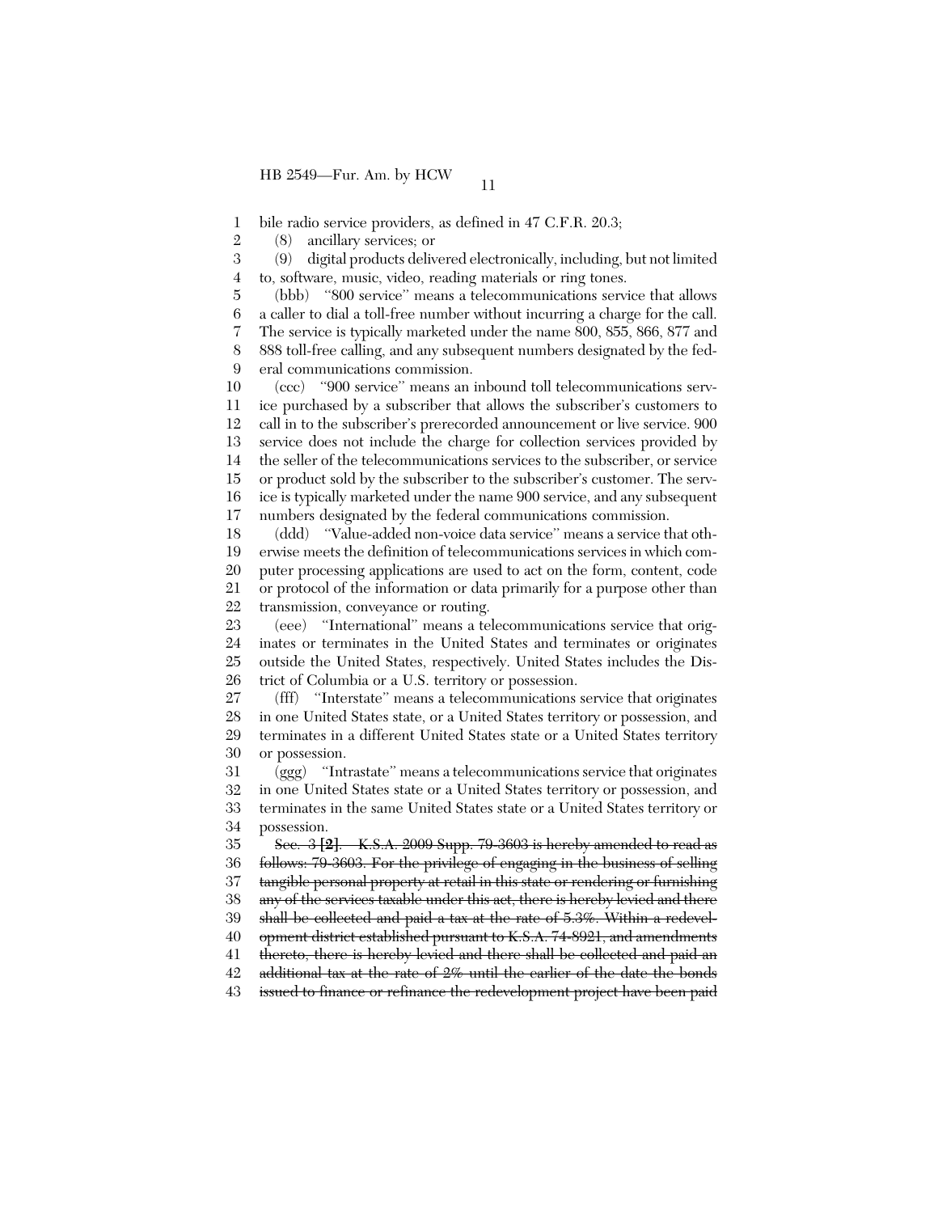bile radio service providers, as defined in 47 C.F.R. 20.3;

(8) ancillary services; or

(9) digital products delivered electronically, including, but not limited to, software, music, video, reading materials or ring tones.

(bbb) ''800 service'' means a telecommunications service that allows a caller to dial a toll-free number without incurring a charge for the call. The service is typically marketed under the name 800, 855, 866, 877 and 888 toll-free calling, and any subsequent numbers designated by the federal communications commission.

(ccc) ''900 service'' means an inbound toll telecommunications service purchased by a subscriber that allows the subscriber's customers to call in to the subscriber's prerecorded announcement or live service. 900 service does not include the charge for collection services provided by the seller of the telecommunications services to the subscriber, or service or product sold by the subscriber to the subscriber's customer. The service is typically marketed under the name 900 service, and any subsequent numbers designated by the federal communications commission.

(ddd) ''Value-added non-voice data service'' means a service that otherwise meets the definition of telecommunications services in which computer processing applications are used to act on the form, content, code or protocol of the information or data primarily for a purpose other than transmission, conveyance or routing.

(eee) ''International'' means a telecommunications service that originates or terminates in the United States and terminates or originates outside the United States, respectively. United States includes the District of Columbia or a U.S. territory or possession.

(fff) ''Interstate'' means a telecommunications service that originates in one United States state, or a United States territory or possession, and terminates in a different United States state or a United States territory or possession.

(ggg) ''Intrastate'' means a telecommunications service that originates in one United States state or a United States territory or possession, and terminates in the same United States state or a United States territory or possession.

~~Sec. 3~~ **[2].** ~~K.S.A. 2009 Supp. 79-3603 is hereby amended to read as follows: 79-3603. For the privilege of engaging in the business of selling tangible personal property at retail in this state or rendering or furnishing any of the services taxable under this act, there is hereby levied and there shall be collected and paid a tax at the rate of 5.3%. Within a redevelopment district established pursuant to K.S.A. 74-8921, and amendments thereto, there is hereby levied and there shall be collected and paid an additional tax at the rate of 2% until the earlier of the date the bonds issued to finance or refinance the redevelopment project have been paid~~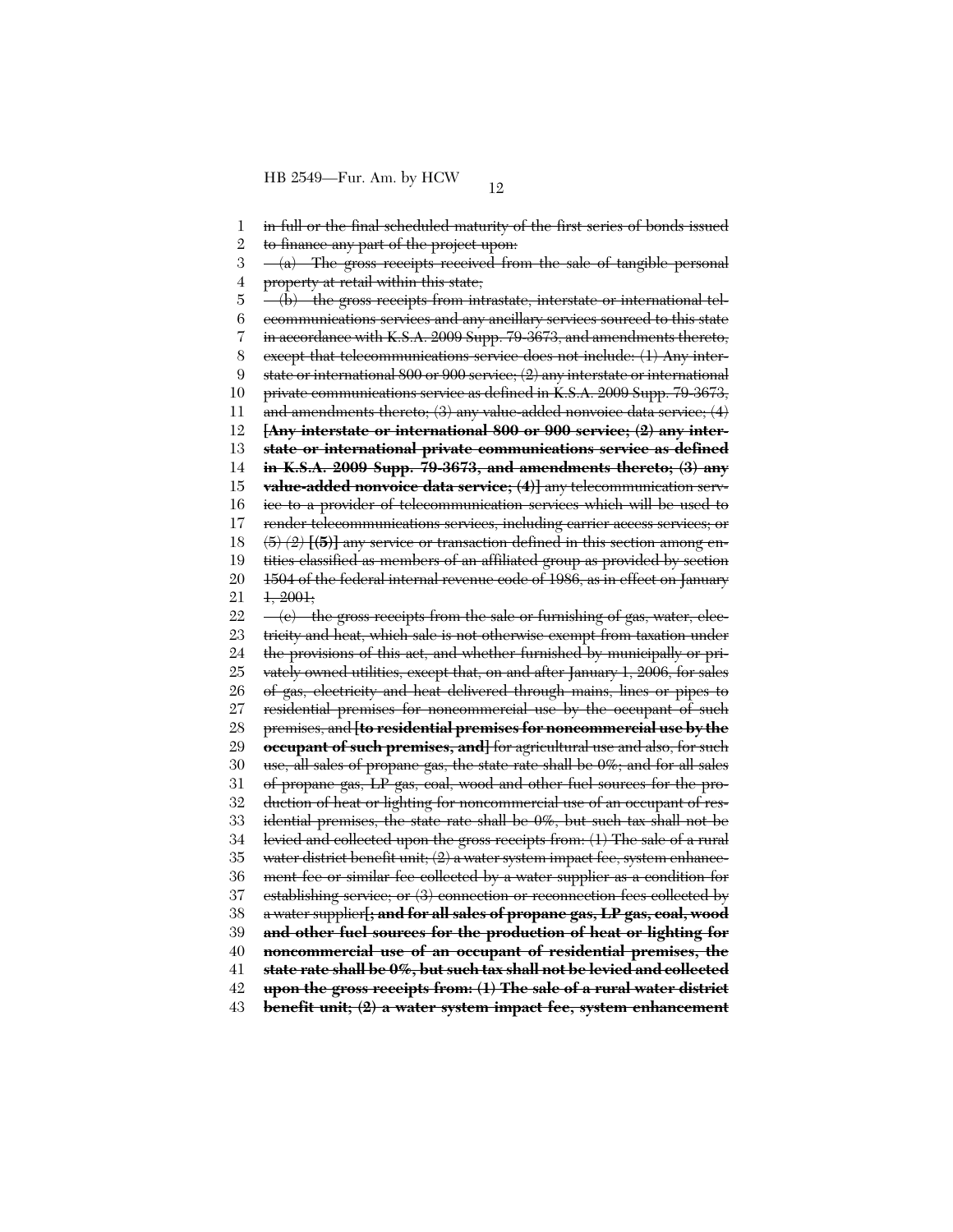in full or the final scheduled maturity of the first series of bonds issued to finance any part of the project upon:

(a) The gross receipts received from the sale of tangible personal property at retail within this state;

(b) the gross receipts from intrastate, interstate or international telecommunications services and any ancillary services sourced to this state in accordance with K.S.A. 2009 Supp. 79-3673, and amendments thereto, except that telecommunications service does not include: (1) Any interstate or international 800 or 900 service; (2) any interstate or international private communications service as defined in K.S.A. 2009 Supp. 79-3673, and amendments thereto; (3) any value-added nonvoice data service; (4) **[Any interstate or international 800 or 900 service; (2) any interstate or international private communications service as defined in K.S.A. 2009 Supp. 79-3673, and amendments thereto; (3) any value-added nonvoice data service; (4)]** any telecommunication service to a provider of telecommunication services which will be used to render telecommunications services, including carrier access services; or (5) (2) **[(5)]** any service or transaction defined in this section among entities classified as members of an affiliated group as provided by section 1504 of the federal internal revenue code of 1986, as in effect on January 1, 2001;

(c) the gross receipts from the sale or furnishing of gas, water, electricity and heat, which sale is not otherwise exempt from taxation under the provisions of this act, and whether furnished by municipally or privately owned utilities, except that, on and after January 1, 2006, for sales of gas, electricity and heat delivered through mains, lines or pipes to residential premises for noncommercial use by the occupant of such premises, and **[to residential premises for noncommercial use by the occupant of such premises, and]** for agricultural use and also, for such use, all sales of propane gas, the state rate shall be 0%; and for all sales of propane gas, LP gas, coal, wood and other fuel sources for the production of heat or lighting for noncommercial use of an occupant of residential premises, the state rate shall be 0%, but such tax shall not be levied and collected upon the gross receipts from: (1) The sale of a rural water district benefit unit; (2) a water system impact fee, system enhancement fee or similar fee collected by a water supplier as a condition for establishing service; or (3) connection or reconnection fees collected by a water supplier**[; and for all sales of propane gas, LP gas, coal, wood and other fuel sources for the production of heat or lighting for noncommercial use of an occupant of residential premises, the state rate shall be 0%, but such tax shall not be levied and collected upon the gross receipts from: (1) The sale of a rural water district benefit unit; (2) a water system impact fee, system enhancement**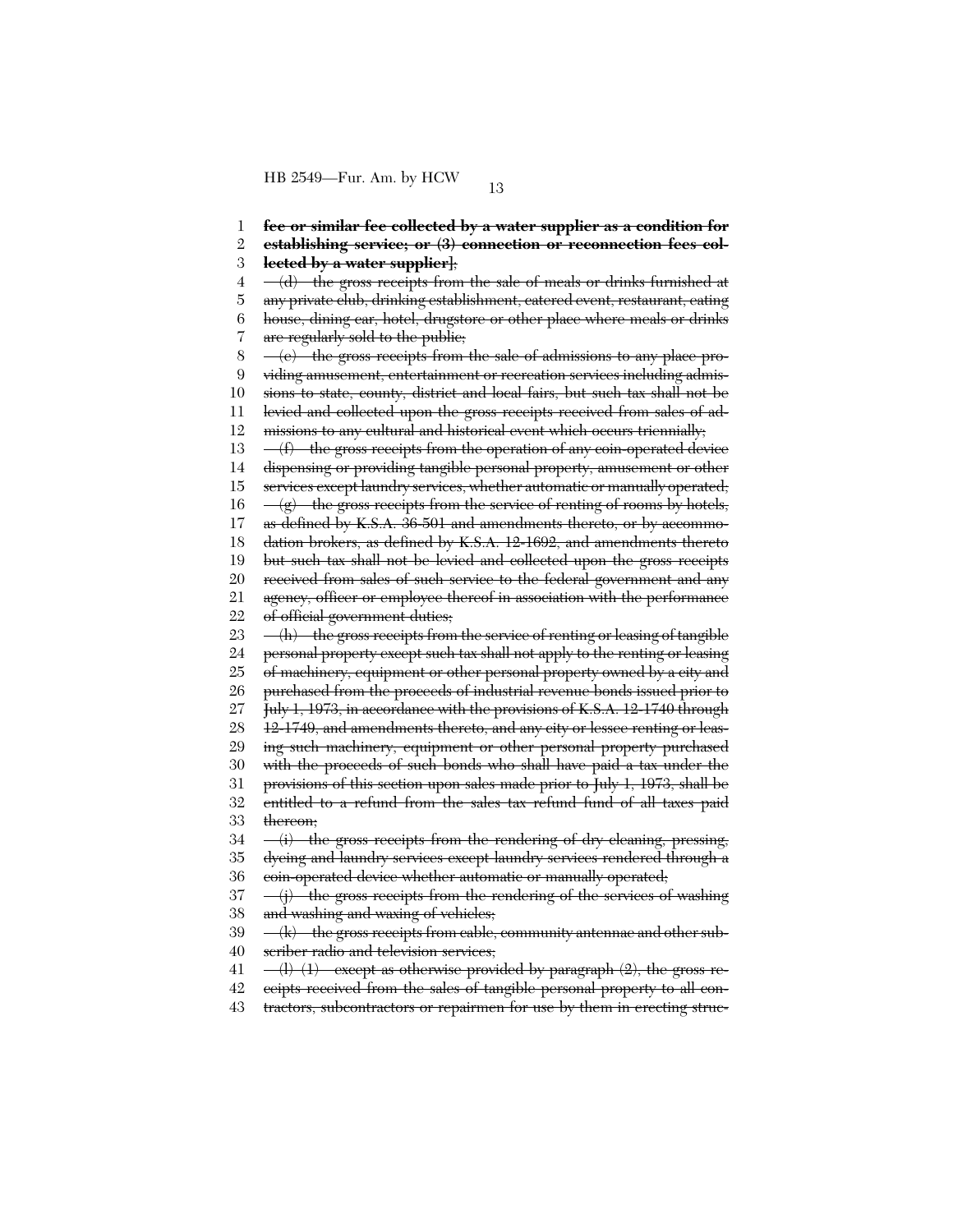**fee or similar fee collected by a water supplier as a condition for establishing service; or (3) connection or reconnection fees collected by a water supplier]**;

(d) the gross receipts from the sale of meals or drinks furnished at any private club, drinking establishment, catered event, restaurant, eating house, dining car, hotel, drugstore or other place where meals or drinks are regularly sold to the public;

(e) the gross receipts from the sale of admissions to any place providing amusement, entertainment or recreation services including admissions to state, county, district and local fairs, but such tax shall not be levied and collected upon the gross receipts received from sales of admissions to any cultural and historical event which occurs triennially;

(f) the gross receipts from the operation of any coin-operated device dispensing or providing tangible personal property, amusement or other services except laundry services, whether automatic or manually operated;

(g) the gross receipts from the service of renting of rooms by hotels, as defined by K.S.A. 36-501 and amendments thereto, or by accommodation brokers, as defined by K.S.A. 12-1692, and amendments thereto but such tax shall not be levied and collected upon the gross receipts received from sales of such service to the federal government and any agency, officer or employee thereof in association with the performance of official government duties;

(h) the gross receipts from the service of renting or leasing of tangible personal property except such tax shall not apply to the renting or leasing of machinery, equipment or other personal property owned by a city and purchased from the proceeds of industrial revenue bonds issued prior to July 1, 1973, in accordance with the provisions of K.S.A. 12-1740 through 12-1749, and amendments thereto, and any city or lessee renting or leasing such machinery, equipment or other personal property purchased with the proceeds of such bonds who shall have paid a tax under the provisions of this section upon sales made prior to July 1, 1973, shall be entitled to a refund from the sales tax refund fund of all taxes paid thereon;

(i) the gross receipts from the rendering of dry cleaning, pressing, dyeing and laundry services except laundry services rendered through a coin-operated device whether automatic or manually operated;

(j) the gross receipts from the rendering of the services of washing and washing and waxing of vehicles;

(k) the gross receipts from cable, community antennae and other subscriber radio and television services;

(l) (1) except as otherwise provided by paragraph (2), the gross receipts received from the sales of tangible personal property to all contractors, subcontractors or repairmen for use by them in erecting struc-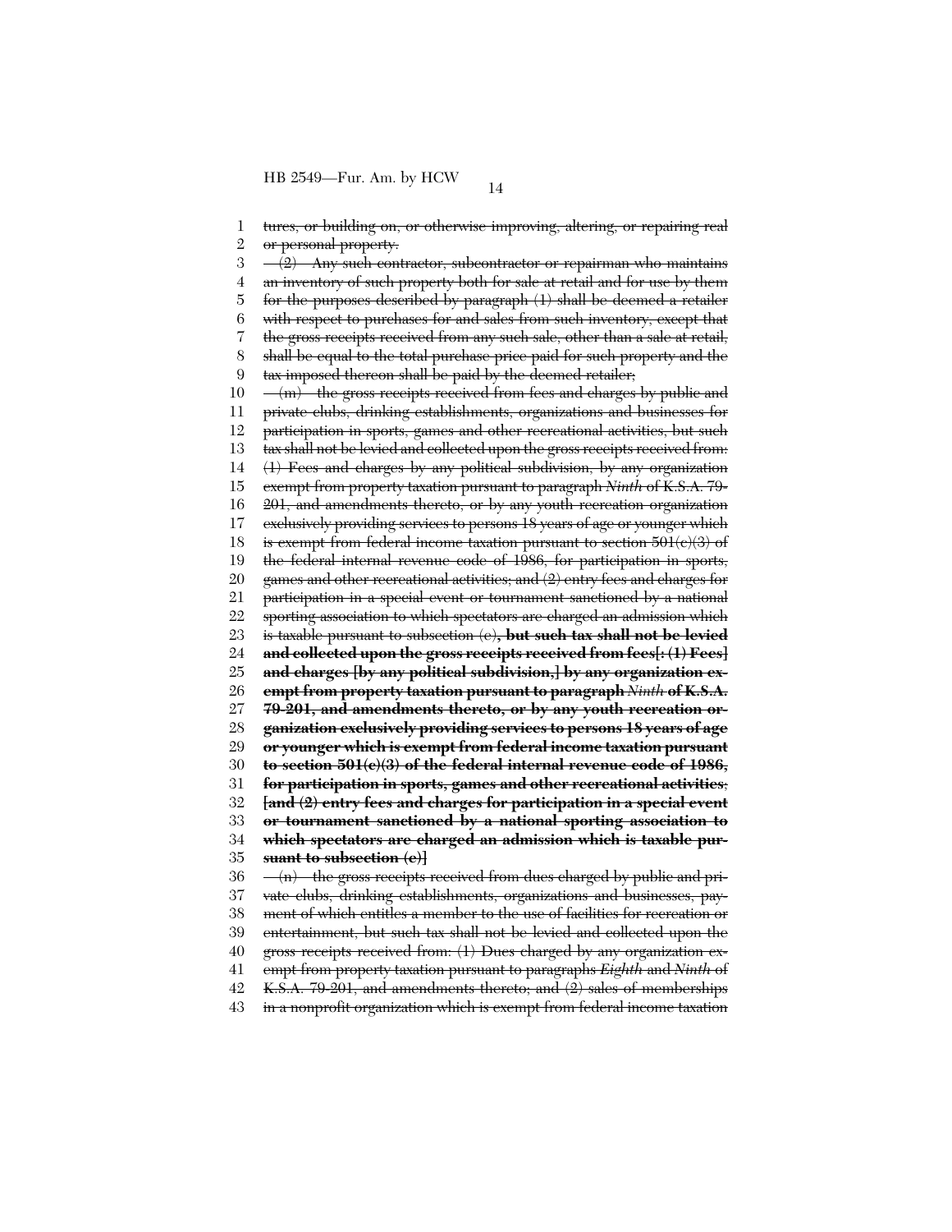~~tures, or building on, or otherwise improving, altering, or repairing real or personal property.~~

~~(2) Any such contractor, subcontractor or repairman who maintains an inventory of such property both for sale at retail and for use by them for the purposes described by paragraph (1) shall be deemed a retailer with respect to purchases for and sales from such inventory, except that the gross receipts received from any such sale, other than a sale at retail, shall be equal to the total purchase price paid for such property and the tax imposed thereon shall be paid by the deemed retailer;~~

~~(m) the gross receipts received from fees and charges by public and private clubs, drinking establishments, organizations and businesses for participation in sports, games and other recreational activities, but such tax shall not be levied and collected upon the gross receipts received from: (1) Fees and charges by any political subdivision, by any organization exempt from property taxation pursuant to paragraph *Ninth* of K.S.A. 79-201, and amendments thereto, or by any youth recreation organization exclusively providing services to persons 18 years of age or younger which is exempt from federal income taxation pursuant to section 501(c)(3) of the federal internal revenue code of 1986, for participation in sports, games and other recreational activities; and (2) entry fees and charges for participation in a special event or tournament sanctioned by a national sporting association to which spectators are charged an admission which is taxable pursuant to subsection (c)~~**~~, but such tax shall not be levied and collected upon the gross receipts received from fees[: (1) Fees] and charges [by any political subdivision,] by any organization exempt from property taxation pursuant to paragraph~~** ~~*Ninth*~~ **~~of K.S.A. 79-201, and amendments thereto, or by any youth recreation organization exclusively providing services to persons 18 years of age or younger which is exempt from federal income taxation pursuant to section 501(c)(3) of the federal internal revenue code of 1986, for participation in sports, games and other recreational activities~~**~~;~~ **~~[and (2) entry fees and charges for participation in a special event or tournament sanctioned by a national sporting association to which spectators are charged an admission which is taxable pursuant to subsection (c)]~~**

~~(n) the gross receipts received from dues charged by public and private clubs, drinking establishments, organizations and businesses, payment of which entitles a member to the use of facilities for recreation or entertainment, but such tax shall not be levied and collected upon the gross receipts received from: (1) Dues charged by any organization exempt from property taxation pursuant to paragraphs *Eighth* and *Ninth* of K.S.A. 79-201, and amendments thereto; and (2) sales of memberships in a nonprofit organization which is exempt from federal income taxation~~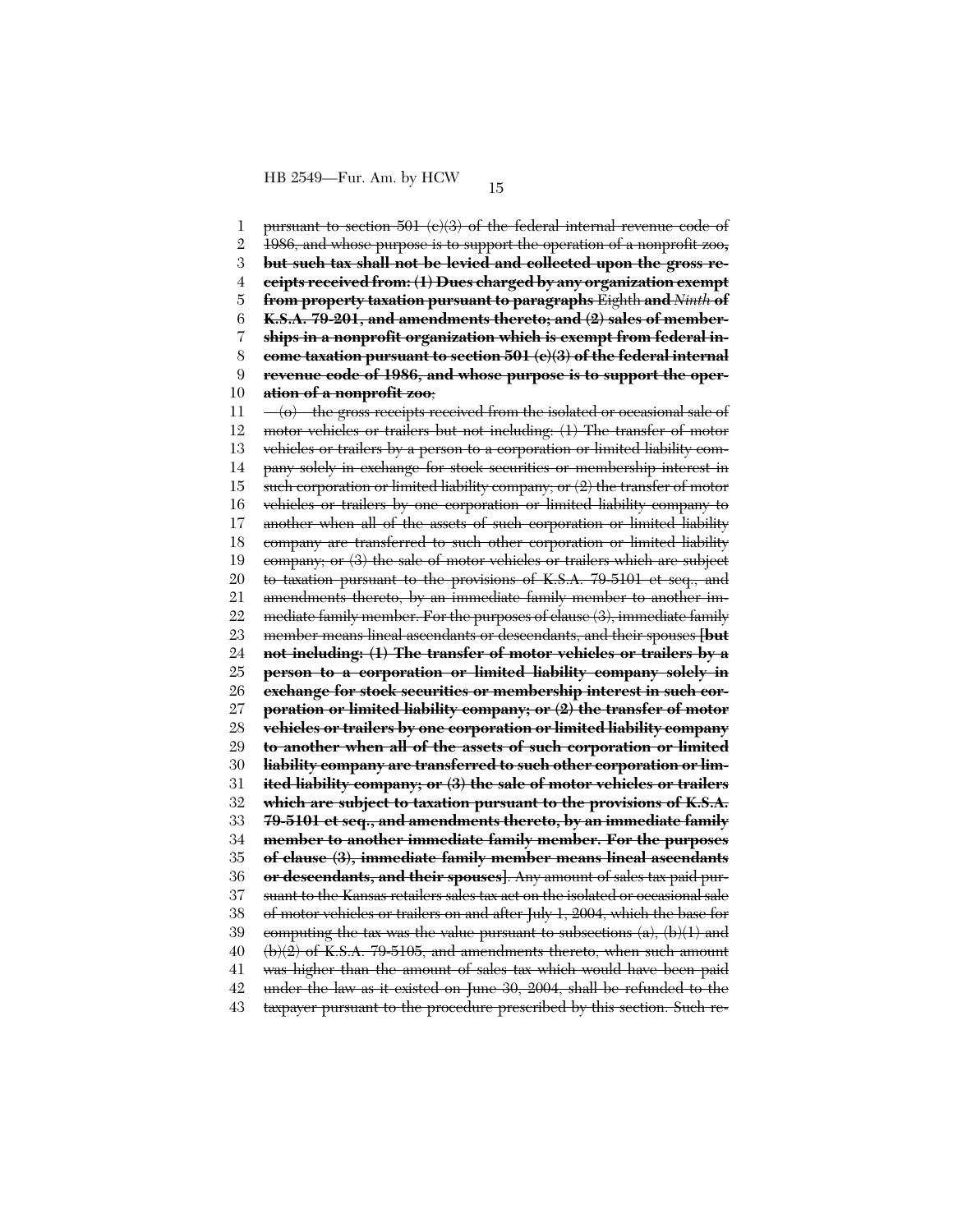~~pursuant to section 501 (c)(3) of the federal internal revenue code of 1986, and whose purpose is to support the operation of a nonprofit zoo,~~ **~~but such tax shall not be levied and collected upon the gross receipts received from: (1) Dues charged by any organization exempt from property taxation pursuant to paragraphs~~** Eighth **~~and~~** *Ninth* **~~of K.S.A. 79-201, and amendments thereto; and (2) sales of memberships in a nonprofit organization which is exempt from federal income taxation pursuant to section 501 (c)(3) of the federal internal revenue code of 1986, and whose purpose is to support the operation of a nonprofit zoo~~**;

~~(o) the gross receipts received from the isolated or occasional sale of motor vehicles or trailers but not including: (1) The transfer of motor vehicles or trailers by a person to a corporation or limited liability company solely in exchange for stock securities or membership interest in such corporation or limited liability company; or (2) the transfer of motor vehicles or trailers by one corporation or limited liability company to another when all of the assets of such corporation or limited liability company are transferred to such other corporation or limited liability company; or (3) the sale of motor vehicles or trailers which are subject to taxation pursuant to the provisions of K.S.A. 79-5101 et seq., and amendments thereto, by an immediate family member to another immediate family member. For the purposes of clause (3), immediate family member means lineal ascendants or descendants, and their spouses~~ **[~~but not including: (1) The transfer of motor vehicles or trailers by a person to a corporation or limited liability company solely in exchange for stock securities or membership interest in such corporation or limited liability company; or (2) the transfer of motor vehicles or trailers by one corporation or limited liability company to another when all of the assets of such corporation or limited liability company are transferred to such other corporation or limited liability company; or (3) the sale of motor vehicles or trailers which are subject to taxation pursuant to the provisions of K.S.A. 79-5101 et seq., and amendments thereto, by an immediate family member to another immediate family member. For the purposes of clause (3), immediate family member means lineal ascendants or descendants, and their spouses~~]**. ~~Any amount of sales tax paid pursuant to the Kansas retailers sales tax act on the isolated or occasional sale of motor vehicles or trailers on and after July 1, 2004, which the base for computing the tax was the value pursuant to subsections (a), (b)(1) and (b)(2) of K.S.A. 79-5105, and amendments thereto, when such amount was higher than the amount of sales tax which would have been paid under the law as it existed on June 30, 2004, shall be refunded to the taxpayer pursuant to the procedure prescribed by this section. Such re-~~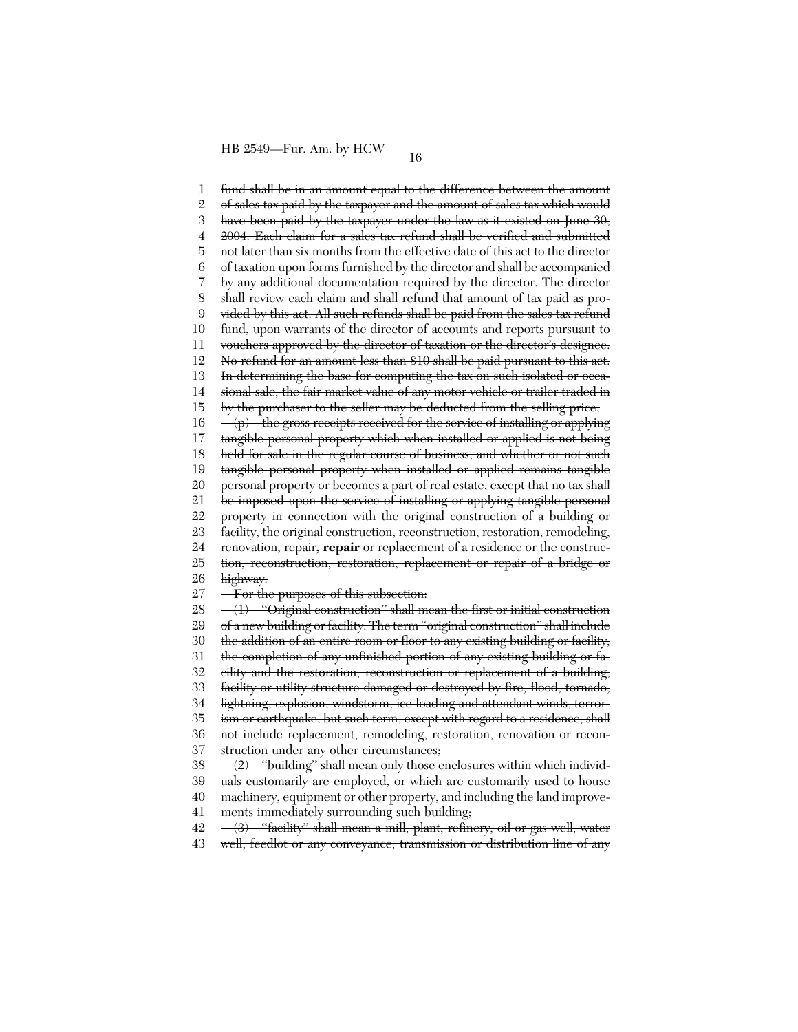~~fund shall be in an amount equal to the difference between the amount of sales tax paid by the taxpayer and the amount of sales tax which would have been paid by the taxpayer under the law as it existed on June 30, 2004. Each claim for a sales tax refund shall be verified and submitted not later than six months from the effective date of this act to the director of taxation upon forms furnished by the director and shall be accompanied by any additional documentation required by the director. The director shall review each claim and shall refund that amount of tax paid as provided by this act. All such refunds shall be paid from the sales tax refund fund, upon warrants of the director of accounts and reports pursuant to vouchers approved by the director of taxation or the director's designee. No refund for an amount less than $10 shall be paid pursuant to this act. In determining the base for computing the tax on such isolated or occasional sale, the fair market value of any motor vehicle or trailer traded in by the purchaser to the seller may be deducted from the selling price;~~

~~(p) the gross receipts received for the service of installing or applying tangible personal property which when installed or applied is not being held for sale in the regular course of business, and whether or not such tangible personal property when installed or applied remains tangible personal property or becomes a part of real estate, except that no tax shall be imposed upon the service of installing or applying tangible personal property in connection with the original construction of a building or facility, the original construction, reconstruction, restoration, remodeling, renovation, repair~~**~~, repair~~** ~~or replacement of a residence or the construction, reconstruction, restoration, replacement or repair of a bridge or highway.~~

~~For the purposes of this subsection:~~

~~(1) "Original construction" shall mean the first or initial construction of a new building or facility. The term "original construction" shall include the addition of an entire room or floor to any existing building or facility, the completion of any unfinished portion of any existing building or facility and the restoration, reconstruction or replacement of a building, facility or utility structure damaged or destroyed by fire, flood, tornado, lightning, explosion, windstorm, ice loading and attendant winds, terrorism or earthquake, but such term, except with regard to a residence, shall not include replacement, remodeling, restoration, renovation or reconstruction under any other circumstances;~~

~~(2) "building" shall mean only those enclosures within which individuals customarily are employed, or which are customarily used to house machinery, equipment or other property, and including the land improvements immediately surrounding such building;~~

~~(3) "facility" shall mean a mill, plant, refinery, oil or gas well, water well, feedlot or any conveyance, transmission or distribution line of any~~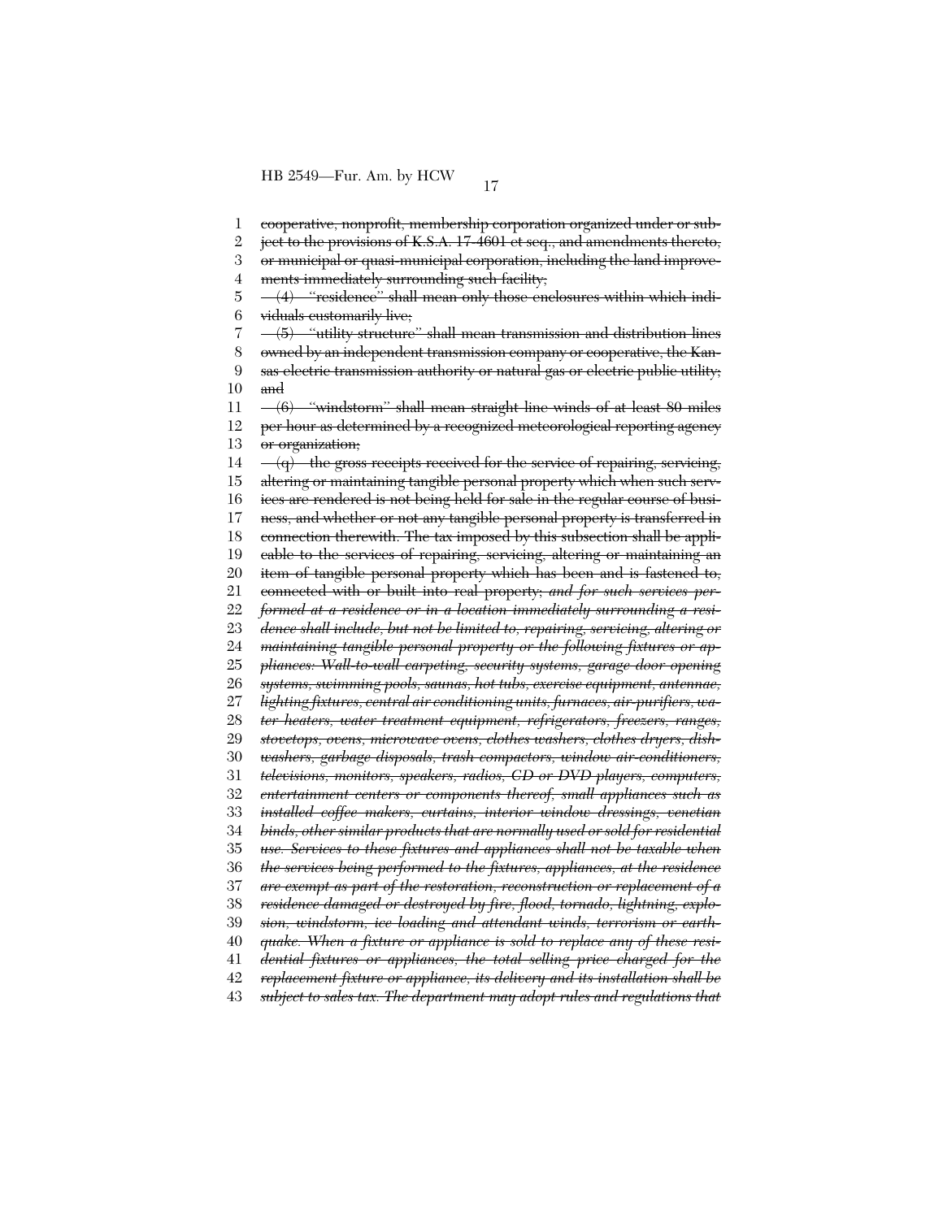~~cooperative, nonprofit, membership corporation organized under or subject to the provisions of K.S.A. 17-4601 et seq., and amendments thereto, or municipal or quasi-municipal corporation, including the land improvements immediately surrounding such facility;~~

~~(4) "residence" shall mean only those enclosures within which individuals customarily live;~~

~~(5) "utility structure" shall mean transmission and distribution lines owned by an independent transmission company or cooperative, the Kansas electric transmission authority or natural gas or electric public utility; and~~

~~(6) "windstorm" shall mean straight line winds of at least 80 miles per hour as determined by a recognized meteorological reporting agency or organization;~~

~~(q) the gross receipts received for the service of repairing, servicing, altering or maintaining tangible personal property which when such services are rendered is not being held for sale in the regular course of business, and whether or not any tangible personal property is transferred in connection therewith. The tax imposed by this subsection shall be applicable to the services of repairing, servicing, altering or maintaining an item of tangible personal property which has been and is fastened to, connected with or built into real property;~~ ~~*and for such services performed at a residence or in a location immediately surrounding a residence shall include, but not be limited to, repairing, servicing, altering or maintaining tangible personal property or the following fixtures or appliances: Wall-to-wall carpeting, security systems, garage door opening systems, swimming pools, saunas, hot tubs, exercise equipment, antennae, lighting fixtures, central air conditioning units, furnaces, air-purifiers, water heaters, water treatment equipment, refrigerators, freezers, ranges, stovetops, ovens, microwave ovens, clothes washers, clothes dryers, dishwashers, garbage disposals, trash compactors, window air-conditioners, televisions, monitors, speakers, radios, CD or DVD players, computers, entertainment centers or components thereof, small appliances such as installed coffee makers, curtains, interior window dressings, venetian binds, other similar products that are normally used or sold for residential use. Services to these fixtures and appliances shall not be taxable when the services being performed to the fixtures, appliances, at the residence are exempt as part of the restoration, reconstruction or replacement of a residence damaged or destroyed by fire, flood, tornado, lightning, explosion, windstorm, ice loading and attendant winds, terrorism or earthquake. When a fixture or appliance is sold to replace any of these residential fixtures or appliances, the total selling price charged for the replacement fixture or appliance, its delivery and its installation shall be subject to sales tax. The department may adopt rules and regulations that*~~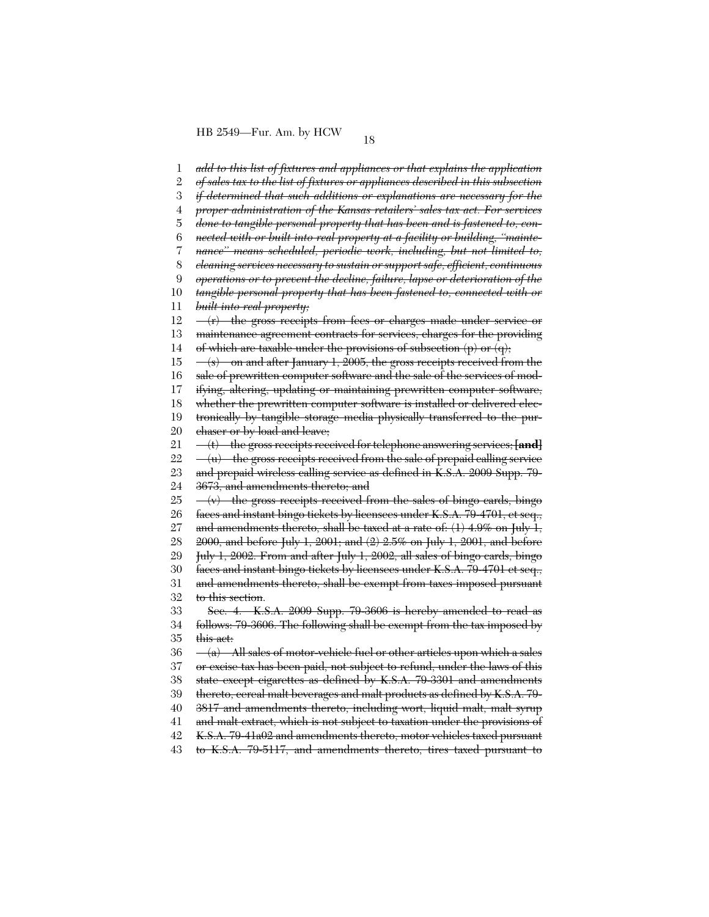*add to this list of fixtures and appliances or that explains the application of sales tax to the list of fixtures or appliances described in this subsection if determined that such additions or explanations are necessary for the proper administration of the Kansas retailers' sales tax act. For services done to tangible personal property that has been and is fastened to, connected with or built into real property at a facility or building, "maintenance" means scheduled, periodic work, including, but not limited to, cleaning services necessary to sustain or support safe, efficient, continuous operations or to prevent the decline, failure, lapse or deterioration of the tangible personal property that has been fastened to, connected with or built into real property;*

~~(r) the gross receipts from fees or charges made under service or maintenance agreement contracts for services, charges for the providing of which are taxable under the provisions of subsection (p) or (q);~~

~~(s) on and after January 1, 2005, the gross receipts received from the sale of prewritten computer software and the sale of the services of modifying, altering, updating or maintaining prewritten computer software, whether the prewritten computer software is installed or delivered electronically by tangible storage media physically transferred to the purchaser or by load and leave;~~

~~(t) the gross receipts received for telephone answering services;~~ **[and]**

~~(u) the gross receipts received from the sale of prepaid calling service and prepaid wireless calling service as defined in K.S.A. 2009 Supp. 79-3673, and amendments thereto; and~~

~~(v) the gross receipts received from the sales of bingo cards, bingo faces and instant bingo tickets by licensees under K.S.A. 79-4701, et seq., and amendments thereto, shall be taxed at a rate of: (1) 4.9% on July 1, 2000, and before July 1, 2001; and (2) 2.5% on July 1, 2001, and before July 1, 2002. From and after July 1, 2002, all sales of bingo cards, bingo faces and instant bingo tickets by licensees under K.S.A. 79-4701 et seq., and amendments thereto, shall be exempt from taxes imposed pursuant to this section.~~

~~Sec. 4. K.S.A. 2009 Supp. 79-3606 is hereby amended to read as follows: 79-3606. The following shall be exempt from the tax imposed by this act:~~

~~(a) All sales of motor-vehicle fuel or other articles upon which a sales or excise tax has been paid, not subject to refund, under the laws of this state except cigarettes as defined by K.S.A. 79-3301 and amendments thereto, cereal malt beverages and malt products as defined by K.S.A. 79-3817 and amendments thereto, including wort, liquid malt, malt syrup and malt extract, which is not subject to taxation under the provisions of K.S.A. 79-41a02 and amendments thereto, motor vehicles taxed pursuant to K.S.A. 79-5117, and amendments thereto, tires taxed pursuant to~~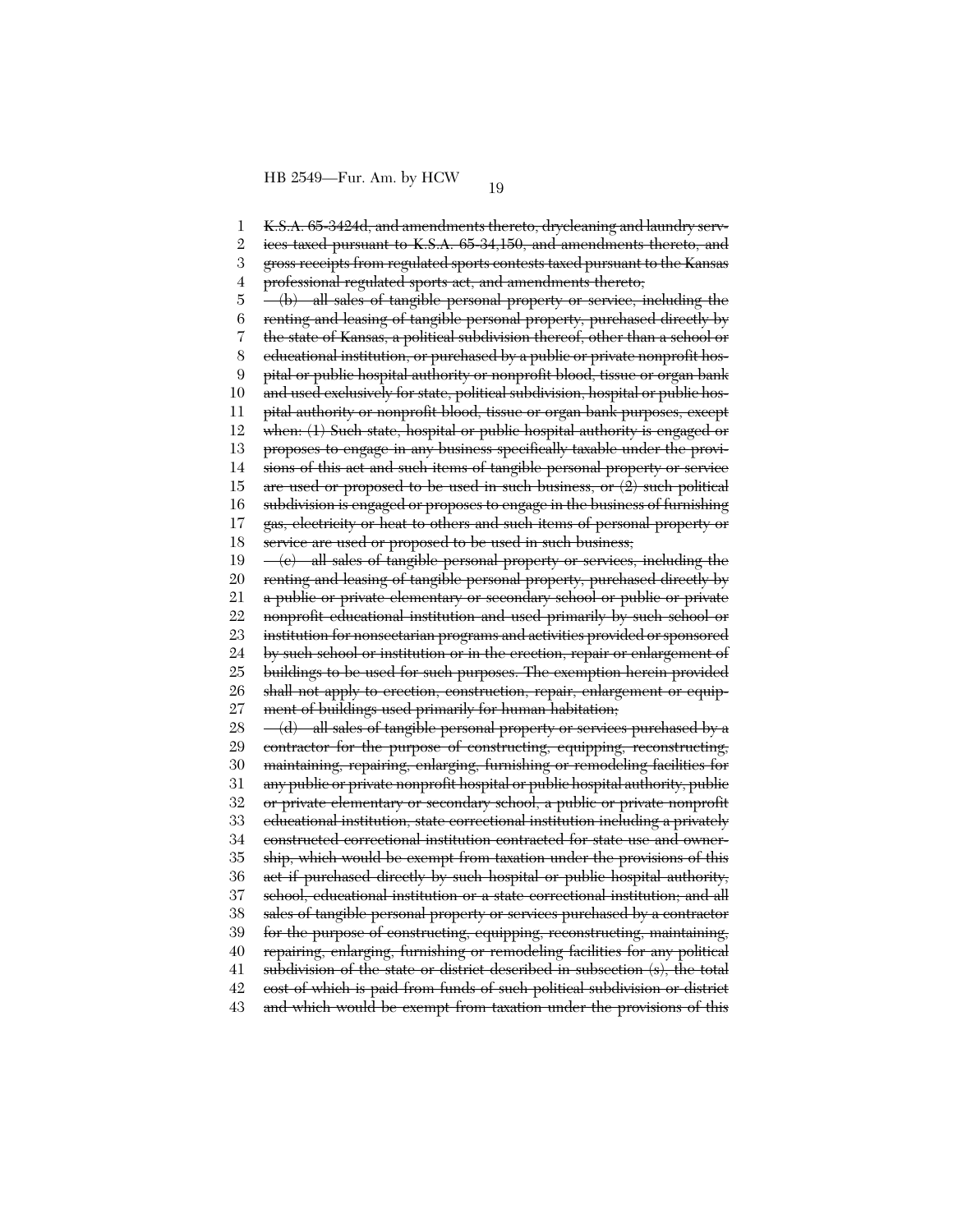~~K.S.A. 65-3424d, and amendments thereto, drycleaning and laundry services taxed pursuant to K.S.A. 65-34,150, and amendments thereto, and gross receipts from regulated sports contests taxed pursuant to the Kansas professional regulated sports act, and amendments thereto;~~

~~(b) all sales of tangible personal property or service, including the renting and leasing of tangible personal property, purchased directly by the state of Kansas, a political subdivision thereof, other than a school or educational institution, or purchased by a public or private nonprofit hospital or public hospital authority or nonprofit blood, tissue or organ bank and used exclusively for state, political subdivision, hospital or public hospital authority or nonprofit blood, tissue or organ bank purposes, except when: (1) Such state, hospital or public hospital authority is engaged or proposes to engage in any business specifically taxable under the provisions of this act and such items of tangible personal property or service are used or proposed to be used in such business, or (2) such political subdivision is engaged or proposes to engage in the business of furnishing gas, electricity or heat to others and such items of personal property or service are used or proposed to be used in such business;~~

~~(c) all sales of tangible personal property or services, including the renting and leasing of tangible personal property, purchased directly by a public or private elementary or secondary school or public or private nonprofit educational institution and used primarily by such school or institution for nonsectarian programs and activities provided or sponsored by such school or institution or in the erection, repair or enlargement of buildings to be used for such purposes. The exemption herein provided shall not apply to erection, construction, repair, enlargement or equipment of buildings used primarily for human habitation;~~

~~(d) all sales of tangible personal property or services purchased by a contractor for the purpose of constructing, equipping, reconstructing, maintaining, repairing, enlarging, furnishing or remodeling facilities for any public or private nonprofit hospital or public hospital authority, public or private elementary or secondary school, a public or private nonprofit educational institution, state correctional institution including a privately constructed correctional institution contracted for state use and ownership, which would be exempt from taxation under the provisions of this act if purchased directly by such hospital or public hospital authority, school, educational institution or a state correctional institution; and all sales of tangible personal property or services purchased by a contractor for the purpose of constructing, equipping, reconstructing, maintaining, repairing, enlarging, furnishing or remodeling facilities for any political subdivision of the state or district described in subsection (s), the total cost of which is paid from funds of such political subdivision or district and which would be exempt from taxation under the provisions of this~~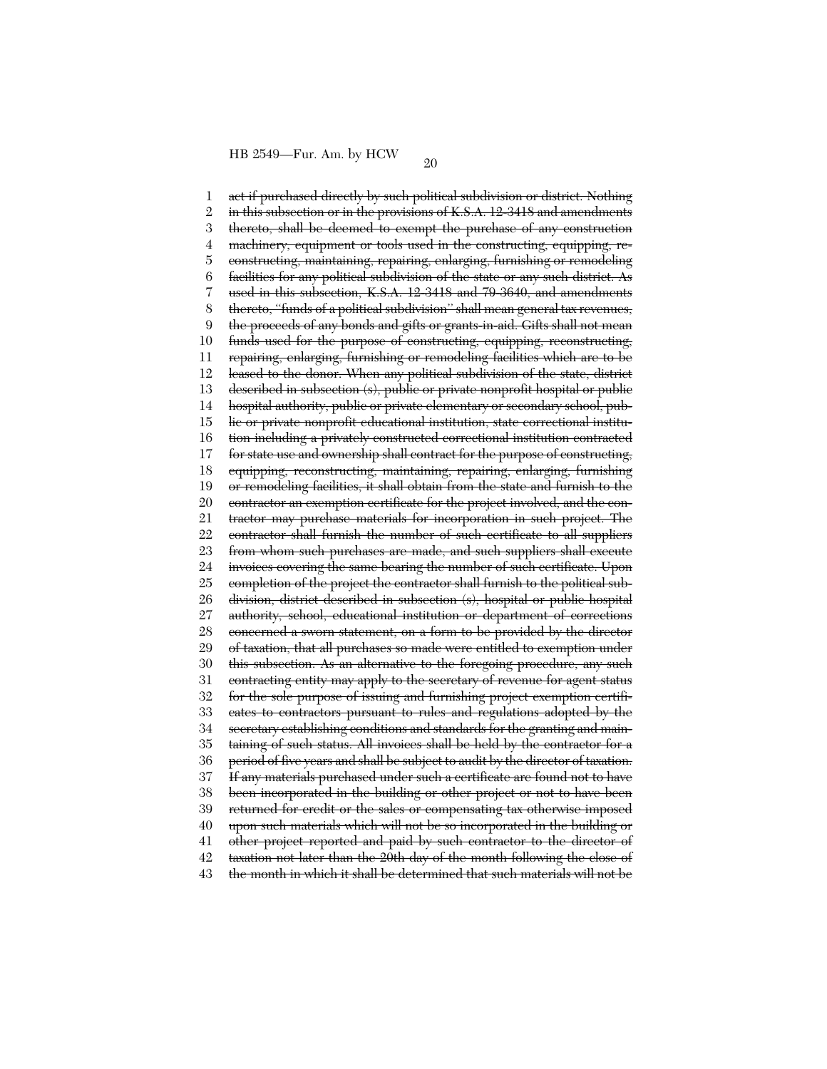~~act if purchased directly by such political subdivision or district. Nothing in this subsection or in the provisions of K.S.A. 12-3418 and amendments thereto, shall be deemed to exempt the purchase of any construction machinery, equipment or tools used in the constructing, equipping, reconstructing, maintaining, repairing, enlarging, furnishing or remodeling facilities for any political subdivision of the state or any such district. As used in this subsection, K.S.A. 12-3418 and 79-3640, and amendments thereto, "funds of a political subdivision" shall mean general tax revenues, the proceeds of any bonds and gifts or grants-in-aid. Gifts shall not mean funds used for the purpose of constructing, equipping, reconstructing, repairing, enlarging, furnishing or remodeling facilities which are to be leased to the donor. When any political subdivision of the state, district described in subsection (s), public or private nonprofit hospital or public hospital authority, public or private elementary or secondary school, public or private nonprofit educational institution, state correctional institution including a privately constructed correctional institution contracted for state use and ownership shall contract for the purpose of constructing, equipping, reconstructing, maintaining, repairing, enlarging, furnishing or remodeling facilities, it shall obtain from the state and furnish to the contractor an exemption certificate for the project involved, and the contractor may purchase materials for incorporation in such project. The contractor shall furnish the number of such certificate to all suppliers from whom such purchases are made, and such suppliers shall execute invoices covering the same bearing the number of such certificate. Upon completion of the project the contractor shall furnish to the political subdivision, district described in subsection (s), hospital or public hospital authority, school, educational institution or department of corrections concerned a sworn statement, on a form to be provided by the director of taxation, that all purchases so made were entitled to exemption under this subsection. As an alternative to the foregoing procedure, any such contracting entity may apply to the secretary of revenue for agent status for the sole purpose of issuing and furnishing project exemption certificates to contractors pursuant to rules and regulations adopted by the secretary establishing conditions and standards for the granting and maintaining of such status. All invoices shall be held by the contractor for a period of five years and shall be subject to audit by the director of taxation. If any materials purchased under such a certificate are found not to have been incorporated in the building or other project or not to have been returned for credit or the sales or compensating tax otherwise imposed upon such materials which will not be so incorporated in the building or other project reported and paid by such contractor to the director of taxation not later than the 20th day of the month following the close of the month in which it shall be determined that such materials will not be~~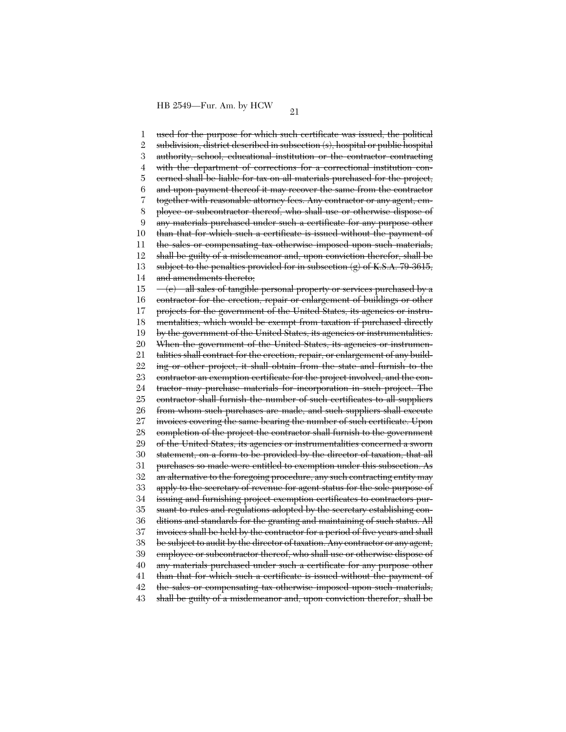~~used for the purpose for which such certificate was issued, the political subdivision, district described in subsection (s), hospital or public hospital authority, school, educational institution or the contractor contracting with the department of corrections for a correctional institution concerned shall be liable for tax on all materials purchased for the project, and upon payment thereof it may recover the same from the contractor together with reasonable attorney fees. Any contractor or any agent, employee or subcontractor thereof, who shall use or otherwise dispose of any materials purchased under such a certificate for any purpose other than that for which such a certificate is issued without the payment of the sales or compensating tax otherwise imposed upon such materials, shall be guilty of a misdemeanor and, upon conviction therefor, shall be subject to the penalties provided for in subsection (g) of K.S.A. 79-3615, and amendments thereto;~~

~~(e) all sales of tangible personal property or services purchased by a contractor for the erection, repair or enlargement of buildings or other projects for the government of the United States, its agencies or instrumentalities, which would be exempt from taxation if purchased directly by the government of the United States, its agencies or instrumentalities. When the government of the United States, its agencies or instrumentalities shall contract for the erection, repair, or enlargement of any building or other project, it shall obtain from the state and furnish to the contractor an exemption certificate for the project involved, and the contractor may purchase materials for incorporation in such project. The contractor shall furnish the number of such certificates to all suppliers from whom such purchases are made, and such suppliers shall execute invoices covering the same bearing the number of such certificate. Upon completion of the project the contractor shall furnish to the government of the United States, its agencies or instrumentalities concerned a sworn statement, on a form to be provided by the director of taxation, that all purchases so made were entitled to exemption under this subsection. As an alternative to the foregoing procedure, any such contracting entity may apply to the secretary of revenue for agent status for the sole purpose of issuing and furnishing project exemption certificates to contractors pursuant to rules and regulations adopted by the secretary establishing conditions and standards for the granting and maintaining of such status. All invoices shall be held by the contractor for a period of five years and shall be subject to audit by the director of taxation. Any contractor or any agent, employee or subcontractor thereof, who shall use or otherwise dispose of any materials purchased under such a certificate for any purpose other than that for which such a certificate is issued without the payment of the sales or compensating tax otherwise imposed upon such materials, shall be guilty of a misdemeanor and, upon conviction therefor, shall be~~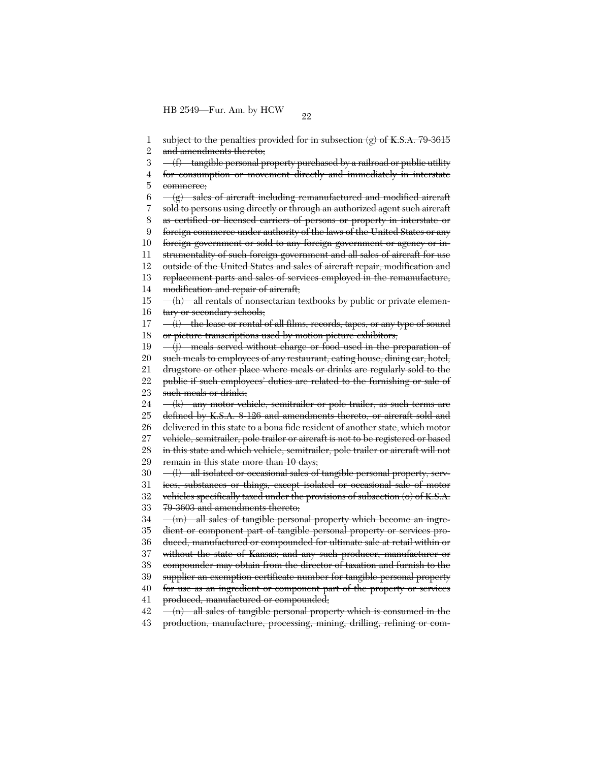~~subject to the penalties provided for in subsection (g) of K.S.A. 79-3615 and amendments thereto;~~

~~(f) tangible personal property purchased by a railroad or public utility for consumption or movement directly and immediately in interstate commerce;~~

~~(g) sales of aircraft including remanufactured and modified aircraft sold to persons using directly or through an authorized agent such aircraft as certified or licensed carriers of persons or property in interstate or foreign commerce under authority of the laws of the United States or any foreign government or sold to any foreign government or agency or instrumentality of such foreign government and all sales of aircraft for use outside of the United States and sales of aircraft repair, modification and replacement parts and sales of services employed in the remanufacture, modification and repair of aircraft;~~

~~(h) all rentals of nonsectarian textbooks by public or private elementary or secondary schools;~~

~~(i) the lease or rental of all films, records, tapes, or any type of sound or picture transcriptions used by motion picture exhibitors;~~

~~(j) meals served without charge or food used in the preparation of such meals to employees of any restaurant, eating house, dining car, hotel, drugstore or other place where meals or drinks are regularly sold to the public if such employees' duties are related to the furnishing or sale of such meals or drinks;~~

~~(k) any motor vehicle, semitrailer or pole trailer, as such terms are defined by K.S.A. 8-126 and amendments thereto, or aircraft sold and delivered in this state to a bona fide resident of another state, which motor vehicle, semitrailer, pole trailer or aircraft is not to be registered or based in this state and which vehicle, semitrailer, pole trailer or aircraft will not remain in this state more than 10 days;~~

~~(l) all isolated or occasional sales of tangible personal property, services, substances or things, except isolated or occasional sale of motor vehicles specifically taxed under the provisions of subsection (o) of K.S.A. 79-3603 and amendments thereto;~~

~~(m) all sales of tangible personal property which become an ingredient or component part of tangible personal property or services produced, manufactured or compounded for ultimate sale at retail within or without the state of Kansas; and any such producer, manufacturer or compounder may obtain from the director of taxation and furnish to the supplier an exemption certificate number for tangible personal property for use as an ingredient or component part of the property or services produced, manufactured or compounded;~~

~~(n) all sales of tangible personal property which is consumed in the production, manufacture, processing, mining, drilling, refining or com-~~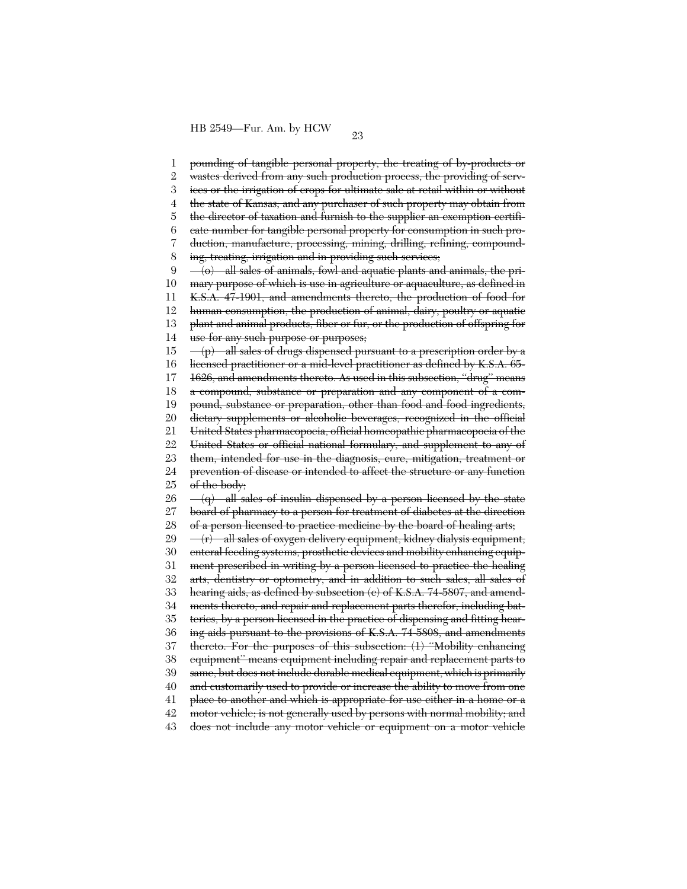~~pounding of tangible personal property, the treating of by-products or wastes derived from any such production process, the providing of services or the irrigation of crops for ultimate sale at retail within or without the state of Kansas; and any purchaser of such property may obtain from the director of taxation and furnish to the supplier an exemption certificate number for tangible personal property for consumption in such production, manufacture, processing, mining, drilling, refining, compounding, treating, irrigation and in providing such services;~~

~~(o) all sales of animals, fowl and aquatic plants and animals, the primary purpose of which is use in agriculture or aquaculture, as defined in K.S.A. 47-1901, and amendments thereto, the production of food for human consumption, the production of animal, dairy, poultry or aquatic plant and animal products, fiber or fur, or the production of offspring for use for any such purpose or purposes;~~

~~(p) all sales of drugs dispensed pursuant to a prescription order by a licensed practitioner or a mid-level practitioner as defined by K.S.A. 65-1626, and amendments thereto. As used in this subsection, "drug" means a compound, substance or preparation and any component of a compound, substance or preparation, other than food and food ingredients, dietary supplements or alcoholic beverages, recognized in the official United States pharmacopoeia, official homeopathic pharmacopoeia of the United States or official national formulary, and supplement to any of them, intended for use in the diagnosis, cure, mitigation, treatment or prevention of disease or intended to affect the structure or any function of the body;~~

~~(q) all sales of insulin dispensed by a person licensed by the state board of pharmacy to a person for treatment of diabetes at the direction of a person licensed to practice medicine by the board of healing arts;~~

~~(r) all sales of oxygen delivery equipment, kidney dialysis equipment, enteral feeding systems, prosthetic devices and mobility enhancing equipment prescribed in writing by a person licensed to practice the healing arts, dentistry or optometry, and in addition to such sales, all sales of hearing aids, as defined by subsection (c) of K.S.A. 74-5807, and amendments thereto, and repair and replacement parts therefor, including batteries, by a person licensed in the practice of dispensing and fitting hearing aids pursuant to the provisions of K.S.A. 74-5808, and amendments thereto. For the purposes of this subsection: (1) "Mobility enhancing equipment" means equipment including repair and replacement parts to same, but does not include durable medical equipment, which is primarily and customarily used to provide or increase the ability to move from one place to another and which is appropriate for use either in a home or a motor vehicle; is not generally used by persons with normal mobility; and does not include any motor vehicle or equipment on a motor vehicle~~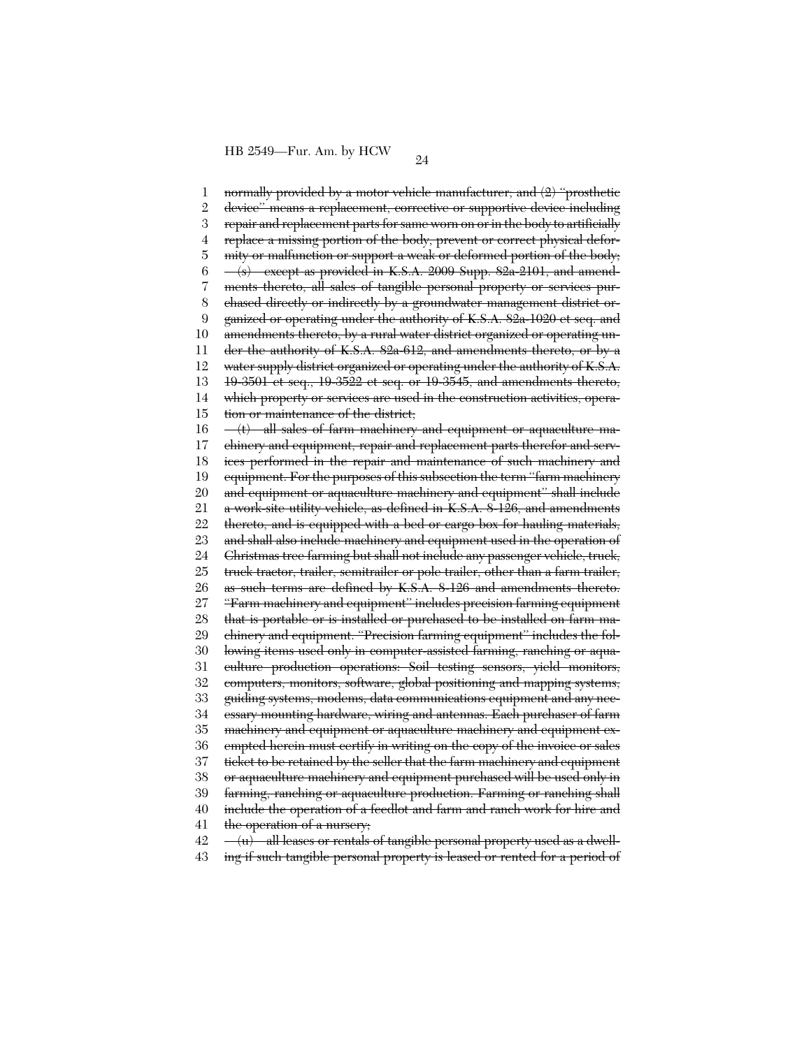~~normally provided by a motor vehicle manufacturer; and (2) "prosthetic device" means a replacement, corrective or supportive device including repair and replacement parts for same worn on or in the body to artificially replace a missing portion of the body, prevent or correct physical deformity or malfunction or support a weak or deformed portion of the body;~~

~~(s) except as provided in K.S.A. 2009 Supp. 82a-2101, and amendments thereto, all sales of tangible personal property or services purchased directly or indirectly by a groundwater management district organized or operating under the authority of K.S.A. 82a-1020 et seq. and amendments thereto, by a rural water district organized or operating under the authority of K.S.A. 82a-612, and amendments thereto, or by a water supply district organized or operating under the authority of K.S.A. 19-3501 et seq., 19-3522 et seq. or 19-3545, and amendments thereto, which property or services are used in the construction activities, operation or maintenance of the district;~~

~~(t) all sales of farm machinery and equipment or aquaculture machinery and equipment, repair and replacement parts therefor and services performed in the repair and maintenance of such machinery and equipment. For the purposes of this subsection the term "farm machinery and equipment or aquaculture machinery and equipment" shall include a work-site utility vehicle, as defined in K.S.A. 8-126, and amendments thereto, and is equipped with a bed or cargo box for hauling materials, and shall also include machinery and equipment used in the operation of Christmas tree farming but shall not include any passenger vehicle, truck, truck tractor, trailer, semitrailer or pole trailer, other than a farm trailer, as such terms are defined by K.S.A. 8-126 and amendments thereto. "Farm machinery and equipment" includes precision farming equipment that is portable or is installed or purchased to be installed on farm machinery and equipment. "Precision farming equipment" includes the following items used only in computer-assisted farming, ranching or aquaculture production operations: Soil testing sensors, yield monitors, computers, monitors, software, global positioning and mapping systems, guiding systems, modems, data communications equipment and any necessary mounting hardware, wiring and antennas. Each purchaser of farm machinery and equipment or aquaculture machinery and equipment exempted herein must certify in writing on the copy of the invoice or sales ticket to be retained by the seller that the farm machinery and equipment or aquaculture machinery and equipment purchased will be used only in farming, ranching or aquaculture production. Farming or ranching shall include the operation of a feedlot and farm and ranch work for hire and the operation of a nursery;~~

~~(u) all leases or rentals of tangible personal property used as a dwelling if such tangible personal property is leased or rented for a period of~~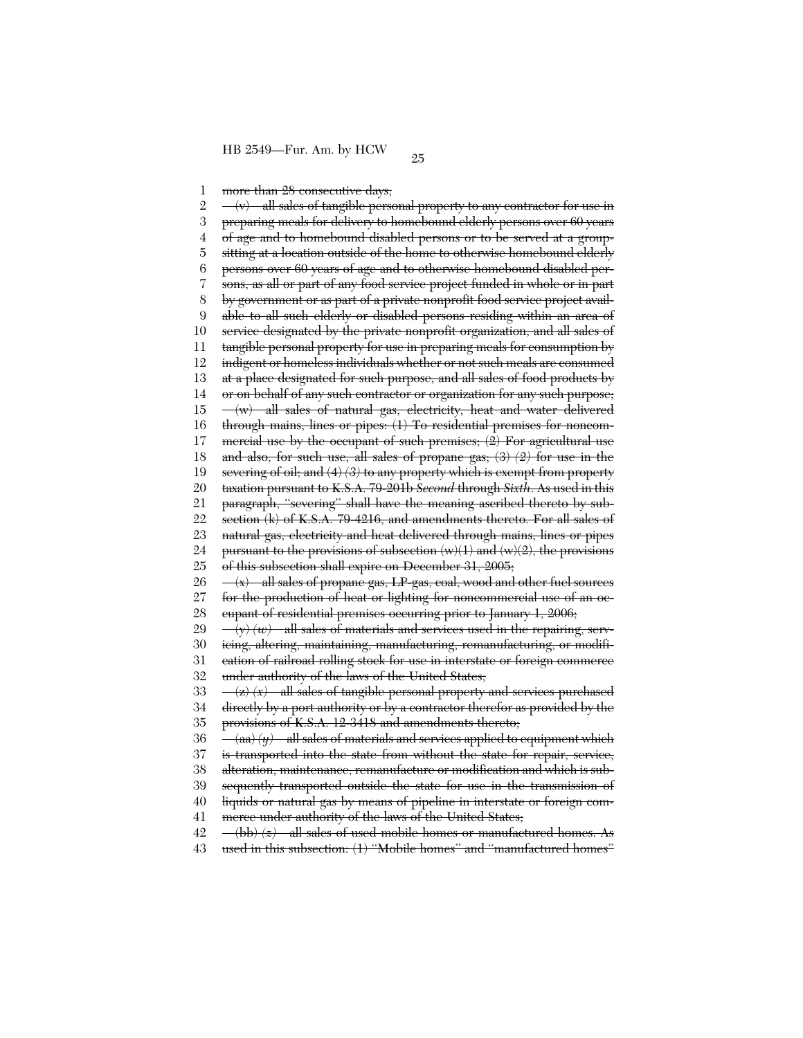more than 28 consecutive days;

~~(v) all sales of tangible personal property to any contractor for use in preparing meals for delivery to homebound elderly persons over 60 years of age and to homebound disabled persons or to be served at a group-sitting at a location outside of the home to otherwise homebound elderly persons over 60 years of age and to otherwise homebound disabled persons, as all or part of any food service project funded in whole or in part by government or as part of a private nonprofit food service project available to all such elderly or disabled persons residing within an area of service designated by the private nonprofit organization, and all sales of tangible personal property for use in preparing meals for consumption by indigent or homeless individuals whether or not such meals are consumed at a place designated for such purpose, and all sales of food products by or on behalf of any such contractor or organization for any such purpose;~~

~~(w) all sales of natural gas, electricity, heat and water delivered through mains, lines or pipes: (1) To residential premises for noncommercial use by the occupant of such premises; (2) For agricultural use and also, for such use, all sales of propane gas; (3) *(2)* for use in the severing of oil; and (4) *(3)* to any property which is exempt from property taxation pursuant to K.S.A. 79-201b *Second* through *Sixth*. As used in this paragraph, "severing" shall have the meaning ascribed thereto by subsection (k) of K.S.A. 79-4216, and amendments thereto. For all sales of natural gas, electricity and heat delivered through mains, lines or pipes pursuant to the provisions of subsection (w)(1) and (w)(2), the provisions of this subsection shall expire on December 31, 2005;~~

~~(x) all sales of propane gas, LP-gas, coal, wood and other fuel sources for the production of heat or lighting for noncommercial use of an occupant of residential premises occurring prior to January 1, 2006;~~

~~(y) *(w)* all sales of materials and services used in the repairing, servicing, altering, maintaining, manufacturing, remanufacturing, or modification of railroad rolling stock for use in interstate or foreign commerce under authority of the laws of the United States;~~

~~(z) *(x)* all sales of tangible personal property and services purchased directly by a port authority or by a contractor therefor as provided by the provisions of K.S.A. 12-3418 and amendments thereto;~~

~~(aa) *(y)* all sales of materials and services applied to equipment which is transported into the state from without the state for repair, service, alteration, maintenance, remanufacture or modification and which is subsequently transported outside the state for use in the transmission of liquids or natural gas by means of pipeline in interstate or foreign commerce under authority of the laws of the United States;~~

~~(bb) *(z)* all sales of used mobile homes or manufactured homes. As used in this subsection: (1) "Mobile homes" and "manufactured homes"~~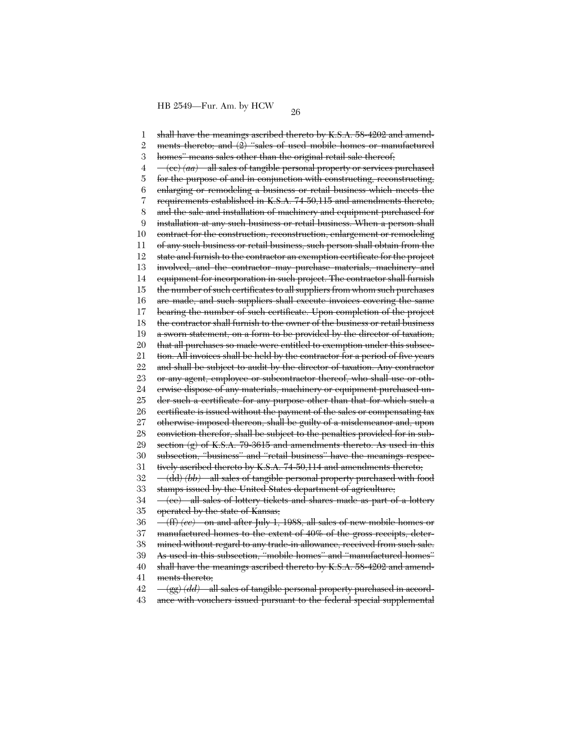~~shall have the meanings ascribed thereto by K.S.A. 58-4202 and amendments thereto; and (2) "sales of used mobile homes or manufactured homes" means sales other than the original retail sale thereof;~~

~~(cc)~~ *(aa)* ~~all sales of tangible personal property or services purchased for the purpose of and in conjunction with constructing, reconstructing, enlarging or remodeling a business or retail business which meets the requirements established in K.S.A. 74-50,115 and amendments thereto, and the sale and installation of machinery and equipment purchased for installation at any such business or retail business. When a person shall contract for the construction, reconstruction, enlargement or remodeling of any such business or retail business, such person shall obtain from the state and furnish to the contractor an exemption certificate for the project involved, and the contractor may purchase materials, machinery and equipment for incorporation in such project. The contractor shall furnish the number of such certificates to all suppliers from whom such purchases are made, and such suppliers shall execute invoices covering the same bearing the number of such certificate. Upon completion of the project the contractor shall furnish to the owner of the business or retail business a sworn statement, on a form to be provided by the director of taxation, that all purchases so made were entitled to exemption under this subsection. All invoices shall be held by the contractor for a period of five years and shall be subject to audit by the director of taxation. Any contractor or any agent, employee or subcontractor thereof, who shall use or otherwise dispose of any materials, machinery or equipment purchased under such a certificate for any purpose other than that for which such a certificate is issued without the payment of the sales or compensating tax otherwise imposed thereon, shall be guilty of a misdemeanor and, upon conviction therefor, shall be subject to the penalties provided for in subsection (g) of K.S.A. 79-3615 and amendments thereto. As used in this subsection, "business" and "retail business" have the meanings respectively ascribed thereto by K.S.A. 74-50,114 and amendments thereto;~~

~~(dd)~~ *(bb)* ~~all sales of tangible personal property purchased with food stamps issued by the United States department of agriculture;~~

~~(ee) all sales of lottery tickets and shares made as part of a lottery operated by the state of Kansas;~~

~~(ff)~~ *(cc)* ~~on and after July 1, 1988, all sales of new mobile homes or manufactured homes to the extent of 40% of the gross receipts, determined without regard to any trade-in allowance, received from such sale. As used in this subsection, "mobile homes" and "manufactured homes" shall have the meanings ascribed thereto by K.S.A. 58-4202 and amendments thereto;~~

~~(gg)~~ *(dd)* ~~all sales of tangible personal property purchased in accordance with vouchers issued pursuant to the federal special supplemental~~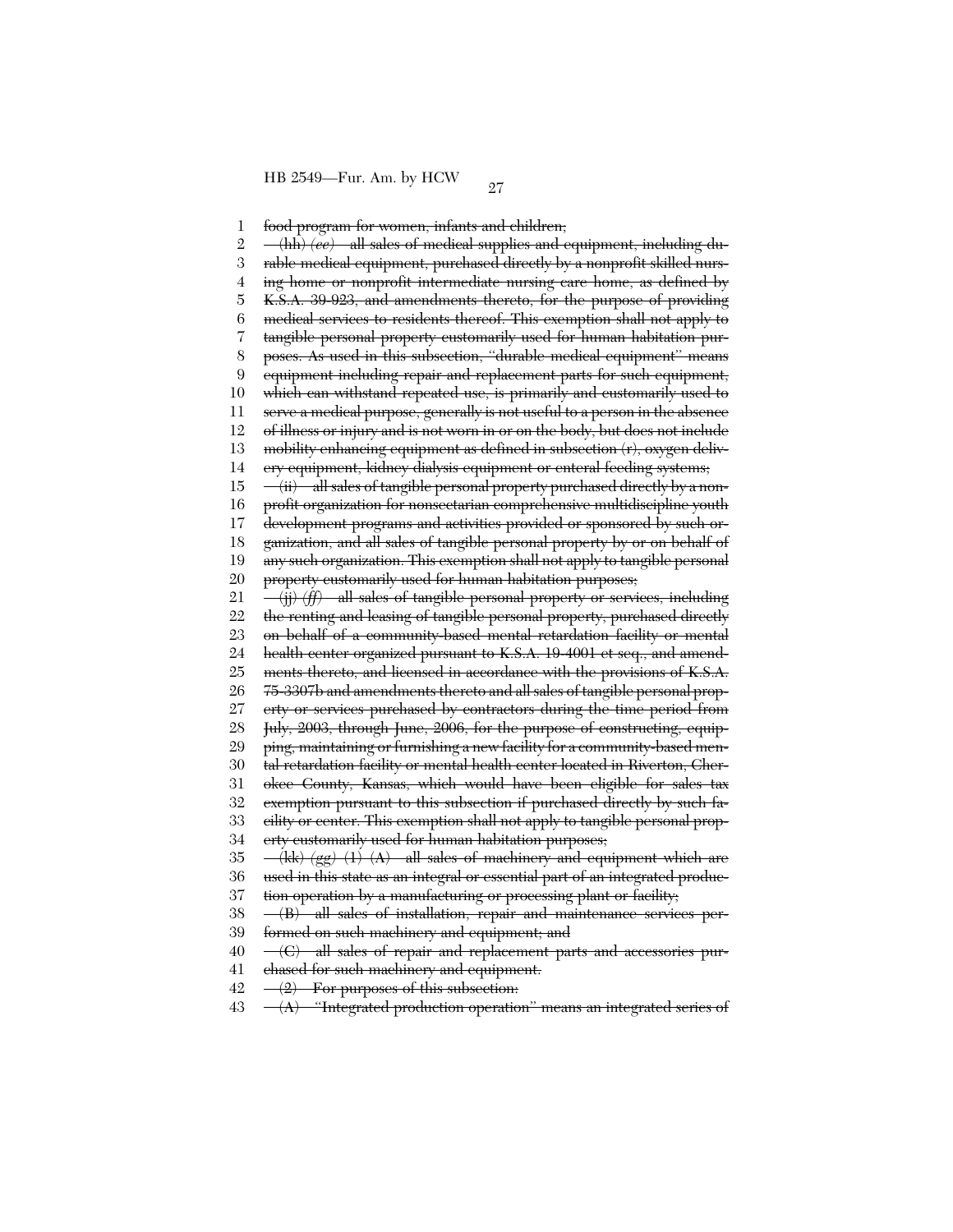food program for women, infants and children;

(hh) *(ee)* all sales of medical supplies and equipment, including durable medical equipment, purchased directly by a nonprofit skilled nursing home or nonprofit intermediate nursing care home, as defined by K.S.A. 39-923, and amendments thereto, for the purpose of providing medical services to residents thereof. This exemption shall not apply to tangible personal property customarily used for human habitation purposes. As used in this subsection, "durable medical equipment" means equipment including repair and replacement parts for such equipment, which can withstand repeated use, is primarily and customarily used to serve a medical purpose, generally is not useful to a person in the absence of illness or injury and is not worn in or on the body, but does not include mobility enhancing equipment as defined in subsection (r), oxygen delivery equipment, kidney dialysis equipment or enteral feeding systems;

(ii) all sales of tangible personal property purchased directly by a nonprofit organization for nonsectarian comprehensive multidiscipline youth development programs and activities provided or sponsored by such organization, and all sales of tangible personal property by or on behalf of any such organization. This exemption shall not apply to tangible personal property customarily used for human habitation purposes;

(jj) *(ff)* all sales of tangible personal property or services, including the renting and leasing of tangible personal property, purchased directly on behalf of a community-based mental retardation facility or mental health center organized pursuant to K.S.A. 19-4001 et seq., and amendments thereto, and licensed in accordance with the provisions of K.S.A. 75-3307b and amendments thereto and all sales of tangible personal property or services purchased by contractors during the time period from July, 2003, through June, 2006, for the purpose of constructing, equipping, maintaining or furnishing a new facility for a community-based mental retardation facility or mental health center located in Riverton, Cherokee County, Kansas, which would have been eligible for sales tax exemption pursuant to this subsection if purchased directly by such facility or center. This exemption shall not apply to tangible personal property customarily used for human habitation purposes;

(kk) *(gg)* (1) (A) all sales of machinery and equipment which are used in this state as an integral or essential part of an integrated production operation by a manufacturing or processing plant or facility;

(B) all sales of installation, repair and maintenance services performed on such machinery and equipment; and

(C) all sales of repair and replacement parts and accessories purchased for such machinery and equipment.

(2) For purposes of this subsection:

(A) "Integrated production operation" means an integrated series of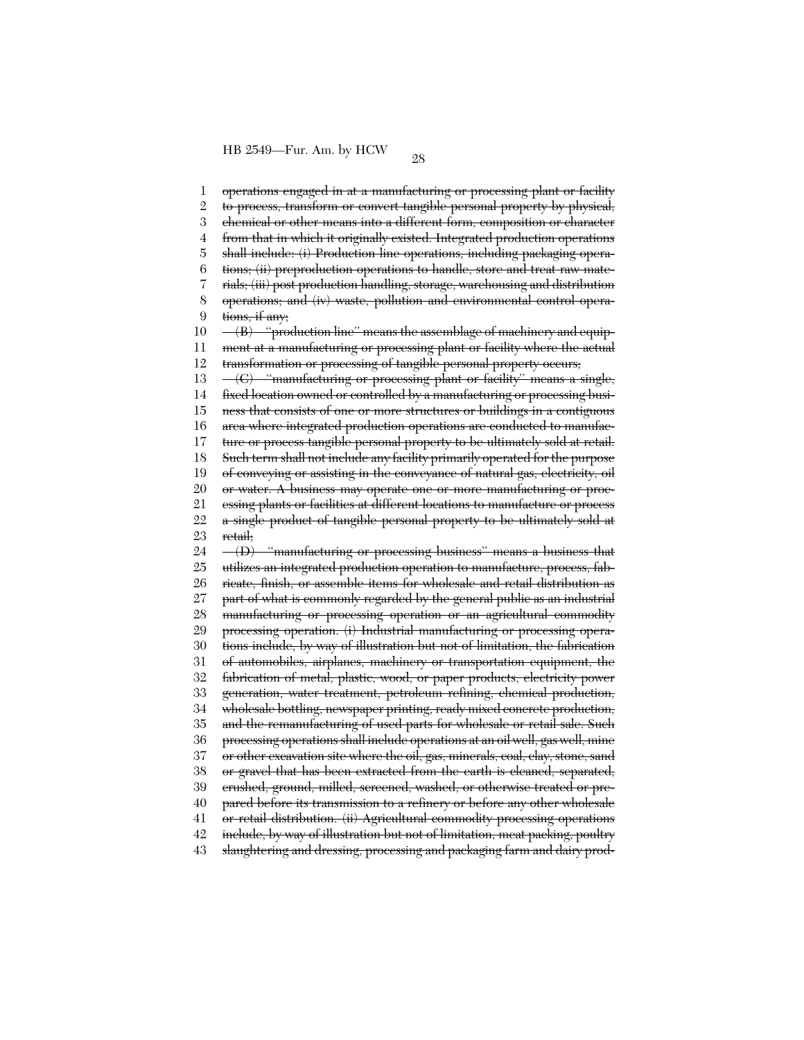~~operations engaged in at a manufacturing or processing plant or facility to process, transform or convert tangible personal property by physical, chemical or other means into a different form, composition or character from that in which it originally existed. Integrated production operations shall include: (i) Production line operations, including packaging operations; (ii) preproduction operations to handle, store and treat raw materials; (iii) post production handling, storage, warehousing and distribution operations; and (iv) waste, pollution and environmental control operations, if any;~~

~~(B) "production line" means the assemblage of machinery and equipment at a manufacturing or processing plant or facility where the actual transformation or processing of tangible personal property occurs;~~

~~(C) "manufacturing or processing plant or facility" means a single, fixed location owned or controlled by a manufacturing or processing business that consists of one or more structures or buildings in a contiguous area where integrated production operations are conducted to manufacture or process tangible personal property to be ultimately sold at retail. Such term shall not include any facility primarily operated for the purpose of conveying or assisting in the conveyance of natural gas, electricity, oil or water. A business may operate one or more manufacturing or processing plants or facilities at different locations to manufacture or process a single product of tangible personal property to be ultimately sold at retail;~~

~~(D) "manufacturing or processing business" means a business that utilizes an integrated production operation to manufacture, process, fabricate, finish, or assemble items for wholesale and retail distribution as part of what is commonly regarded by the general public as an industrial manufacturing or processing operation or an agricultural commodity processing operation. (i) Industrial manufacturing or processing operations include, by way of illustration but not of limitation, the fabrication of automobiles, airplanes, machinery or transportation equipment, the fabrication of metal, plastic, wood, or paper products, electricity power generation, water treatment, petroleum refining, chemical production, wholesale bottling, newspaper printing, ready mixed concrete production, and the remanufacturing of used parts for wholesale or retail sale. Such processing operations shall include operations at an oil well, gas well, mine or other excavation site where the oil, gas, minerals, coal, clay, stone, sand or gravel that has been extracted from the earth is cleaned, separated, crushed, ground, milled, screened, washed, or otherwise treated or prepared before its transmission to a refinery or before any other wholesale or retail distribution. (ii) Agricultural commodity processing operations include, by way of illustration but not of limitation, meat packing, poultry slaughtering and dressing, processing and packaging farm and dairy prod-~~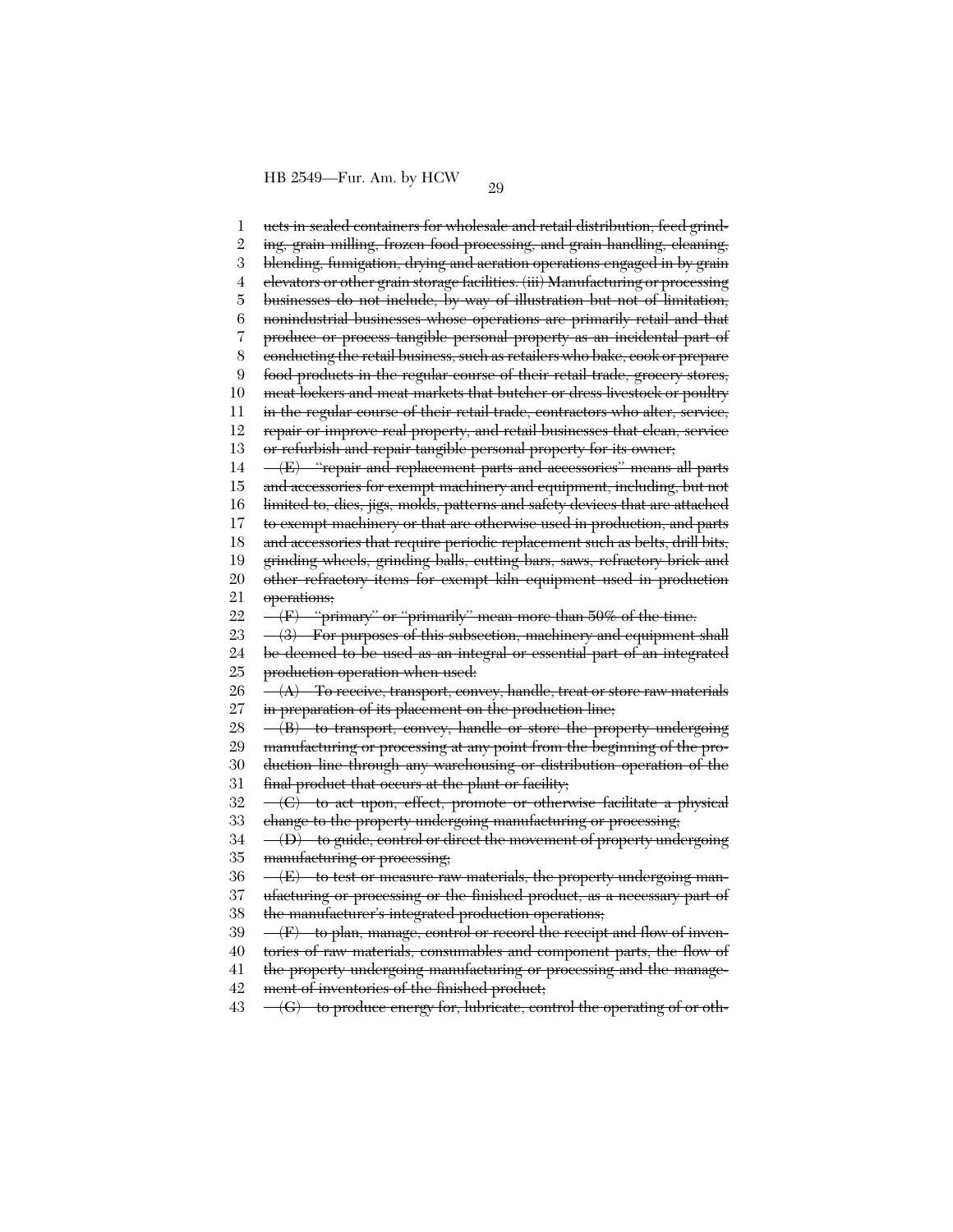~~ucts in sealed containers for wholesale and retail distribution, feed grinding, grain milling, frozen food processing, and grain handling, cleaning, blending, fumigation, drying and aeration operations engaged in by grain elevators or other grain storage facilities. (iii) Manufacturing or processing businesses do not include, by way of illustration but not of limitation, nonindustrial businesses whose operations are primarily retail and that produce or process tangible personal property as an incidental part of conducting the retail business, such as retailers who bake, cook or prepare food products in the regular course of their retail trade, grocery stores, meat lockers and meat markets that butcher or dress livestock or poultry in the regular course of their retail trade, contractors who alter, service, repair or improve real property, and retail businesses that clean, service or refurbish and repair tangible personal property for its owner;~~

~~(E) "repair and replacement parts and accessories" means all parts and accessories for exempt machinery and equipment, including, but not limited to, dies, jigs, molds, patterns and safety devices that are attached to exempt machinery or that are otherwise used in production, and parts and accessories that require periodic replacement such as belts, drill bits, grinding wheels, grinding balls, cutting bars, saws, refractory brick and other refractory items for exempt kiln equipment used in production operations;~~

~~(F) "primary" or "primarily" mean more than 50% of the time.~~

~~(3) For purposes of this subsection, machinery and equipment shall be deemed to be used as an integral or essential part of an integrated production operation when used:~~

~~(A) To receive, transport, convey, handle, treat or store raw materials in preparation of its placement on the production line;~~

~~(B) to transport, convey, handle or store the property undergoing manufacturing or processing at any point from the beginning of the production line through any warehousing or distribution operation of the final product that occurs at the plant or facility;~~

~~(C) to act upon, effect, promote or otherwise facilitate a physical change to the property undergoing manufacturing or processing;~~

~~(D) to guide, control or direct the movement of property undergoing manufacturing or processing;~~

~~(E) to test or measure raw materials, the property undergoing manufacturing or processing or the finished product, as a necessary part of the manufacturer's integrated production operations;~~

~~(F) to plan, manage, control or record the receipt and flow of inventories of raw materials, consumables and component parts, the flow of the property undergoing manufacturing or processing and the management of inventories of the finished product;~~

~~(G) to produce energy for, lubricate, control the operating of or oth-~~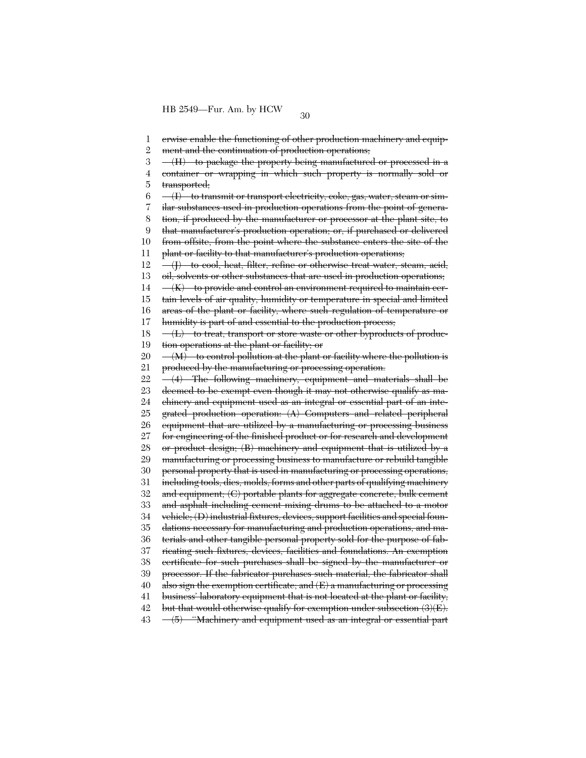erwise enable the functioning of other production machinery and equipment and the continuation of production operations;

~~(H) to package the property being manufactured or processed in a container or wrapping in which such property is normally sold or transported;~~

~~(I) to transmit or transport electricity, coke, gas, water, steam or similar substances used in production operations from the point of generation, if produced by the manufacturer or processor at the plant site, to that manufacturer's production operation; or, if purchased or delivered from offsite, from the point where the substance enters the site of the plant or facility to that manufacturer's production operations;~~

~~(J) to cool, heat, filter, refine or otherwise treat water, steam, acid, oil, solvents or other substances that are used in production operations;~~

~~(K) to provide and control an environment required to maintain certain levels of air quality, humidity or temperature in special and limited areas of the plant or facility, where such regulation of temperature or humidity is part of and essential to the production process;~~

~~(L) to treat, transport or store waste or other byproducts of production operations at the plant or facility; or~~

~~(M) to control pollution at the plant or facility where the pollution is produced by the manufacturing or processing operation.~~

~~(4) The following machinery, equipment and materials shall be deemed to be exempt even though it may not otherwise qualify as machinery and equipment used as an integral or essential part of an integrated production operation: (A) Computers and related peripheral equipment that are utilized by a manufacturing or processing business for engineering of the finished product or for research and development or product design; (B) machinery and equipment that is utilized by a manufacturing or processing business to manufacture or rebuild tangible personal property that is used in manufacturing or processing operations, including tools, dies, molds, forms and other parts of qualifying machinery and equipment; (C) portable plants for aggregate concrete, bulk cement and asphalt including cement mixing drums to be attached to a motor vehicle; (D) industrial fixtures, devices, support facilities and special foundations necessary for manufacturing and production operations, and materials and other tangible personal property sold for the purpose of fabricating such fixtures, devices, facilities and foundations. An exemption certificate for such purchases shall be signed by the manufacturer or processor. If the fabricator purchases such material, the fabricator shall also sign the exemption certificate; and (E) a manufacturing or processing business' laboratory equipment that is not located at the plant or facility, but that would otherwise qualify for exemption under subsection (3)(E).~~

~~(5) "Machinery and equipment used as an integral or essential part~~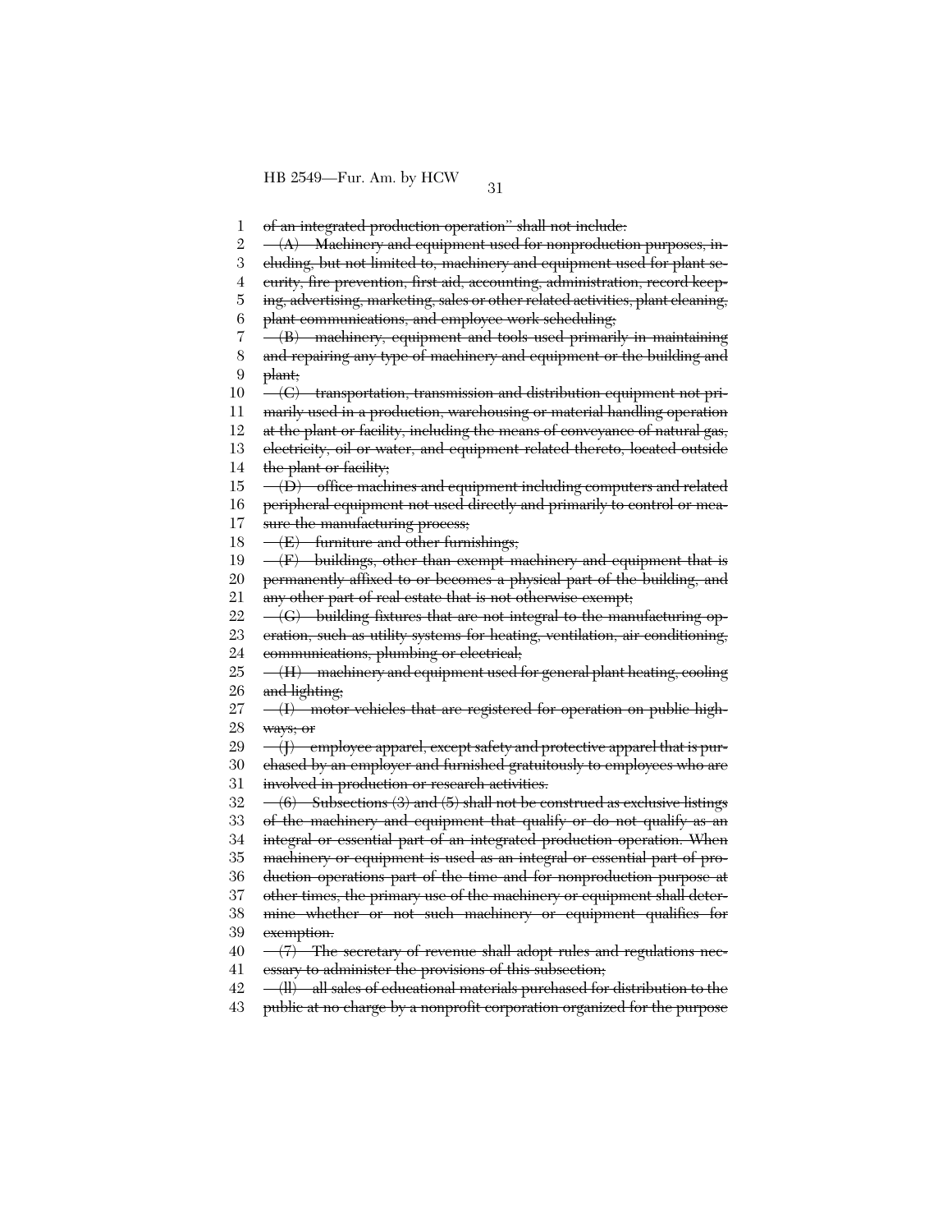~~of an integrated production operation" shall not include:~~

~~(A) Machinery and equipment used for nonproduction purposes, including, but not limited to, machinery and equipment used for plant security, fire prevention, first aid, accounting, administration, record keeping, advertising, marketing, sales or other related activities, plant cleaning, plant communications, and employee work scheduling;~~

~~(B) machinery, equipment and tools used primarily in maintaining and repairing any type of machinery and equipment or the building and plant;~~

~~(C) transportation, transmission and distribution equipment not primarily used in a production, warehousing or material handling operation at the plant or facility, including the means of conveyance of natural gas, electricity, oil or water, and equipment related thereto, located outside the plant or facility;~~

~~(D) office machines and equipment including computers and related peripheral equipment not used directly and primarily to control or measure the manufacturing process;~~

~~(E) furniture and other furnishings;~~

~~(F) buildings, other than exempt machinery and equipment that is permanently affixed to or becomes a physical part of the building, and any other part of real estate that is not otherwise exempt;~~

~~(G) building fixtures that are not integral to the manufacturing operation, such as utility systems for heating, ventilation, air conditioning, communications, plumbing or electrical;~~

~~(H) machinery and equipment used for general plant heating, cooling and lighting;~~

~~(I) motor vehicles that are registered for operation on public highways; or~~

~~(J) employee apparel, except safety and protective apparel that is purchased by an employer and furnished gratuitously to employees who are involved in production or research activities.~~

~~(6) Subsections (3) and (5) shall not be construed as exclusive listings of the machinery and equipment that qualify or do not qualify as an integral or essential part of an integrated production operation. When machinery or equipment is used as an integral or essential part of production operations part of the time and for nonproduction purpose at other times, the primary use of the machinery or equipment shall determine whether or not such machinery or equipment qualifies for exemption.~~

~~(7) The secretary of revenue shall adopt rules and regulations necessary to administer the provisions of this subsection;~~

~~(ll) all sales of educational materials purchased for distribution to the public at no charge by a nonprofit corporation organized for the purpose~~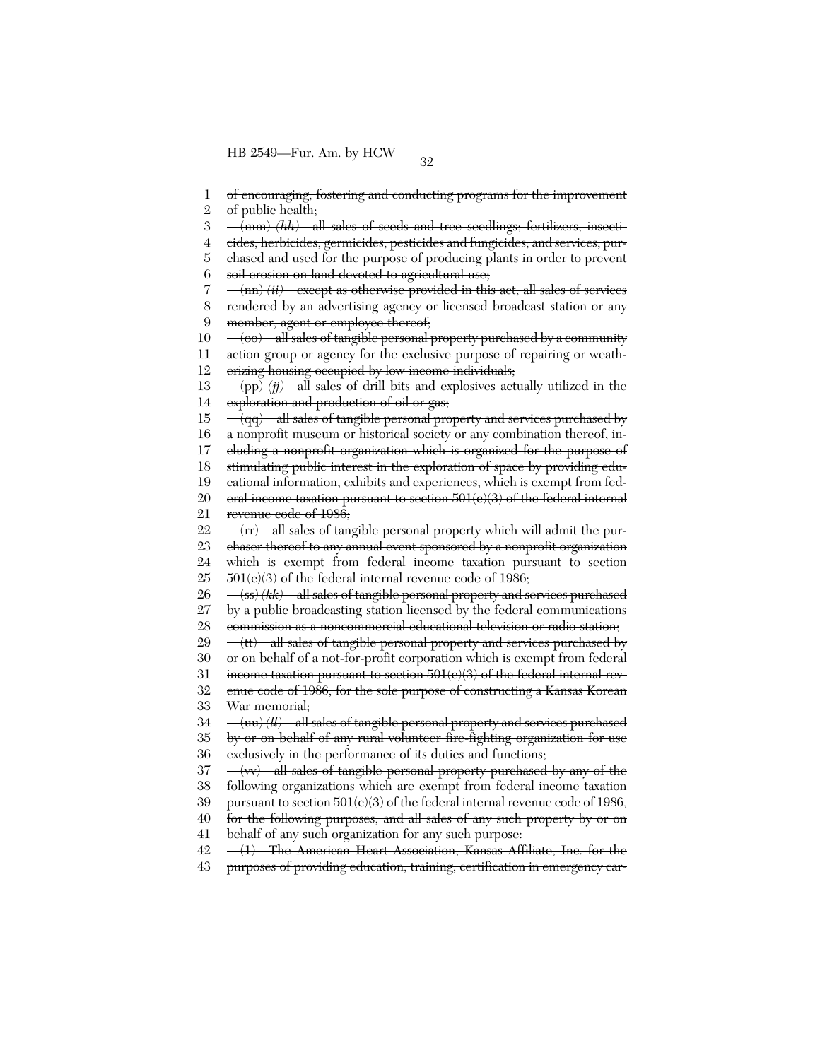~~of encouraging, fostering and conducting programs for the improvement of public health;~~

~~(mm)~~ *(hh)* ~~all sales of seeds and tree seedlings; fertilizers, insecticides, herbicides, germicides, pesticides and fungicides; and services, purchased and used for the purpose of producing plants in order to prevent soil erosion on land devoted to agricultural use;~~

~~(nn)~~ *(ii)* ~~except as otherwise provided in this act, all sales of services rendered by an advertising agency or licensed broadcast station or any member, agent or employee thereof;~~

~~(oo) all sales of tangible personal property purchased by a community action group or agency for the exclusive purpose of repairing or weatherizing housing occupied by low income individuals;~~

~~(pp)~~ *(jj)* ~~all sales of drill bits and explosives actually utilized in the exploration and production of oil or gas;~~

~~(qq) all sales of tangible personal property and services purchased by a nonprofit museum or historical society or any combination thereof, including a nonprofit organization which is organized for the purpose of stimulating public interest in the exploration of space by providing educational information, exhibits and experiences, which is exempt from federal income taxation pursuant to section 501(c)(3) of the federal internal revenue code of 1986;~~

~~(rr) all sales of tangible personal property which will admit the purchaser thereof to any annual event sponsored by a nonprofit organization which is exempt from federal income taxation pursuant to section 501(c)(3) of the federal internal revenue code of 1986;~~

~~(ss)~~ *(kk)* ~~all sales of tangible personal property and services purchased by a public broadcasting station licensed by the federal communications commission as a noncommercial educational television or radio station;~~

~~(tt) all sales of tangible personal property and services purchased by or on behalf of a not-for-profit corporation which is exempt from federal income taxation pursuant to section 501(c)(3) of the federal internal revenue code of 1986, for the sole purpose of constructing a Kansas Korean War memorial;~~

~~(uu)~~ *(ll)* ~~all sales of tangible personal property and services purchased by or on behalf of any rural volunteer fire-fighting organization for use exclusively in the performance of its duties and functions;~~

~~(vv) all sales of tangible personal property purchased by any of the following organizations which are exempt from federal income taxation pursuant to section 501(c)(3) of the federal internal revenue code of 1986, for the following purposes, and all sales of any such property by or on behalf of any such organization for any such purpose:~~

~~(1) The American Heart Association, Kansas Affiliate, Inc. for the purposes of providing education, training, certification in emergency car-~~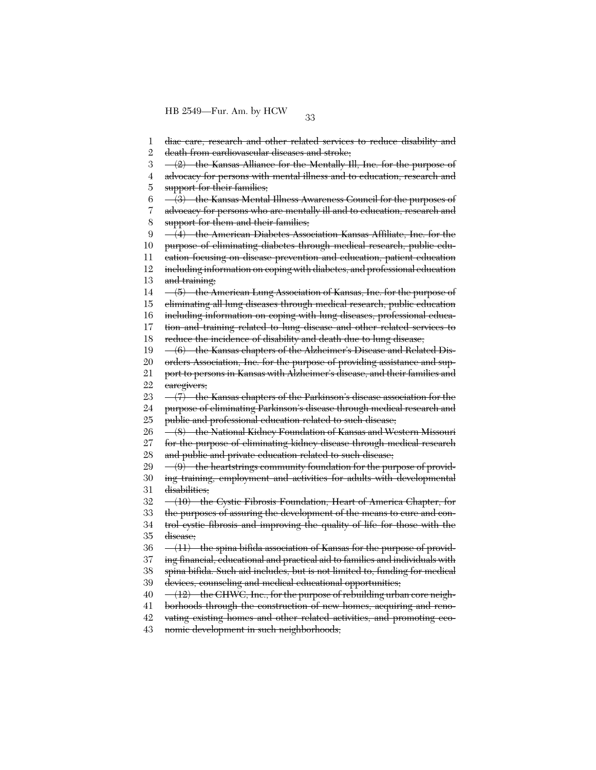~~diac care, research and other related services to reduce disability and death from cardiovascular diseases and stroke;~~

~~(2) the Kansas Alliance for the Mentally Ill, Inc. for the purpose of advocacy for persons with mental illness and to education, research and support for their families;~~

~~(3) the Kansas Mental Illness Awareness Council for the purposes of advocacy for persons who are mentally ill and to education, research and support for them and their families;~~

~~(4) the American Diabetes Association Kansas Affiliate, Inc. for the purpose of eliminating diabetes through medical research, public education focusing on disease prevention and education, patient education including information on coping with diabetes, and professional education and training;~~

~~(5) the American Lung Association of Kansas, Inc. for the purpose of eliminating all lung diseases through medical research, public education including information on coping with lung diseases, professional education and training related to lung disease and other related services to reduce the incidence of disability and death due to lung disease;~~

~~(6) the Kansas chapters of the Alzheimer's Disease and Related Disorders Association, Inc. for the purpose of providing assistance and support to persons in Kansas with Alzheimer's disease, and their families and caregivers;~~

~~(7) the Kansas chapters of the Parkinson's disease association for the purpose of eliminating Parkinson's disease through medical research and public and professional education related to such disease;~~

~~(8) the National Kidney Foundation of Kansas and Western Missouri for the purpose of eliminating kidney disease through medical research and public and private education related to such disease;~~

~~(9) the heartstrings community foundation for the purpose of providing training, employment and activities for adults with developmental disabilities;~~

~~(10) the Cystic Fibrosis Foundation, Heart of America Chapter, for the purposes of assuring the development of the means to cure and control cystic fibrosis and improving the quality of life for those with the disease;~~

~~(11) the spina bifida association of Kansas for the purpose of providing financial, educational and practical aid to families and individuals with spina bifida. Such aid includes, but is not limited to, funding for medical devices, counseling and medical educational opportunities;~~

~~(12) the CHWC, Inc., for the purpose of rebuilding urban core neighborhoods through the construction of new homes, acquiring and renovating existing homes and other related activities, and promoting economic development in such neighborhoods;~~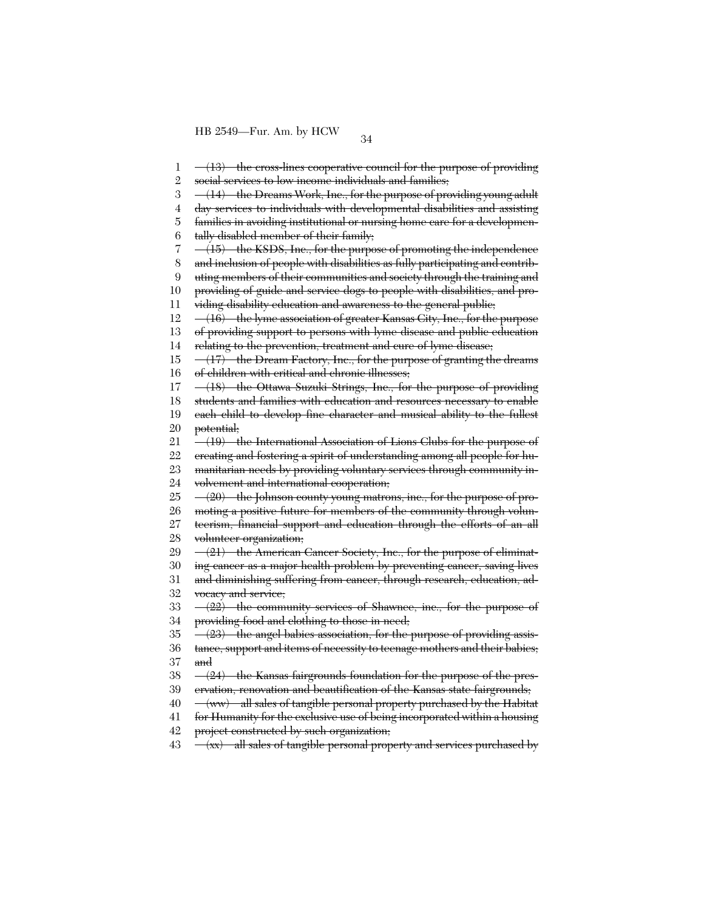~~(13) the cross-lines cooperative council for the purpose of providing social services to low income individuals and families;~~

~~(14) the Dreams Work, Inc., for the purpose of providing young adult day services to individuals with developmental disabilities and assisting families in avoiding institutional or nursing home care for a developmentally disabled member of their family;~~

~~(15) the KSDS, Inc., for the purpose of promoting the independence and inclusion of people with disabilities as fully participating and contributing members of their communities and society through the training and providing of guide and service dogs to people with disabilities, and providing disability education and awareness to the general public;~~

~~(16) the lyme association of greater Kansas City, Inc., for the purpose of providing support to persons with lyme disease and public education relating to the prevention, treatment and cure of lyme disease;~~

~~(17) the Dream Factory, Inc., for the purpose of granting the dreams of children with critical and chronic illnesses;~~

~~(18) the Ottawa Suzuki Strings, Inc., for the purpose of providing students and families with education and resources necessary to enable each child to develop fine character and musical ability to the fullest potential;~~

~~(19) the International Association of Lions Clubs for the purpose of creating and fostering a spirit of understanding among all people for humanitarian needs by providing voluntary services through community involvement and international cooperation;~~

~~(20) the Johnson county young matrons, inc., for the purpose of promoting a positive future for members of the community through volunteerism, financial support and education through the efforts of an all volunteer organization;~~

~~(21) the American Cancer Society, Inc., for the purpose of eliminating cancer as a major health problem by preventing cancer, saving lives and diminishing suffering from cancer, through research, education, advocacy and service;~~

~~(22) the community services of Shawnee, inc., for the purpose of providing food and clothing to those in need;~~

~~(23) the angel babies association, for the purpose of providing assistance, support and items of necessity to teenage mothers and their babies; and~~

~~(24) the Kansas fairgrounds foundation for the purpose of the preservation, renovation and beautification of the Kansas state fairgrounds;~~

~~(ww) all sales of tangible personal property purchased by the Habitat for Humanity for the exclusive use of being incorporated within a housing project constructed by such organization;~~

~~(xx) all sales of tangible personal property and services purchased by~~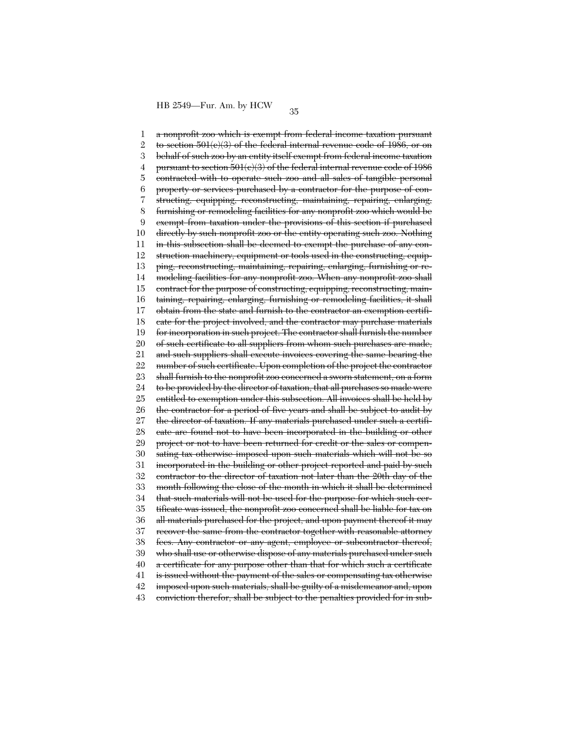~~a nonprofit zoo which is exempt from federal income taxation pursuant to section 501(c)(3) of the federal internal revenue code of 1986, or on behalf of such zoo by an entity itself exempt from federal income taxation pursuant to section 501(c)(3) of the federal internal revenue code of 1986 contracted with to operate such zoo and all sales of tangible personal property or services purchased by a contractor for the purpose of constructing, equipping, reconstructing, maintaining, repairing, enlarging, furnishing or remodeling facilities for any nonprofit zoo which would be exempt from taxation under the provisions of this section if purchased directly by such nonprofit zoo or the entity operating such zoo. Nothing in this subsection shall be deemed to exempt the purchase of any construction machinery, equipment or tools used in the constructing, equipping, reconstructing, maintaining, repairing, enlarging, furnishing or remodeling facilities for any nonprofit zoo. When any nonprofit zoo shall contract for the purpose of constructing, equipping, reconstructing, maintaining, repairing, enlarging, furnishing or remodeling facilities, it shall obtain from the state and furnish to the contractor an exemption certificate for the project involved, and the contractor may purchase materials for incorporation in such project. The contractor shall furnish the number of such certificate to all suppliers from whom such purchases are made, and such suppliers shall execute invoices covering the same bearing the number of such certificate. Upon completion of the project the contractor shall furnish to the nonprofit zoo concerned a sworn statement, on a form to be provided by the director of taxation, that all purchases so made were entitled to exemption under this subsection. All invoices shall be held by the contractor for a period of five years and shall be subject to audit by the director of taxation. If any materials purchased under such a certificate are found not to have been incorporated in the building or other project or not to have been returned for credit or the sales or compensating tax otherwise imposed upon such materials which will not be so incorporated in the building or other project reported and paid by such contractor to the director of taxation not later than the 20th day of the month following the close of the month in which it shall be determined that such materials will not be used for the purpose for which such certificate was issued, the nonprofit zoo concerned shall be liable for tax on all materials purchased for the project, and upon payment thereof it may recover the same from the contractor together with reasonable attorney fees. Any contractor or any agent, employee or subcontractor thereof, who shall use or otherwise dispose of any materials purchased under such a certificate for any purpose other than that for which such a certificate is issued without the payment of the sales or compensating tax otherwise imposed upon such materials, shall be guilty of a misdemeanor and, upon conviction therefor, shall be subject to the penalties provided for in sub-~~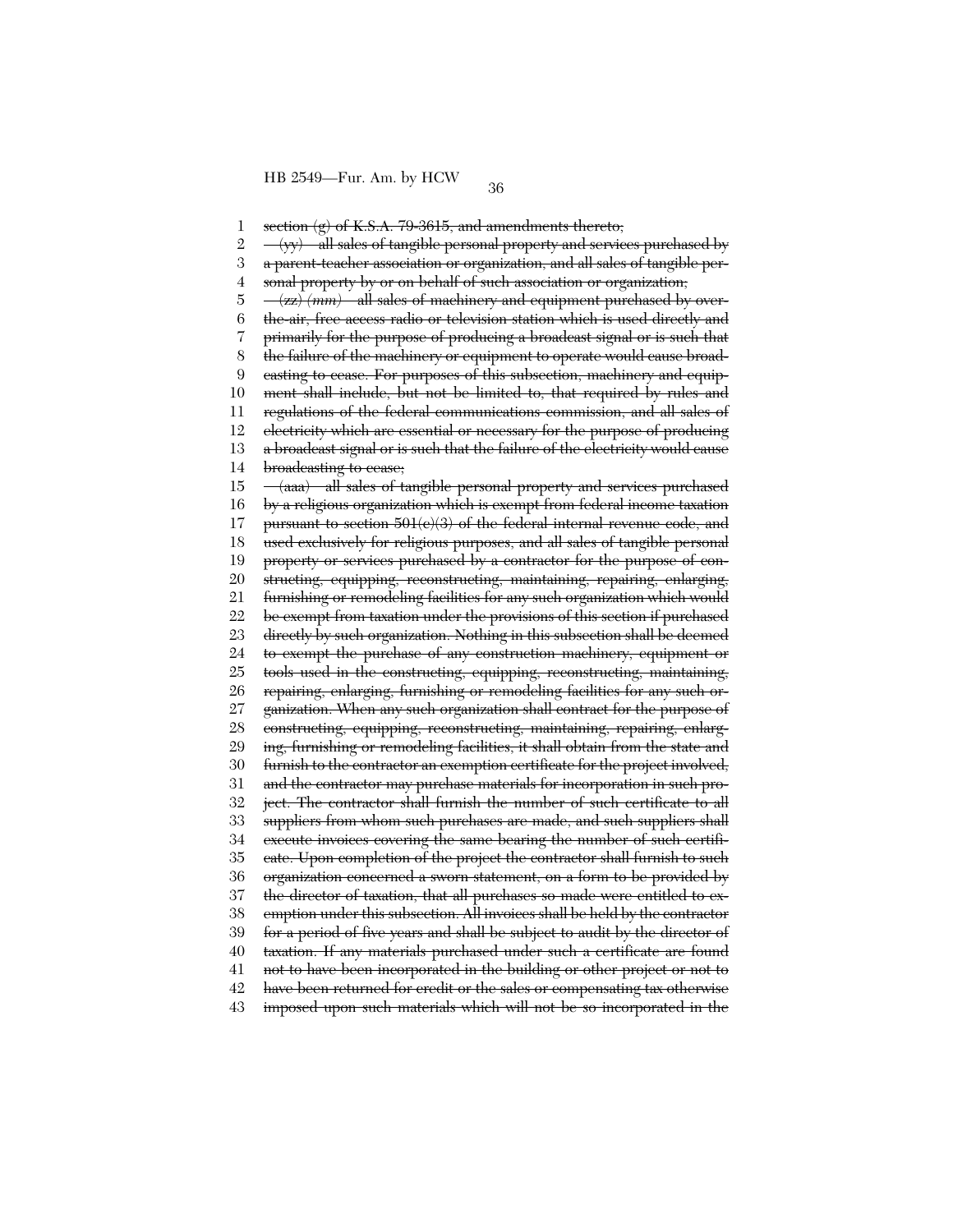~~section (g) of K.S.A. 79-3615, and amendments thereto;~~

~~(yy) all sales of tangible personal property and services purchased by a parent-teacher association or organization, and all sales of tangible personal property by or on behalf of such association or organization;~~

~~(zz)~~ *(mm)* ~~all sales of machinery and equipment purchased by over-the-air, free access radio or television station which is used directly and primarily for the purpose of producing a broadcast signal or is such that the failure of the machinery or equipment to operate would cause broadcasting to cease. For purposes of this subsection, machinery and equipment shall include, but not be limited to, that required by rules and regulations of the federal communications commission, and all sales of electricity which are essential or necessary for the purpose of producing a broadcast signal or is such that the failure of the electricity would cause broadcasting to cease;~~

~~(aaa) all sales of tangible personal property and services purchased by a religious organization which is exempt from federal income taxation pursuant to section 501(c)(3) of the federal internal revenue code, and used exclusively for religious purposes, and all sales of tangible personal property or services purchased by a contractor for the purpose of constructing, equipping, reconstructing, maintaining, repairing, enlarging, furnishing or remodeling facilities for any such organization which would be exempt from taxation under the provisions of this section if purchased directly by such organization. Nothing in this subsection shall be deemed to exempt the purchase of any construction machinery, equipment or tools used in the constructing, equipping, reconstructing, maintaining, repairing, enlarging, furnishing or remodeling facilities for any such organization. When any such organization shall contract for the purpose of constructing, equipping, reconstructing, maintaining, repairing, enlarging, furnishing or remodeling facilities, it shall obtain from the state and furnish to the contractor an exemption certificate for the project involved, and the contractor may purchase materials for incorporation in such project. The contractor shall furnish the number of such certificate to all suppliers from whom such purchases are made, and such suppliers shall execute invoices covering the same bearing the number of such certificate. Upon completion of the project the contractor shall furnish to such organization concerned a sworn statement, on a form to be provided by the director of taxation, that all purchases so made were entitled to exemption under this subsection. All invoices shall be held by the contractor for a period of five years and shall be subject to audit by the director of taxation. If any materials purchased under such a certificate are found not to have been incorporated in the building or other project or not to have been returned for credit or the sales or compensating tax otherwise imposed upon such materials which will not be so incorporated in the~~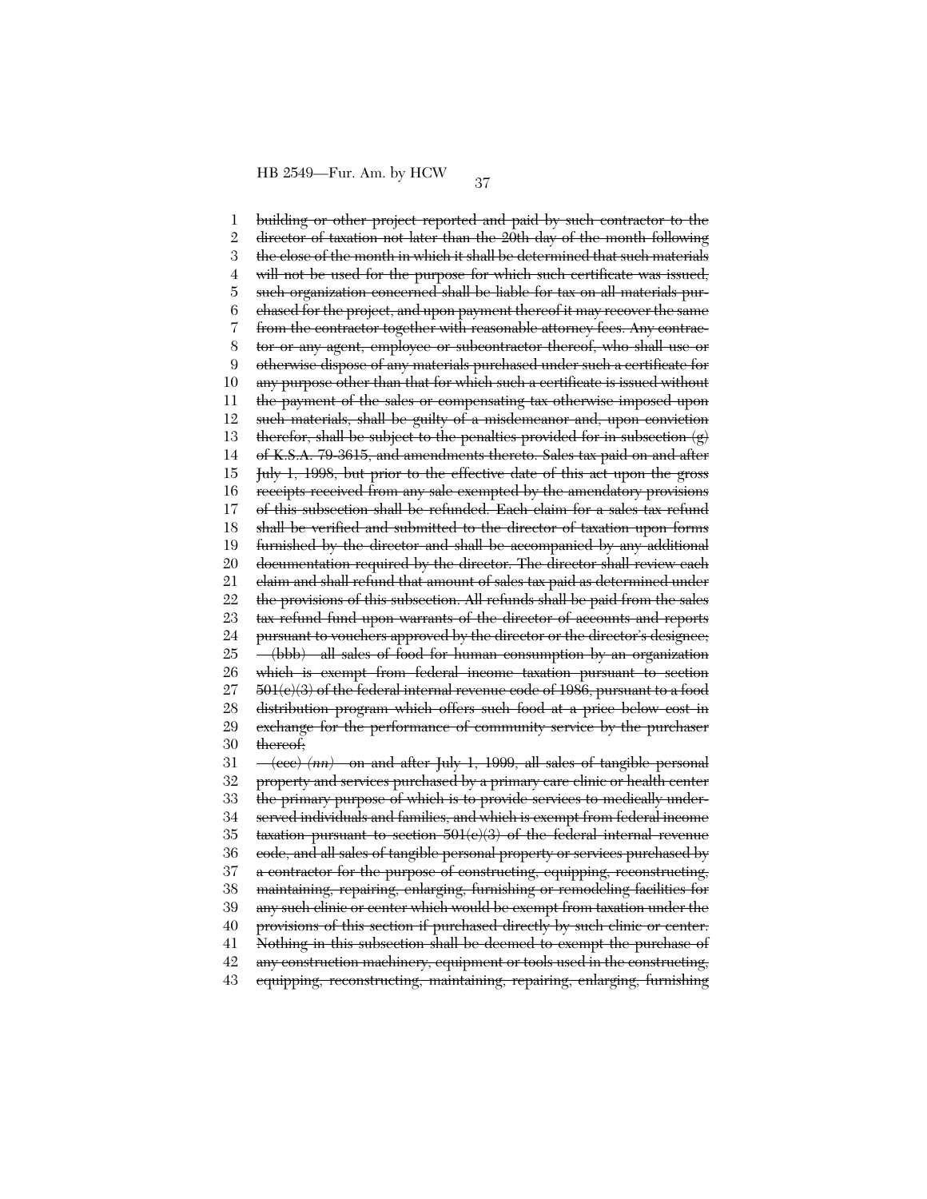~~building or other project reported and paid by such contractor to the director of taxation not later than the 20th day of the month following the close of the month in which it shall be determined that such materials will not be used for the purpose for which such certificate was issued, such organization concerned shall be liable for tax on all materials purchased for the project, and upon payment thereof it may recover the same from the contractor together with reasonable attorney fees. Any contractor or any agent, employee or subcontractor thereof, who shall use or otherwise dispose of any materials purchased under such a certificate for any purpose other than that for which such a certificate is issued without the payment of the sales or compensating tax otherwise imposed upon such materials, shall be guilty of a misdemeanor and, upon conviction therefor, shall be subject to the penalties provided for in subsection (g) of K.S.A. 79-3615, and amendments thereto. Sales tax paid on and after July 1, 1998, but prior to the effective date of this act upon the gross receipts received from any sale exempted by the amendatory provisions of this subsection shall be refunded. Each claim for a sales tax refund shall be verified and submitted to the director of taxation upon forms furnished by the director and shall be accompanied by any additional documentation required by the director. The director shall review each claim and shall refund that amount of sales tax paid as determined under the provisions of this subsection. All refunds shall be paid from the sales tax refund fund upon warrants of the director of accounts and reports pursuant to vouchers approved by the director or the director's designee;~~

~~(bbb) all sales of food for human consumption by an organization which is exempt from federal income taxation pursuant to section 501(c)(3) of the federal internal revenue code of 1986, pursuant to a food distribution program which offers such food at a price below cost in exchange for the performance of community service by the purchaser thereof;~~

~~(ccc)~~ *(nn)* ~~on and after July 1, 1999, all sales of tangible personal property and services purchased by a primary care clinic or health center the primary purpose of which is to provide services to medically underserved individuals and families, and which is exempt from federal income taxation pursuant to section 501(c)(3) of the federal internal revenue code, and all sales of tangible personal property or services purchased by a contractor for the purpose of constructing, equipping, reconstructing, maintaining, repairing, enlarging, furnishing or remodeling facilities for any such clinic or center which would be exempt from taxation under the provisions of this section if purchased directly by such clinic or center. Nothing in this subsection shall be deemed to exempt the purchase of any construction machinery, equipment or tools used in the constructing, equipping, reconstructing, maintaining, repairing, enlarging, furnishing~~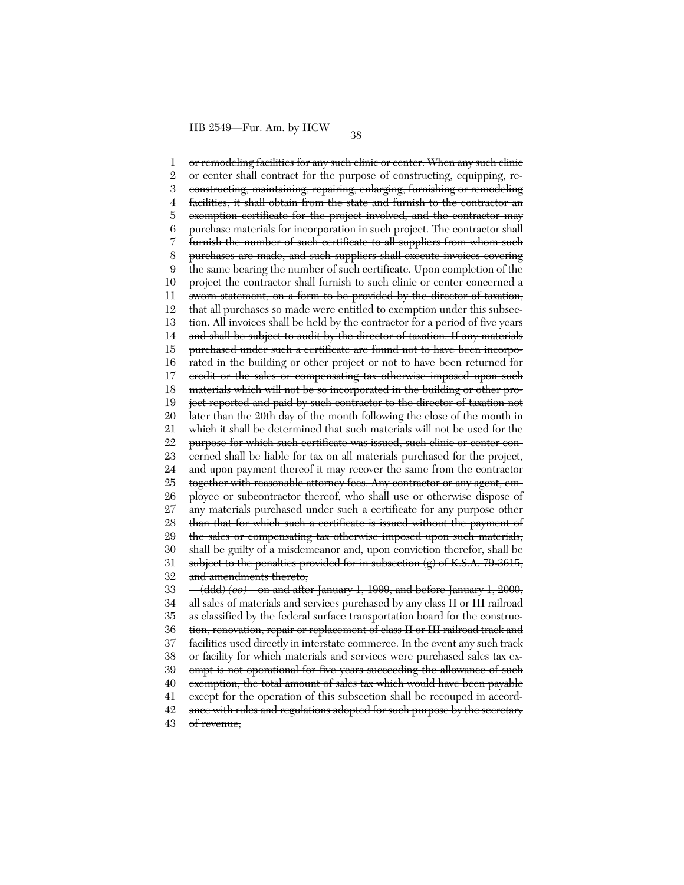~~or remodeling facilities for any such clinic or center. When any such clinic or center shall contract for the purpose of constructing, equipping, reconstructing, maintaining, repairing, enlarging, furnishing or remodeling facilities, it shall obtain from the state and furnish to the contractor an exemption certificate for the project involved, and the contractor may purchase materials for incorporation in such project. The contractor shall furnish the number of such certificate to all suppliers from whom such purchases are made, and such suppliers shall execute invoices covering the same bearing the number of such certificate. Upon completion of the project the contractor shall furnish to such clinic or center concerned a sworn statement, on a form to be provided by the director of taxation, that all purchases so made were entitled to exemption under this subsection. All invoices shall be held by the contractor for a period of five years and shall be subject to audit by the director of taxation. If any materials purchased under such a certificate are found not to have been incorporated in the building or other project or not to have been returned for credit or the sales or compensating tax otherwise imposed upon such materials which will not be so incorporated in the building or other project reported and paid by such contractor to the director of taxation not later than the 20th day of the month following the close of the month in which it shall be determined that such materials will not be used for the purpose for which such certificate was issued, such clinic or center concerned shall be liable for tax on all materials purchased for the project, and upon payment thereof it may recover the same from the contractor together with reasonable attorney fees. Any contractor or any agent, employee or subcontractor thereof, who shall use or otherwise dispose of any materials purchased under such a certificate for any purpose other than that for which such a certificate is issued without the payment of the sales or compensating tax otherwise imposed upon such materials, shall be guilty of a misdemeanor and, upon conviction therefor, shall be subject to the penalties provided for in subsection (g) of K.S.A. 79-3615, and amendments thereto;~~

~~(ddd)~~ *~~(oo)~~* ~~on and after January 1, 1999, and before January 1, 2000, all sales of materials and services purchased by any class II or III railroad as classified by the federal surface transportation board for the construction, renovation, repair or replacement of class II or III railroad track and facilities used directly in interstate commerce. In the event any such track or facility for which materials and services were purchased sales tax exempt is not operational for five years succeeding the allowance of such exemption, the total amount of sales tax which would have been payable except for the operation of this subsection shall be recouped in accordance with rules and regulations adopted for such purpose by the secretary of revenue;~~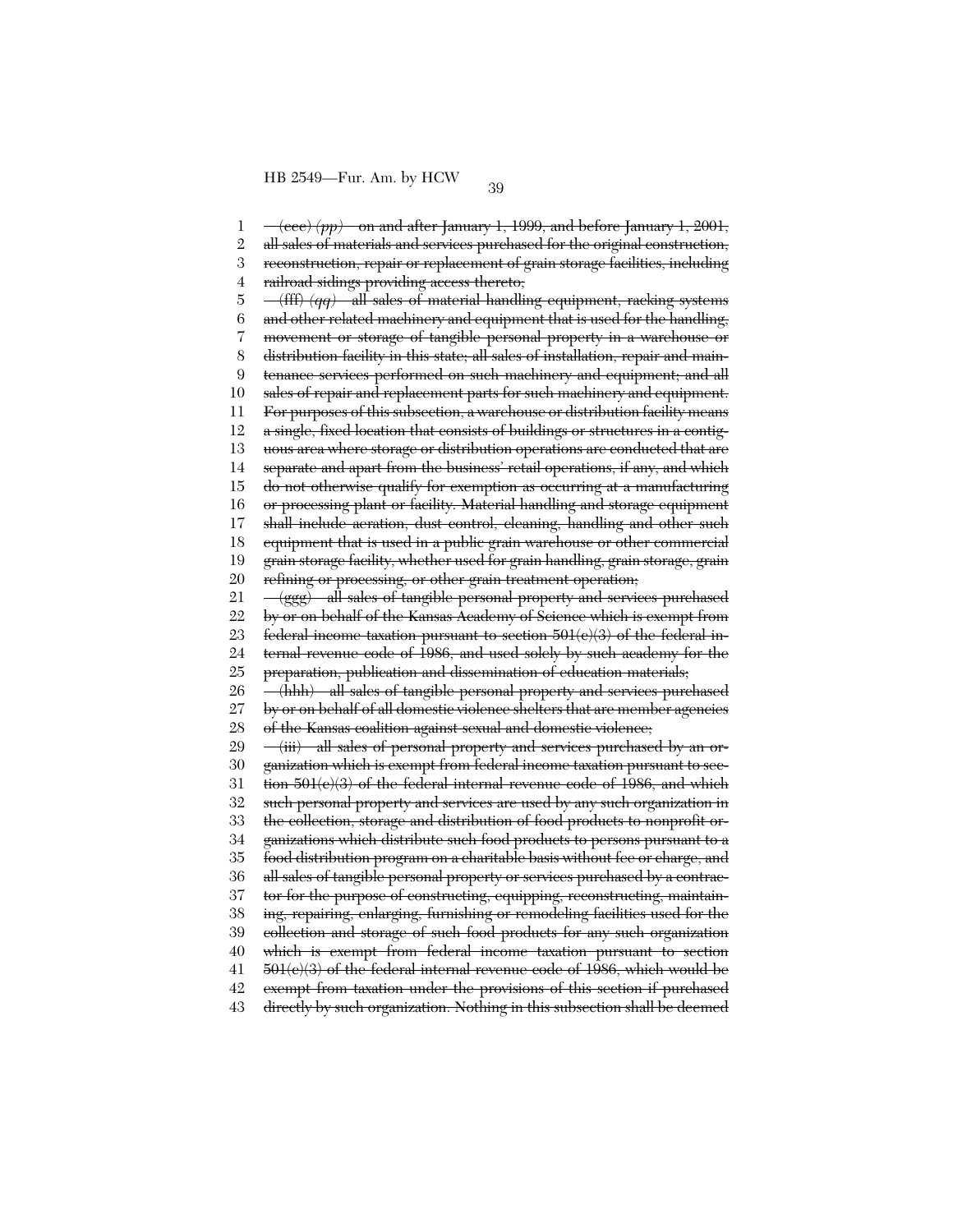~~(eee)~~ *(pp)* ~~on and after January 1, 1999, and before January 1, 2001, all sales of materials and services purchased for the original construction, reconstruction, repair or replacement of grain storage facilities, including railroad sidings providing access thereto;~~

~~(fff)~~ *(qq)* ~~all sales of material handling equipment, racking systems and other related machinery and equipment that is used for the handling, movement or storage of tangible personal property in a warehouse or distribution facility in this state; all sales of installation, repair and maintenance services performed on such machinery and equipment; and all sales of repair and replacement parts for such machinery and equipment. For purposes of this subsection, a warehouse or distribution facility means a single, fixed location that consists of buildings or structures in a contiguous area where storage or distribution operations are conducted that are separate and apart from the business' retail operations, if any, and which do not otherwise qualify for exemption as occurring at a manufacturing or processing plant or facility. Material handling and storage equipment shall include aeration, dust control, cleaning, handling and other such equipment that is used in a public grain warehouse or other commercial grain storage facility, whether used for grain handling, grain storage, grain refining or processing, or other grain treatment operation;~~

~~(ggg) all sales of tangible personal property and services purchased by or on behalf of the Kansas Academy of Science which is exempt from federal income taxation pursuant to section 501(c)(3) of the federal internal revenue code of 1986, and used solely by such academy for the preparation, publication and dissemination of education materials;~~

~~(hhh) all sales of tangible personal property and services purchased by or on behalf of all domestic violence shelters that are member agencies of the Kansas coalition against sexual and domestic violence;~~

~~(iii) all sales of personal property and services purchased by an organization which is exempt from federal income taxation pursuant to section 501(c)(3) of the federal internal revenue code of 1986, and which such personal property and services are used by any such organization in the collection, storage and distribution of food products to nonprofit organizations which distribute such food products to persons pursuant to a food distribution program on a charitable basis without fee or charge, and all sales of tangible personal property or services purchased by a contractor for the purpose of constructing, equipping, reconstructing, maintaining, repairing, enlarging, furnishing or remodeling facilities used for the collection and storage of such food products for any such organization which is exempt from federal income taxation pursuant to section 501(c)(3) of the federal internal revenue code of 1986, which would be exempt from taxation under the provisions of this section if purchased directly by such organization. Nothing in this subsection shall be deemed~~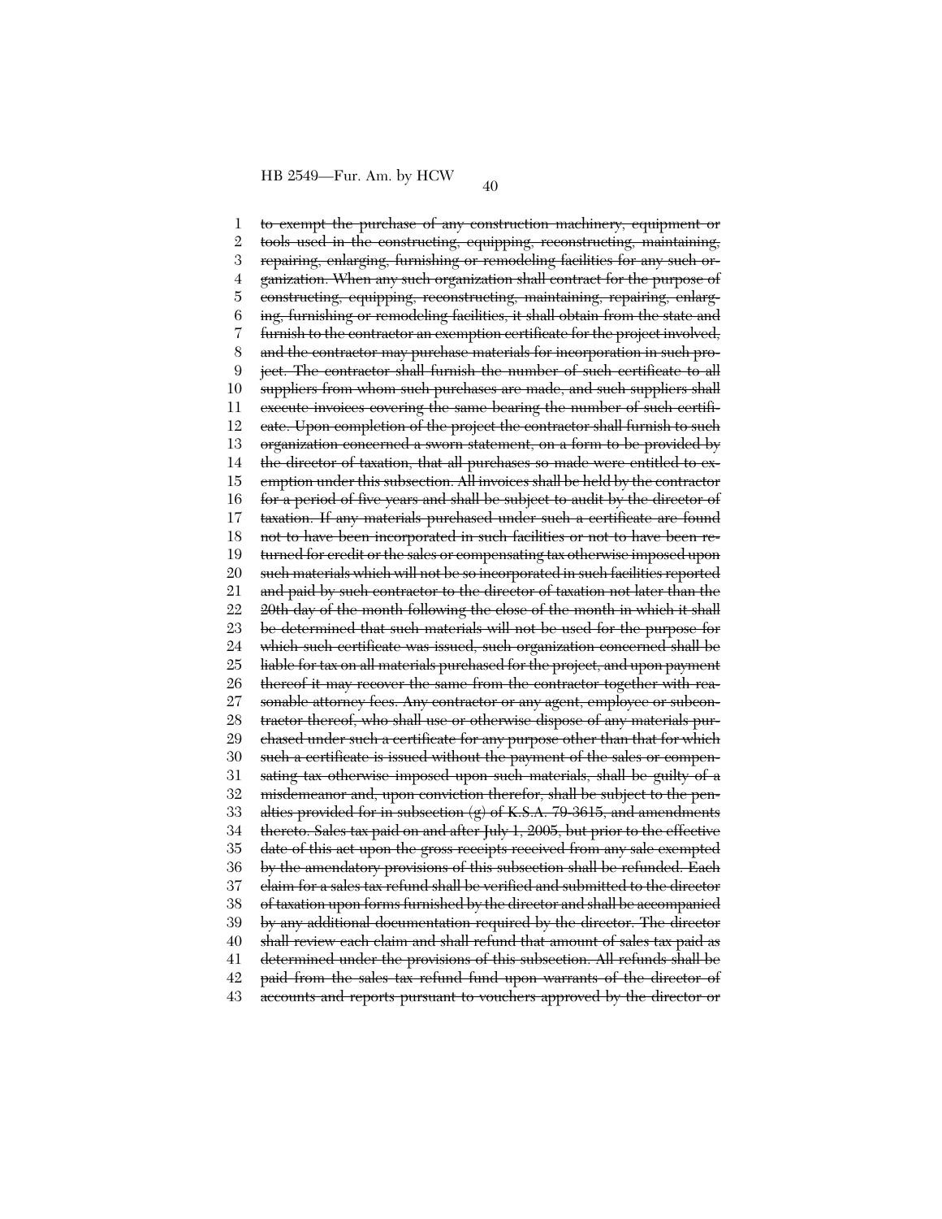~~to exempt the purchase of any construction machinery, equipment or tools used in the constructing, equipping, reconstructing, maintaining, repairing, enlarging, furnishing or remodeling facilities for any such organization. When any such organization shall contract for the purpose of constructing, equipping, reconstructing, maintaining, repairing, enlarging, furnishing or remodeling facilities, it shall obtain from the state and furnish to the contractor an exemption certificate for the project involved, and the contractor may purchase materials for incorporation in such project. The contractor shall furnish the number of such certificate to all suppliers from whom such purchases are made, and such suppliers shall execute invoices covering the same bearing the number of such certificate. Upon completion of the project the contractor shall furnish to such organization concerned a sworn statement, on a form to be provided by the director of taxation, that all purchases so made were entitled to exemption under this subsection. All invoices shall be held by the contractor for a period of five years and shall be subject to audit by the director of taxation. If any materials purchased under such a certificate are found not to have been incorporated in such facilities or not to have been returned for credit or the sales or compensating tax otherwise imposed upon such materials which will not be so incorporated in such facilities reported and paid by such contractor to the director of taxation not later than the 20th day of the month following the close of the month in which it shall be determined that such materials will not be used for the purpose for which such certificate was issued, such organization concerned shall be liable for tax on all materials purchased for the project, and upon payment thereof it may recover the same from the contractor together with reasonable attorney fees. Any contractor or any agent, employee or subcontractor thereof, who shall use or otherwise dispose of any materials purchased under such a certificate for any purpose other than that for which such a certificate is issued without the payment of the sales or compensating tax otherwise imposed upon such materials, shall be guilty of a misdemeanor and, upon conviction therefor, shall be subject to the penalties provided for in subsection (g) of K.S.A. 79-3615, and amendments thereto. Sales tax paid on and after July 1, 2005, but prior to the effective date of this act upon the gross receipts received from any sale exempted by the amendatory provisions of this subsection shall be refunded. Each claim for a sales tax refund shall be verified and submitted to the director of taxation upon forms furnished by the director and shall be accompanied by any additional documentation required by the director. The director shall review each claim and shall refund that amount of sales tax paid as determined under the provisions of this subsection. All refunds shall be paid from the sales tax refund fund upon warrants of the director of accounts and reports pursuant to vouchers approved by the director or~~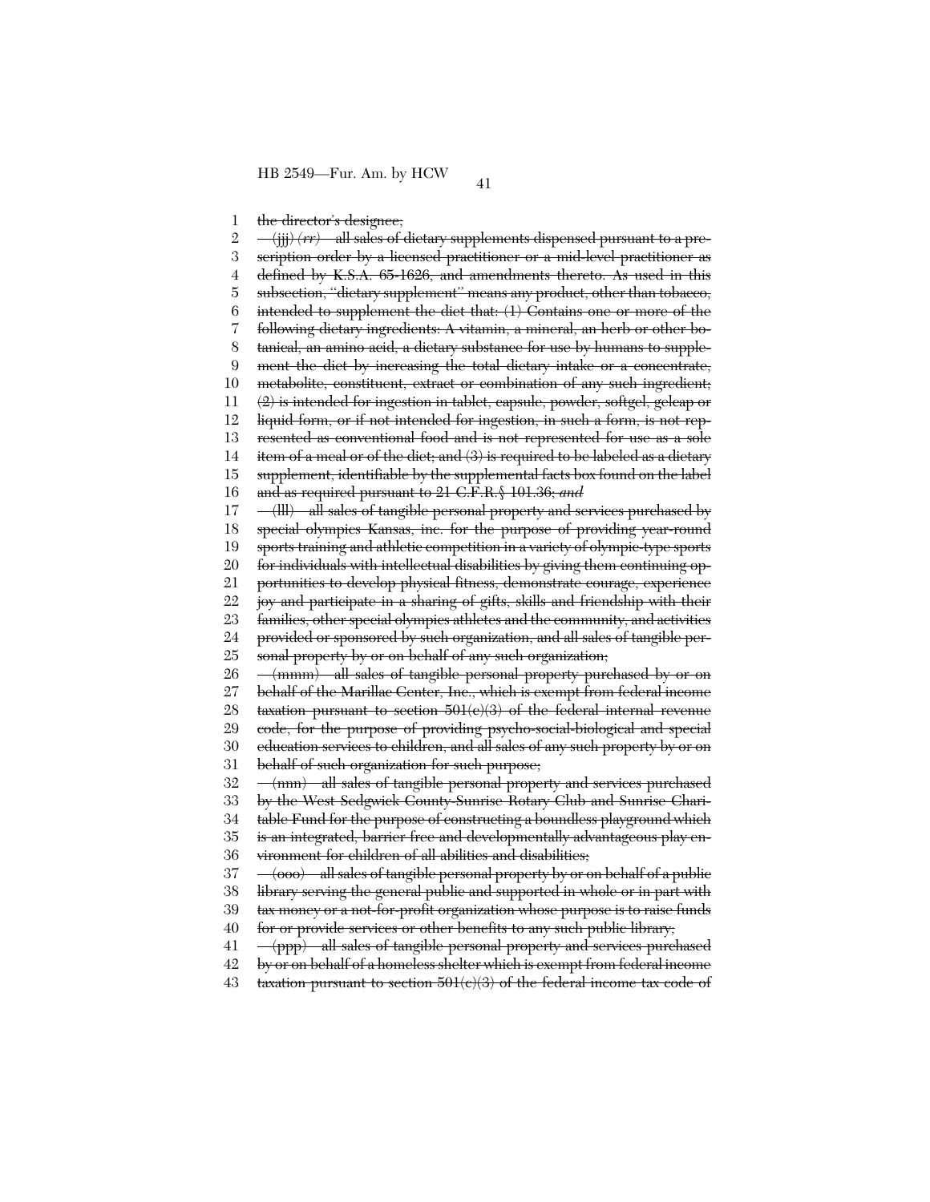~~the director's designee;~~

~~(jjj)~~ *(rr)* ~~all sales of dietary supplements dispensed pursuant to a prescription order by a licensed practitioner or a mid-level practitioner as defined by K.S.A. 65-1626, and amendments thereto. As used in this subsection, "dietary supplement" means any product, other than tobacco, intended to supplement the diet that: (1) Contains one or more of the following dietary ingredients: A vitamin, a mineral, an herb or other botanical, an amino acid, a dietary substance for use by humans to supplement the diet by increasing the total dietary intake or a concentrate, metabolite, constituent, extract or combination of any such ingredient; (2) is intended for ingestion in tablet, capsule, powder, softgel, gelcap or liquid form, or if not intended for ingestion, in such a form, is not represented as conventional food and is not represented for use as a sole item of a meal or of the diet; and (3) is required to be labeled as a dietary supplement, identifiable by the supplemental facts box found on the label and as required pursuant to 21 C.F.R. § 101.36;~~ *and*

~~(lll) all sales of tangible personal property and services purchased by special olympics Kansas, inc. for the purpose of providing year-round sports training and athletic competition in a variety of olympic-type sports for individuals with intellectual disabilities by giving them continuing opportunities to develop physical fitness, demonstrate courage, experience joy and participate in a sharing of gifts, skills and friendship with their families, other special olympics athletes and the community, and activities provided or sponsored by such organization, and all sales of tangible personal property by or on behalf of any such organization;~~

~~(mmm) all sales of tangible personal property purchased by or on behalf of the Marillac Center, Inc., which is exempt from federal income taxation pursuant to section 501(c)(3) of the federal internal revenue code, for the purpose of providing psycho-social-biological and special education services to children, and all sales of any such property by or on behalf of such organization for such purpose;~~

~~(nnn) all sales of tangible personal property and services purchased by the West Sedgwick County-Sunrise Rotary Club and Sunrise Charitable Fund for the purpose of constructing a boundless playground which is an integrated, barrier free and developmentally advantageous play environment for children of all abilities and disabilities;~~

~~(ooo) all sales of tangible personal property by or on behalf of a public library serving the general public and supported in whole or in part with tax money or a not-for-profit organization whose purpose is to raise funds for or provide services or other benefits to any such public library;~~

~~(ppp) all sales of tangible personal property and services purchased by or on behalf of a homeless shelter which is exempt from federal income taxation pursuant to section 501(c)(3) of the federal income tax code of~~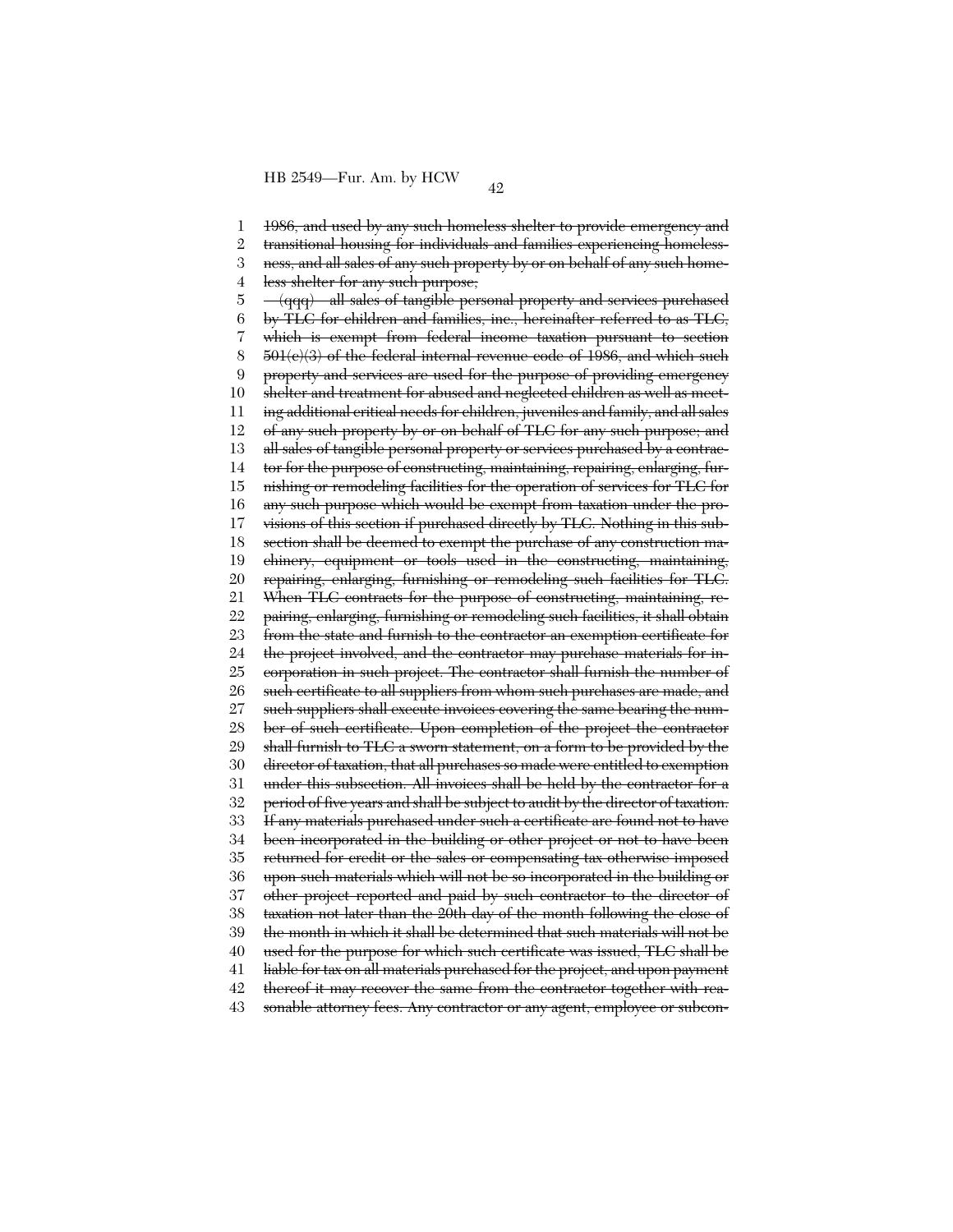~~1986, and used by any such homeless shelter to provide emergency and transitional housing for individuals and families experiencing homelessness, and all sales of any such property by or on behalf of any such homeless shelter for any such purpose;~~

~~(qqq) all sales of tangible personal property and services purchased by TLC for children and families, inc., hereinafter referred to as TLC, which is exempt from federal income taxation pursuant to section 501(c)(3) of the federal internal revenue code of 1986, and which such property and services are used for the purpose of providing emergency shelter and treatment for abused and neglected children as well as meeting additional critical needs for children, juveniles and family, and all sales of any such property by or on behalf of TLC for any such purpose; and all sales of tangible personal property or services purchased by a contractor for the purpose of constructing, maintaining, repairing, enlarging, furnishing or remodeling facilities for the operation of services for TLC for any such purpose which would be exempt from taxation under the provisions of this section if purchased directly by TLC. Nothing in this subsection shall be deemed to exempt the purchase of any construction machinery, equipment or tools used in the constructing, maintaining, repairing, enlarging, furnishing or remodeling such facilities for TLC. When TLC contracts for the purpose of constructing, maintaining, repairing, enlarging, furnishing or remodeling such facilities, it shall obtain from the state and furnish to the contractor an exemption certificate for the project involved, and the contractor may purchase materials for incorporation in such project. The contractor shall furnish the number of such certificate to all suppliers from whom such purchases are made, and such suppliers shall execute invoices covering the same bearing the number of such certificate. Upon completion of the project the contractor shall furnish to TLC a sworn statement, on a form to be provided by the director of taxation, that all purchases so made were entitled to exemption under this subsection. All invoices shall be held by the contractor for a period of five years and shall be subject to audit by the director of taxation. If any materials purchased under such a certificate are found not to have been incorporated in the building or other project or not to have been returned for credit or the sales or compensating tax otherwise imposed upon such materials which will not be so incorporated in the building or other project reported and paid by such contractor to the director of taxation not later than the 20th day of the month following the close of the month in which it shall be determined that such materials will not be used for the purpose for which such certificate was issued, TLC shall be liable for tax on all materials purchased for the project, and upon payment thereof it may recover the same from the contractor together with reasonable attorney fees. Any contractor or any agent, employee or subcon-~~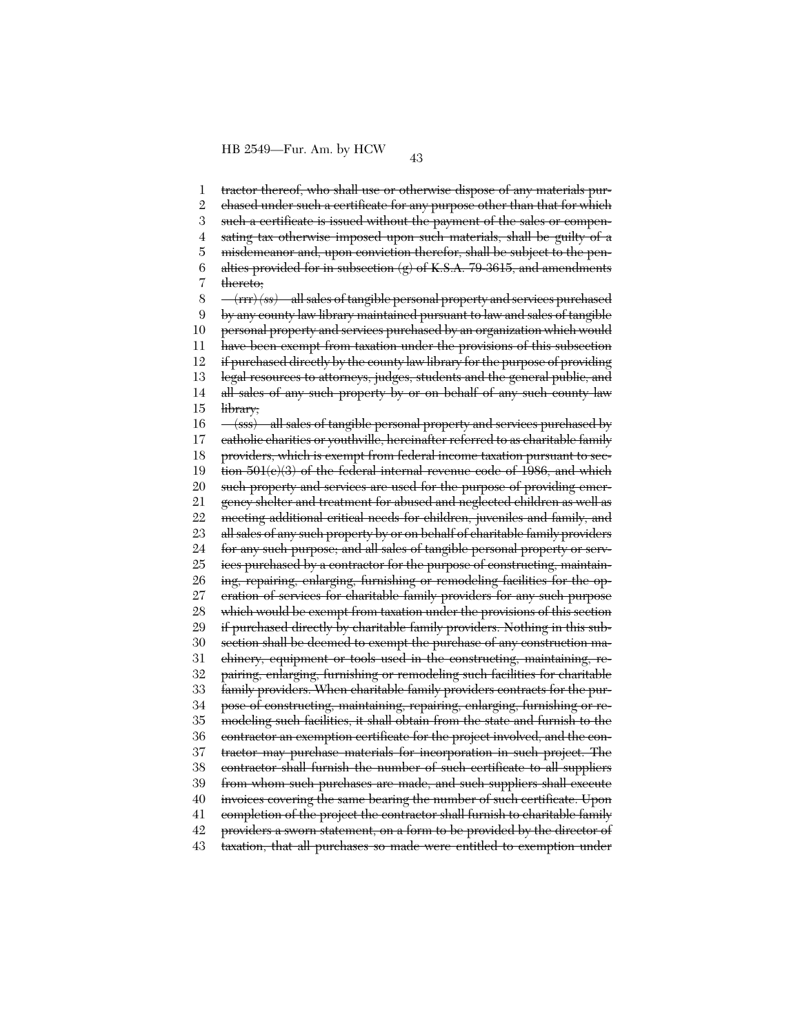tractor thereof, who shall use or otherwise dispose of any materials purchased under such a certificate for any purpose other than that for which such a certificate is issued without the payment of the sales or compensating tax otherwise imposed upon such materials, shall be guilty of a misdemeanor and, upon conviction therefor, shall be subject to the penalties provided for in subsection (g) of K.S.A. 79-3615, and amendments thereto;

~~(rrr)~~ *(ss)* all sales of tangible personal property and services purchased by any county law library maintained pursuant to law and sales of tangible personal property and services purchased by an organization which would have been exempt from taxation under the provisions of this subsection if purchased directly by the county law library for the purpose of providing legal resources to attorneys, judges, students and the general public, and all sales of any such property by or on behalf of any such county law library;

~~(sss) all sales of tangible personal property and services purchased by catholic charities or youthville, hereinafter referred to as charitable family providers, which is exempt from federal income taxation pursuant to section 501(c)(3) of the federal internal revenue code of 1986, and which such property and services are used for the purpose of providing emergency shelter and treatment for abused and neglected children as well as meeting additional critical needs for children, juveniles and family, and all sales of any such property by or on behalf of charitable family providers for any such purpose; and all sales of tangible personal property or services purchased by a contractor for the purpose of constructing, maintaining, repairing, enlarging, furnishing or remodeling facilities for the operation of services for charitable family providers for any such purpose which would be exempt from taxation under the provisions of this section if purchased directly by charitable family providers. Nothing in this subsection shall be deemed to exempt the purchase of any construction machinery, equipment or tools used in the constructing, maintaining, repairing, enlarging, furnishing or remodeling such facilities for charitable family providers. When charitable family providers contracts for the purpose of constructing, maintaining, repairing, enlarging, furnishing or remodeling such facilities, it shall obtain from the state and furnish to the contractor an exemption certificate for the project involved, and the contractor may purchase materials for incorporation in such project. The contractor shall furnish the number of such certificate to all suppliers from whom such purchases are made, and such suppliers shall execute invoices covering the same bearing the number of such certificate. Upon completion of the project the contractor shall furnish to charitable family providers a sworn statement, on a form to be provided by the director of taxation, that all purchases so made were entitled to exemption under~~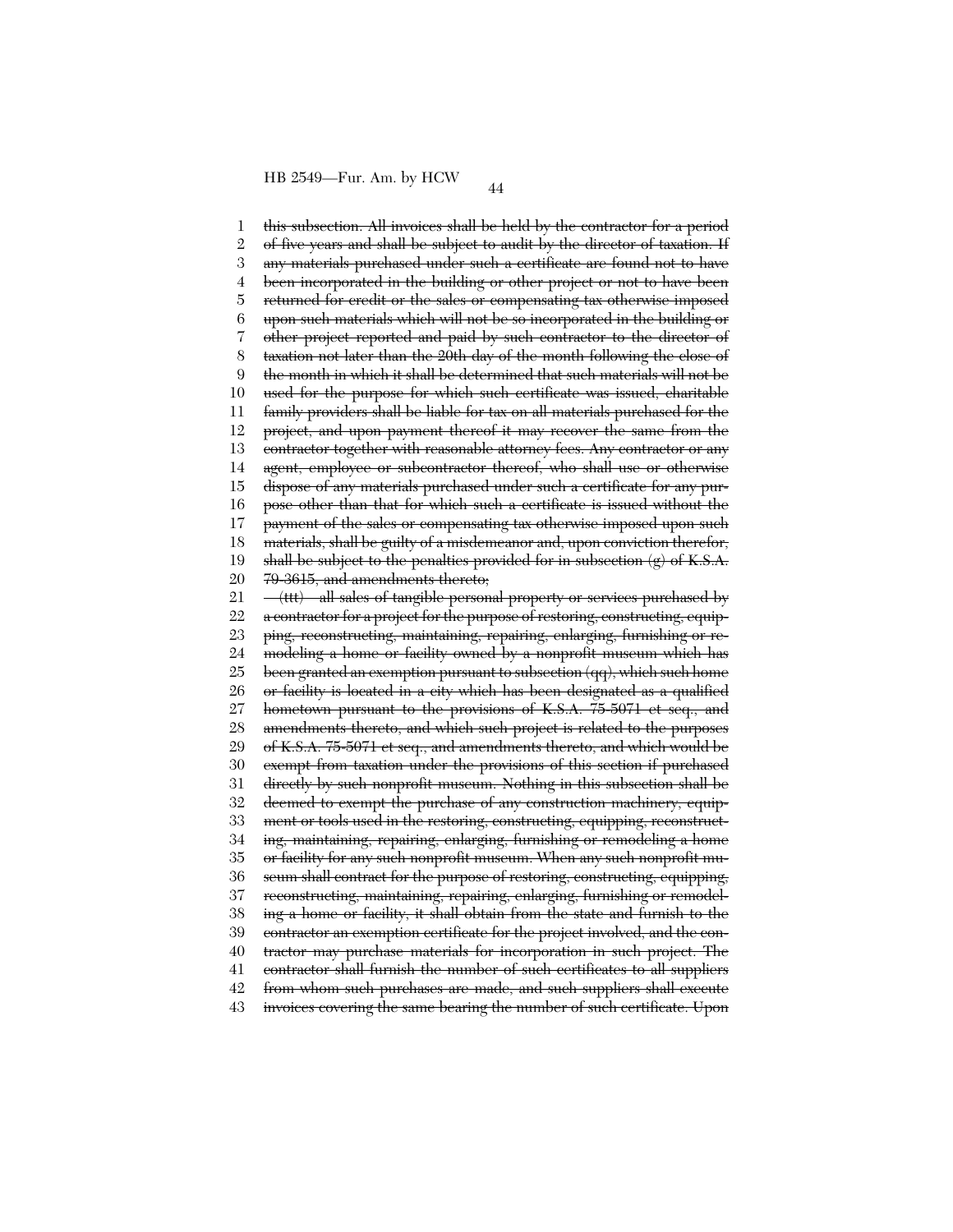~~this subsection. All invoices shall be held by the contractor for a period of five years and shall be subject to audit by the director of taxation. If any materials purchased under such a certificate are found not to have been incorporated in the building or other project or not to have been returned for credit or the sales or compensating tax otherwise imposed upon such materials which will not be so incorporated in the building or other project reported and paid by such contractor to the director of taxation not later than the 20th day of the month following the close of the month in which it shall be determined that such materials will not be used for the purpose for which such certificate was issued, charitable family providers shall be liable for tax on all materials purchased for the project, and upon payment thereof it may recover the same from the contractor together with reasonable attorney fees. Any contractor or any agent, employee or subcontractor thereof, who shall use or otherwise dispose of any materials purchased under such a certificate for any purpose other than that for which such a certificate is issued without the payment of the sales or compensating tax otherwise imposed upon such materials, shall be guilty of a misdemeanor and, upon conviction therefor, shall be subject to the penalties provided for in subsection (g) of K.S.A. 79-3615, and amendments thereto;~~

~~(ttt) all sales of tangible personal property or services purchased by a contractor for a project for the purpose of restoring, constructing, equipping, reconstructing, maintaining, repairing, enlarging, furnishing or remodeling a home or facility owned by a nonprofit museum which has been granted an exemption pursuant to subsection (qq), which such home or facility is located in a city which has been designated as a qualified hometown pursuant to the provisions of K.S.A. 75-5071 et seq., and amendments thereto, and which such project is related to the purposes of K.S.A. 75-5071 et seq., and amendments thereto, and which would be exempt from taxation under the provisions of this section if purchased directly by such nonprofit museum. Nothing in this subsection shall be deemed to exempt the purchase of any construction machinery, equipment or tools used in the restoring, constructing, equipping, reconstructing, maintaining, repairing, enlarging, furnishing or remodeling a home or facility for any such nonprofit museum. When any such nonprofit museum shall contract for the purpose of restoring, constructing, equipping, reconstructing, maintaining, repairing, enlarging, furnishing or remodeling a home or facility, it shall obtain from the state and furnish to the contractor an exemption certificate for the project involved, and the contractor may purchase materials for incorporation in such project. The contractor shall furnish the number of such certificates to all suppliers from whom such purchases are made, and such suppliers shall execute invoices covering the same bearing the number of such certificate. Upon~~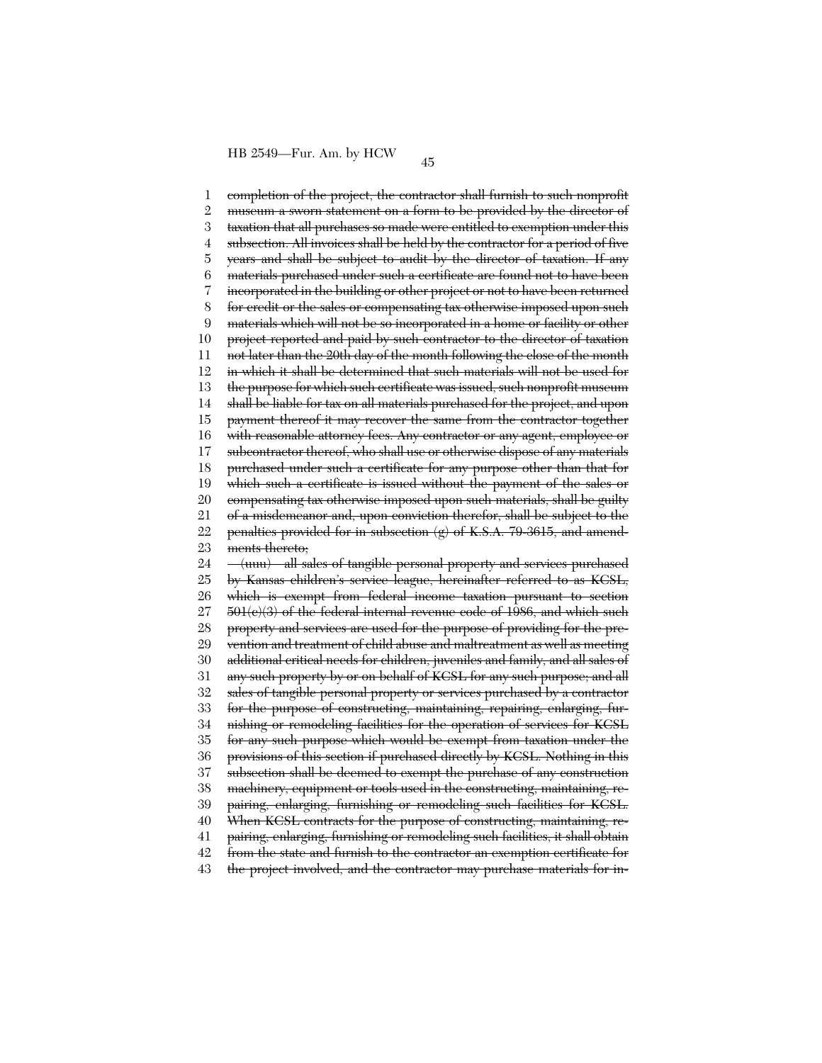~~completion of the project, the contractor shall furnish to such nonprofit museum a sworn statement on a form to be provided by the director of taxation that all purchases so made were entitled to exemption under this subsection. All invoices shall be held by the contractor for a period of five years and shall be subject to audit by the director of taxation. If any materials purchased under such a certificate are found not to have been incorporated in the building or other project or not to have been returned for credit or the sales or compensating tax otherwise imposed upon such materials which will not be so incorporated in a home or facility or other project reported and paid by such contractor to the director of taxation not later than the 20th day of the month following the close of the month in which it shall be determined that such materials will not be used for the purpose for which such certificate was issued, such nonprofit museum shall be liable for tax on all materials purchased for the project, and upon payment thereof it may recover the same from the contractor together with reasonable attorney fees. Any contractor or any agent, employee or subcontractor thereof, who shall use or otherwise dispose of any materials purchased under such a certificate for any purpose other than that for which such a certificate is issued without the payment of the sales or compensating tax otherwise imposed upon such materials, shall be guilty of a misdemeanor and, upon conviction therefor, shall be subject to the penalties provided for in subsection (g) of K.S.A. 79-3615, and amendments thereto;~~

~~(uuu) all sales of tangible personal property and services purchased by Kansas children's service league, hereinafter referred to as KCSL, which is exempt from federal income taxation pursuant to section 501(c)(3) of the federal internal revenue code of 1986, and which such property and services are used for the purpose of providing for the prevention and treatment of child abuse and maltreatment as well as meeting additional critical needs for children, juveniles and family, and all sales of any such property by or on behalf of KCSL for any such purpose; and all sales of tangible personal property or services purchased by a contractor for the purpose of constructing, maintaining, repairing, enlarging, furnishing or remodeling facilities for the operation of services for KCSL for any such purpose which would be exempt from taxation under the provisions of this section if purchased directly by KCSL. Nothing in this subsection shall be deemed to exempt the purchase of any construction machinery, equipment or tools used in the constructing, maintaining, repairing, enlarging, furnishing or remodeling such facilities for KCSL. When KCSL contracts for the purpose of constructing, maintaining, repairing, enlarging, furnishing or remodeling such facilities, it shall obtain from the state and furnish to the contractor an exemption certificate for the project involved, and the contractor may purchase materials for in-~~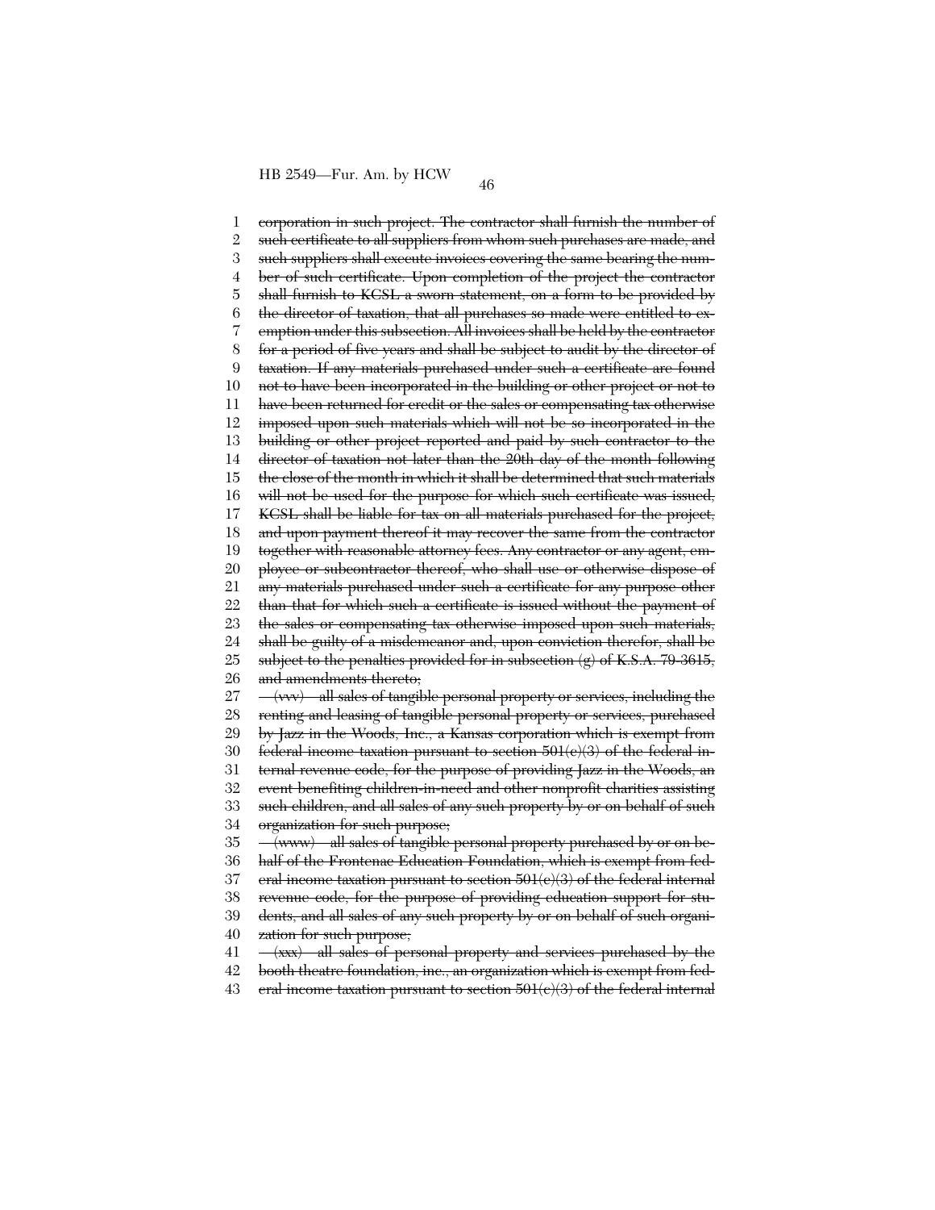corporation in such project. The contractor shall furnish the number of such certificate to all suppliers from whom such purchases are made, and such suppliers shall execute invoices covering the same bearing the number of such certificate. Upon completion of the project the contractor shall furnish to KCSL a sworn statement, on a form to be provided by the director of taxation, that all purchases so made were entitled to exemption under this subsection. All invoices shall be held by the contractor for a period of five years and shall be subject to audit by the director of taxation. If any materials purchased under such a certificate are found not to have been incorporated in the building or other project or not to have been returned for credit or the sales or compensating tax otherwise imposed upon such materials which will not be so incorporated in the building or other project reported and paid by such contractor to the director of taxation not later than the 20th day of the month following the close of the month in which it shall be determined that such materials will not be used for the purpose for which such certificate was issued, KCSL shall be liable for tax on all materials purchased for the project, and upon payment thereof it may recover the same from the contractor together with reasonable attorney fees. Any contractor or any agent, employee or subcontractor thereof, who shall use or otherwise dispose of any materials purchased under such a certificate for any purpose other than that for which such a certificate is issued without the payment of the sales or compensating tax otherwise imposed upon such materials, shall be guilty of a misdemeanor and, upon conviction therefor, shall be subject to the penalties provided for in subsection (g) of K.S.A. 79-3615, and amendments thereto;

(vvv) all sales of tangible personal property or services, including the renting and leasing of tangible personal property or services, purchased by Jazz in the Woods, Inc., a Kansas corporation which is exempt from federal income taxation pursuant to section 501(c)(3) of the federal internal revenue code, for the purpose of providing Jazz in the Woods, an event benefiting children-in-need and other nonprofit charities assisting such children, and all sales of any such property by or on behalf of such organization for such purpose;

(www) all sales of tangible personal property purchased by or on behalf of the Frontenac Education Foundation, which is exempt from federal income taxation pursuant to section 501(c)(3) of the federal internal revenue code, for the purpose of providing education support for students, and all sales of any such property by or on behalf of such organization for such purpose;

(xxx) all sales of personal property and services purchased by the booth theatre foundation, inc., an organization which is exempt from federal income taxation pursuant to section 501(c)(3) of the federal internal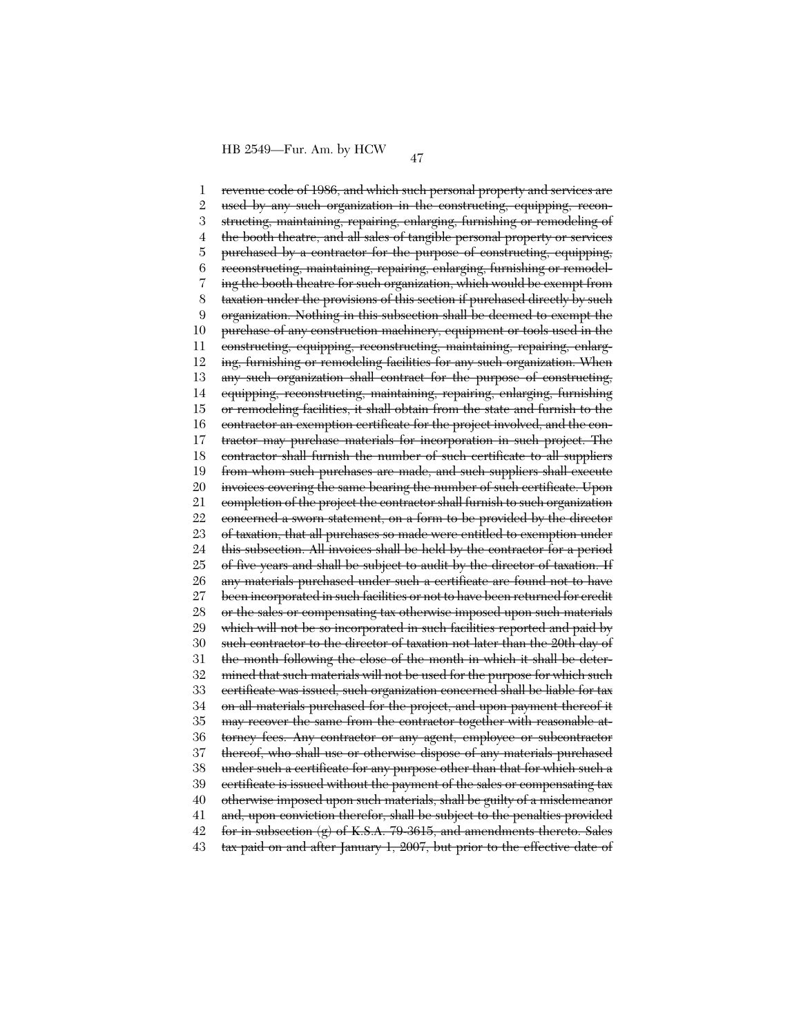~~revenue code of 1986, and which such personal property and services are used by any such organization in the constructing, equipping, reconstructing, maintaining, repairing, enlarging, furnishing or remodeling of the booth theatre, and all sales of tangible personal property or services purchased by a contractor for the purpose of constructing, equipping, reconstructing, maintaining, repairing, enlarging, furnishing or remodeling the booth theatre for such organization, which would be exempt from taxation under the provisions of this section if purchased directly by such organization. Nothing in this subsection shall be deemed to exempt the purchase of any construction machinery, equipment or tools used in the constructing, equipping, reconstructing, maintaining, repairing, enlarging, furnishing or remodeling facilities for any such organization. When any such organization shall contract for the purpose of constructing, equipping, reconstructing, maintaining, repairing, enlarging, furnishing or remodeling facilities, it shall obtain from the state and furnish to the contractor an exemption certificate for the project involved, and the contractor may purchase materials for incorporation in such project. The contractor shall furnish the number of such certificate to all suppliers from whom such purchases are made, and such suppliers shall execute invoices covering the same bearing the number of such certificate. Upon completion of the project the contractor shall furnish to such organization concerned a sworn statement, on a form to be provided by the director of taxation, that all purchases so made were entitled to exemption under this subsection. All invoices shall be held by the contractor for a period of five years and shall be subject to audit by the director of taxation. If any materials purchased under such a certificate are found not to have been incorporated in such facilities or not to have been returned for credit or the sales or compensating tax otherwise imposed upon such materials which will not be so incorporated in such facilities reported and paid by such contractor to the director of taxation not later than the 20th day of the month following the close of the month in which it shall be determined that such materials will not be used for the purpose for which such certificate was issued, such organization concerned shall be liable for tax on all materials purchased for the project, and upon payment thereof it may recover the same from the contractor together with reasonable attorney fees. Any contractor or any agent, employee or subcontractor thereof, who shall use or otherwise dispose of any materials purchased under such a certificate for any purpose other than that for which such a certificate is issued without the payment of the sales or compensating tax otherwise imposed upon such materials, shall be guilty of a misdemeanor and, upon conviction therefor, shall be subject to the penalties provided for in subsection (g) of K.S.A. 79-3615, and amendments thereto. Sales tax paid on and after January 1, 2007, but prior to the effective date of~~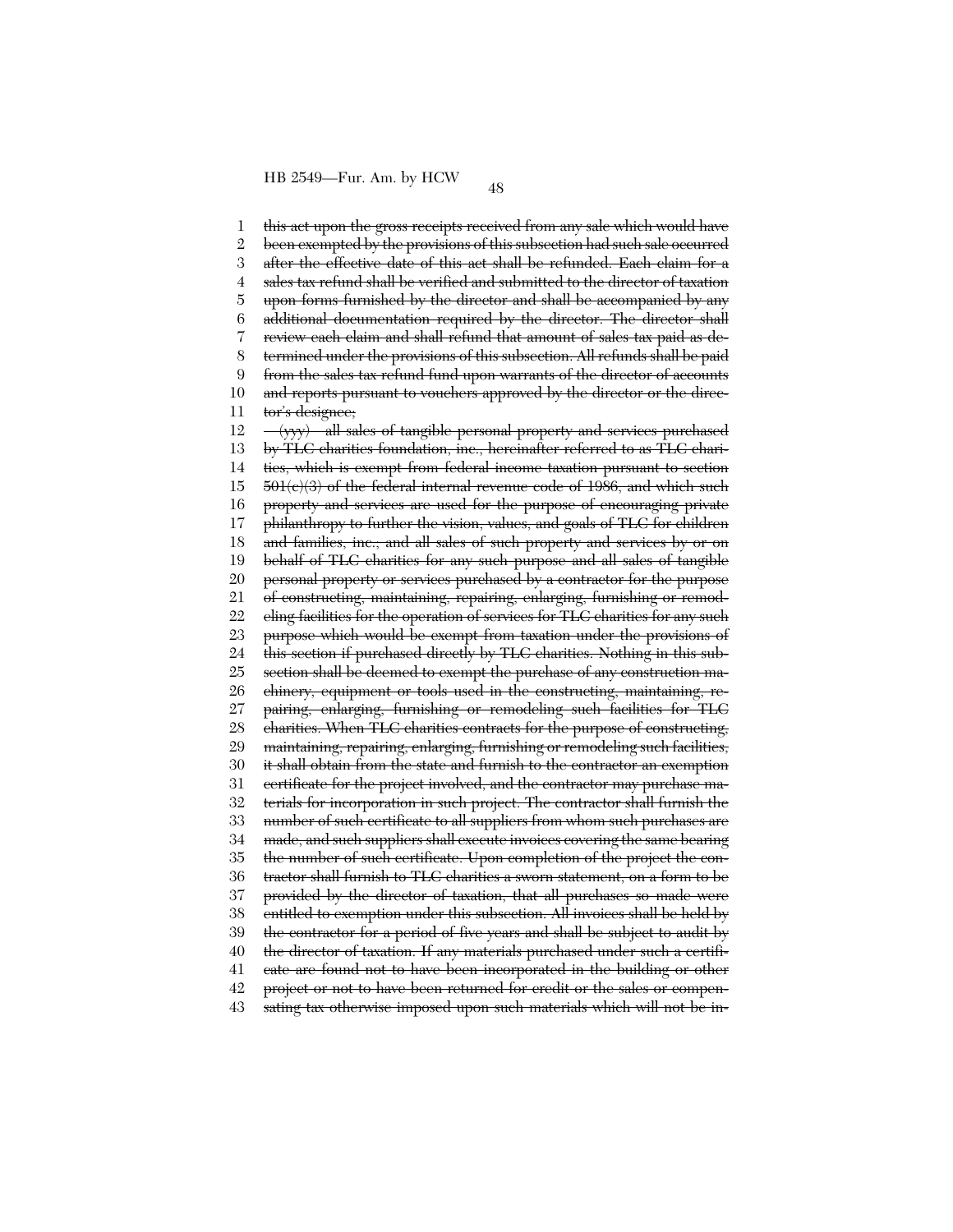~~this act upon the gross receipts received from any sale which would have been exempted by the provisions of this subsection had such sale occurred after the effective date of this act shall be refunded. Each claim for a sales tax refund shall be verified and submitted to the director of taxation upon forms furnished by the director and shall be accompanied by any additional documentation required by the director. The director shall review each claim and shall refund that amount of sales tax paid as determined under the provisions of this subsection. All refunds shall be paid from the sales tax refund fund upon warrants of the director of accounts and reports pursuant to vouchers approved by the director or the director's designee;~~

~~(yyy) all sales of tangible personal property and services purchased by TLC charities foundation, inc., hereinafter referred to as TLC charities, which is exempt from federal income taxation pursuant to section 501(c)(3) of the federal internal revenue code of 1986, and which such property and services are used for the purpose of encouraging private philanthropy to further the vision, values, and goals of TLC for children and families, inc.; and all sales of such property and services by or on behalf of TLC charities for any such purpose and all sales of tangible personal property or services purchased by a contractor for the purpose of constructing, maintaining, repairing, enlarging, furnishing or remodeling facilities for the operation of services for TLC charities for any such purpose which would be exempt from taxation under the provisions of this section if purchased directly by TLC charities. Nothing in this subsection shall be deemed to exempt the purchase of any construction machinery, equipment or tools used in the constructing, maintaining, repairing, enlarging, furnishing or remodeling such facilities for TLC charities. When TLC charities contracts for the purpose of constructing, maintaining, repairing, enlarging, furnishing or remodeling such facilities, it shall obtain from the state and furnish to the contractor an exemption certificate for the project involved, and the contractor may purchase materials for incorporation in such project. The contractor shall furnish the number of such certificate to all suppliers from whom such purchases are made, and such suppliers shall execute invoices covering the same bearing the number of such certificate. Upon completion of the project the contractor shall furnish to TLC charities a sworn statement, on a form to be provided by the director of taxation, that all purchases so made were entitled to exemption under this subsection. All invoices shall be held by the contractor for a period of five years and shall be subject to audit by the director of taxation. If any materials purchased under such a certificate are found not to have been incorporated in the building or other project or not to have been returned for credit or the sales or compensating tax otherwise imposed upon such materials which will not be in-~~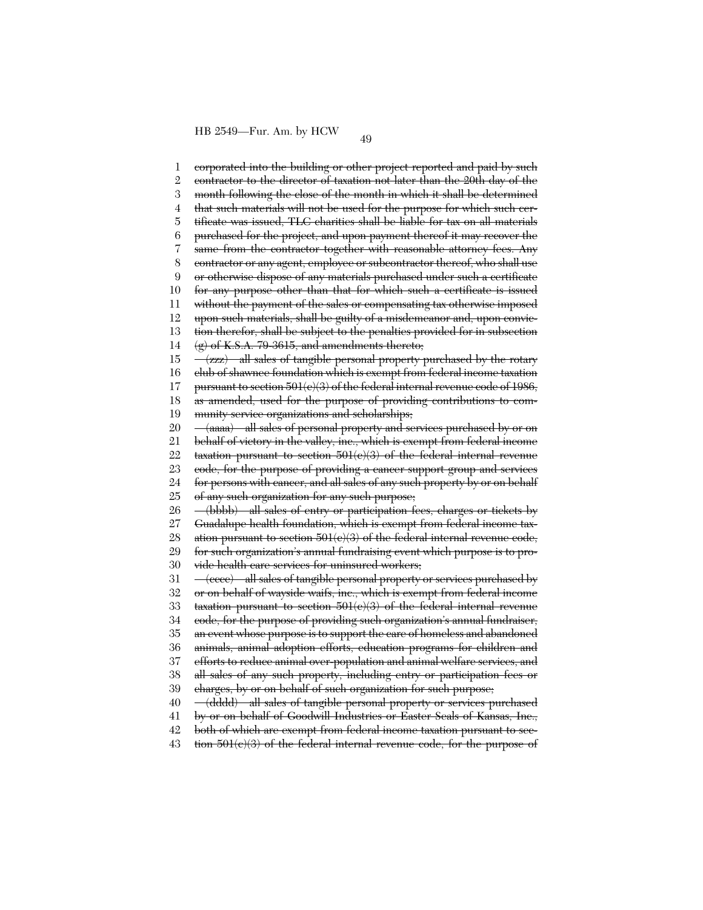~~corporated into the building or other project reported and paid by such contractor to the director of taxation not later than the 20th day of the month following the close of the month in which it shall be determined that such materials will not be used for the purpose for which such certificate was issued, TLC charities shall be liable for tax on all materials purchased for the project, and upon payment thereof it may recover the same from the contractor together with reasonable attorney fees. Any contractor or any agent, employee or subcontractor thereof, who shall use or otherwise dispose of any materials purchased under such a certificate for any purpose other than that for which such a certificate is issued without the payment of the sales or compensating tax otherwise imposed upon such materials, shall be guilty of a misdemeanor and, upon conviction therefor, shall be subject to the penalties provided for in subsection (g) of K.S.A. 79-3615, and amendments thereto;~~

~~(zzz) all sales of tangible personal property purchased by the rotary club of shawnee foundation which is exempt from federal income taxation pursuant to section 501(c)(3) of the federal internal revenue code of 1986, as amended, used for the purpose of providing contributions to community service organizations and scholarships;~~

~~(aaaa) all sales of personal property and services purchased by or on behalf of victory in the valley, inc., which is exempt from federal income taxation pursuant to section 501(c)(3) of the federal internal revenue code, for the purpose of providing a cancer support group and services for persons with cancer, and all sales of any such property by or on behalf of any such organization for any such purpose;~~

~~(bbbb) all sales of entry or participation fees, charges or tickets by Guadalupe health foundation, which is exempt from federal income taxation pursuant to section 501(c)(3) of the federal internal revenue code, for such organization's annual fundraising event which purpose is to provide health care services for uninsured workers;~~

~~(cccc) all sales of tangible personal property or services purchased by or on behalf of wayside waifs, inc., which is exempt from federal income taxation pursuant to section 501(c)(3) of the federal internal revenue code, for the purpose of providing such organization's annual fundraiser, an event whose purpose is to support the care of homeless and abandoned animals, animal adoption efforts, education programs for children and efforts to reduce animal over-population and animal welfare services, and all sales of any such property, including entry or participation fees or charges, by or on behalf of such organization for such purpose;~~

~~(dddd) all sales of tangible personal property or services purchased by or on behalf of Goodwill Industries or Easter Seals of Kansas, Inc., both of which are exempt from federal income taxation pursuant to section 501(c)(3) of the federal internal revenue code, for the purpose of~~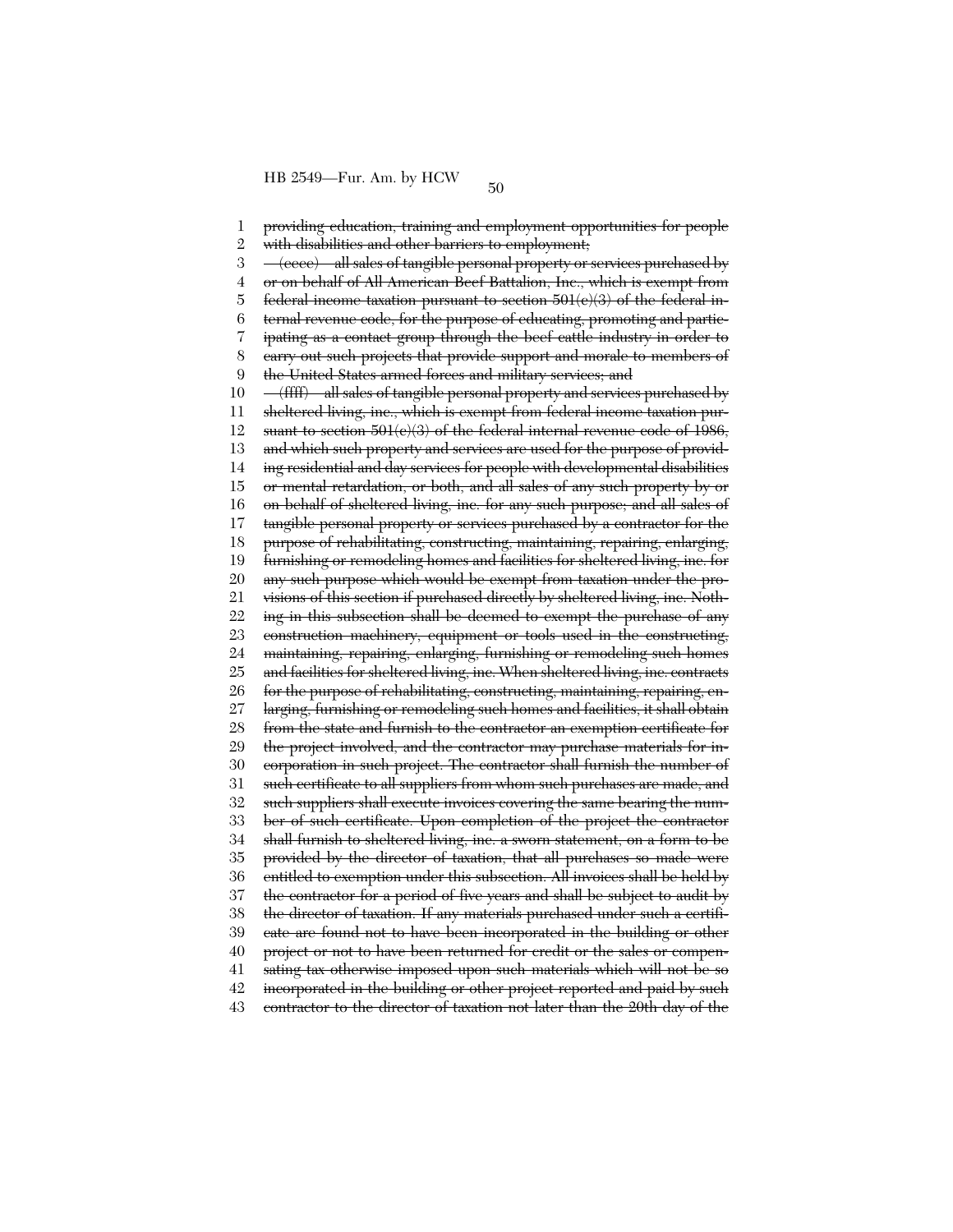~~providing education, training and employment opportunities for people with disabilities and other barriers to employment;~~

~~(eeee) all sales of tangible personal property or services purchased by or on behalf of All American Beef Battalion, Inc., which is exempt from federal income taxation pursuant to section 501(c)(3) of the federal internal revenue code, for the purpose of educating, promoting and participating as a contact group through the beef cattle industry in order to carry out such projects that provide support and morale to members of the United States armed forces and military services; and~~

~~(ffff) all sales of tangible personal property and services purchased by sheltered living, inc., which is exempt from federal income taxation pursuant to section 501(c)(3) of the federal internal revenue code of 1986, and which such property and services are used for the purpose of providing residential and day services for people with developmental disabilities or mental retardation, or both, and all sales of any such property by or on behalf of sheltered living, inc. for any such purpose; and all sales of tangible personal property or services purchased by a contractor for the purpose of rehabilitating, constructing, maintaining, repairing, enlarging, furnishing or remodeling homes and facilities for sheltered living, inc. for any such purpose which would be exempt from taxation under the provisions of this section if purchased directly by sheltered living, inc. Nothing in this subsection shall be deemed to exempt the purchase of any construction machinery, equipment or tools used in the constructing, maintaining, repairing, enlarging, furnishing or remodeling such homes and facilities for sheltered living, inc. When sheltered living, inc. contracts for the purpose of rehabilitating, constructing, maintaining, repairing, enlarging, furnishing or remodeling such homes and facilities, it shall obtain from the state and furnish to the contractor an exemption certificate for the project involved, and the contractor may purchase materials for incorporation in such project. The contractor shall furnish the number of such certificate to all suppliers from whom such purchases are made, and such suppliers shall execute invoices covering the same bearing the number of such certificate. Upon completion of the project the contractor shall furnish to sheltered living, inc. a sworn statement, on a form to be provided by the director of taxation, that all purchases so made were entitled to exemption under this subsection. All invoices shall be held by the contractor for a period of five years and shall be subject to audit by the director of taxation. If any materials purchased under such a certificate are found not to have been incorporated in the building or other project or not to have been returned for credit or the sales or compensating tax otherwise imposed upon such materials which will not be so incorporated in the building or other project reported and paid by such contractor to the director of taxation not later than the 20th day of the~~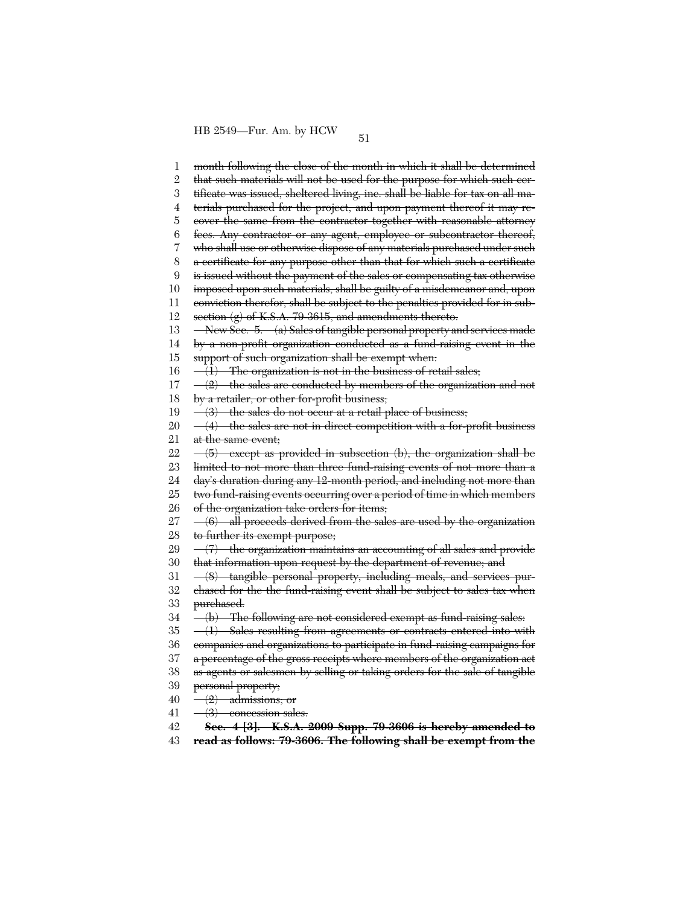month following the close of the month in which it shall be determined that such materials will not be used for the purpose for which such certificate was issued, sheltered living, inc. shall be liable for tax on all materials purchased for the project, and upon payment thereof it may recover the same from the contractor together with reasonable attorney fees. Any contractor or any agent, employee or subcontractor thereof, who shall use or otherwise dispose of any materials purchased under such a certificate for any purpose other than that for which such a certificate is issued without the payment of the sales or compensating tax otherwise imposed upon such materials, shall be guilty of a misdemeanor and, upon conviction therefor, shall be subject to the penalties provided for in subsection (g) of K.S.A. 79-3615, and amendments thereto.

New Sec. 5. (a) Sales of tangible personal property and services made by a non-profit organization conducted as a fund-raising event in the support of such organization shall be exempt when:

(1) The organization is not in the business of retail sales;

(2) the sales are conducted by members of the organization and not by a retailer, or other for-profit business;

(3) the sales do not occur at a retail place of business;

(4) the sales are not in direct competition with a for-profit business at the same event;

(5) except as provided in subsection (b), the organization shall be limited to not more than three fund-raising events of not more than a day's duration during any 12-month period, and including not more than two fund-raising events occurring over a period of time in which members of the organization take orders for items;

(6) all proceeds derived from the sales are used by the organization to further its exempt purpose;

(7) the organization maintains an accounting of all sales and provide that information upon request by the department of revenue; and

(8) tangible personal property, including meals, and services purchased for the the fund-raising event shall be subject to sales tax when purchased.

(b) The following are not considered exempt as fund-raising sales:

(1) Sales resulting from agreements or contracts entered into with companies and organizations to participate in fund-raising campaigns for a percentage of the gross receipts where members of the organization act as agents or salesmen by selling or taking orders for the sale of tangible personal property;

(2) admissions; or

(3) concession sales.

**Sec. 4 [3]. K.S.A. 2009 Supp. 79-3606 is hereby amended to read as follows: 79-3606. The following shall be exempt from the**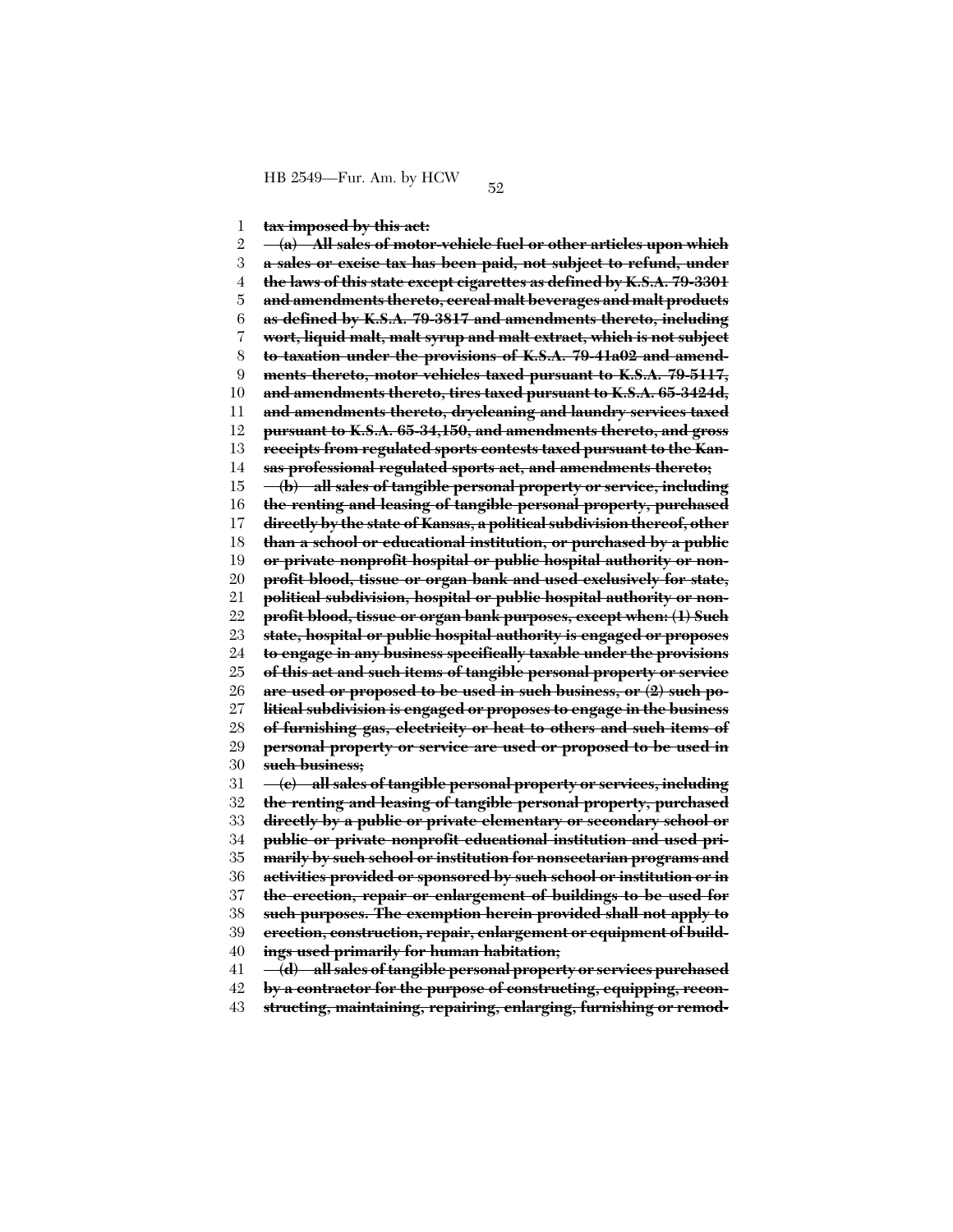~~**tax imposed by this act:**~~

~~**(a) All sales of motor-vehicle fuel or other articles upon which a sales or excise tax has been paid, not subject to refund, under the laws of this state except cigarettes as defined by K.S.A. 79-3301 and amendments thereto, cereal malt beverages and malt products as defined by K.S.A. 79-3817 and amendments thereto, including wort, liquid malt, malt syrup and malt extract, which is not subject to taxation under the provisions of K.S.A. 79-41a02 and amendments thereto, motor vehicles taxed pursuant to K.S.A. 79-5117, and amendments thereto, tires taxed pursuant to K.S.A. 65-3424d, and amendments thereto, drycleaning and laundry services taxed pursuant to K.S.A. 65-34,150, and amendments thereto, and gross receipts from regulated sports contests taxed pursuant to the Kansas professional regulated sports act, and amendments thereto;**~~

~~**(b) all sales of tangible personal property or service, including the renting and leasing of tangible personal property, purchased directly by the state of Kansas, a political subdivision thereof, other than a school or educational institution, or purchased by a public or private nonprofit hospital or public hospital authority or nonprofit blood, tissue or organ bank and used exclusively for state, political subdivision, hospital or public hospital authority or nonprofit blood, tissue or organ bank purposes, except when: (1) Such state, hospital or public hospital authority is engaged or proposes to engage in any business specifically taxable under the provisions of this act and such items of tangible personal property or service are used or proposed to be used in such business, or (2) such political subdivision is engaged or proposes to engage in the business of furnishing gas, electricity or heat to others and such items of personal property or service are used or proposed to be used in such business;**~~

~~**(c) all sales of tangible personal property or services, including the renting and leasing of tangible personal property, purchased directly by a public or private elementary or secondary school or public or private nonprofit educational institution and used primarily by such school or institution for nonsectarian programs and activities provided or sponsored by such school or institution or in the erection, repair or enlargement of buildings to be used for such purposes. The exemption herein provided shall not apply to erection, construction, repair, enlargement or equipment of buildings used primarily for human habitation;**~~

~~**(d) all sales of tangible personal property or services purchased by a contractor for the purpose of constructing, equipping, reconstructing, maintaining, repairing, enlarging, furnishing or remod-**~~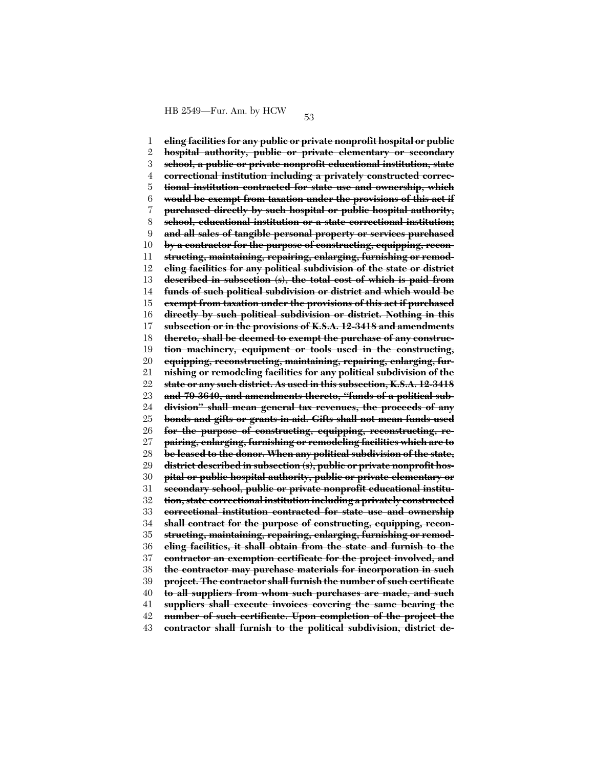~~**eling facilities for any public or private nonprofit hospital or public hospital authority, public or private elementary or secondary school, a public or private nonprofit educational institution, state correctional institution including a privately constructed correctional institution contracted for state use and ownership, which would be exempt from taxation under the provisions of this act if purchased directly by such hospital or public hospital authority, school, educational institution or a state correctional institution; and all sales of tangible personal property or services purchased by a contractor for the purpose of constructing, equipping, reconstructing, maintaining, repairing, enlarging, furnishing or remodeling facilities for any political subdivision of the state or district described in subsection (s), the total cost of which is paid from funds of such political subdivision or district and which would be exempt from taxation under the provisions of this act if purchased directly by such political subdivision or district. Nothing in this subsection or in the provisions of K.S.A. 12-3418 and amendments thereto, shall be deemed to exempt the purchase of any construction machinery, equipment or tools used in the constructing, equipping, reconstructing, maintaining, repairing, enlarging, furnishing or remodeling facilities for any political subdivision of the state or any such district. As used in this subsection, K.S.A. 12-3418 and 79-3640, and amendments thereto, "funds of a political subdivision" shall mean general tax revenues, the proceeds of any bonds and gifts or grants-in-aid. Gifts shall not mean funds used for the purpose of constructing, equipping, reconstructing, repairing, enlarging, furnishing or remodeling facilities which are to be leased to the donor. When any political subdivision of the state, district described in subsection (s), public or private nonprofit hospital or public hospital authority, public or private elementary or secondary school, public or private nonprofit educational institution, state correctional institution including a privately constructed correctional institution contracted for state use and ownership shall contract for the purpose of constructing, equipping, reconstructing, maintaining, repairing, enlarging, furnishing or remodeling facilities, it shall obtain from the state and furnish to the contractor an exemption certificate for the project involved, and the contractor may purchase materials for incorporation in such project. The contractor shall furnish the number of such certificate to all suppliers from whom such purchases are made, and such suppliers shall execute invoices covering the same bearing the number of such certificate. Upon completion of the project the contractor shall furnish to the political subdivision, district de-**~~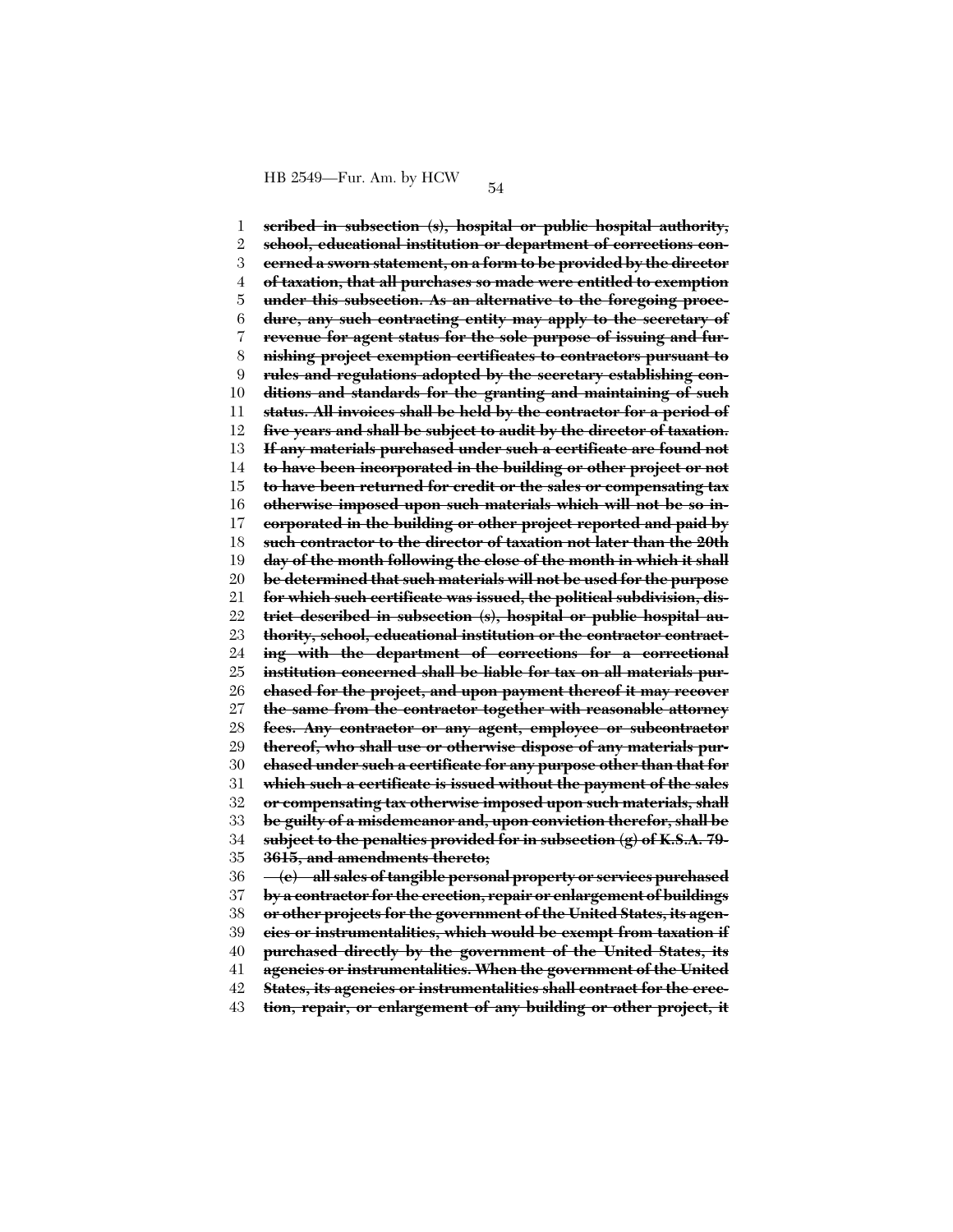~~**scribed in subsection (s), hospital or public hospital authority, school, educational institution or department of corrections concerned a sworn statement, on a form to be provided by the director of taxation, that all purchases so made were entitled to exemption under this subsection. As an alternative to the foregoing procedure, any such contracting entity may apply to the secretary of revenue for agent status for the sole purpose of issuing and furnishing project exemption certificates to contractors pursuant to rules and regulations adopted by the secretary establishing conditions and standards for the granting and maintaining of such status. All invoices shall be held by the contractor for a period of five years and shall be subject to audit by the director of taxation. If any materials purchased under such a certificate are found not to have been incorporated in the building or other project or not to have been returned for credit or the sales or compensating tax otherwise imposed upon such materials which will not be so incorporated in the building or other project reported and paid by such contractor to the director of taxation not later than the 20th day of the month following the close of the month in which it shall be determined that such materials will not be used for the purpose for which such certificate was issued, the political subdivision, district described in subsection (s), hospital or public hospital authority, school, educational institution or the contractor contracting with the department of corrections for a correctional institution concerned shall be liable for tax on all materials purchased for the project, and upon payment thereof it may recover the same from the contractor together with reasonable attorney fees. Any contractor or any agent, employee or subcontractor thereof, who shall use or otherwise dispose of any materials purchased under such a certificate for any purpose other than that for which such a certificate is issued without the payment of the sales or compensating tax otherwise imposed upon such materials, shall be guilty of a misdemeanor and, upon conviction therefor, shall be subject to the penalties provided for in subsection (g) of K.S.A. 79-3615, and amendments thereto;**~~

~~**(e) all sales of tangible personal property or services purchased by a contractor for the erection, repair or enlargement of buildings or other projects for the government of the United States, its agencies or instrumentalities, which would be exempt from taxation if purchased directly by the government of the United States, its agencies or instrumentalities. When the government of the United States, its agencies or instrumentalities shall contract for the erection, repair, or enlargement of any building or other project, it**~~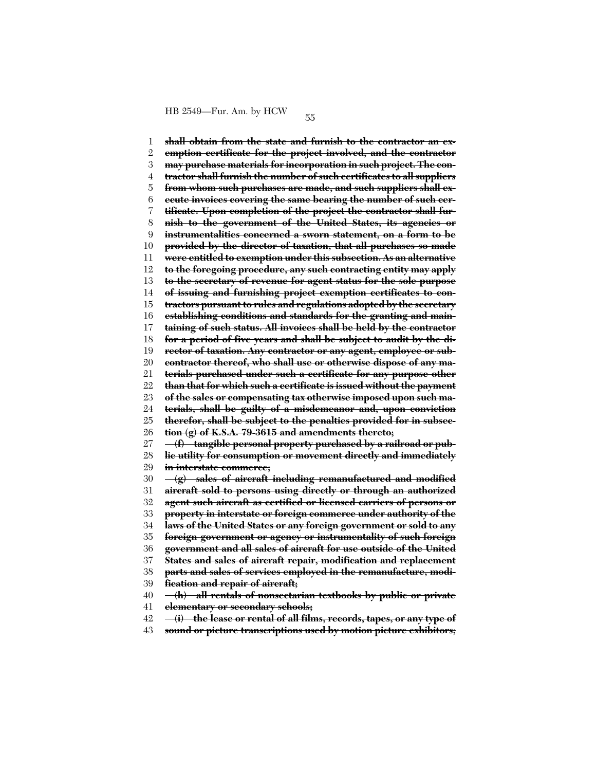~~**shall obtain from the state and furnish to the contractor an exemption certificate for the project involved, and the contractor may purchase materials for incorporation in such project. The contractor shall furnish the number of such certificates to all suppliers from whom such purchases are made, and such suppliers shall execute invoices covering the same bearing the number of such certificate. Upon completion of the project the contractor shall furnish to the government of the United States, its agencies or instrumentalities concerned a sworn statement, on a form to be provided by the director of taxation, that all purchases so made were entitled to exemption under this subsection. As an alternative to the foregoing procedure, any such contracting entity may apply to the secretary of revenue for agent status for the sole purpose of issuing and furnishing project exemption certificates to contractors pursuant to rules and regulations adopted by the secretary establishing conditions and standards for the granting and maintaining of such status. All invoices shall be held by the contractor for a period of five years and shall be subject to audit by the director of taxation. Any contractor or any agent, employee or subcontractor thereof, who shall use or otherwise dispose of any materials purchased under such a certificate for any purpose other than that for which such a certificate is issued without the payment of the sales or compensating tax otherwise imposed upon such materials, shall be guilty of a misdemeanor and, upon conviction therefor, shall be subject to the penalties provided for in subsection (g) of K.S.A. 79-3615 and amendments thereto;**~~

~~**(f) tangible personal property purchased by a railroad or public utility for consumption or movement directly and immediately in interstate commerce;**~~

~~**(g) sales of aircraft including remanufactured and modified aircraft sold to persons using directly or through an authorized agent such aircraft as certified or licensed carriers of persons or property in interstate or foreign commerce under authority of the laws of the United States or any foreign government or sold to any foreign government or agency or instrumentality of such foreign government and all sales of aircraft for use outside of the United States and sales of aircraft repair, modification and replacement parts and sales of services employed in the remanufacture, modification and repair of aircraft;**~~

~~**(h) all rentals of nonsectarian textbooks by public or private elementary or secondary schools;**~~

~~**(i) the lease or rental of all films, records, tapes, or any type of sound or picture transcriptions used by motion picture exhibitors;**~~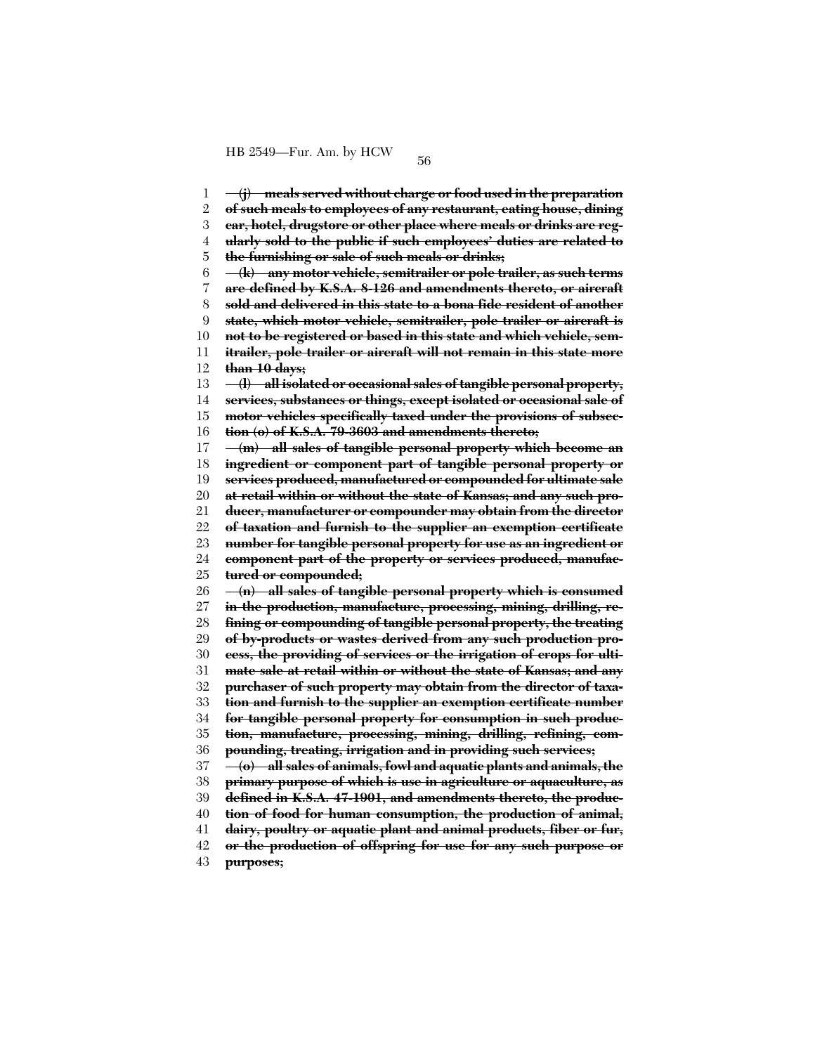~~**(j) meals served without charge or food used in the preparation of such meals to employees of any restaurant, eating house, dining car, hotel, drugstore or other place where meals or drinks are regularly sold to the public if such employees' duties are related to the furnishing or sale of such meals or drinks;**~~

~~**(k) any motor vehicle, semitrailer or pole trailer, as such terms are defined by K.S.A. 8-126 and amendments thereto, or aircraft sold and delivered in this state to a bona fide resident of another state, which motor vehicle, semitrailer, pole trailer or aircraft is not to be registered or based in this state and which vehicle, semitrailer, pole trailer or aircraft will not remain in this state more than 10 days;**~~

~~**(l) all isolated or occasional sales of tangible personal property, services, substances or things, except isolated or occasional sale of motor vehicles specifically taxed under the provisions of subsection (o) of K.S.A. 79-3603 and amendments thereto;**~~

~~**(m) all sales of tangible personal property which become an ingredient or component part of tangible personal property or services produced, manufactured or compounded for ultimate sale at retail within or without the state of Kansas; and any such producer, manufacturer or compounder may obtain from the director of taxation and furnish to the supplier an exemption certificate number for tangible personal property for use as an ingredient or component part of the property or services produced, manufactured or compounded;**~~

~~**(n) all sales of tangible personal property which is consumed in the production, manufacture, processing, mining, drilling, refining or compounding of tangible personal property, the treating of by-products or wastes derived from any such production process, the providing of services or the irrigation of crops for ultimate sale at retail within or without the state of Kansas; and any purchaser of such property may obtain from the director of taxation and furnish to the supplier an exemption certificate number for tangible personal property for consumption in such production, manufacture, processing, mining, drilling, refining, compounding, treating, irrigation and in providing such services;**~~

~~**(o) all sales of animals, fowl and aquatic plants and animals, the primary purpose of which is use in agriculture or aquaculture, as defined in K.S.A. 47-1901, and amendments thereto, the production of food for human consumption, the production of animal, dairy, poultry or aquatic plant and animal products, fiber or fur, or the production of offspring for use for any such purpose or purposes;**~~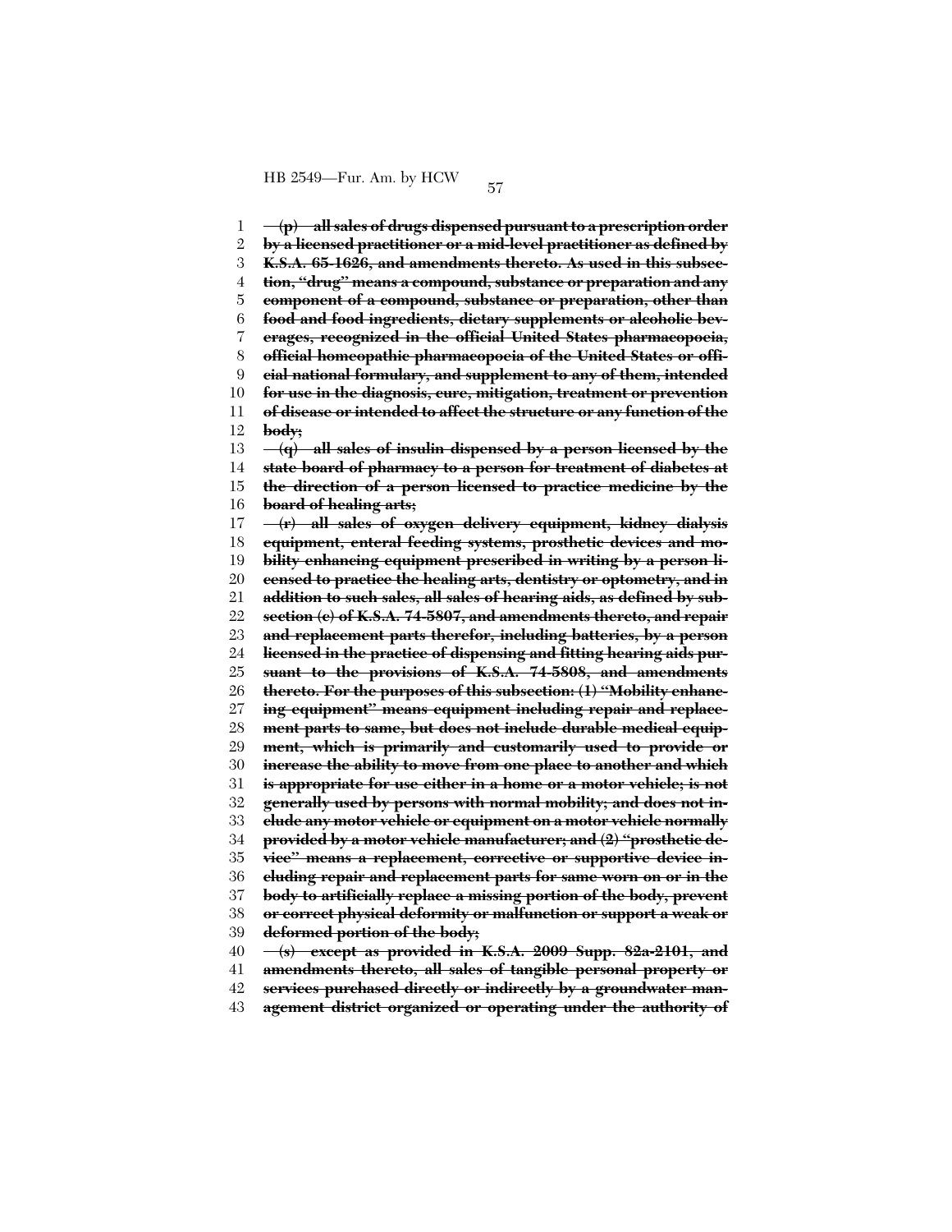~~**(p) all sales of drugs dispensed pursuant to a prescription order by a licensed practitioner or a mid-level practitioner as defined by K.S.A. 65-1626, and amendments thereto. As used in this subsection, "drug" means a compound, substance or preparation and any component of a compound, substance or preparation, other than food and food ingredients, dietary supplements or alcoholic beverages, recognized in the official United States pharmacopoeia, official homeopathic pharmacopoeia of the United States or official national formulary, and supplement to any of them, intended for use in the diagnosis, cure, mitigation, treatment or prevention of disease or intended to affect the structure or any function of the body;**~~

~~**(q) all sales of insulin dispensed by a person licensed by the state board of pharmacy to a person for treatment of diabetes at the direction of a person licensed to practice medicine by the board of healing arts;**~~

~~**(r) all sales of oxygen delivery equipment, kidney dialysis equipment, enteral feeding systems, prosthetic devices and mobility enhancing equipment prescribed in writing by a person licensed to practice the healing arts, dentistry or optometry, and in addition to such sales, all sales of hearing aids, as defined by subsection (c) of K.S.A. 74-5807, and amendments thereto, and repair and replacement parts therefor, including batteries, by a person licensed in the practice of dispensing and fitting hearing aids pursuant to the provisions of K.S.A. 74-5808, and amendments thereto. For the purposes of this subsection: (1) "Mobility enhancing equipment" means equipment including repair and replacement parts to same, but does not include durable medical equipment, which is primarily and customarily used to provide or increase the ability to move from one place to another and which is appropriate for use either in a home or a motor vehicle; is not generally used by persons with normal mobility; and does not include any motor vehicle or equipment on a motor vehicle normally provided by a motor vehicle manufacturer; and (2) "prosthetic device" means a replacement, corrective or supportive device including repair and replacement parts for same worn on or in the body to artificially replace a missing portion of the body, prevent or correct physical deformity or malfunction or support a weak or deformed portion of the body;**~~

~~**(s) except as provided in K.S.A. 2009 Supp. 82a-2101, and amendments thereto, all sales of tangible personal property or services purchased directly or indirectly by a groundwater management district organized or operating under the authority of**~~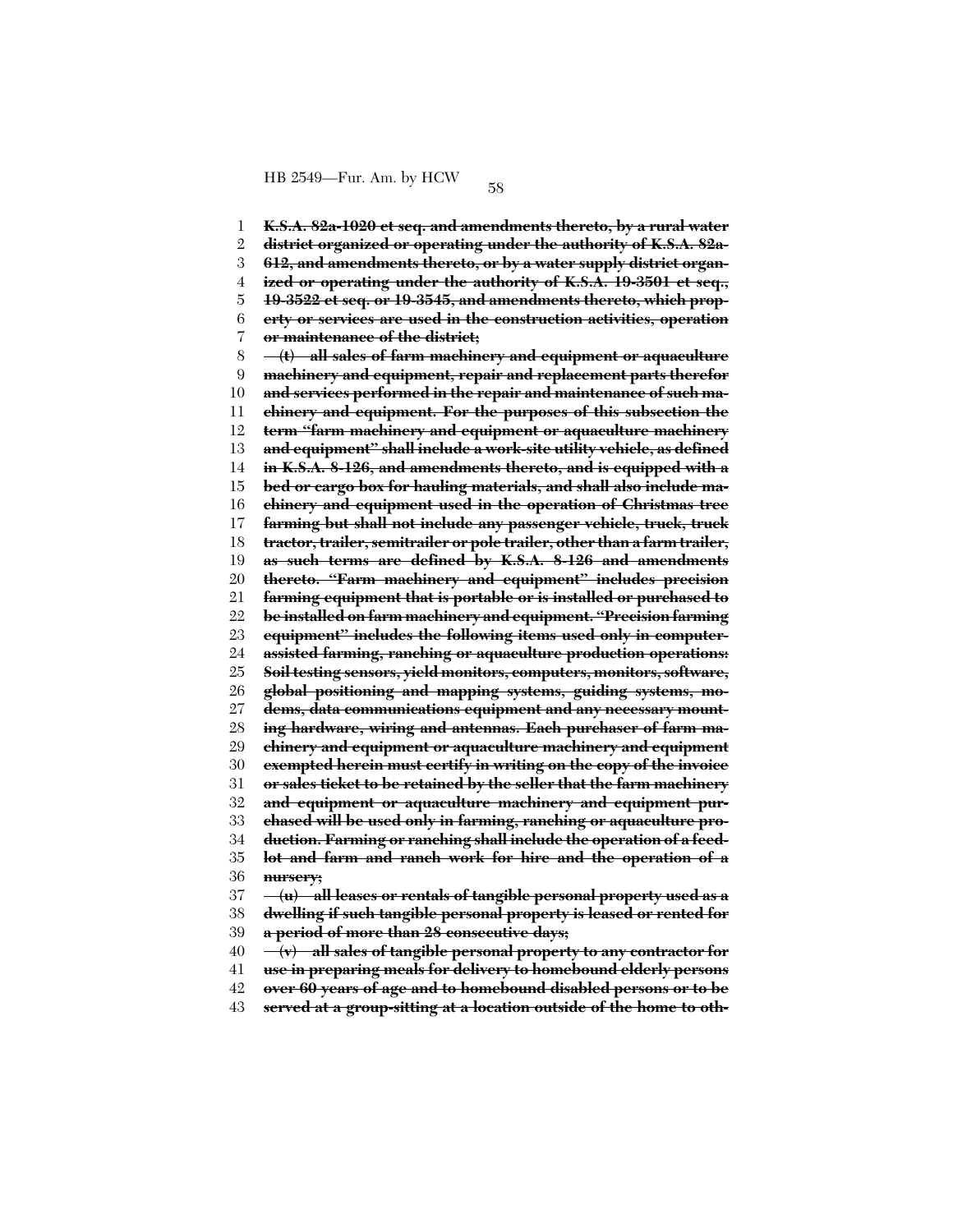~~**K.S.A. 82a-1020 et seq. and amendments thereto, by a rural water district organized or operating under the authority of K.S.A. 82a-612, and amendments thereto, or by a water supply district organized or operating under the authority of K.S.A. 19-3501 et seq., 19-3522 et seq. or 19-3545, and amendments thereto, which property or services are used in the construction activities, operation or maintenance of the district;**~~

~~**(t) all sales of farm machinery and equipment or aquaculture machinery and equipment, repair and replacement parts therefor and services performed in the repair and maintenance of such machinery and equipment. For the purposes of this subsection the term "farm machinery and equipment or aquaculture machinery and equipment" shall include a work-site utility vehicle, as defined in K.S.A. 8-126, and amendments thereto, and is equipped with a bed or cargo box for hauling materials, and shall also include machinery and equipment used in the operation of Christmas tree farming but shall not include any passenger vehicle, truck, truck tractor, trailer, semitrailer or pole trailer, other than a farm trailer, as such terms are defined by K.S.A. 8-126 and amendments thereto. "Farm machinery and equipment" includes precision farming equipment that is portable or is installed or purchased to be installed on farm machinery and equipment. "Precision farming equipment" includes the following items used only in computer-assisted farming, ranching or aquaculture production operations: Soil testing sensors, yield monitors, computers, monitors, software, global positioning and mapping systems, guiding systems, modems, data communications equipment and any necessary mounting hardware, wiring and antennas. Each purchaser of farm machinery and equipment or aquaculture machinery and equipment exempted herein must certify in writing on the copy of the invoice or sales ticket to be retained by the seller that the farm machinery and equipment or aquaculture machinery and equipment purchased will be used only in farming, ranching or aquaculture production. Farming or ranching shall include the operation of a feedlot and farm and ranch work for hire and the operation of a nursery;**~~

~~**(u) all leases or rentals of tangible personal property used as a dwelling if such tangible personal property is leased or rented for a period of more than 28 consecutive days;**~~

~~**(v) all sales of tangible personal property to any contractor for use in preparing meals for delivery to homebound elderly persons over 60 years of age and to homebound disabled persons or to be served at a group-sitting at a location outside of the home to oth-**~~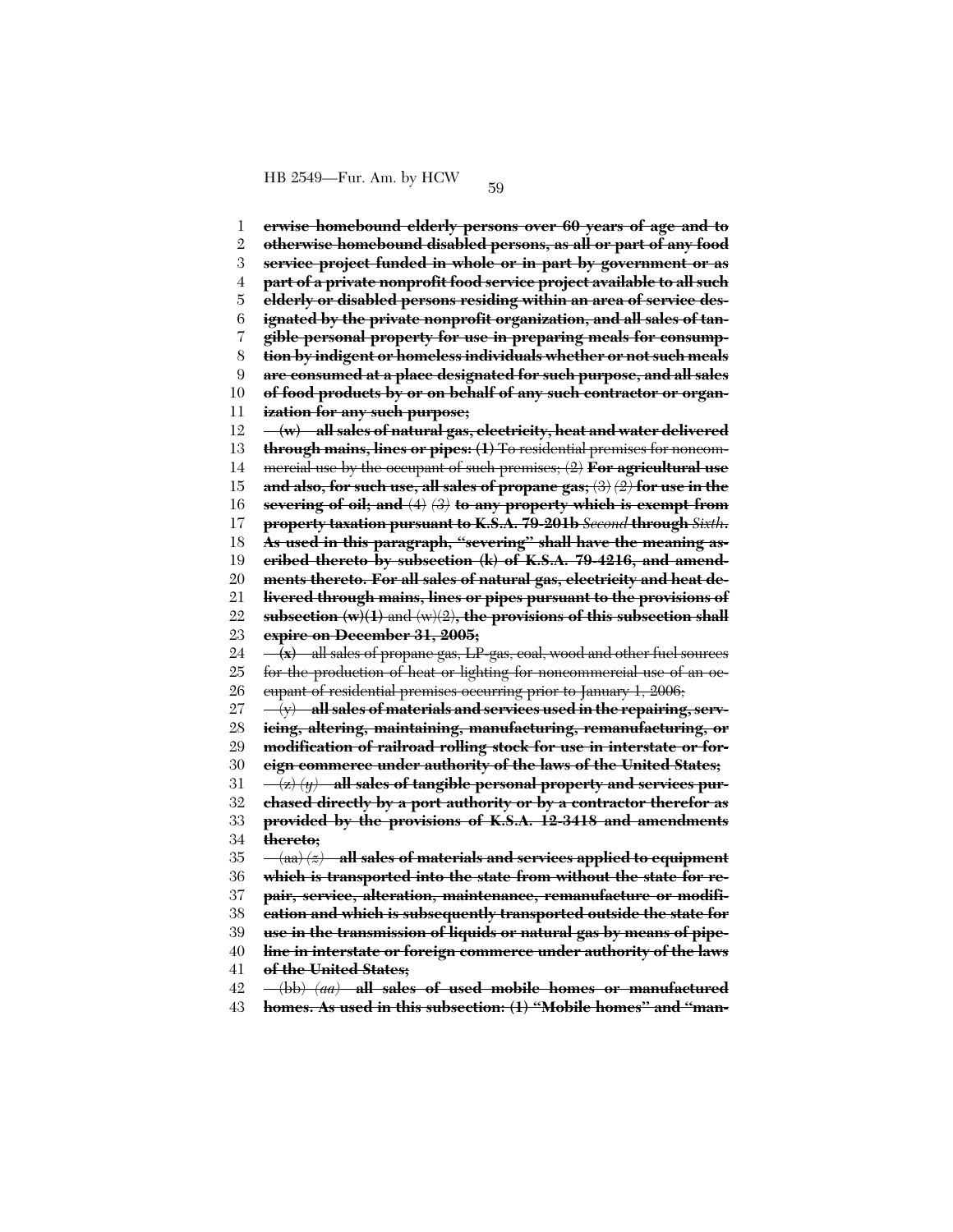erwise homebound elderly persons over 60 years of age and to otherwise homebound disabled persons, as all or part of any food service project funded in whole or in part by government or as part of a private nonprofit food service project available to all such elderly or disabled persons residing within an area of service designated by the private nonprofit organization, and all sales of tangible personal property for use in preparing meals for consumption by indigent or homeless individuals whether or not such meals are consumed at a place designated for such purpose, and all sales of food products by or on behalf of any such contractor or organization for any such purpose;

(w) all sales of natural gas, electricity, heat and water delivered through mains, lines or pipes: (1) To residential premises for noncommercial use by the occupant of such premises; (2) For agricultural use and also, for such use, all sales of propane gas; (3) *(2)* for use in the severing of oil; and (4) *(3)* to any property which is exempt from property taxation pursuant to K.S.A. 79-201b *Second* through *Sixth*. As used in this paragraph, "severing" shall have the meaning ascribed thereto by subsection (k) of K.S.A. 79-4216, and amendments thereto. For all sales of natural gas, electricity and heat delivered through mains, lines or pipes pursuant to the provisions of subsection (w)(1) and (w)(2), the provisions of this subsection shall expire on December 31, 2005;

(x) all sales of propane gas, LP-gas, coal, wood and other fuel sources for the production of heat or lighting for noncommercial use of an occupant of residential premises occurring prior to January 1, 2006;

(y) all sales of materials and services used in the repairing, servicing, altering, maintaining, manufacturing, remanufacturing, or modification of railroad rolling stock for use in interstate or foreign commerce under authority of the laws of the United States;

(z) *(y)* all sales of tangible personal property and services purchased directly by a port authority or by a contractor therefor as provided by the provisions of K.S.A. 12-3418 and amendments thereto;

(aa) *(z)* all sales of materials and services applied to equipment which is transported into the state from without the state for repair, service, alteration, maintenance, remanufacture or modification and which is subsequently transported outside the state for use in the transmission of liquids or natural gas by means of pipeline in interstate or foreign commerce under authority of the laws of the United States;

(bb) *(aa)* all sales of used mobile homes or manufactured homes. As used in this subsection: (1) "Mobile homes" and "man-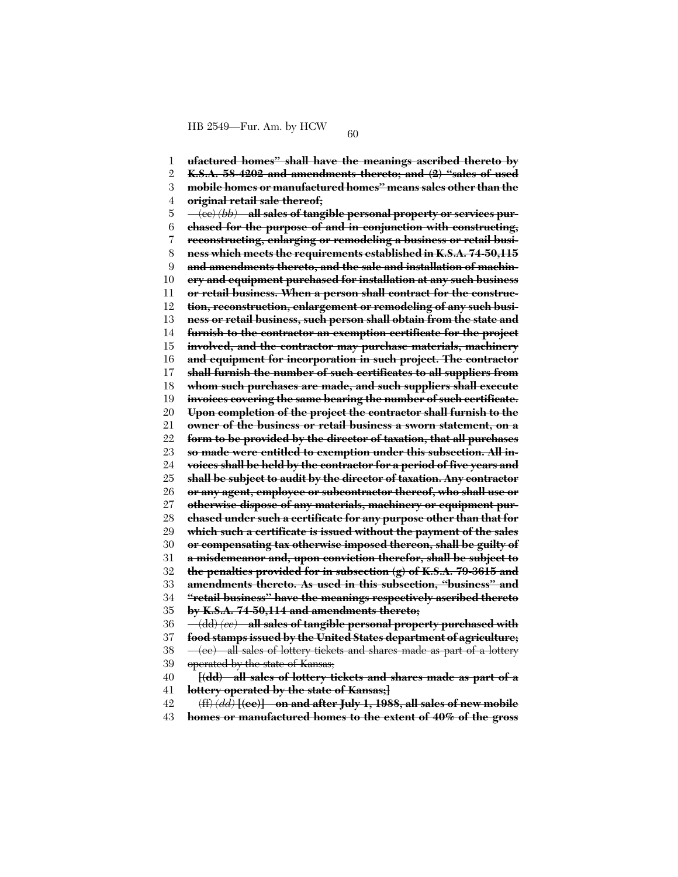**ufactured homes" shall have the meanings ascribed thereto by K.S.A. 58-4202 and amendments thereto; and (2) "sales of used mobile homes or manufactured homes" means sales other than the original retail sale thereof;**

(cc) *(bb)* **all sales of tangible personal property or services purchased for the purpose of and in conjunction with constructing, reconstructing, enlarging or remodeling a business or retail business which meets the requirements established in K.S.A. 74-50,115 and amendments thereto, and the sale and installation of machinery and equipment purchased for installation at any such business or retail business. When a person shall contract for the construction, reconstruction, enlargement or remodeling of any such business or retail business, such person shall obtain from the state and furnish to the contractor an exemption certificate for the project involved, and the contractor may purchase materials, machinery and equipment for incorporation in such project. The contractor shall furnish the number of such certificates to all suppliers from whom such purchases are made, and such suppliers shall execute invoices covering the same bearing the number of such certificate. Upon completion of the project the contractor shall furnish to the owner of the business or retail business a sworn statement, on a form to be provided by the director of taxation, that all purchases so made were entitled to exemption under this subsection. All invoices shall be held by the contractor for a period of five years and shall be subject to audit by the director of taxation. Any contractor or any agent, employee or subcontractor thereof, who shall use or otherwise dispose of any materials, machinery or equipment purchased under such a certificate for any purpose other than that for which such a certificate is issued without the payment of the sales or compensating tax otherwise imposed thereon, shall be guilty of a misdemeanor and, upon conviction therefor, shall be subject to the penalties provided for in subsection (g) of K.S.A. 79-3615 and amendments thereto. As used in this subsection, "business" and "retail business" have the meanings respectively ascribed thereto by K.S.A. 74-50,114 and amendments thereto;**

(dd) *(cc)* **all sales of tangible personal property purchased with food stamps issued by the United States department of agriculture;**

(ee) all sales of lottery tickets and shares made as part of a lottery operated by the state of Kansas;

**[(dd) all sales of lottery tickets and shares made as part of a lottery operated by the state of Kansas;]**

(ff) *(dd)* **[(ee)] on and after July 1, 1988, all sales of new mobile homes or manufactured homes to the extent of 40% of the gross**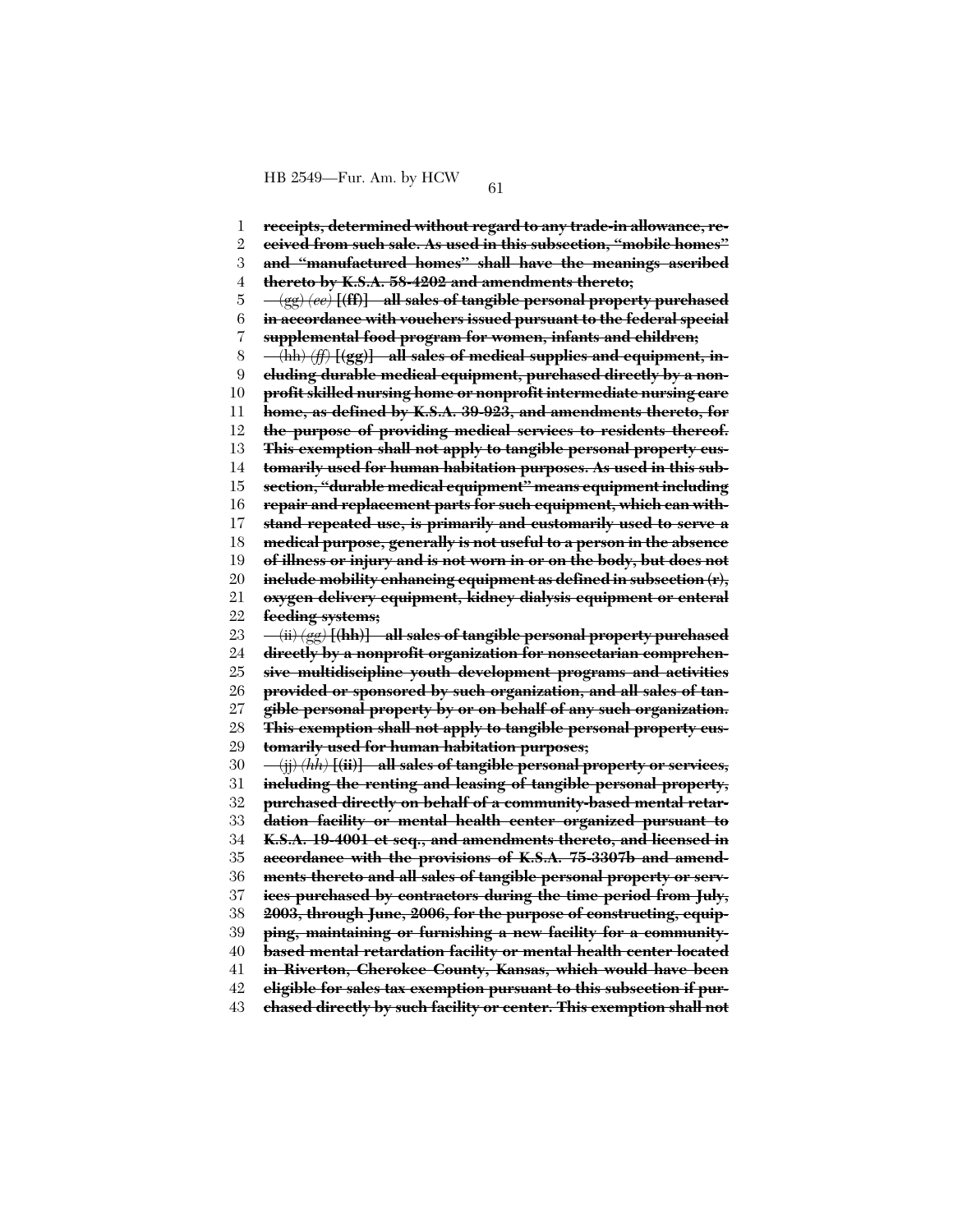**receipts, determined without regard to any trade-in allowance, received from such sale. As used in this subsection, "mobile homes" and "manufactured homes" shall have the meanings ascribed thereto by K.S.A. 58-4202 and amendments thereto;**

~~(gg)~~ *~~(ee)~~* **[(ff)] all sales of tangible personal property purchased in accordance with vouchers issued pursuant to the federal special supplemental food program for women, infants and children;**

~~(hh)~~ *~~(ff)~~* **[(gg)] all sales of medical supplies and equipment, including durable medical equipment, purchased directly by a nonprofit skilled nursing home or nonprofit intermediate nursing care home, as defined by K.S.A. 39-923, and amendments thereto, for the purpose of providing medical services to residents thereof. This exemption shall not apply to tangible personal property customarily used for human habitation purposes. As used in this subsection, "durable medical equipment" means equipment including repair and replacement parts for such equipment, which can withstand repeated use, is primarily and customarily used to serve a medical purpose, generally is not useful to a person in the absence of illness or injury and is not worn in or on the body, but does not include mobility enhancing equipment as defined in subsection (r), oxygen delivery equipment, kidney dialysis equipment or enteral feeding systems;**

~~(ii)~~ *~~(gg)~~* **[(hh)] all sales of tangible personal property purchased directly by a nonprofit organization for nonsectarian comprehensive multidiscipline youth development programs and activities provided or sponsored by such organization, and all sales of tangible personal property by or on behalf of any such organization. This exemption shall not apply to tangible personal property customarily used for human habitation purposes;**

~~(jj)~~ *~~(hh)~~* **[(ii)] all sales of tangible personal property or services, including the renting and leasing of tangible personal property, purchased directly on behalf of a community-based mental retardation facility or mental health center organized pursuant to K.S.A. 19-4001 et seq., and amendments thereto, and licensed in accordance with the provisions of K.S.A. 75-3307b and amendments thereto and all sales of tangible personal property or services purchased by contractors during the time period from July, 2003, through June, 2006, for the purpose of constructing, equipping, maintaining or furnishing a new facility for a community-based mental retardation facility or mental health center located in Riverton, Cherokee County, Kansas, which would have been eligible for sales tax exemption pursuant to this subsection if purchased directly by such facility or center. This exemption shall not**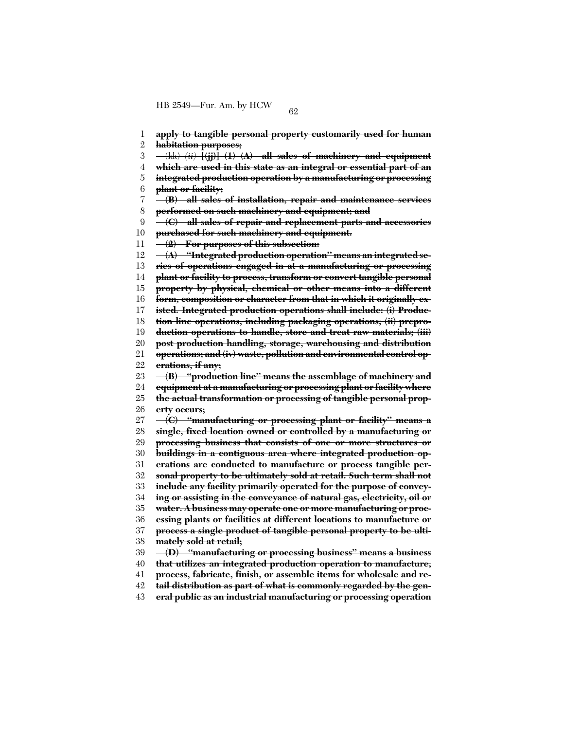**apply to tangible personal property customarily used for human habitation purposes;**

(kk) *(ii)* **[(jj)] (1) (A) all sales of machinery and equipment which are used in this state as an integral or essential part of an integrated production operation by a manufacturing or processing plant or facility;**

**(B) all sales of installation, repair and maintenance services performed on such machinery and equipment; and**

**(C) all sales of repair and replacement parts and accessories purchased for such machinery and equipment.**

**(2) For purposes of this subsection:**

**(A) "Integrated production operation" means an integrated series of operations engaged in at a manufacturing or processing plant or facility to process, transform or convert tangible personal property by physical, chemical or other means into a different form, composition or character from that in which it originally existed. Integrated production operations shall include: (i) Production line operations, including packaging operations; (ii) preproduction operations to handle, store and treat raw materials; (iii) post production handling, storage, warehousing and distribution operations; and (iv) waste, pollution and environmental control operations, if any;**

**(B) "production line" means the assemblage of machinery and equipment at a manufacturing or processing plant or facility where the actual transformation or processing of tangible personal property occurs;**

**(C) "manufacturing or processing plant or facility" means a single, fixed location owned or controlled by a manufacturing or processing business that consists of one or more structures or buildings in a contiguous area where integrated production operations are conducted to manufacture or process tangible personal property to be ultimately sold at retail. Such term shall not include any facility primarily operated for the purpose of conveying or assisting in the conveyance of natural gas, electricity, oil or water. A business may operate one or more manufacturing or processing plants or facilities at different locations to manufacture or process a single product of tangible personal property to be ultimately sold at retail;**

**(D) "manufacturing or processing business" means a business that utilizes an integrated production operation to manufacture, process, fabricate, finish, or assemble items for wholesale and retail distribution as part of what is commonly regarded by the general public as an industrial manufacturing or processing operation**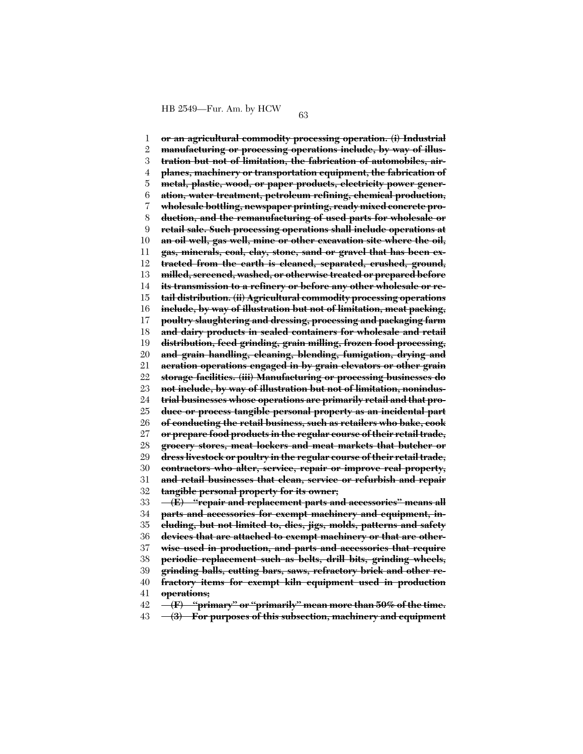~~**or an agricultural commodity processing operation. (i) Industrial manufacturing or processing operations include, by way of illustration but not of limitation, the fabrication of automobiles, airplanes, machinery or transportation equipment, the fabrication of metal, plastic, wood, or paper products, electricity power generation, water treatment, petroleum refining, chemical production, wholesale bottling, newspaper printing, ready mixed concrete production, and the remanufacturing of used parts for wholesale or retail sale. Such processing operations shall include operations at an oil well, gas well, mine or other excavation site where the oil, gas, minerals, coal, clay, stone, sand or gravel that has been extracted from the earth is cleaned, separated, crushed, ground, milled, screened, washed, or otherwise treated or prepared before its transmission to a refinery or before any other wholesale or retail distribution. (ii) Agricultural commodity processing operations include, by way of illustration but not of limitation, meat packing, poultry slaughtering and dressing, processing and packaging farm and dairy products in sealed containers for wholesale and retail distribution, feed grinding, grain milling, frozen food processing, and grain handling, cleaning, blending, fumigation, drying and aeration operations engaged in by grain elevators or other grain storage facilities. (iii) Manufacturing or processing businesses do not include, by way of illustration but not of limitation, nonindustrial businesses whose operations are primarily retail and that produce or process tangible personal property as an incidental part of conducting the retail business, such as retailers who bake, cook or prepare food products in the regular course of their retail trade, grocery stores, meat lockers and meat markets that butcher or dress livestock or poultry in the regular course of their retail trade, contractors who alter, service, repair or improve real property, and retail businesses that clean, service or refurbish and repair tangible personal property for its owner;**~~

~~**(E) "repair and replacement parts and accessories" means all parts and accessories for exempt machinery and equipment, including, but not limited to, dies, jigs, molds, patterns and safety devices that are attached to exempt machinery or that are otherwise used in production, and parts and accessories that require periodic replacement such as belts, drill bits, grinding wheels, grinding balls, cutting bars, saws, refractory brick and other refractory items for exempt kiln equipment used in production operations;**~~

~~**(F) "primary" or "primarily" mean more than 50% of the time.**~~

~~**(3) For purposes of this subsection, machinery and equipment**~~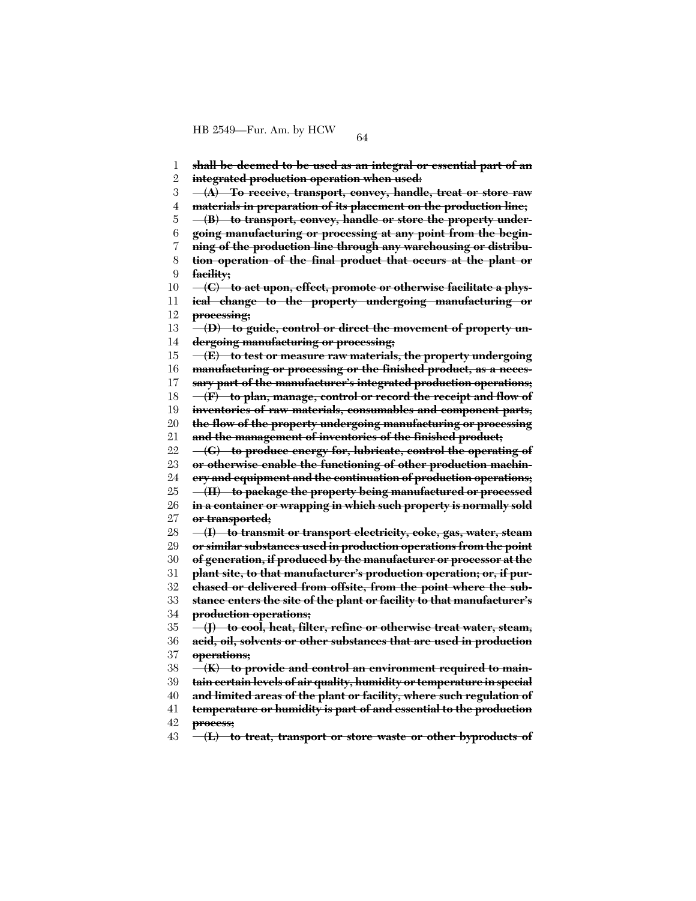~~**shall be deemed to be used as an integral or essential part of an integrated production operation when used:**~~

~~**(A) To receive, transport, convey, handle, treat or store raw materials in preparation of its placement on the production line;**~~

~~**(B) to transport, convey, handle or store the property undergoing manufacturing or processing at any point from the beginning of the production line through any warehousing or distribution operation of the final product that occurs at the plant or facility;**~~

~~**(C) to act upon, effect, promote or otherwise facilitate a physical change to the property undergoing manufacturing or processing;**~~

~~**(D) to guide, control or direct the movement of property undergoing manufacturing or processing;**~~

~~**(E) to test or measure raw materials, the property undergoing manufacturing or processing or the finished product, as a necessary part of the manufacturer's integrated production operations;**~~

~~**(F) to plan, manage, control or record the receipt and flow of inventories of raw materials, consumables and component parts, the flow of the property undergoing manufacturing or processing and the management of inventories of the finished product;**~~

~~**(G) to produce energy for, lubricate, control the operating of or otherwise enable the functioning of other production machinery and equipment and the continuation of production operations;**~~

~~**(H) to package the property being manufactured or processed in a container or wrapping in which such property is normally sold or transported;**~~

~~**(I) to transmit or transport electricity, coke, gas, water, steam or similar substances used in production operations from the point of generation, if produced by the manufacturer or processor at the plant site, to that manufacturer's production operation; or, if purchased or delivered from offsite, from the point where the substance enters the site of the plant or facility to that manufacturer's production operations;**~~

~~**(J) to cool, heat, filter, refine or otherwise treat water, steam, acid, oil, solvents or other substances that are used in production operations;**~~

~~**(K) to provide and control an environment required to maintain certain levels of air quality, humidity or temperature in special and limited areas of the plant or facility, where such regulation of temperature or humidity is part of and essential to the production process;**~~

~~**(L) to treat, transport or store waste or other byproducts of**~~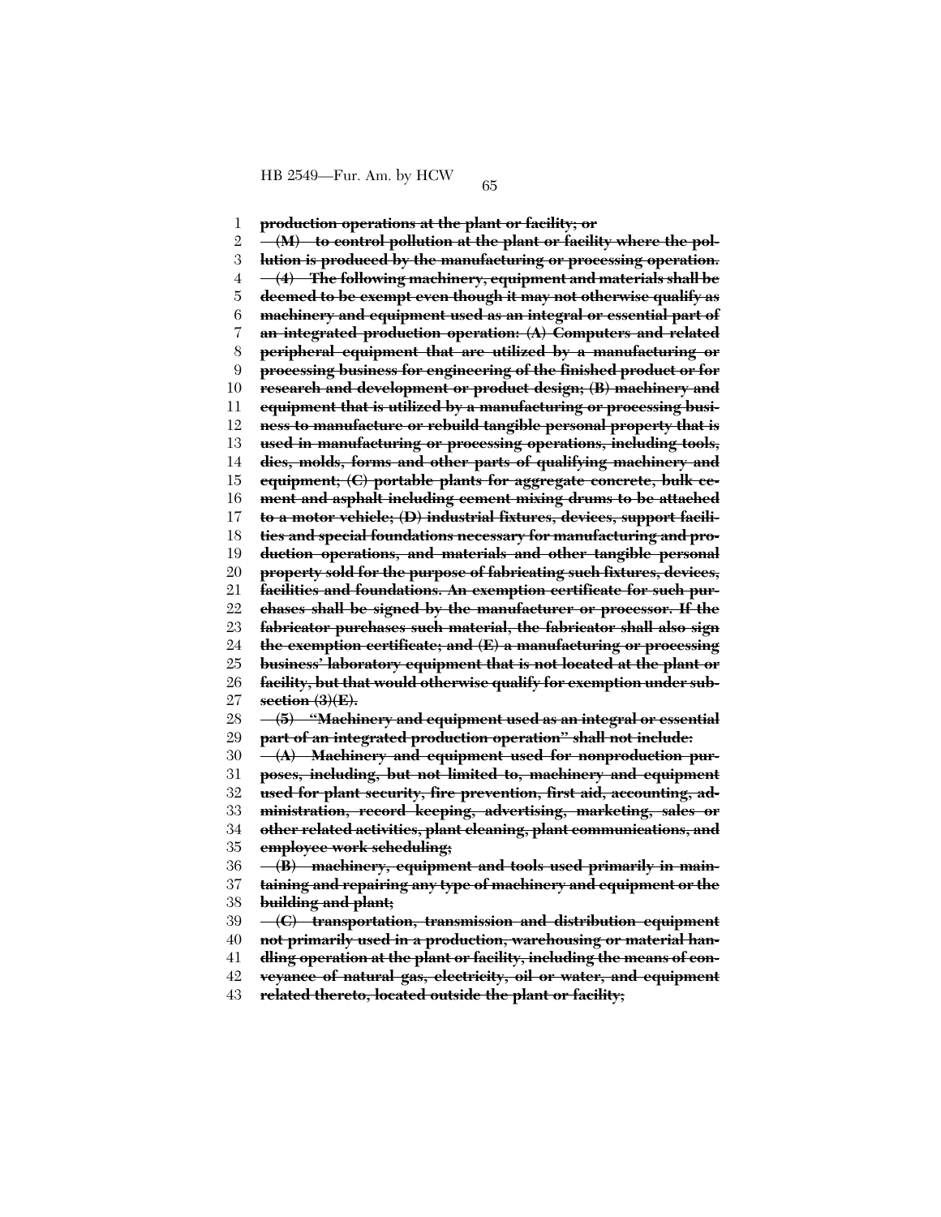~~**production operations at the plant or facility; or**~~

~~**(M) to control pollution at the plant or facility where the pollution is produced by the manufacturing or processing operation.**~~

~~**(4) The following machinery, equipment and materials shall be deemed to be exempt even though it may not otherwise qualify as machinery and equipment used as an integral or essential part of an integrated production operation: (A) Computers and related peripheral equipment that are utilized by a manufacturing or processing business for engineering of the finished product or for research and development or product design; (B) machinery and equipment that is utilized by a manufacturing or processing business to manufacture or rebuild tangible personal property that is used in manufacturing or processing operations, including tools, dies, molds, forms and other parts of qualifying machinery and equipment; (C) portable plants for aggregate concrete, bulk cement and asphalt including cement mixing drums to be attached to a motor vehicle; (D) industrial fixtures, devices, support facilities and special foundations necessary for manufacturing and production operations, and materials and other tangible personal property sold for the purpose of fabricating such fixtures, devices, facilities and foundations. An exemption certificate for such purchases shall be signed by the manufacturer or processor. If the fabricator purchases such material, the fabricator shall also sign the exemption certificate; and (E) a manufacturing or processing business' laboratory equipment that is not located at the plant or facility, but that would otherwise qualify for exemption under subsection (3)(E).**~~

~~**(5) "Machinery and equipment used as an integral or essential part of an integrated production operation" shall not include:**~~

~~**(A) Machinery and equipment used for nonproduction purposes, including, but not limited to, machinery and equipment used for plant security, fire prevention, first aid, accounting, administration, record keeping, advertising, marketing, sales or other related activities, plant cleaning, plant communications, and employee work scheduling;**~~

~~**(B) machinery, equipment and tools used primarily in maintaining and repairing any type of machinery and equipment or the building and plant;**~~

~~**(C) transportation, transmission and distribution equipment not primarily used in a production, warehousing or material handling operation at the plant or facility, including the means of conveyance of natural gas, electricity, oil or water, and equipment related thereto, located outside the plant or facility;**~~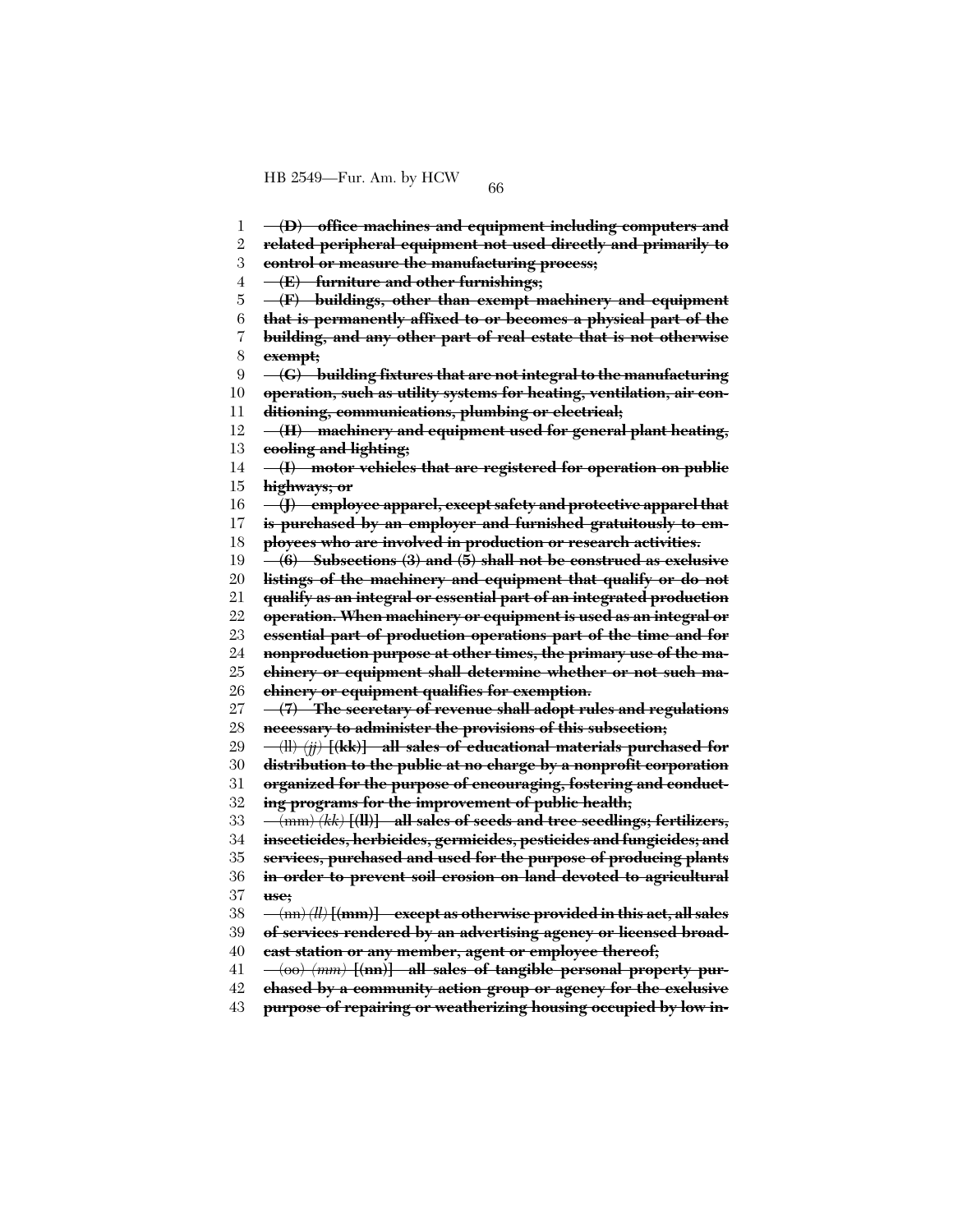~~**(D) office machines and equipment including computers and related peripheral equipment not used directly and primarily to control or measure the manufacturing process;**~~

~~**(E) furniture and other furnishings;**~~

~~**(F) buildings, other than exempt machinery and equipment that is permanently affixed to or becomes a physical part of the building, and any other part of real estate that is not otherwise exempt;**~~

~~**(G) building fixtures that are not integral to the manufacturing operation, such as utility systems for heating, ventilation, air conditioning, communications, plumbing or electrical;**~~

~~**(H) machinery and equipment used for general plant heating, cooling and lighting;**~~

~~**(I) motor vehicles that are registered for operation on public highways; or**~~

~~**(J) employee apparel, except safety and protective apparel that is purchased by an employer and furnished gratuitously to employees who are involved in production or research activities.**~~

~~**(6) Subsections (3) and (5) shall not be construed as exclusive listings of the machinery and equipment that qualify or do not qualify as an integral or essential part of an integrated production operation. When machinery or equipment is used as an integral or essential part of production operations part of the time and for nonproduction purpose at other times, the primary use of the machinery or equipment shall determine whether or not such machinery or equipment qualifies for exemption.**~~

~~**(7) The secretary of revenue shall adopt rules and regulations necessary to administer the provisions of this subsection;**~~

~~(ll)~~ ~~*(jj)*~~ ~~**[(kk)] all sales of educational materials purchased for distribution to the public at no charge by a nonprofit corporation organized for the purpose of encouraging, fostering and conducting programs for the improvement of public health;**~~

~~(mm)~~ ~~*(kk)*~~ ~~**[(ll)] all sales of seeds and tree seedlings; fertilizers, insecticides, herbicides, germicides, pesticides and fungicides; and services, purchased and used for the purpose of producing plants in order to prevent soil erosion on land devoted to agricultural use;**~~

~~(nn)~~ ~~*(ll)*~~ ~~**[(mm)] except as otherwise provided in this act, all sales of services rendered by an advertising agency or licensed broadcast station or any member, agent or employee thereof;**~~

~~(oo)~~ ~~*(mm)*~~ ~~**[(nn)] all sales of tangible personal property purchased by a community action group or agency for the exclusive purpose of repairing or weatherizing housing occupied by low in-**~~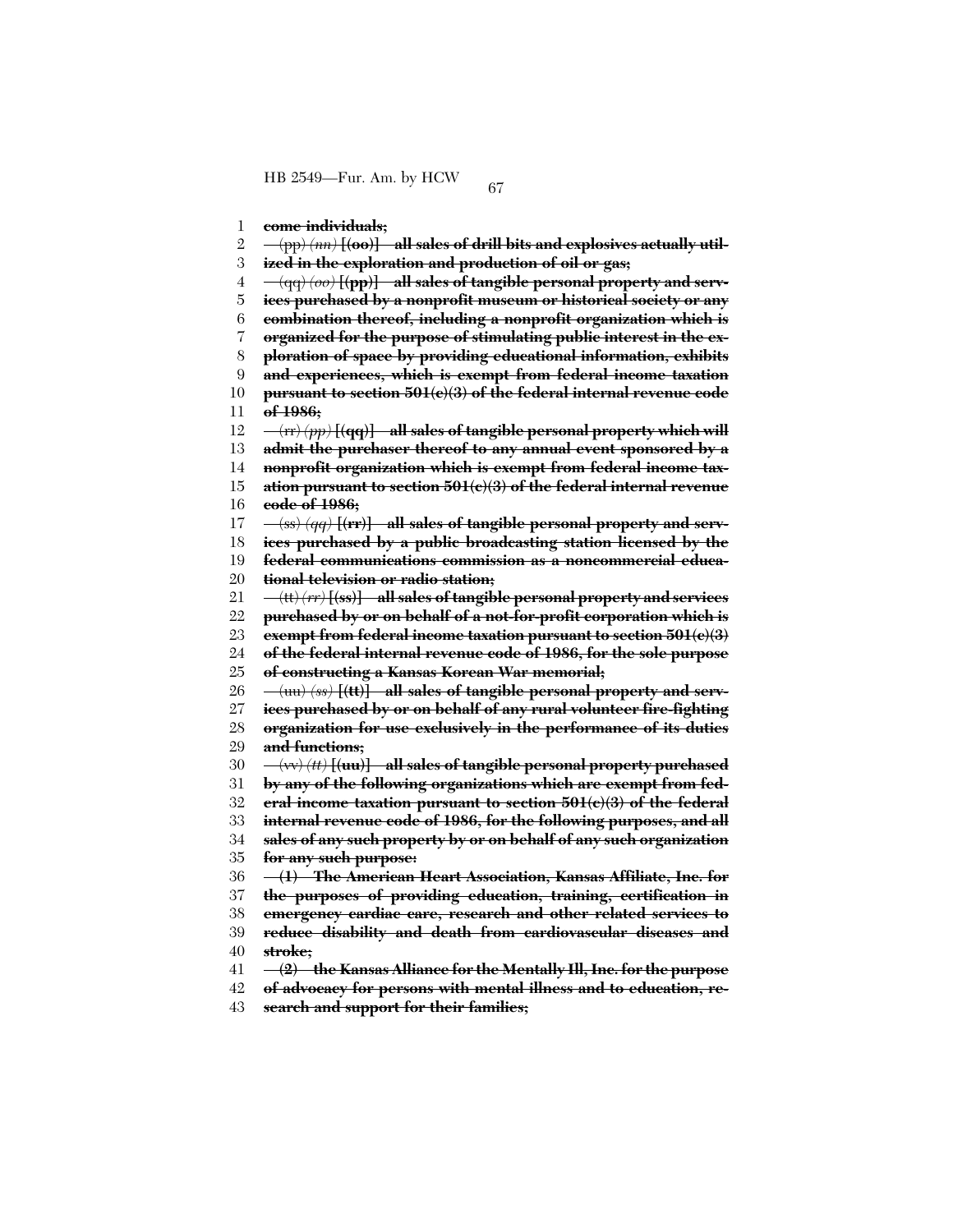come individuals;

(pp) *(nn)* **[(oo)]** all sales of drill bits and explosives actually utilized in the exploration and production of oil or gas;

(qq) *(oo)* **[(pp)]** all sales of tangible personal property and services purchased by a nonprofit museum or historical society or any combination thereof, including a nonprofit organization which is organized for the purpose of stimulating public interest in the exploration of space by providing educational information, exhibits and experiences, which is exempt from federal income taxation pursuant to section 501(c)(3) of the federal internal revenue code of 1986;

(rr) *(pp)* **[(qq)]** all sales of tangible personal property which will admit the purchaser thereof to any annual event sponsored by a nonprofit organization which is exempt from federal income taxation pursuant to section 501(c)(3) of the federal internal revenue code of 1986;

(ss) *(qq)* **[(rr)]** all sales of tangible personal property and services purchased by a public broadcasting station licensed by the federal communications commission as a noncommercial educational television or radio station;

(tt) *(rr)* **[(ss)]** all sales of tangible personal property and services purchased by or on behalf of a not-for-profit corporation which is exempt from federal income taxation pursuant to section 501(c)(3) of the federal internal revenue code of 1986, for the sole purpose of constructing a Kansas Korean War memorial;

(uu) *(ss)* **[(tt)]** all sales of tangible personal property and services purchased by or on behalf of any rural volunteer fire-fighting organization for use exclusively in the performance of its duties and functions;

(vv) *(tt)* **[(uu)]** all sales of tangible personal property purchased by any of the following organizations which are exempt from federal income taxation pursuant to section 501(c)(3) of the federal internal revenue code of 1986, for the following purposes, and all sales of any such property by or on behalf of any such organization for any such purpose:

(1) The American Heart Association, Kansas Affiliate, Inc. for the purposes of providing education, training, certification in emergency cardiac care, research and other related services to reduce disability and death from cardiovascular diseases and stroke;

(2) the Kansas Alliance for the Mentally Ill, Inc. for the purpose of advocacy for persons with mental illness and to education, research and support for their families;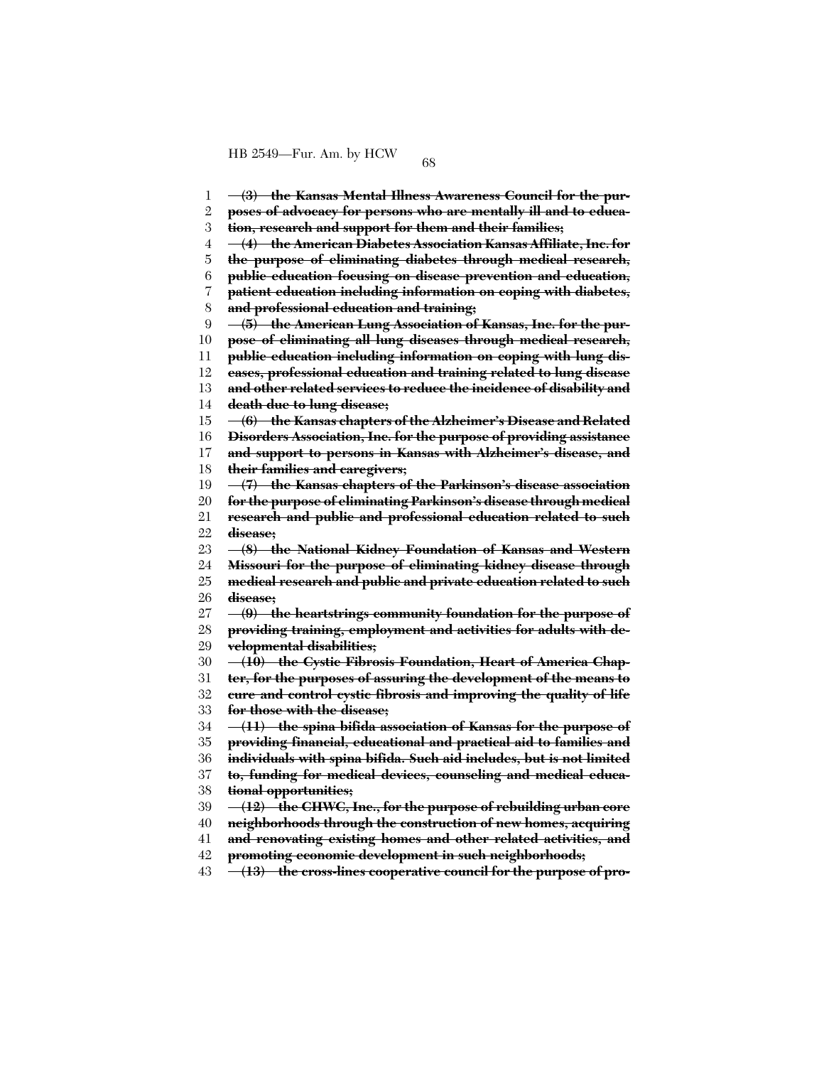~~**(3) the Kansas Mental Illness Awareness Council for the purposes of advocacy for persons who are mentally ill and to education, research and support for them and their families;**~~

~~**(4) the American Diabetes Association Kansas Affiliate, Inc. for the purpose of eliminating diabetes through medical research, public education focusing on disease prevention and education, patient education including information on coping with diabetes, and professional education and training;**~~

~~**(5) the American Lung Association of Kansas, Inc. for the purpose of eliminating all lung diseases through medical research, public education including information on coping with lung diseases, professional education and training related to lung disease and other related services to reduce the incidence of disability and death due to lung disease;**~~

~~**(6) the Kansas chapters of the Alzheimer's Disease and Related Disorders Association, Inc. for the purpose of providing assistance and support to persons in Kansas with Alzheimer's disease, and their families and caregivers;**~~

~~**(7) the Kansas chapters of the Parkinson's disease association for the purpose of eliminating Parkinson's disease through medical research and public and professional education related to such disease;**~~

~~**(8) the National Kidney Foundation of Kansas and Western Missouri for the purpose of eliminating kidney disease through medical research and public and private education related to such disease;**~~

~~**(9) the heartstrings community foundation for the purpose of providing training, employment and activities for adults with developmental disabilities;**~~

~~**(10) the Cystic Fibrosis Foundation, Heart of America Chapter, for the purposes of assuring the development of the means to cure and control cystic fibrosis and improving the quality of life for those with the disease;**~~

~~**(11) the spina bifida association of Kansas for the purpose of providing financial, educational and practical aid to families and individuals with spina bifida. Such aid includes, but is not limited to, funding for medical devices, counseling and medical educational opportunities;**~~

~~**(12) the CHWC, Inc., for the purpose of rebuilding urban core neighborhoods through the construction of new homes, acquiring and renovating existing homes and other related activities, and promoting economic development in such neighborhoods;**~~

~~**(13) the cross-lines cooperative council for the purpose of pro-**~~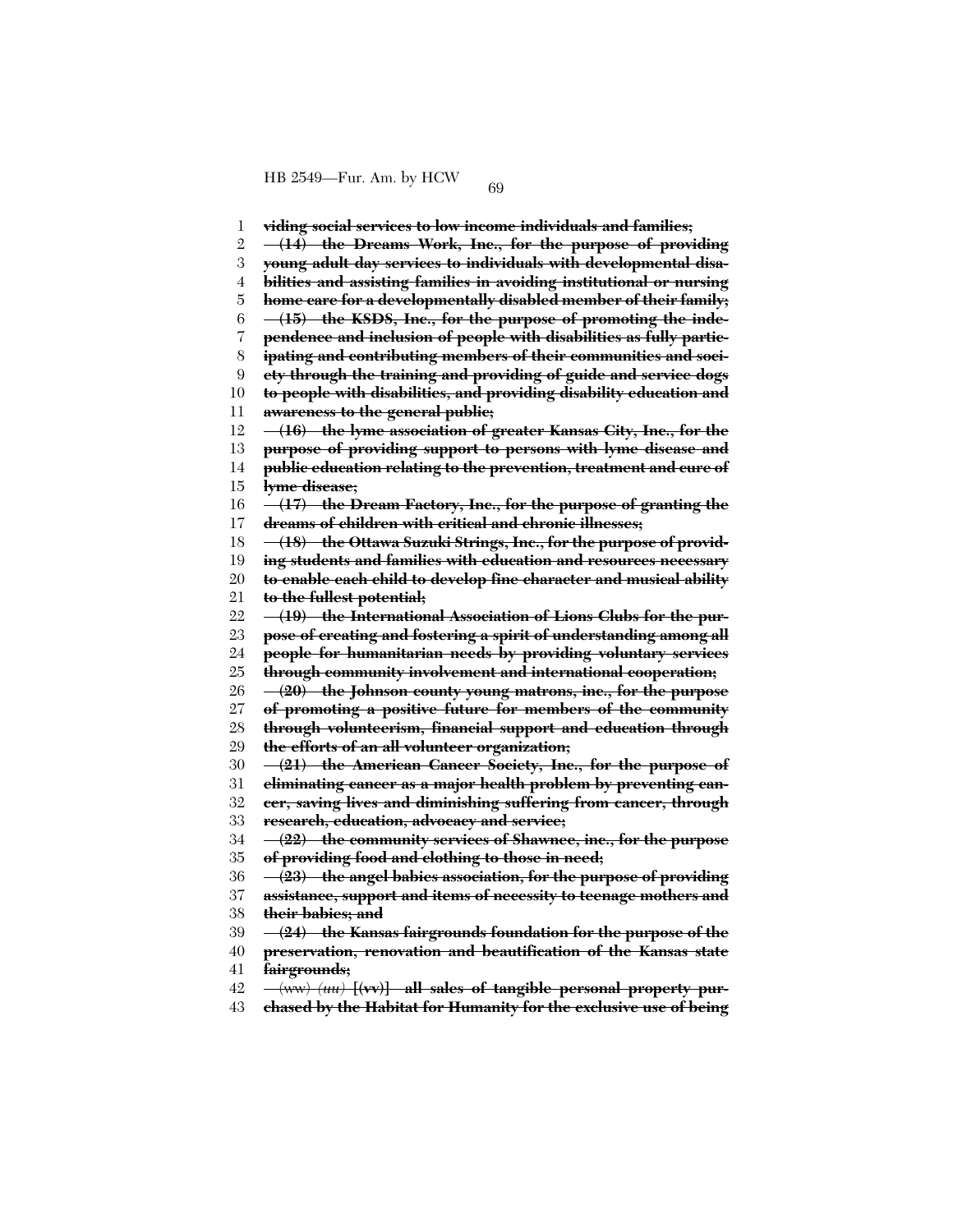**~~viding social services to low income individuals and families;~~**

**~~(14) the Dreams Work, Inc., for the purpose of providing young adult day services to individuals with developmental disabilities and assisting families in avoiding institutional or nursing home care for a developmentally disabled member of their family;~~**

**~~(15) the KSDS, Inc., for the purpose of promoting the independence and inclusion of people with disabilities as fully participating and contributing members of their communities and society through the training and providing of guide and service dogs to people with disabilities, and providing disability education and awareness to the general public;~~**

**~~(16) the lyme association of greater Kansas City, Inc., for the purpose of providing support to persons with lyme disease and public education relating to the prevention, treatment and cure of lyme disease;~~**

**~~(17) the Dream Factory, Inc., for the purpose of granting the dreams of children with critical and chronic illnesses;~~**

**~~(18) the Ottawa Suzuki Strings, Inc., for the purpose of providing students and families with education and resources necessary to enable each child to develop fine character and musical ability to the fullest potential;~~**

**~~(19) the International Association of Lions Clubs for the purpose of creating and fostering a spirit of understanding among all people for humanitarian needs by providing voluntary services through community involvement and international cooperation;~~**

**~~(20) the Johnson county young matrons, inc., for the purpose of promoting a positive future for members of the community through volunteerism, financial support and education through the efforts of an all volunteer organization;~~**

**~~(21) the American Cancer Society, Inc., for the purpose of eliminating cancer as a major health problem by preventing cancer, saving lives and diminishing suffering from cancer, through research, education, advocacy and service;~~**

**~~(22) the community services of Shawnee, inc., for the purpose of providing food and clothing to those in need;~~**

**~~(23) the angel babies association, for the purpose of providing assistance, support and items of necessity to teenage mothers and their babies; and~~**

**~~(24) the Kansas fairgrounds foundation for the purpose of the preservation, renovation and beautification of the Kansas state fairgrounds;~~**

~~(ww)~~ ~~*(uu)*~~ **[(vv)]** **~~all sales of tangible personal property purchased by the Habitat for Humanity for the exclusive use of being~~**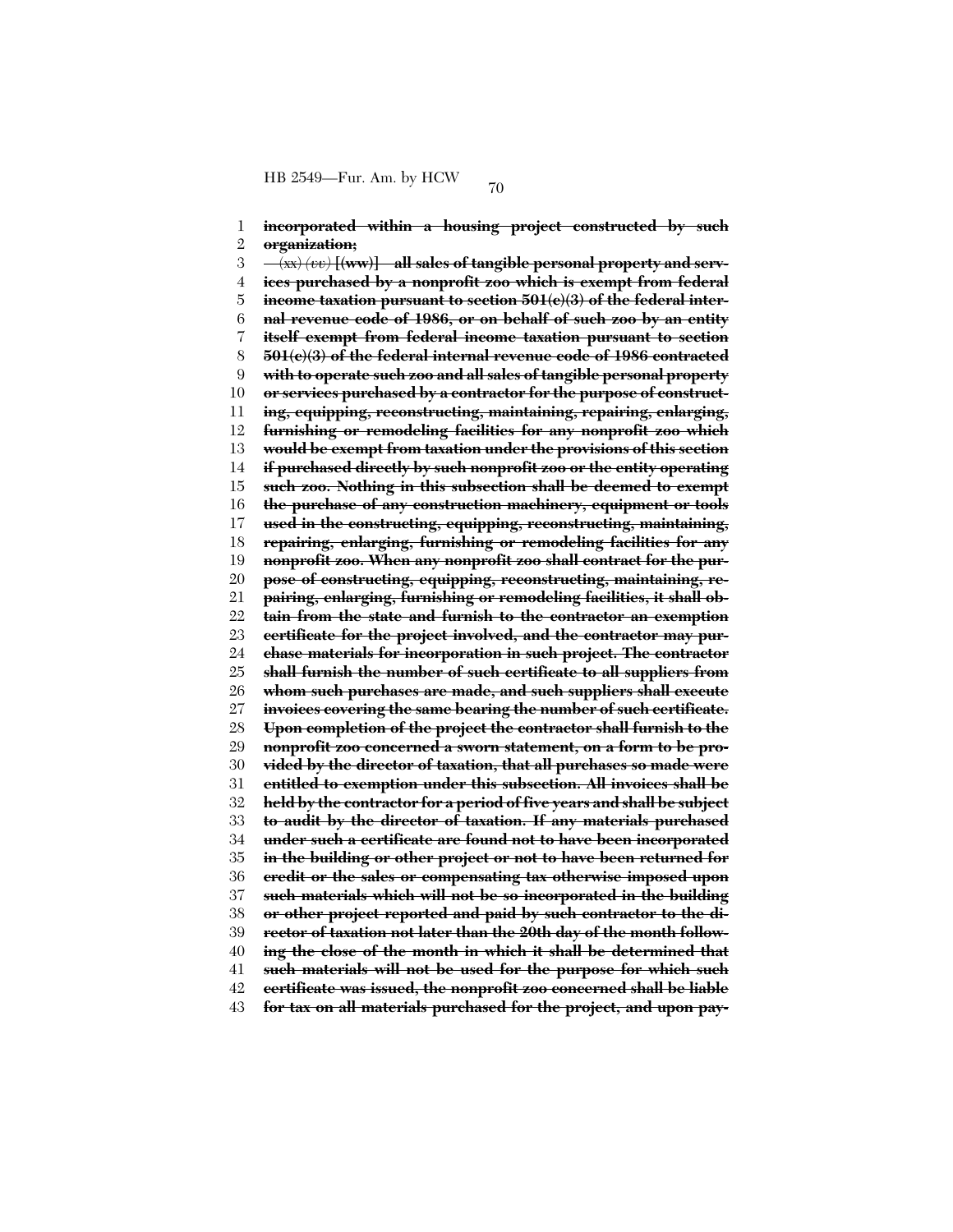1 **~~incorporated within a housing project constructed by such~~**
2 **~~organization;~~**
3 ~~(xx)~~ *~~(vv)~~* **~~[(ww)]~~ ~~all sales of tangible personal property and serv-~~**
4 **~~ices purchased by a nonprofit zoo which is exempt from federal~~**
5 **~~income taxation pursuant to section 501(c)(3) of the federal inter-~~**
6 **~~nal revenue code of 1986, or on behalf of such zoo by an entity~~**
7 **~~itself exempt from federal income taxation pursuant to section~~**
8 **~~501(c)(3) of the federal internal revenue code of 1986 contracted~~**
9 **~~with to operate such zoo and all sales of tangible personal property~~**
10 **~~or services purchased by a contractor for the purpose of construct-~~**
11 **~~ing, equipping, reconstructing, maintaining, repairing, enlarging,~~**
12 **~~furnishing or remodeling facilities for any nonprofit zoo which~~**
13 **~~would be exempt from taxation under the provisions of this section~~**
14 **~~if purchased directly by such nonprofit zoo or the entity operating~~**
15 **~~such zoo. Nothing in this subsection shall be deemed to exempt~~**
16 **~~the purchase of any construction machinery, equipment or tools~~**
17 **~~used in the constructing, equipping, reconstructing, maintaining,~~**
18 **~~repairing, enlarging, furnishing or remodeling facilities for any~~**
19 **~~nonprofit zoo. When any nonprofit zoo shall contract for the pur-~~**
20 **~~pose of constructing, equipping, reconstructing, maintaining, re-~~**
21 **~~pairing, enlarging, furnishing or remodeling facilities, it shall ob-~~**
22 **~~tain from the state and furnish to the contractor an exemption~~**
23 **~~certificate for the project involved, and the contractor may pur-~~**
24 **~~chase materials for incorporation in such project. The contractor~~**
25 **~~shall furnish the number of such certificate to all suppliers from~~**
26 **~~whom such purchases are made, and such suppliers shall execute~~**
27 **~~invoices covering the same bearing the number of such certificate.~~**
28 **~~Upon completion of the project the contractor shall furnish to the~~**
29 **~~nonprofit zoo concerned a sworn statement, on a form to be pro-~~**
30 **~~vided by the director of taxation, that all purchases so made were~~**
31 **~~entitled to exemption under this subsection. All invoices shall be~~**
32 **~~held by the contractor for a period of five years and shall be subject~~**
33 **~~to audit by the director of taxation. If any materials purchased~~**
34 **~~under such a certificate are found not to have been incorporated~~**
35 **~~in the building or other project or not to have been returned for~~**
36 **~~credit or the sales or compensating tax otherwise imposed upon~~**
37 **~~such materials which will not be so incorporated in the building~~**
38 **~~or other project reported and paid by such contractor to the di-~~**
39 **~~rector of taxation not later than the 20th day of the month follow-~~**
40 **~~ing the close of the month in which it shall be determined that~~**
41 **~~such materials will not be used for the purpose for which such~~**
42 **~~certificate was issued, the nonprofit zoo concerned shall be liable~~**
43 **~~for tax on all materials purchased for the project, and upon pay-~~**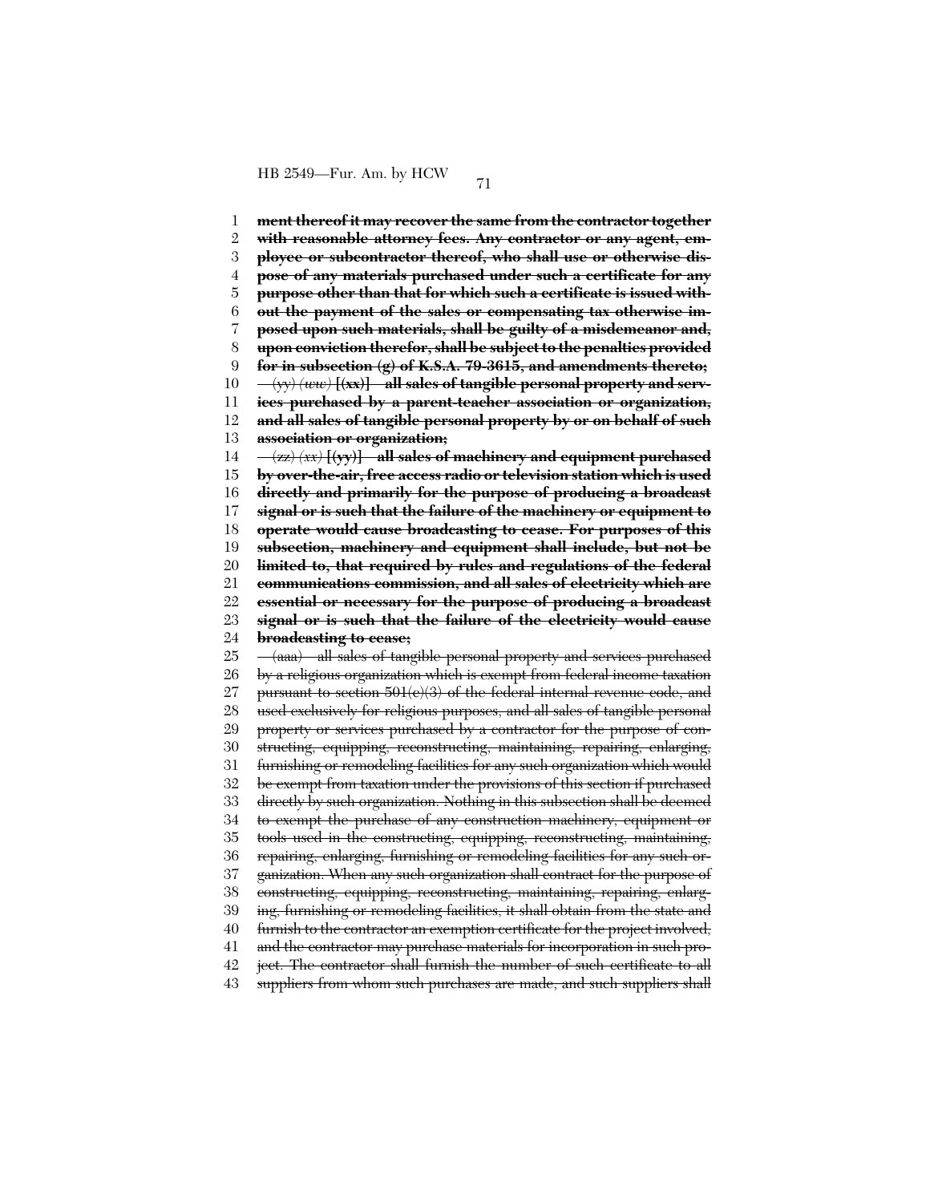**ment thereof it may recover the same from the contractor together with reasonable attorney fees. Any contractor or any agent, employee or subcontractor thereof, who shall use or otherwise dispose of any materials purchased under such a certificate for any purpose other than that for which such a certificate is issued without the payment of the sales or compensating tax otherwise imposed upon such materials, shall be guilty of a misdemeanor and, upon conviction therefor, shall be subject to the penalties provided for in subsection (g) of K.S.A. 79-3615, and amendments thereto;**

~~(yy)~~ ~~*(ww)*~~ **[(xx)] all sales of tangible personal property and services purchased by a parent-teacher association or organization, and all sales of tangible personal property by or on behalf of such association or organization;**

~~(zz)~~ ~~*(xx)*~~ **[(yy)] all sales of machinery and equipment purchased by over-the-air, free access radio or television station which is used directly and primarily for the purpose of producing a broadcast signal or is such that the failure of the machinery or equipment to operate would cause broadcasting to cease. For purposes of this subsection, machinery and equipment shall include, but not be limited to, that required by rules and regulations of the federal communications commission, and all sales of electricity which are essential or necessary for the purpose of producing a broadcast signal or is such that the failure of the electricity would cause broadcasting to cease;**

~~(aaa) all sales of tangible personal property and services purchased by a religious organization which is exempt from federal income taxation pursuant to section 501(c)(3) of the federal internal revenue code, and used exclusively for religious purposes, and all sales of tangible personal property or services purchased by a contractor for the purpose of constructing, equipping, reconstructing, maintaining, repairing, enlarging, furnishing or remodeling facilities for any such organization which would be exempt from taxation under the provisions of this section if purchased directly by such organization. Nothing in this subsection shall be deemed to exempt the purchase of any construction machinery, equipment or tools used in the constructing, equipping, reconstructing, maintaining, repairing, enlarging, furnishing or remodeling facilities for any such organization. When any such organization shall contract for the purpose of constructing, equipping, reconstructing, maintaining, repairing, enlarging, furnishing or remodeling facilities, it shall obtain from the state and furnish to the contractor an exemption certificate for the project involved, and the contractor may purchase materials for incorporation in such project. The contractor shall furnish the number of such certificate to all suppliers from whom such purchases are made, and such suppliers shall~~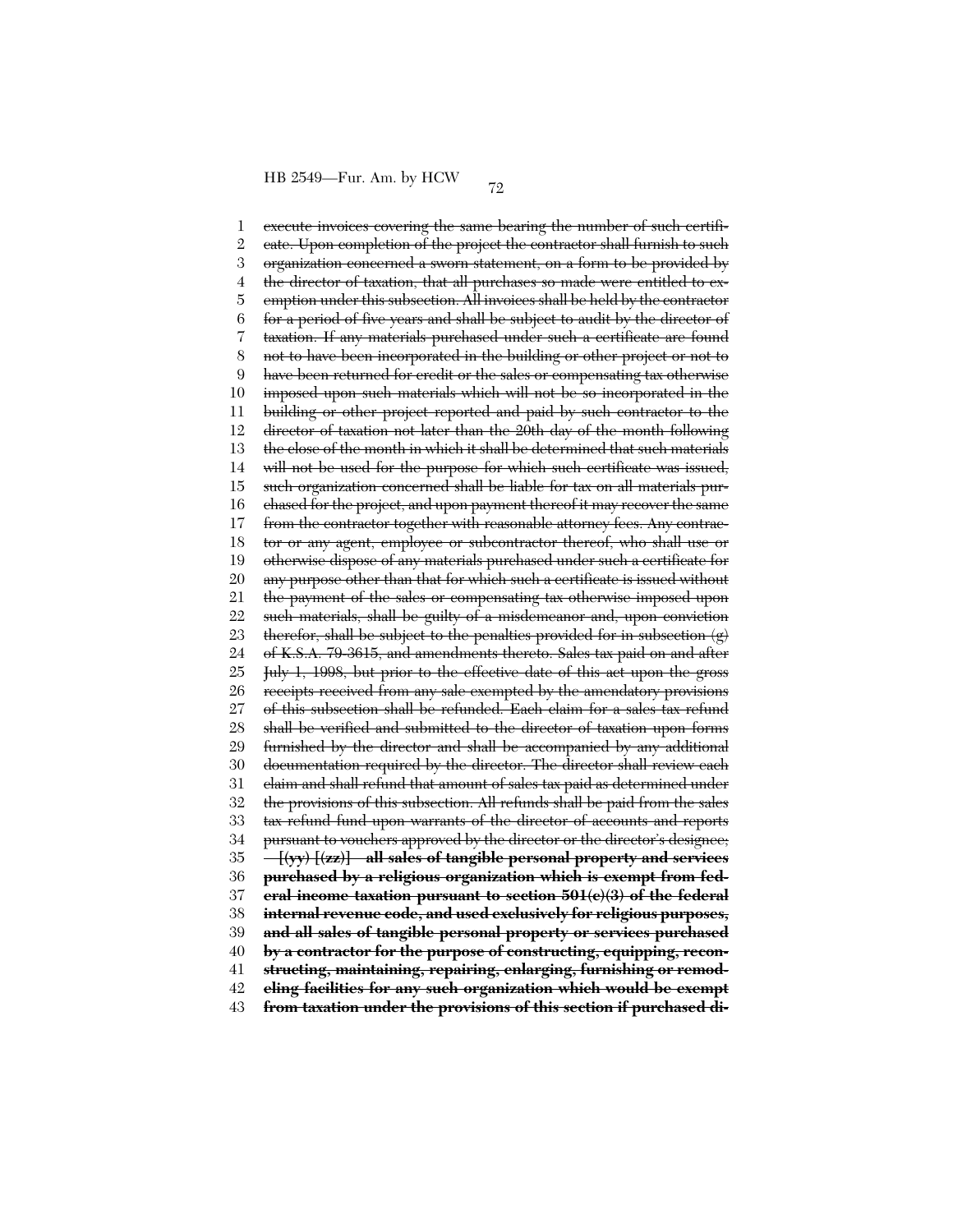~~execute invoices covering the same bearing the number of such certificate. Upon completion of the project the contractor shall furnish to such organization concerned a sworn statement, on a form to be provided by the director of taxation, that all purchases so made were entitled to exemption under this subsection. All invoices shall be held by the contractor for a period of five years and shall be subject to audit by the director of taxation. If any materials purchased under such a certificate are found not to have been incorporated in the building or other project or not to have been returned for credit or the sales or compensating tax otherwise imposed upon such materials which will not be so incorporated in the building or other project reported and paid by such contractor to the director of taxation not later than the 20th day of the month following the close of the month in which it shall be determined that such materials will not be used for the purpose for which such certificate was issued, such organization concerned shall be liable for tax on all materials purchased for the project, and upon payment thereof it may recover the same from the contractor together with reasonable attorney fees. Any contractor or any agent, employee or subcontractor thereof, who shall use or otherwise dispose of any materials purchased under such a certificate for any purpose other than that for which such a certificate is issued without the payment of the sales or compensating tax otherwise imposed upon such materials, shall be guilty of a misdemeanor and, upon conviction therefor, shall be subject to the penalties provided for in subsection (g) of K.S.A. 79-3615, and amendments thereto. Sales tax paid on and after July 1, 1998, but prior to the effective date of this act upon the gross receipts received from any sale exempted by the amendatory provisions of this subsection shall be refunded. Each claim for a sales tax refund shall be verified and submitted to the director of taxation upon forms furnished by the director and shall be accompanied by any additional documentation required by the director. The director shall review each claim and shall refund that amount of sales tax paid as determined under the provisions of this subsection. All refunds shall be paid from the sales tax refund fund upon warrants of the director of accounts and reports pursuant to vouchers approved by the director or the director's designee;~~

~~**[(yy) [(zz)] all sales of tangible personal property and services purchased by a religious organization which is exempt from federal income taxation pursuant to section 501(c)(3) of the federal internal revenue code, and used exclusively for religious purposes, and all sales of tangible personal property or services purchased by a contractor for the purpose of constructing, equipping, reconstructing, maintaining, repairing, enlarging, furnishing or remodeling facilities for any such organization which would be exempt from taxation under the provisions of this section if purchased di-**~~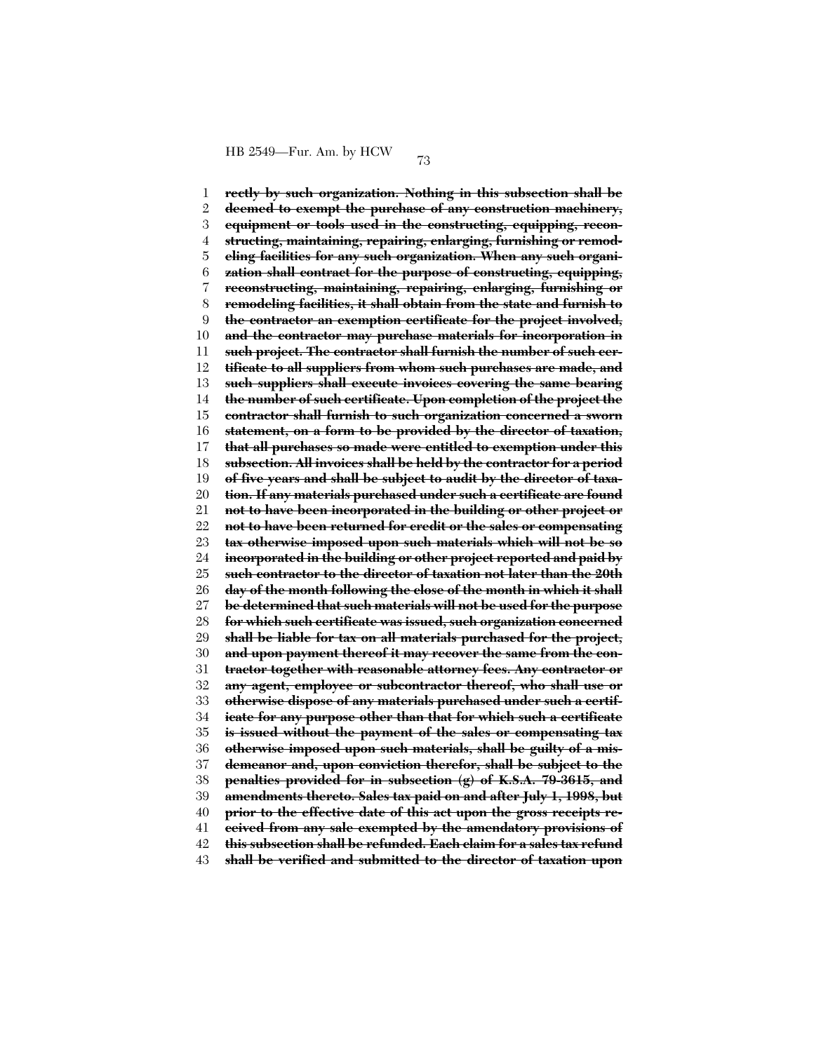~~**rectly by such organization. Nothing in this subsection shall be deemed to exempt the purchase of any construction machinery, equipment or tools used in the constructing, equipping, reconstructing, maintaining, repairing, enlarging, furnishing or remodeling facilities for any such organization. When any such organization shall contract for the purpose of constructing, equipping, reconstructing, maintaining, repairing, enlarging, furnishing or remodeling facilities, it shall obtain from the state and furnish to the contractor an exemption certificate for the project involved, and the contractor may purchase materials for incorporation in such project. The contractor shall furnish the number of such certificate to all suppliers from whom such purchases are made, and such suppliers shall execute invoices covering the same bearing the number of such certificate. Upon completion of the project the contractor shall furnish to such organization concerned a sworn statement, on a form to be provided by the director of taxation, that all purchases so made were entitled to exemption under this subsection. All invoices shall be held by the contractor for a period of five years and shall be subject to audit by the director of taxation. If any materials purchased under such a certificate are found not to have been incorporated in the building or other project or not to have been returned for credit or the sales or compensating tax otherwise imposed upon such materials which will not be so incorporated in the building or other project reported and paid by such contractor to the director of taxation not later than the 20th day of the month following the close of the month in which it shall be determined that such materials will not be used for the purpose for which such certificate was issued, such organization concerned shall be liable for tax on all materials purchased for the project, and upon payment thereof it may recover the same from the contractor together with reasonable attorney fees. Any contractor or any agent, employee or subcontractor thereof, who shall use or otherwise dispose of any materials purchased under such a certificate for any purpose other than that for which such a certificate is issued without the payment of the sales or compensating tax otherwise imposed upon such materials, shall be guilty of a misdemeanor and, upon conviction therefor, shall be subject to the penalties provided for in subsection (g) of K.S.A. 79-3615, and amendments thereto. Sales tax paid on and after July 1, 1998, but prior to the effective date of this act upon the gross receipts received from any sale exempted by the amendatory provisions of this subsection shall be refunded. Each claim for a sales tax refund shall be verified and submitted to the director of taxation upon**~~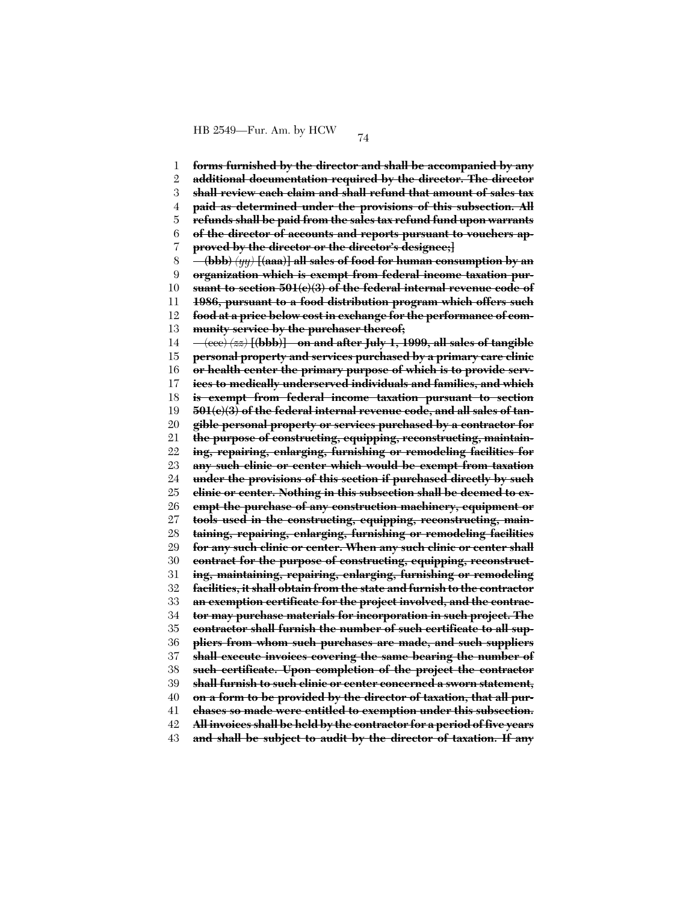1 forms furnished by the director and shall be accompanied by any
2 additional documentation required by the director. The director
3 shall review each claim and shall refund that amount of sales tax
4 paid as determined under the provisions of this subsection. All
5 refunds shall be paid from the sales tax refund fund upon warrants
6 of the director of accounts and reports pursuant to vouchers ap-
7 proved by the director or the director's designee;]

8 (bbb) *(yy)* [(aaa)] all sales of food for human consumption by an
9 organization which is exempt from federal income taxation pur-
10 suant to section 501(c)(3) of the federal internal revenue code of
11 1986, pursuant to a food distribution program which offers such
12 food at a price below cost in exchange for the performance of com-
13 munity service by the purchaser thereof;

14 (ccc) *(zz)* [(bbb)] on and after July 1, 1999, all sales of tangible
15 personal property and services purchased by a primary care clinic
16 or health center the primary purpose of which is to provide serv-
17 ices to medically underserved individuals and families, and which
18 is exempt from federal income taxation pursuant to section
19 501(c)(3) of the federal internal revenue code, and all sales of tan-
20 gible personal property or services purchased by a contractor for
21 the purpose of constructing, equipping, reconstructing, maintain-
22 ing, repairing, enlarging, furnishing or remodeling facilities for
23 any such clinic or center which would be exempt from taxation
24 under the provisions of this section if purchased directly by such
25 clinic or center. Nothing in this subsection shall be deemed to ex-
26 empt the purchase of any construction machinery, equipment or
27 tools used in the constructing, equipping, reconstructing, main-
28 taining, repairing, enlarging, furnishing or remodeling facilities
29 for any such clinic or center. When any such clinic or center shall
30 contract for the purpose of constructing, equipping, reconstruct-
31 ing, maintaining, repairing, enlarging, furnishing or remodeling
32 facilities, it shall obtain from the state and furnish to the contractor
33 an exemption certificate for the project involved, and the contrac-
34 tor may purchase materials for incorporation in such project. The
35 contractor shall furnish the number of such certificate to all sup-
36 pliers from whom such purchases are made, and such suppliers
37 shall execute invoices covering the same bearing the number of
38 such certificate. Upon completion of the project the contractor
39 shall furnish to such clinic or center concerned a sworn statement,
40 on a form to be provided by the director of taxation, that all pur-
41 chases so made were entitled to exemption under this subsection.
42 All invoices shall be held by the contractor for a period of five years
43 and shall be subject to audit by the director of taxation. If any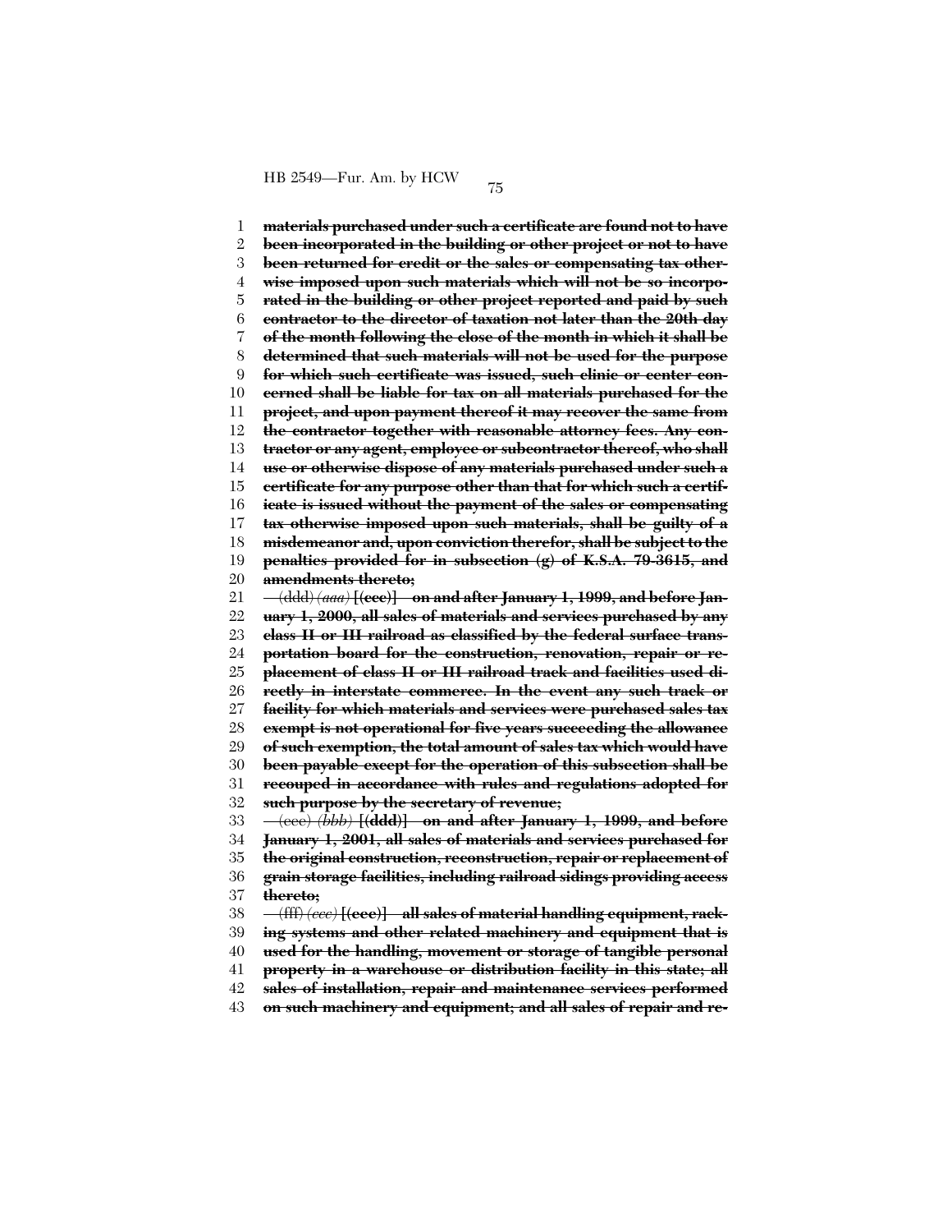materials purchased under such a certificate are found not to have been incorporated in the building or other project or not to have been returned for credit or the sales or compensating tax otherwise imposed upon such materials which will not be so incorporated in the building or other project reported and paid by such contractor to the director of taxation not later than the 20th day of the month following the close of the month in which it shall be determined that such materials will not be used for the purpose for which such certificate was issued, such clinic or center concerned shall be liable for tax on all materials purchased for the project, and upon payment thereof it may recover the same from the contractor together with reasonable attorney fees. Any contractor or any agent, employee or subcontractor thereof, who shall use or otherwise dispose of any materials purchased under such a certificate for any purpose other than that for which such a certificate is issued without the payment of the sales or compensating tax otherwise imposed upon such materials, shall be guilty of a misdemeanor and, upon conviction therefor, shall be subject to the penalties provided for in subsection (g) of K.S.A. 79-3615, and amendments thereto;

~~(ddd)~~ *(aaa)* **[(ccc)]** on and after January 1, 1999, and before January 1, 2000, all sales of materials and services purchased by any class II or III railroad as classified by the federal surface transportation board for the construction, renovation, repair or replacement of class II or III railroad track and facilities used directly in interstate commerce. In the event any such track or facility for which materials and services were purchased sales tax exempt is not operational for five years succeeding the allowance of such exemption, the total amount of sales tax which would have been payable except for the operation of this subsection shall be recouped in accordance with rules and regulations adopted for such purpose by the secretary of revenue;

~~(eee)~~ *(bbb)* **[(ddd)]** on and after January 1, 1999, and before January 1, 2001, all sales of materials and services purchased for the original construction, reconstruction, repair or replacement of grain storage facilities, including railroad sidings providing access thereto;

~~(fff)~~ *(ccc)* **[(eee)]** all sales of material handling equipment, racking systems and other related machinery and equipment that is used for the handling, movement or storage of tangible personal property in a warehouse or distribution facility in this state; all sales of installation, repair and maintenance services performed on such machinery and equipment; and all sales of repair and re-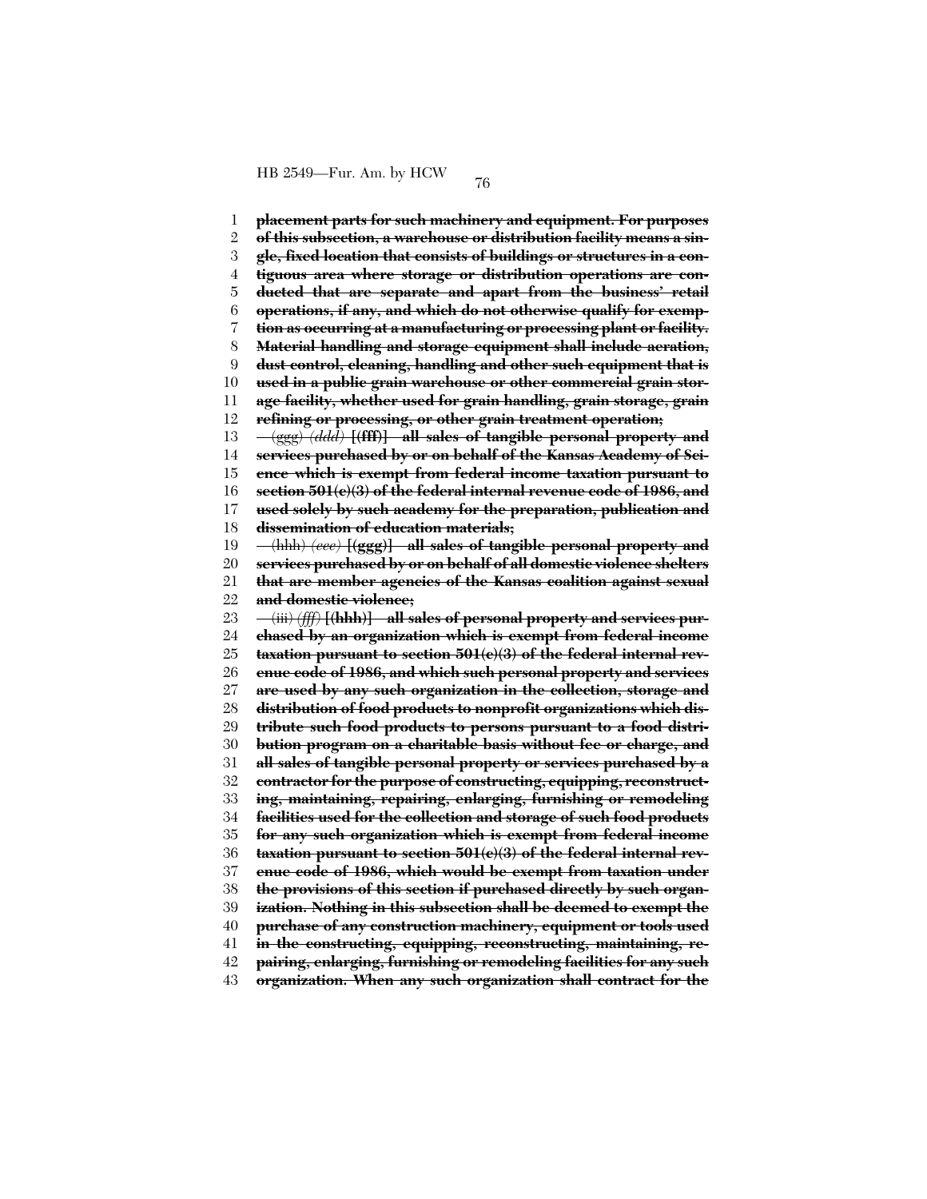**placement parts for such machinery and equipment. For purposes of this subsection, a warehouse or distribution facility means a single, fixed location that consists of buildings or structures in a contiguous area where storage or distribution operations are conducted that are separate and apart from the business' retail operations, if any, and which do not otherwise qualify for exemption as occurring at a manufacturing or processing plant or facility. Material handling and storage equipment shall include aeration, dust control, cleaning, handling and other such equipment that is used in a public grain warehouse or other commercial grain storage facility, whether used for grain handling, grain storage, grain refining or processing, or other grain treatment operation;**

~~(ggg)~~ ~~*(ddd)*~~ **[(fff)] all sales of tangible personal property and services purchased by or on behalf of the Kansas Academy of Science which is exempt from federal income taxation pursuant to section 501(c)(3) of the federal internal revenue code of 1986, and used solely by such academy for the preparation, publication and dissemination of education materials;**

~~(hhh)~~ ~~*(eee)*~~ **[(ggg)] all sales of tangible personal property and services purchased by or on behalf of all domestic violence shelters that are member agencies of the Kansas coalition against sexual and domestic violence;**

~~(iii)~~ ~~*(fff)*~~ **[(hhh)] all sales of personal property and services purchased by an organization which is exempt from federal income taxation pursuant to section 501(c)(3) of the federal internal revenue code of 1986, and which such personal property and services are used by any such organization in the collection, storage and distribution of food products to nonprofit organizations which distribute such food products to persons pursuant to a food distribution program on a charitable basis without fee or charge, and all sales of tangible personal property or services purchased by a contractor for the purpose of constructing, equipping, reconstructing, maintaining, repairing, enlarging, furnishing or remodeling facilities used for the collection and storage of such food products for any such organization which is exempt from federal income taxation pursuant to section 501(c)(3) of the federal internal revenue code of 1986, which would be exempt from taxation under the provisions of this section if purchased directly by such organization. Nothing in this subsection shall be deemed to exempt the purchase of any construction machinery, equipment or tools used in the constructing, equipping, reconstructing, maintaining, repairing, enlarging, furnishing or remodeling facilities for any such organization. When any such organization shall contract for the**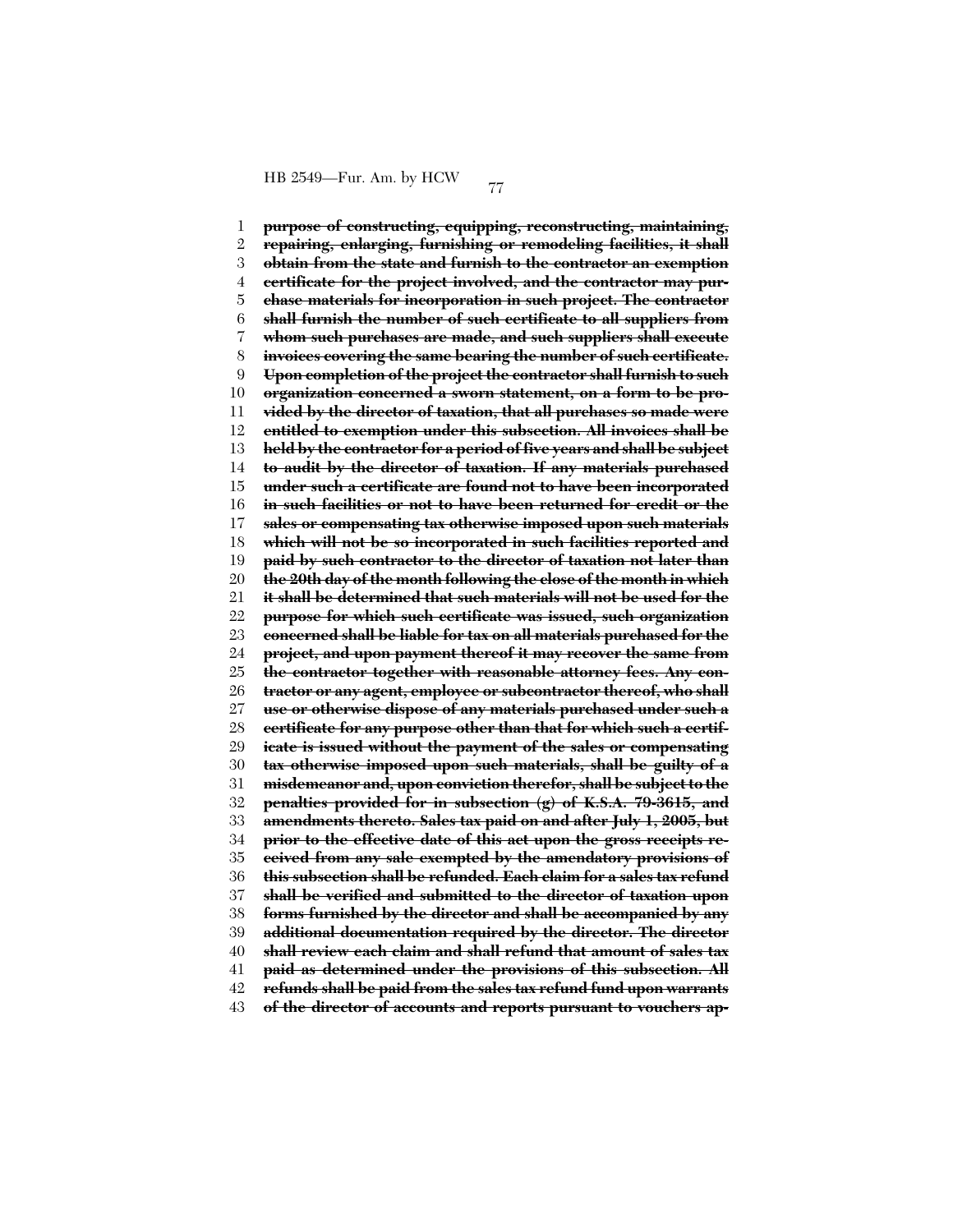~~purpose of constructing, equipping, reconstructing, maintaining, repairing, enlarging, furnishing or remodeling facilities, it shall obtain from the state and furnish to the contractor an exemption certificate for the project involved, and the contractor may purchase materials for incorporation in such project. The contractor shall furnish the number of such certificate to all suppliers from whom such purchases are made, and such suppliers shall execute invoices covering the same bearing the number of such certificate. Upon completion of the project the contractor shall furnish to such organization concerned a sworn statement, on a form to be provided by the director of taxation, that all purchases so made were entitled to exemption under this subsection. All invoices shall be held by the contractor for a period of five years and shall be subject to audit by the director of taxation. If any materials purchased under such a certificate are found not to have been incorporated in such facilities or not to have been returned for credit or the sales or compensating tax otherwise imposed upon such materials which will not be so incorporated in such facilities reported and paid by such contractor to the director of taxation not later than the 20th day of the month following the close of the month in which it shall be determined that such materials will not be used for the purpose for which such certificate was issued, such organization concerned shall be liable for tax on all materials purchased for the project, and upon payment thereof it may recover the same from the contractor together with reasonable attorney fees. Any contractor or any agent, employee or subcontractor thereof, who shall use or otherwise dispose of any materials purchased under such a certificate for any purpose other than that for which such a certificate is issued without the payment of the sales or compensating tax otherwise imposed upon such materials, shall be guilty of a misdemeanor and, upon conviction therefor, shall be subject to the penalties provided for in subsection (g) of K.S.A. 79-3615, and amendments thereto. Sales tax paid on and after July 1, 2005, but prior to the effective date of this act upon the gross receipts received from any sale exempted by the amendatory provisions of this subsection shall be refunded. Each claim for a sales tax refund shall be verified and submitted to the director of taxation upon forms furnished by the director and shall be accompanied by any additional documentation required by the director. The director shall review each claim and shall refund that amount of sales tax paid as determined under the provisions of this subsection. All refunds shall be paid from the sales tax refund fund upon warrants of the director of accounts and reports pursuant to vouchers ap-~~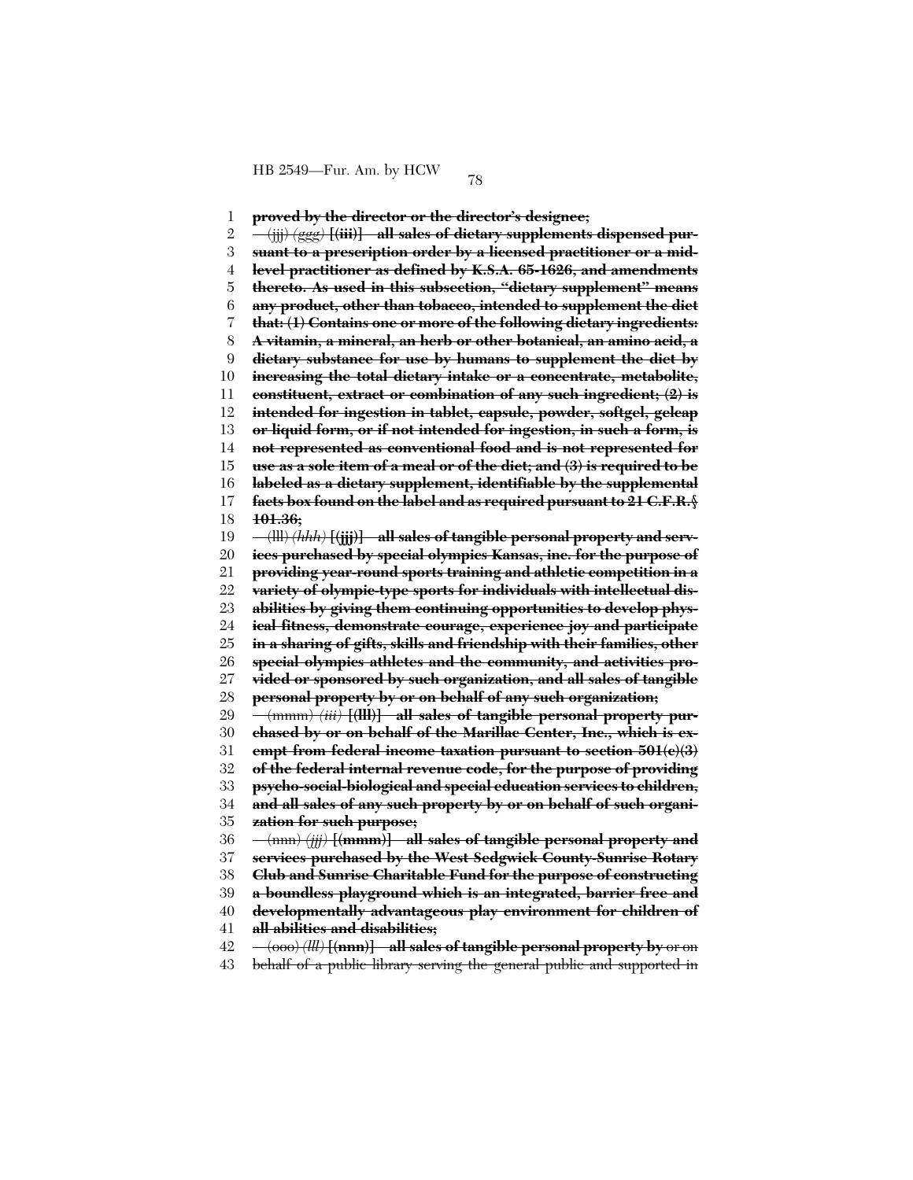**proved by the director or the director's designee;**

~~(jjj)~~ *~~(ggg)~~* **[(iii)] all sales of dietary supplements dispensed pursuant to a prescription order by a licensed practitioner or a mid-level practitioner as defined by K.S.A. 65-1626, and amendments thereto. As used in this subsection, "dietary supplement" means any product, other than tobacco, intended to supplement the diet that: (1) Contains one or more of the following dietary ingredients: A vitamin, a mineral, an herb or other botanical, an amino acid, a dietary substance for use by humans to supplement the diet by increasing the total dietary intake or a concentrate, metabolite, constituent, extract or combination of any such ingredient; (2) is intended for ingestion in tablet, capsule, powder, softgel, gelcap or liquid form, or if not intended for ingestion, in such a form, is not represented as conventional food and is not represented for use as a sole item of a meal or of the diet; and (3) is required to be labeled as a dietary supplement, identifiable by the supplemental facts box found on the label and as required pursuant to 21 C.F.R. § 101.36;**

~~(lll)~~ *~~(hhh)~~* **[(jjj)] all sales of tangible personal property and services purchased by special olympics Kansas, inc. for the purpose of providing year-round sports training and athletic competition in a variety of olympic-type sports for individuals with intellectual disabilities by giving them continuing opportunities to develop physical fitness, demonstrate courage, experience joy and participate in a sharing of gifts, skills and friendship with their families, other special olympics athletes and the community, and activities provided or sponsored by such organization, and all sales of tangible personal property by or on behalf of any such organization;**

~~(mmm)~~ *~~(iii)~~* **[(lll)] all sales of tangible personal property purchased by or on behalf of the Marillac Center, Inc., which is exempt from federal income taxation pursuant to section 501(c)(3) of the federal internal revenue code, for the purpose of providing psycho-social-biological and special education services to children, and all sales of any such property by or on behalf of such organization for such purpose;**

~~(nnn)~~ *~~(jjj)~~* **[(mmm)] all sales of tangible personal property and services purchased by the West Sedgwick County-Sunrise Rotary Club and Sunrise Charitable Fund for the purpose of constructing a boundless playground which is an integrated, barrier free and developmentally advantageous play environment for children of all abilities and disabilities;**

~~(ooo)~~ *~~(lll)~~* **[(nnn)] all sales of tangible personal property by** ~~or on behalf of a public library serving the general public and supported in~~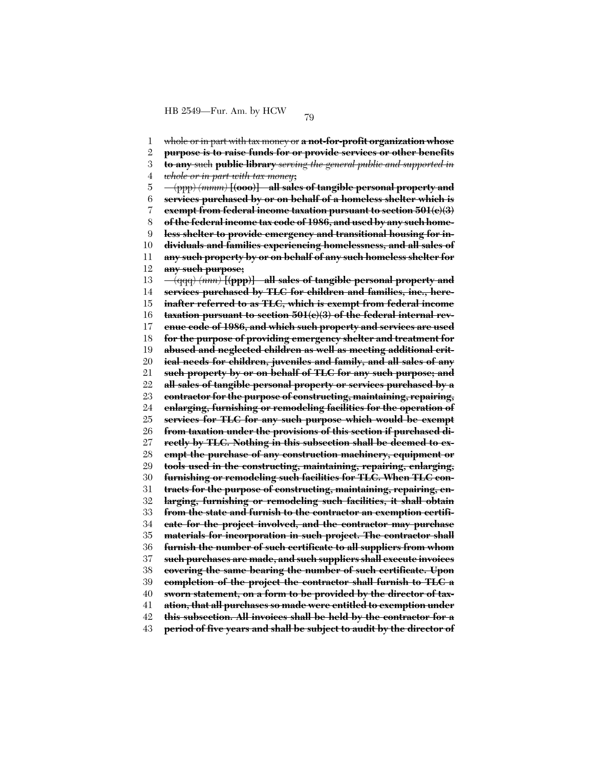whole or in part with tax money or **a not-for-profit organization whose purpose is to raise funds for or provide services or other benefits to any** such **public library** *serving the general public and supported in whole or in part with tax money*;

(ppp) *(mmm)* **[(ooo)] all sales of tangible personal property and services purchased by or on behalf of a homeless shelter which is exempt from federal income taxation pursuant to section 501(c)(3) of the federal income tax code of 1986, and used by any such homeless shelter to provide emergency and transitional housing for individuals and families experiencing homelessness, and all sales of any such property by or on behalf of any such homeless shelter for any such purpose;**

(qqq) *(nnn)* **[(ppp)] all sales of tangible personal property and services purchased by TLC for children and families, inc., hereinafter referred to as TLC, which is exempt from federal income taxation pursuant to section 501(c)(3) of the federal internal revenue code of 1986, and which such property and services are used for the purpose of providing emergency shelter and treatment for abused and neglected children as well as meeting additional critical needs for children, juveniles and family, and all sales of any such property by or on behalf of TLC for any such purpose; and all sales of tangible personal property or services purchased by a contractor for the purpose of constructing, maintaining, repairing, enlarging, furnishing or remodeling facilities for the operation of services for TLC for any such purpose which would be exempt from taxation under the provisions of this section if purchased directly by TLC. Nothing in this subsection shall be deemed to exempt the purchase of any construction machinery, equipment or tools used in the constructing, maintaining, repairing, enlarging, furnishing or remodeling such facilities for TLC. When TLC contracts for the purpose of constructing, maintaining, repairing, enlarging, furnishing or remodeling such facilities, it shall obtain from the state and furnish to the contractor an exemption certificate for the project involved, and the contractor may purchase materials for incorporation in such project. The contractor shall furnish the number of such certificate to all suppliers from whom such purchases are made, and such suppliers shall execute invoices covering the same bearing the number of such certificate. Upon completion of the project the contractor shall furnish to TLC a sworn statement, on a form to be provided by the director of taxation, that all purchases so made were entitled to exemption under this subsection. All invoices shall be held by the contractor for a period of five years and shall be subject to audit by the director of**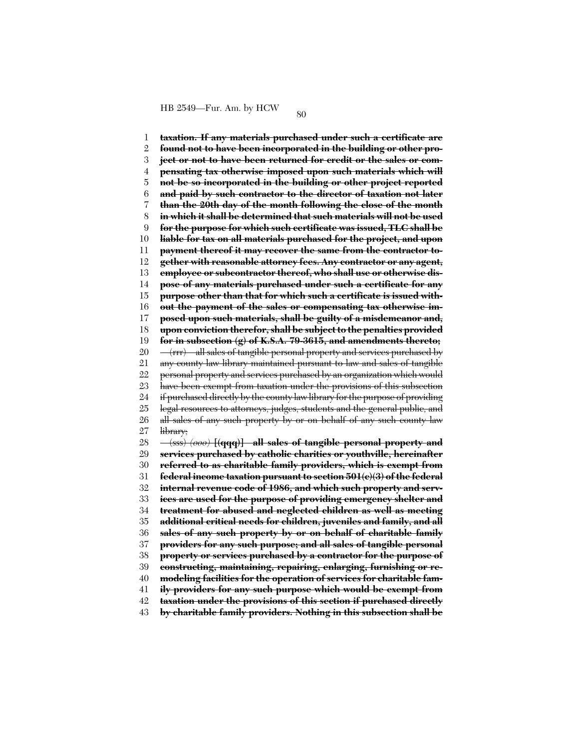**taxation. If any materials purchased under such a certificate are found not to have been incorporated in the building or other project or not to have been returned for credit or the sales or compensating tax otherwise imposed upon such materials which will not be so incorporated in the building or other project reported and paid by such contractor to the director of taxation not later than the 20th day of the month following the close of the month in which it shall be determined that such materials will not be used for the purpose for which such certificate was issued, TLC shall be liable for tax on all materials purchased for the project, and upon payment thereof it may recover the same from the contractor together with reasonable attorney fees. Any contractor or any agent, employee or subcontractor thereof, who shall use or otherwise dispose of any materials purchased under such a certificate for any purpose other than that for which such a certificate is issued without the payment of the sales or compensating tax otherwise imposed upon such materials, shall be guilty of a misdemeanor and, upon conviction therefor, shall be subject to the penalties provided for in subsection (g) of K.S.A. 79-3615, and amendments thereto;**

~~(rrr) all sales of tangible personal property and services purchased by any county law library maintained pursuant to law and sales of tangible personal property and services purchased by an organization which would have been exempt from taxation under the provisions of this subsection if purchased directly by the county law library for the purpose of providing legal resources to attorneys, judges, students and the general public, and all sales of any such property by or on behalf of any such county law library;~~

~~*(sss)*~~ ~~*(ooo)*~~ **[(qqq)] all sales of tangible personal property and services purchased by catholic charities or youthville, hereinafter referred to as charitable family providers, which is exempt from federal income taxation pursuant to section 501(c)(3) of the federal internal revenue code of 1986, and which such property and services are used for the purpose of providing emergency shelter and treatment for abused and neglected children as well as meeting additional critical needs for children, juveniles and family, and all sales of any such property by or on behalf of charitable family providers for any such purpose; and all sales of tangible personal property or services purchased by a contractor for the purpose of constructing, maintaining, repairing, enlarging, furnishing or remodeling facilities for the operation of services for charitable family providers for any such purpose which would be exempt from taxation under the provisions of this section if purchased directly by charitable family providers. Nothing in this subsection shall be**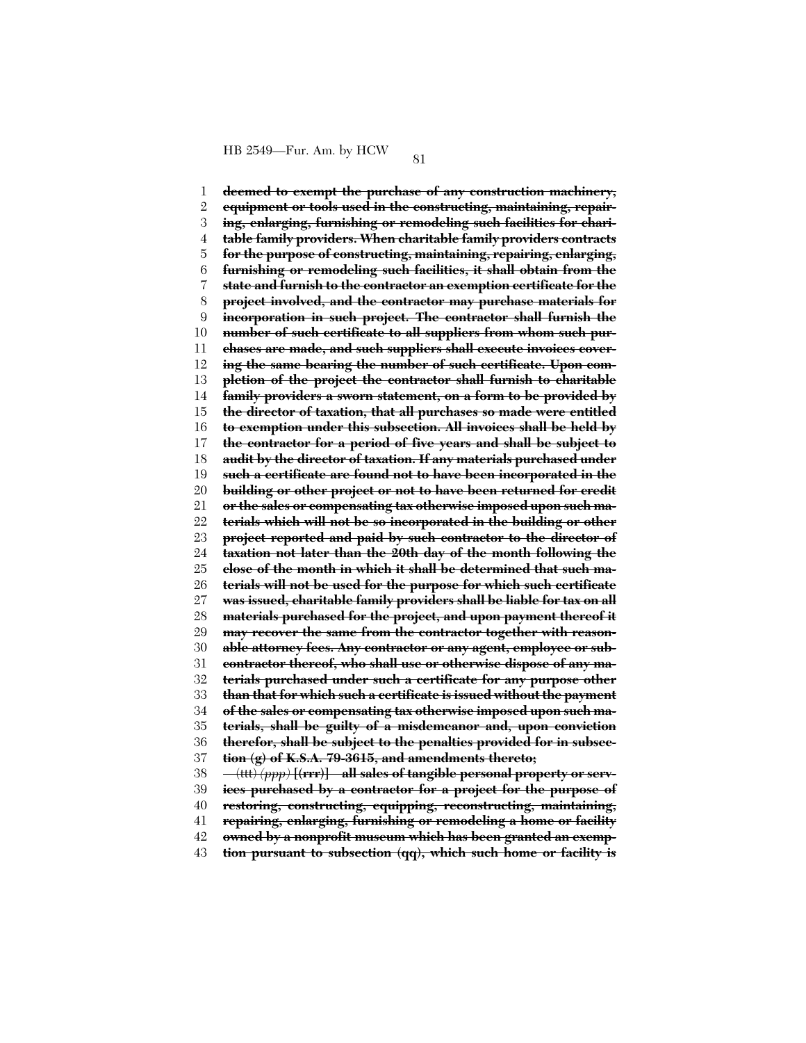~~**deemed to exempt the purchase of any construction machinery, equipment or tools used in the constructing, maintaining, repairing, enlarging, furnishing or remodeling such facilities for charitable family providers. When charitable family providers contracts for the purpose of constructing, maintaining, repairing, enlarging, furnishing or remodeling such facilities, it shall obtain from the state and furnish to the contractor an exemption certificate for the project involved, and the contractor may purchase materials for incorporation in such project. The contractor shall furnish the number of such certificate to all suppliers from whom such purchases are made, and such suppliers shall execute invoices covering the same bearing the number of such certificate. Upon completion of the project the contractor shall furnish to charitable family providers a sworn statement, on a form to be provided by the director of taxation, that all purchases so made were entitled to exemption under this subsection. All invoices shall be held by the contractor for a period of five years and shall be subject to audit by the director of taxation. If any materials purchased under such a certificate are found not to have been incorporated in the building or other project or not to have been returned for credit or the sales or compensating tax otherwise imposed upon such materials which will not be so incorporated in the building or other project reported and paid by such contractor to the director of taxation not later than the 20th day of the month following the close of the month in which it shall be determined that such materials will not be used for the purpose for which such certificate was issued, charitable family providers shall be liable for tax on all materials purchased for the project, and upon payment thereof it may recover the same from the contractor together with reasonable attorney fees. Any contractor or any agent, employee or subcontractor thereof, who shall use or otherwise dispose of any materials purchased under such a certificate for any purpose other than that for which such a certificate is issued without the payment of the sales or compensating tax otherwise imposed upon such materials, shall be guilty of a misdemeanor and, upon conviction therefor, shall be subject to the penalties provided for in subsection (g) of K.S.A. 79-3615, and amendments thereto;**~~

~~(ttt)~~ ~~*(ppp)*~~ ~~**[(rrr)] all sales of tangible personal property or services purchased by a contractor for a project for the purpose of restoring, constructing, equipping, reconstructing, maintaining, repairing, enlarging, furnishing or remodeling a home or facility owned by a nonprofit museum which has been granted an exemption pursuant to subsection (qq), which such home or facility is**~~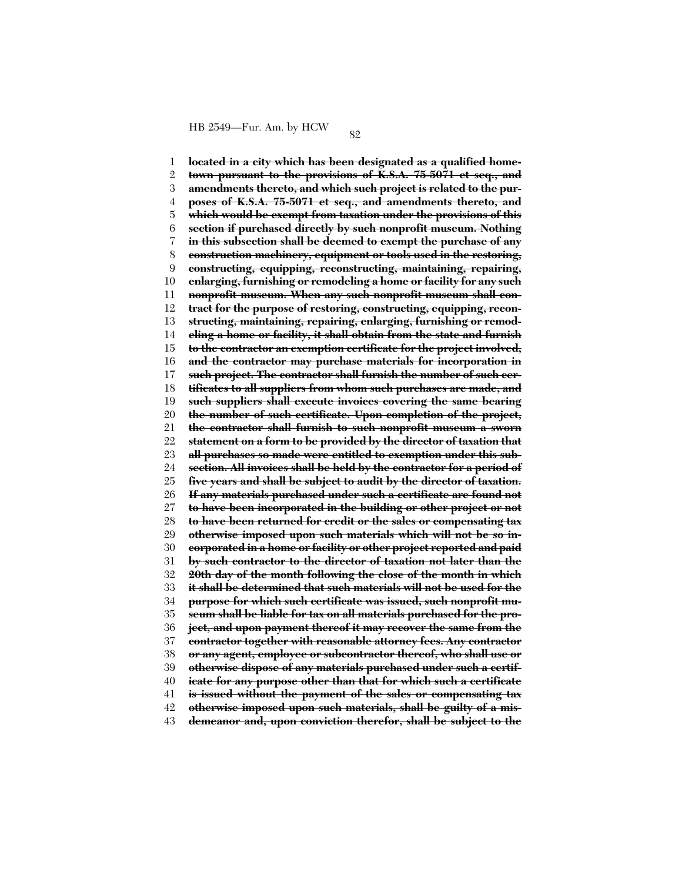~~**located in a city which has been designated as a qualified hometown pursuant to the provisions of K.S.A. 75-5071 et seq., and amendments thereto, and which such project is related to the purposes of K.S.A. 75-5071 et seq., and amendments thereto, and which would be exempt from taxation under the provisions of this section if purchased directly by such nonprofit museum. Nothing in this subsection shall be deemed to exempt the purchase of any construction machinery, equipment or tools used in the restoring, constructing, equipping, reconstructing, maintaining, repairing, enlarging, furnishing or remodeling a home or facility for any such nonprofit museum. When any such nonprofit museum shall contract for the purpose of restoring, constructing, equipping, reconstructing, maintaining, repairing, enlarging, furnishing or remodeling a home or facility, it shall obtain from the state and furnish to the contractor an exemption certificate for the project involved, and the contractor may purchase materials for incorporation in such project. The contractor shall furnish the number of such certificates to all suppliers from whom such purchases are made, and such suppliers shall execute invoices covering the same bearing the number of such certificate. Upon completion of the project, the contractor shall furnish to such nonprofit museum a sworn statement on a form to be provided by the director of taxation that all purchases so made were entitled to exemption under this subsection. All invoices shall be held by the contractor for a period of five years and shall be subject to audit by the director of taxation. If any materials purchased under such a certificate are found not to have been incorporated in the building or other project or not to have been returned for credit or the sales or compensating tax otherwise imposed upon such materials which will not be so incorporated in a home or facility or other project reported and paid by such contractor to the director of taxation not later than the 20th day of the month following the close of the month in which it shall be determined that such materials will not be used for the purpose for which such certificate was issued, such nonprofit museum shall be liable for tax on all materials purchased for the project, and upon payment thereof it may recover the same from the contractor together with reasonable attorney fees. Any contractor or any agent, employee or subcontractor thereof, who shall use or otherwise dispose of any materials purchased under such a certificate for any purpose other than that for which such a certificate is issued without the payment of the sales or compensating tax otherwise imposed upon such materials, shall be guilty of a misdemeanor and, upon conviction therefor, shall be subject to the**~~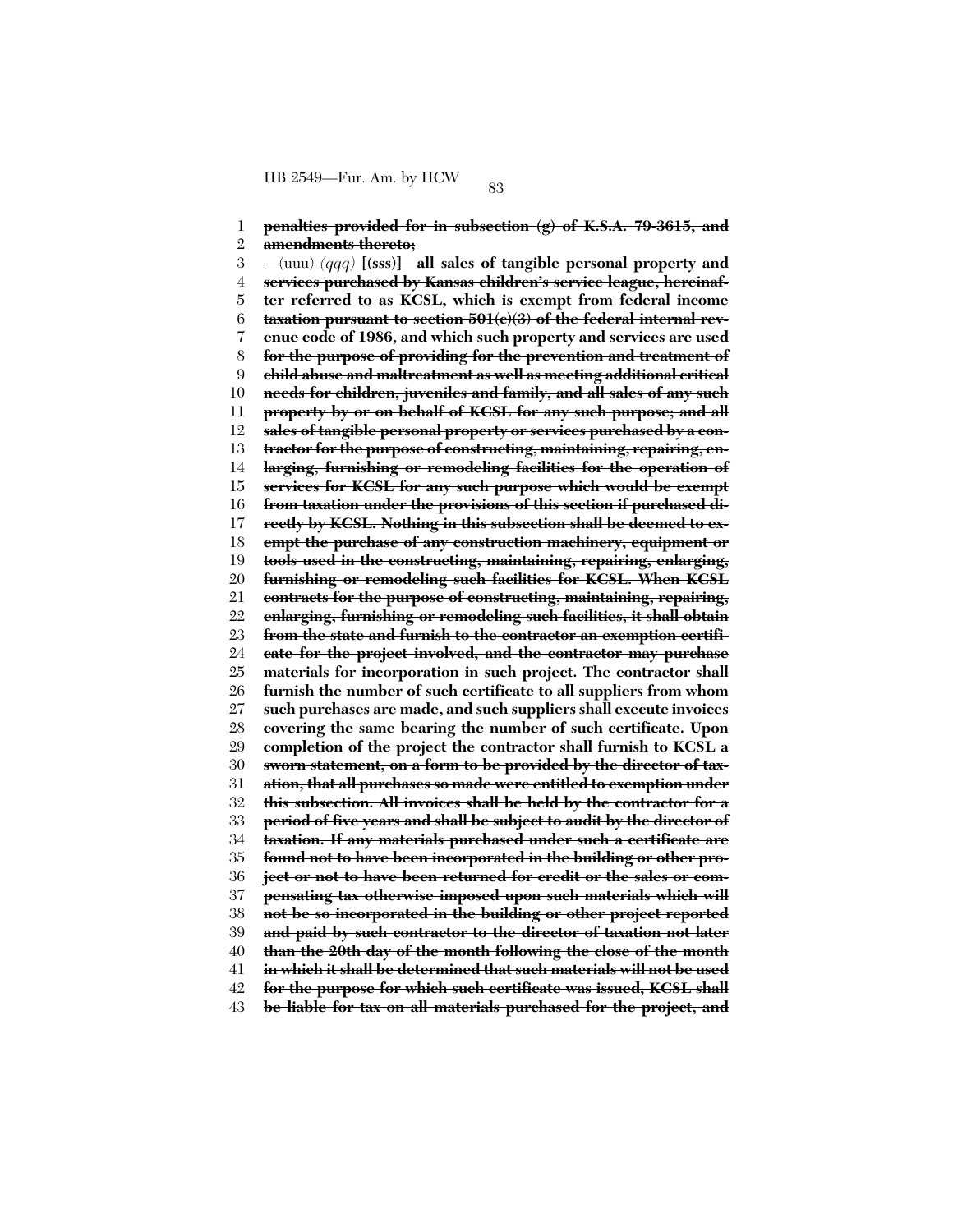**~~penalties provided for in subsection (g) of K.S.A. 79-3615, and amendments thereto;~~**

~~(uuu)~~ ~~*(qqq)*~~ **[(sss)]** **~~all sales of tangible personal property and services purchased by Kansas children's service league, hereinafter referred to as KCSL, which is exempt from federal income taxation pursuant to section 501(c)(3) of the federal internal revenue code of 1986, and which such property and services are used for the purpose of providing for the prevention and treatment of child abuse and maltreatment as well as meeting additional critical needs for children, juveniles and family, and all sales of any such property by or on behalf of KCSL for any such purpose; and all sales of tangible personal property or services purchased by a contractor for the purpose of constructing, maintaining, repairing, enlarging, furnishing or remodeling facilities for the operation of services for KCSL for any such purpose which would be exempt from taxation under the provisions of this section if purchased directly by KCSL. Nothing in this subsection shall be deemed to exempt the purchase of any construction machinery, equipment or tools used in the constructing, maintaining, repairing, enlarging, furnishing or remodeling such facilities for KCSL. When KCSL contracts for the purpose of constructing, maintaining, repairing, enlarging, furnishing or remodeling such facilities, it shall obtain from the state and furnish to the contractor an exemption certificate for the project involved, and the contractor may purchase materials for incorporation in such project. The contractor shall furnish the number of such certificate to all suppliers from whom such purchases are made, and such suppliers shall execute invoices covering the same bearing the number of such certificate. Upon completion of the project the contractor shall furnish to KCSL a sworn statement, on a form to be provided by the director of taxation, that all purchases so made were entitled to exemption under this subsection. All invoices shall be held by the contractor for a period of five years and shall be subject to audit by the director of taxation. If any materials purchased under such a certificate are found not to have been incorporated in the building or other project or not to have been returned for credit or the sales or compensating tax otherwise imposed upon such materials which will not be so incorporated in the building or other project reported and paid by such contractor to the director of taxation not later than the 20th day of the month following the close of the month in which it shall be determined that such materials will not be used for the purpose for which such certificate was issued, KCSL shall be liable for tax on all materials purchased for the project, and~~**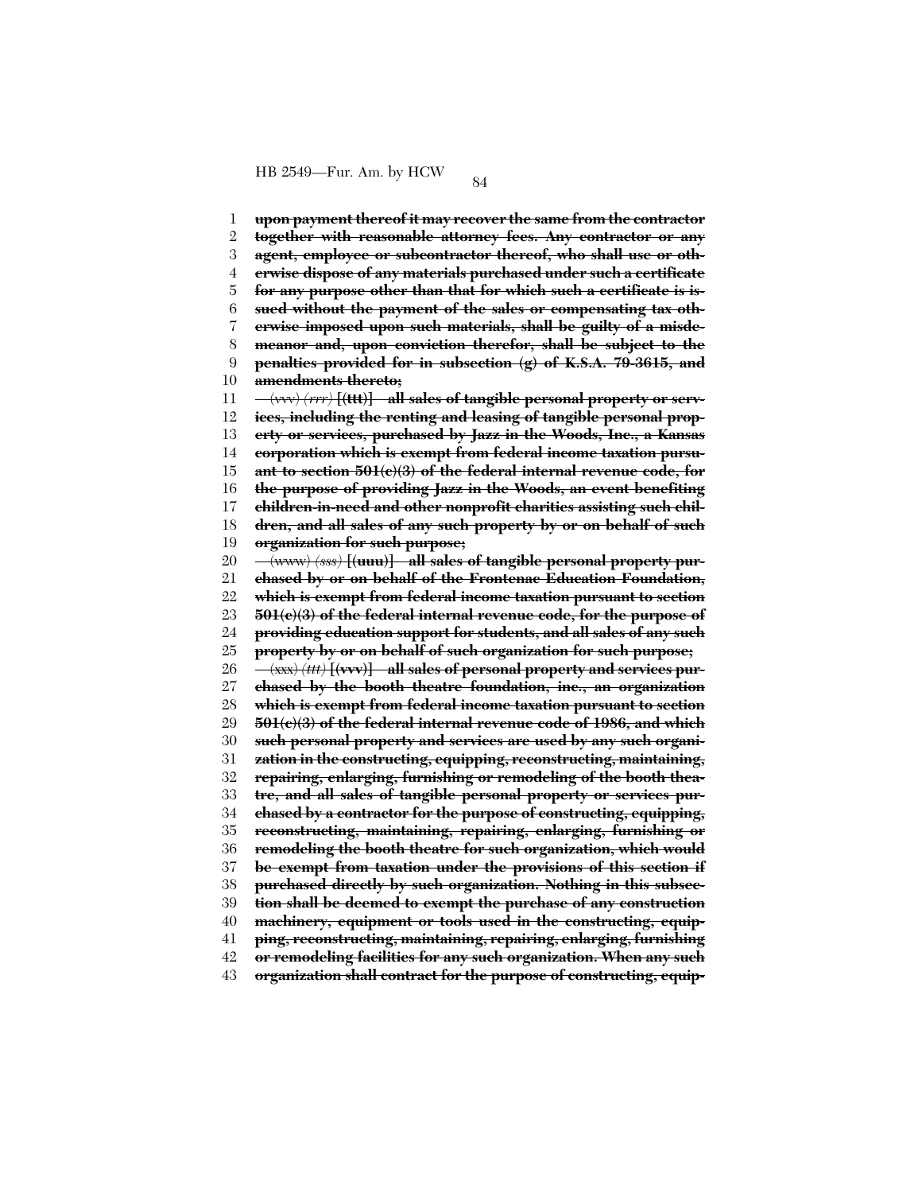**upon payment thereof it may recover the same from the contractor together with reasonable attorney fees. Any contractor or any agent, employee or subcontractor thereof, who shall use or otherwise dispose of any materials purchased under such a certificate for any purpose other than that for which such a certificate is issued without the payment of the sales or compensating tax otherwise imposed upon such materials, shall be guilty of a misdemeanor and, upon conviction therefor, shall be subject to the penalties provided for in subsection (g) of K.S.A. 79-3615, and amendments thereto;**

~~(vvv)~~ ~~*(rrr)*~~ **[(ttt)] all sales of tangible personal property or services, including the renting and leasing of tangible personal property or services, purchased by Jazz in the Woods, Inc., a Kansas corporation which is exempt from federal income taxation pursuant to section 501(c)(3) of the federal internal revenue code, for the purpose of providing Jazz in the Woods, an event benefiting children-in-need and other nonprofit charities assisting such children, and all sales of any such property by or on behalf of such organization for such purpose;**

~~(www)~~ ~~*(sss)*~~ **[(uuu)] all sales of tangible personal property purchased by or on behalf of the Frontenac Education Foundation, which is exempt from federal income taxation pursuant to section 501(c)(3) of the federal internal revenue code, for the purpose of providing education support for students, and all sales of any such property by or on behalf of such organization for such purpose;**

~~(xxx)~~ ~~*(ttt)*~~ **[(vvv)] all sales of personal property and services purchased by the booth theatre foundation, inc., an organization which is exempt from federal income taxation pursuant to section 501(c)(3) of the federal internal revenue code of 1986, and which such personal property and services are used by any such organization in the constructing, equipping, reconstructing, maintaining, repairing, enlarging, furnishing or remodeling of the booth theatre, and all sales of tangible personal property or services purchased by a contractor for the purpose of constructing, equipping, reconstructing, maintaining, repairing, enlarging, furnishing or remodeling the booth theatre for such organization, which would be exempt from taxation under the provisions of this section if purchased directly by such organization. Nothing in this subsection shall be deemed to exempt the purchase of any construction machinery, equipment or tools used in the constructing, equipping, reconstructing, maintaining, repairing, enlarging, furnishing or remodeling facilities for any such organization. When any such organization shall contract for the purpose of constructing, equip-**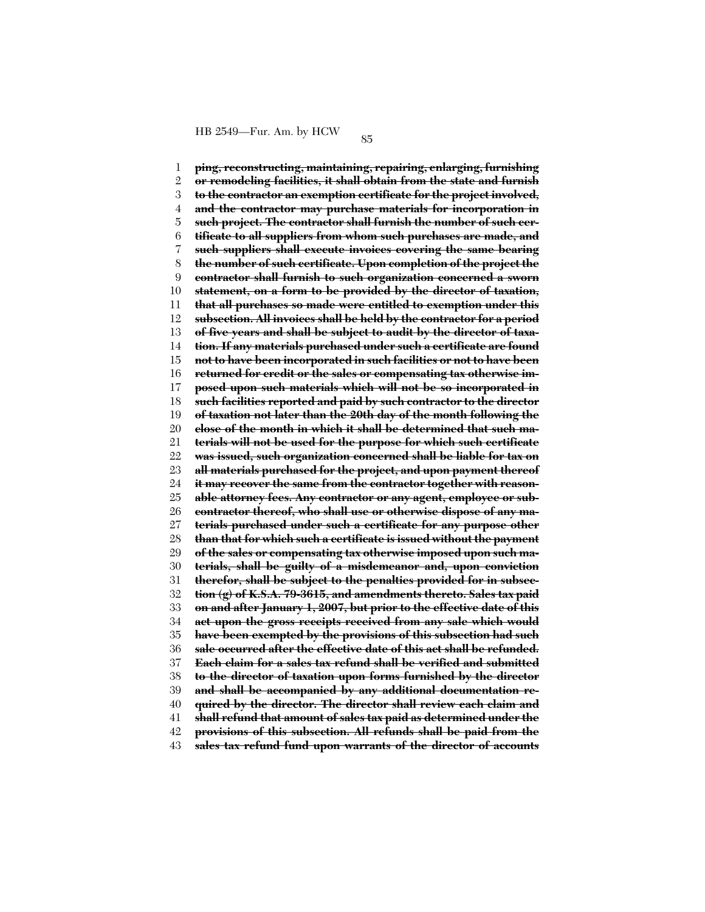~~**ping, reconstructing, maintaining, repairing, enlarging, furnishing or remodeling facilities, it shall obtain from the state and furnish to the contractor an exemption certificate for the project involved, and the contractor may purchase materials for incorporation in such project. The contractor shall furnish the number of such certificate to all suppliers from whom such purchases are made, and such suppliers shall execute invoices covering the same bearing the number of such certificate. Upon completion of the project the contractor shall furnish to such organization concerned a sworn statement, on a form to be provided by the director of taxation, that all purchases so made were entitled to exemption under this subsection. All invoices shall be held by the contractor for a period of five years and shall be subject to audit by the director of taxation. If any materials purchased under such a certificate are found not to have been incorporated in such facilities or not to have been returned for credit or the sales or compensating tax otherwise imposed upon such materials which will not be so incorporated in such facilities reported and paid by such contractor to the director of taxation not later than the 20th day of the month following the close of the month in which it shall be determined that such materials will not be used for the purpose for which such certificate was issued, such organization concerned shall be liable for tax on all materials purchased for the project, and upon payment thereof it may recover the same from the contractor together with reasonable attorney fees. Any contractor or any agent, employee or subcontractor thereof, who shall use or otherwise dispose of any materials purchased under such a certificate for any purpose other than that for which such a certificate is issued without the payment of the sales or compensating tax otherwise imposed upon such materials, shall be guilty of a misdemeanor and, upon conviction therefor, shall be subject to the penalties provided for in subsection (g) of K.S.A. 79-3615, and amendments thereto. Sales tax paid on and after January 1, 2007, but prior to the effective date of this act upon the gross receipts received from any sale which would have been exempted by the provisions of this subsection had such sale occurred after the effective date of this act shall be refunded. Each claim for a sales tax refund shall be verified and submitted to the director of taxation upon forms furnished by the director and shall be accompanied by any additional documentation required by the director. The director shall review each claim and shall refund that amount of sales tax paid as determined under the provisions of this subsection. All refunds shall be paid from the sales tax refund fund upon warrants of the director of accounts**~~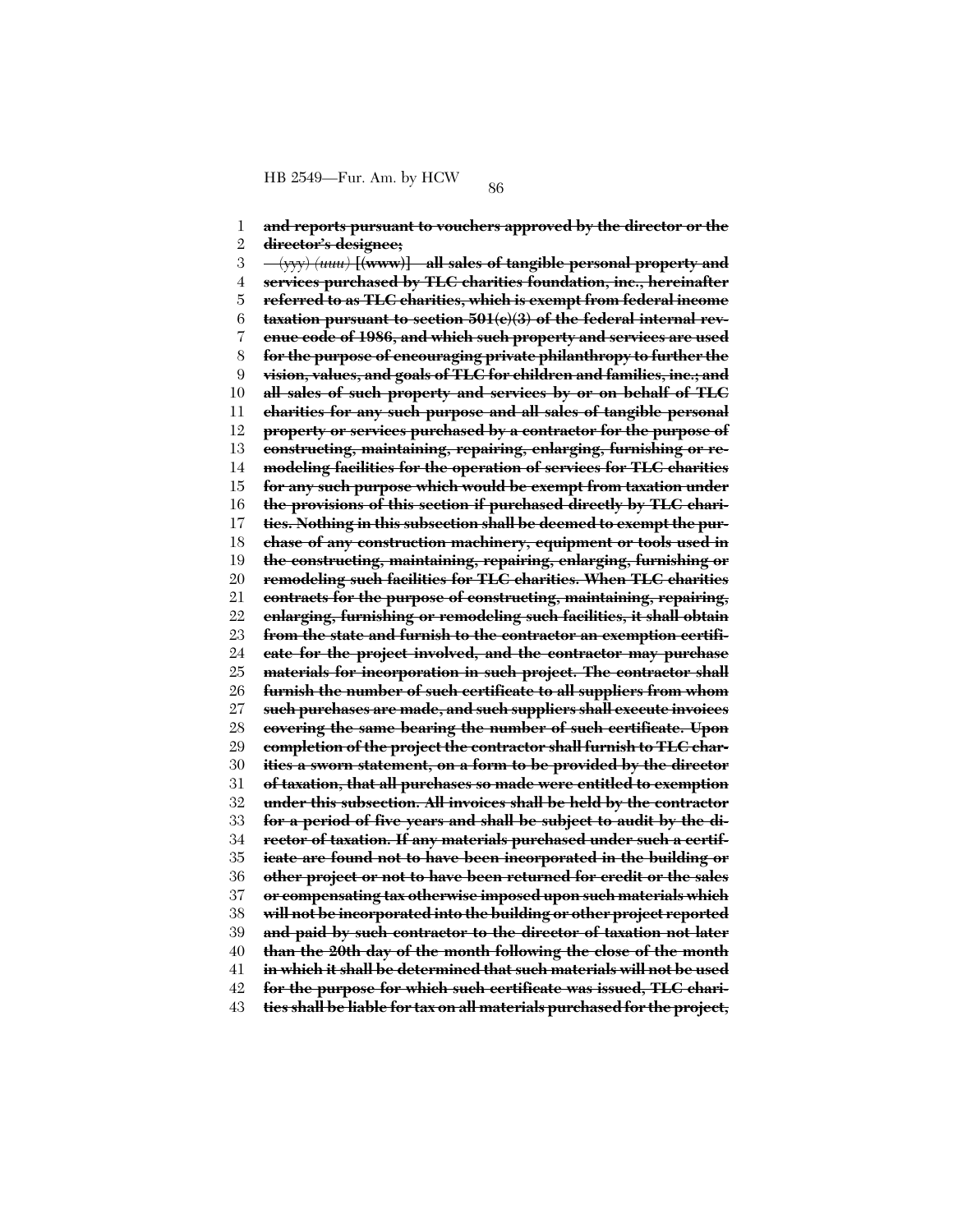~~**and reports pursuant to vouchers approved by the director or the director's designee;**~~

~~(yyy)~~ ~~*(uuu)*~~ **[(www)]** ~~**all sales of tangible personal property and services purchased by TLC charities foundation, inc., hereinafter referred to as TLC charities, which is exempt from federal income taxation pursuant to section 501(c)(3) of the federal internal revenue code of 1986, and which such property and services are used for the purpose of encouraging private philanthropy to further the vision, values, and goals of TLC for children and families, inc.; and all sales of such property and services by or on behalf of TLC charities for any such purpose and all sales of tangible personal property or services purchased by a contractor for the purpose of constructing, maintaining, repairing, enlarging, furnishing or remodeling facilities for the operation of services for TLC charities for any such purpose which would be exempt from taxation under the provisions of this section if purchased directly by TLC charities. Nothing in this subsection shall be deemed to exempt the purchase of any construction machinery, equipment or tools used in the constructing, maintaining, repairing, enlarging, furnishing or remodeling such facilities for TLC charities. When TLC charities contracts for the purpose of constructing, maintaining, repairing, enlarging, furnishing or remodeling such facilities, it shall obtain from the state and furnish to the contractor an exemption certificate for the project involved, and the contractor may purchase materials for incorporation in such project. The contractor shall furnish the number of such certificate to all suppliers from whom such purchases are made, and such suppliers shall execute invoices covering the same bearing the number of such certificate. Upon completion of the project the contractor shall furnish to TLC charities a sworn statement, on a form to be provided by the director of taxation, that all purchases so made were entitled to exemption under this subsection. All invoices shall be held by the contractor for a period of five years and shall be subject to audit by the director of taxation. If any materials purchased under such a certificate are found not to have been incorporated in the building or other project or not to have been returned for credit or the sales or compensating tax otherwise imposed upon such materials which will not be incorporated into the building or other project reported and paid by such contractor to the director of taxation not later than the 20th day of the month following the close of the month in which it shall be determined that such materials will not be used for the purpose for which such certificate was issued, TLC charities shall be liable for tax on all materials purchased for the project,**~~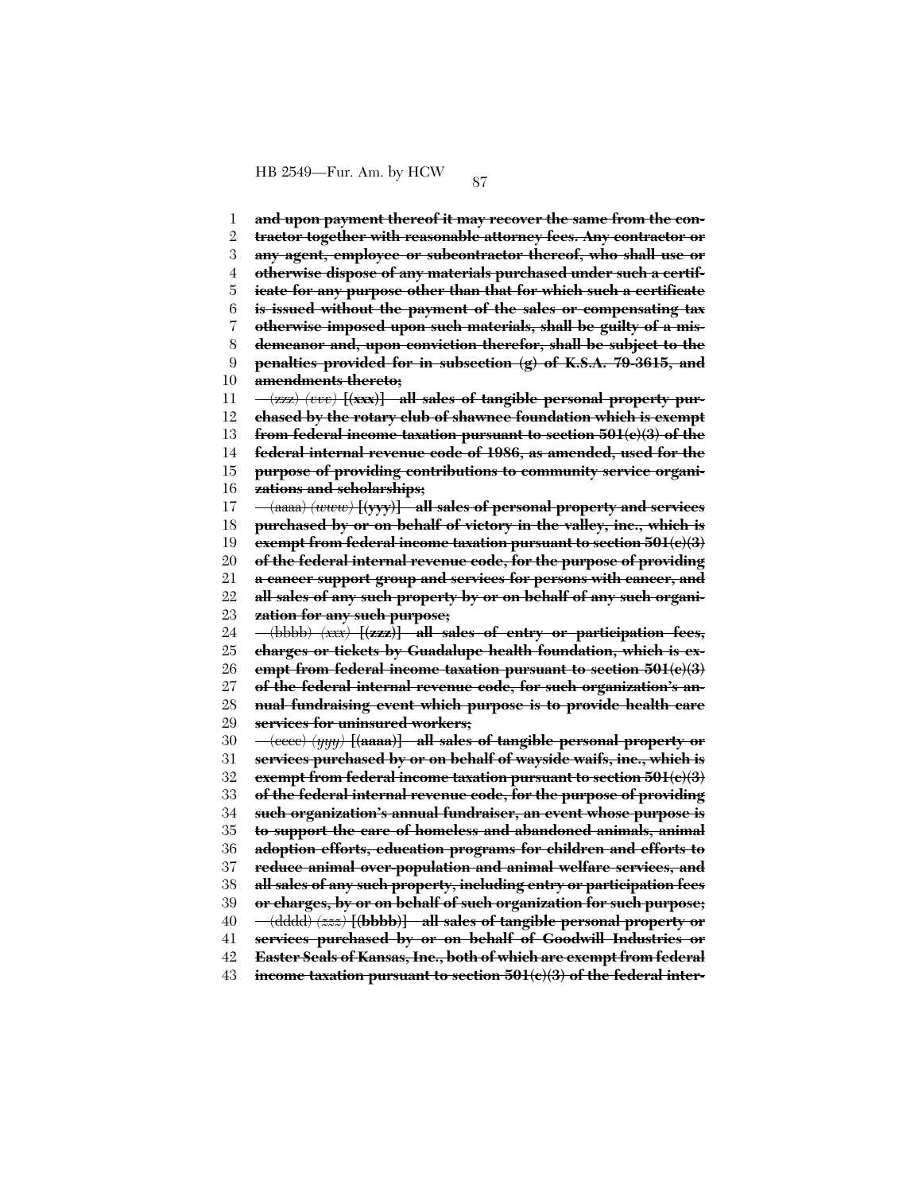and upon payment thereof it may recover the same from the contractor together with reasonable attorney fees. Any contractor or any agent, employee or subcontractor thereof, who shall use or otherwise dispose of any materials purchased under such a certificate for any purpose other than that for which such a certificate is issued without the payment of the sales or compensating tax otherwise imposed upon such materials, shall be guilty of a misdemeanor and, upon conviction therefor, shall be subject to the penalties provided for in subsection (g) of K.S.A. 79-3615, and amendments thereto;

(zzz) *(vvv)* [(xxx)] all sales of tangible personal property purchased by the rotary club of shawnee foundation which is exempt from federal income taxation pursuant to section 501(c)(3) of the federal internal revenue code of 1986, as amended, used for the purpose of providing contributions to community service organizations and scholarships;

(aaaa) *(www)* [(yyy)] all sales of personal property and services purchased by or on behalf of victory in the valley, inc., which is exempt from federal income taxation pursuant to section 501(c)(3) of the federal internal revenue code, for the purpose of providing a cancer support group and services for persons with cancer, and all sales of any such property by or on behalf of any such organization for any such purpose;

(bbbb) *(xxx)* [(zzz)] all sales of entry or participation fees, charges or tickets by Guadalupe health foundation, which is exempt from federal income taxation pursuant to section 501(c)(3) of the federal internal revenue code, for such organization's annual fundraising event which purpose is to provide health care services for uninsured workers;

(cccc) *(yyy)* [(aaaa)] all sales of tangible personal property or services purchased by or on behalf of wayside waifs, inc., which is exempt from federal income taxation pursuant to section 501(c)(3) of the federal internal revenue code, for the purpose of providing such organization's annual fundraiser, an event whose purpose is to support the care of homeless and abandoned animals, animal adoption efforts, education programs for children and efforts to reduce animal over-population and animal welfare services, and all sales of any such property, including entry or participation fees or charges, by or on behalf of such organization for such purpose;

(dddd) *(zzz)* [(bbbb)] all sales of tangible personal property or services purchased by or on behalf of Goodwill Industries or Easter Seals of Kansas, Inc., both of which are exempt from federal income taxation pursuant to section 501(c)(3) of the federal inter-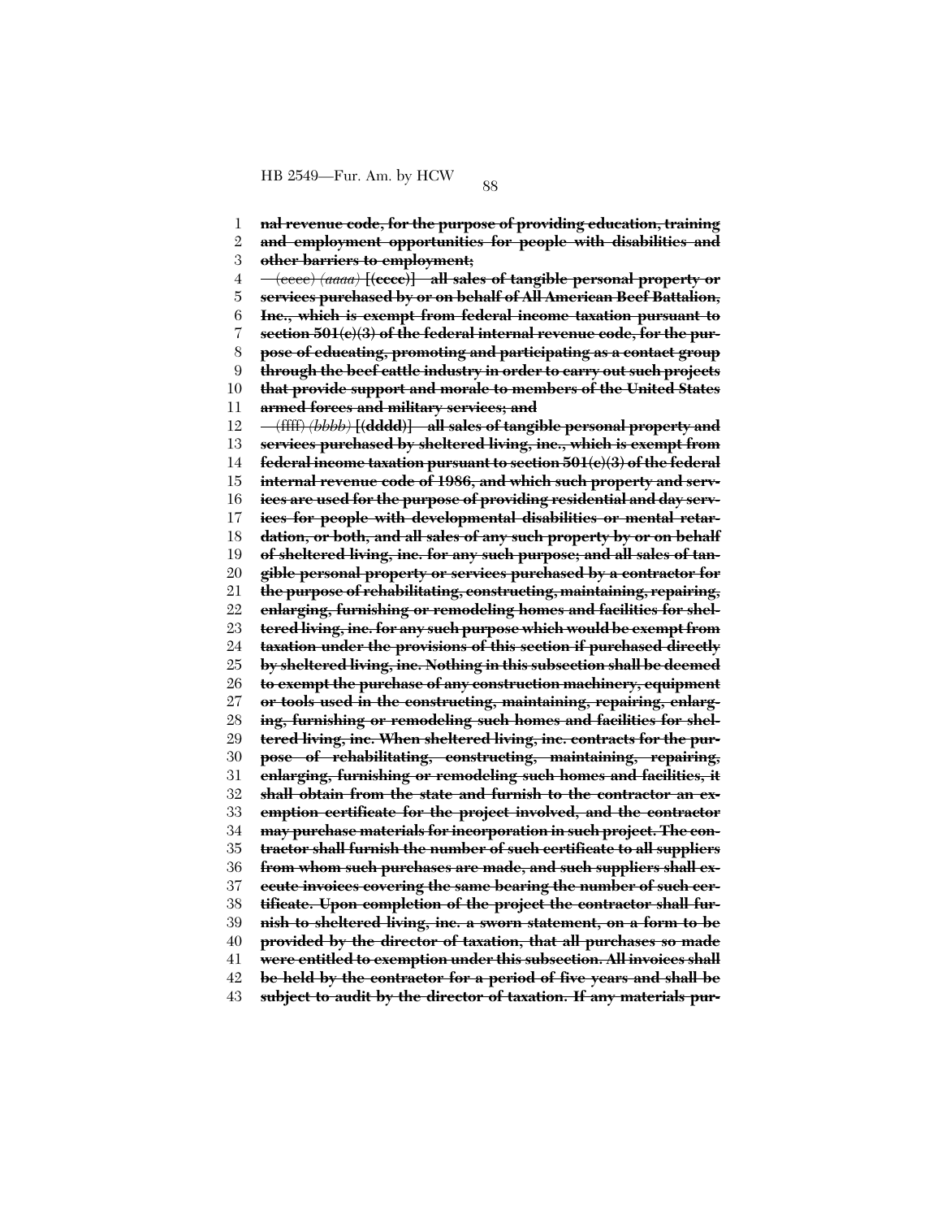**nal revenue code, for the purpose of providing education, training and employment opportunities for people with disabilities and other barriers to employment;**

~~(eeee)~~ *(aaaa)* **[(cccc)] all sales of tangible personal property or services purchased by or on behalf of All American Beef Battalion, Inc., which is exempt from federal income taxation pursuant to section 501(c)(3) of the federal internal revenue code, for the purpose of educating, promoting and participating as a contact group through the beef cattle industry in order to carry out such projects that provide support and morale to members of the United States armed forces and military services; and**

~~(ffff)~~ *(bbbb)* **[(dddd)] all sales of tangible personal property and services purchased by sheltered living, inc., which is exempt from federal income taxation pursuant to section 501(c)(3) of the federal internal revenue code of 1986, and which such property and services are used for the purpose of providing residential and day services for people with developmental disabilities or mental retardation, or both, and all sales of any such property by or on behalf of sheltered living, inc. for any such purpose; and all sales of tangible personal property or services purchased by a contractor for the purpose of rehabilitating, constructing, maintaining, repairing, enlarging, furnishing or remodeling homes and facilities for sheltered living, inc. for any such purpose which would be exempt from taxation under the provisions of this section if purchased directly by sheltered living, inc. Nothing in this subsection shall be deemed to exempt the purchase of any construction machinery, equipment or tools used in the constructing, maintaining, repairing, enlarging, furnishing or remodeling such homes and facilities for sheltered living, inc. When sheltered living, inc. contracts for the purpose of rehabilitating, constructing, maintaining, repairing, enlarging, furnishing or remodeling such homes and facilities, it shall obtain from the state and furnish to the contractor an exemption certificate for the project involved, and the contractor may purchase materials for incorporation in such project. The contractor shall furnish the number of such certificate to all suppliers from whom such purchases are made, and such suppliers shall execute invoices covering the same bearing the number of such certificate. Upon completion of the project the contractor shall furnish to sheltered living, inc. a sworn statement, on a form to be provided by the director of taxation, that all purchases so made were entitled to exemption under this subsection. All invoices shall be held by the contractor for a period of five years and shall be subject to audit by the director of taxation. If any materials pur-**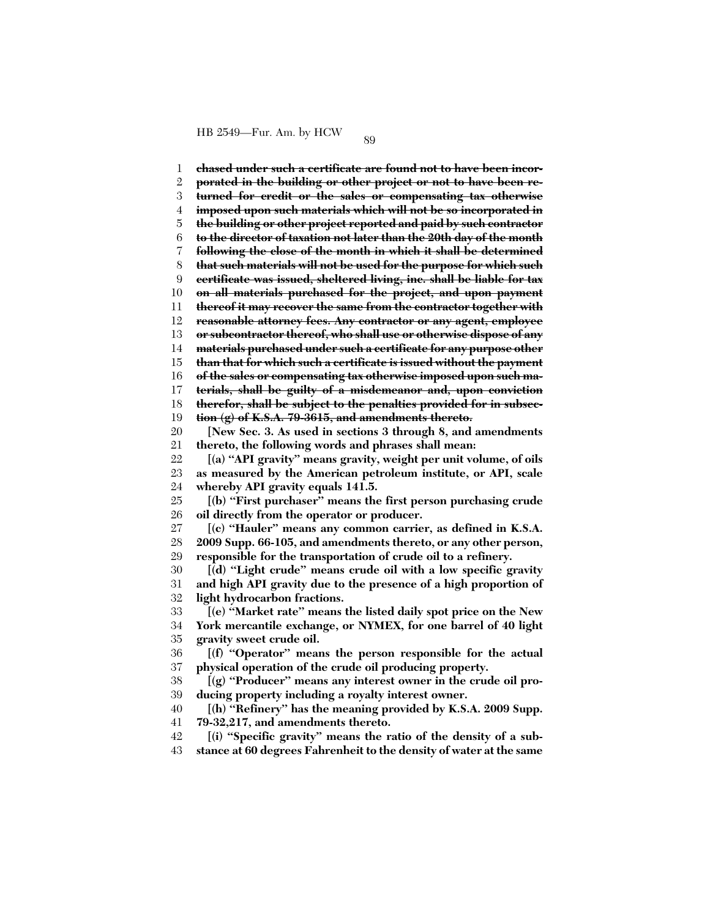~~**chased under such a certificate are found not to have been incorporated in the building or other project or not to have been returned for credit or the sales or compensating tax otherwise imposed upon such materials which will not be so incorporated in the building or other project reported and paid by such contractor to the director of taxation not later than the 20th day of the month following the close of the month in which it shall be determined that such materials will not be used for the purpose for which such certificate was issued, sheltered living, inc. shall be liable for tax on all materials purchased for the project, and upon payment thereof it may recover the same from the contractor together with reasonable attorney fees. Any contractor or any agent, employee or subcontractor thereof, who shall use or otherwise dispose of any materials purchased under such a certificate for any purpose other than that for which such a certificate is issued without the payment of the sales or compensating tax otherwise imposed upon such materials, shall be guilty of a misdemeanor and, upon conviction therefor, shall be subject to the penalties provided for in subsection (g) of K.S.A. 79-3615, and amendments thereto.**~~

**[New Sec. 3. As used in sections 3 through 8, and amendments thereto, the following words and phrases shall mean:**

**[(a) "API gravity" means gravity, weight per unit volume, of oils as measured by the American petroleum institute, or API, scale whereby API gravity equals 141.5.**

**[(b) "First purchaser" means the first person purchasing crude oil directly from the operator or producer.**

**[(c) "Hauler" means any common carrier, as defined in K.S.A. 2009 Supp. 66-105, and amendments thereto, or any other person, responsible for the transportation of crude oil to a refinery.**

**[(d) "Light crude" means crude oil with a low specific gravity and high API gravity due to the presence of a high proportion of light hydrocarbon fractions.**

**[(e) "Market rate" means the listed daily spot price on the New York mercantile exchange, or NYMEX, for one barrel of 40 light gravity sweet crude oil.**

**[(f) "Operator" means the person responsible for the actual physical operation of the crude oil producing property.**

**[(g) "Producer" means any interest owner in the crude oil producing property including a royalty interest owner.**

**[(h) "Refinery" has the meaning provided by K.S.A. 2009 Supp. 79-32,217, and amendments thereto.**

**[(i) "Specific gravity" means the ratio of the density of a substance at 60 degrees Fahrenheit to the density of water at the same**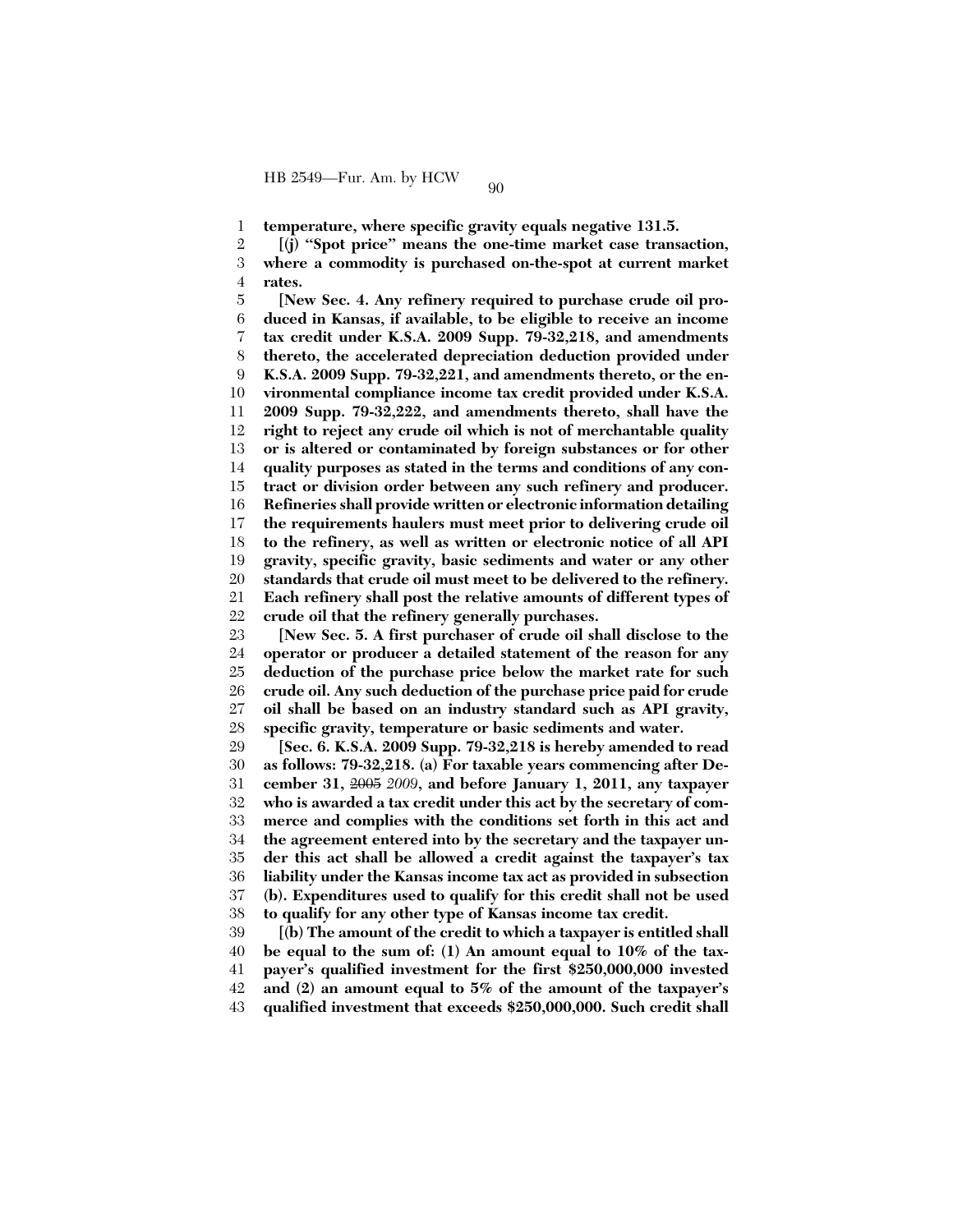**temperature, where specific gravity equals negative 131.5.**

**[(j) "Spot price" means the one-time market case transaction, where a commodity is purchased on-the-spot at current market rates.**

**[New Sec. 4. Any refinery required to purchase crude oil produced in Kansas, if available, to be eligible to receive an income tax credit under K.S.A. 2009 Supp. 79-32,218, and amendments thereto, the accelerated depreciation deduction provided under K.S.A. 2009 Supp. 79-32,221, and amendments thereto, or the environmental compliance income tax credit provided under K.S.A. 2009 Supp. 79-32,222, and amendments thereto, shall have the right to reject any crude oil which is not of merchantable quality or is altered or contaminated by foreign substances or for other quality purposes as stated in the terms and conditions of any contract or division order between any such refinery and producer. Refineries shall provide written or electronic information detailing the requirements haulers must meet prior to delivering crude oil to the refinery, as well as written or electronic notice of all API gravity, specific gravity, basic sediments and water or any other standards that crude oil must meet to be delivered to the refinery. Each refinery shall post the relative amounts of different types of crude oil that the refinery generally purchases.**

**[New Sec. 5. A first purchaser of crude oil shall disclose to the operator or producer a detailed statement of the reason for any deduction of the purchase price below the market rate for such crude oil. Any such deduction of the purchase price paid for crude oil shall be based on an industry standard such as API gravity, specific gravity, temperature or basic sediments and water.**

**[Sec. 6. K.S.A. 2009 Supp. 79-32,218 is hereby amended to read as follows: 79-32,218. (a) For taxable years commencing after December 31, ~~2005~~ *2009*, and before January 1, 2011, any taxpayer who is awarded a tax credit under this act by the secretary of commerce and complies with the conditions set forth in this act and the agreement entered into by the secretary and the taxpayer under this act shall be allowed a credit against the taxpayer's tax liability under the Kansas income tax act as provided in subsection (b). Expenditures used to qualify for this credit shall not be used to qualify for any other type of Kansas income tax credit.**

**[(b) The amount of the credit to which a taxpayer is entitled shall be equal to the sum of: (1) An amount equal to 10% of the taxpayer's qualified investment for the first $250,000,000 invested and (2) an amount equal to 5% of the amount of the taxpayer's qualified investment that exceeds $250,000,000. Such credit shall**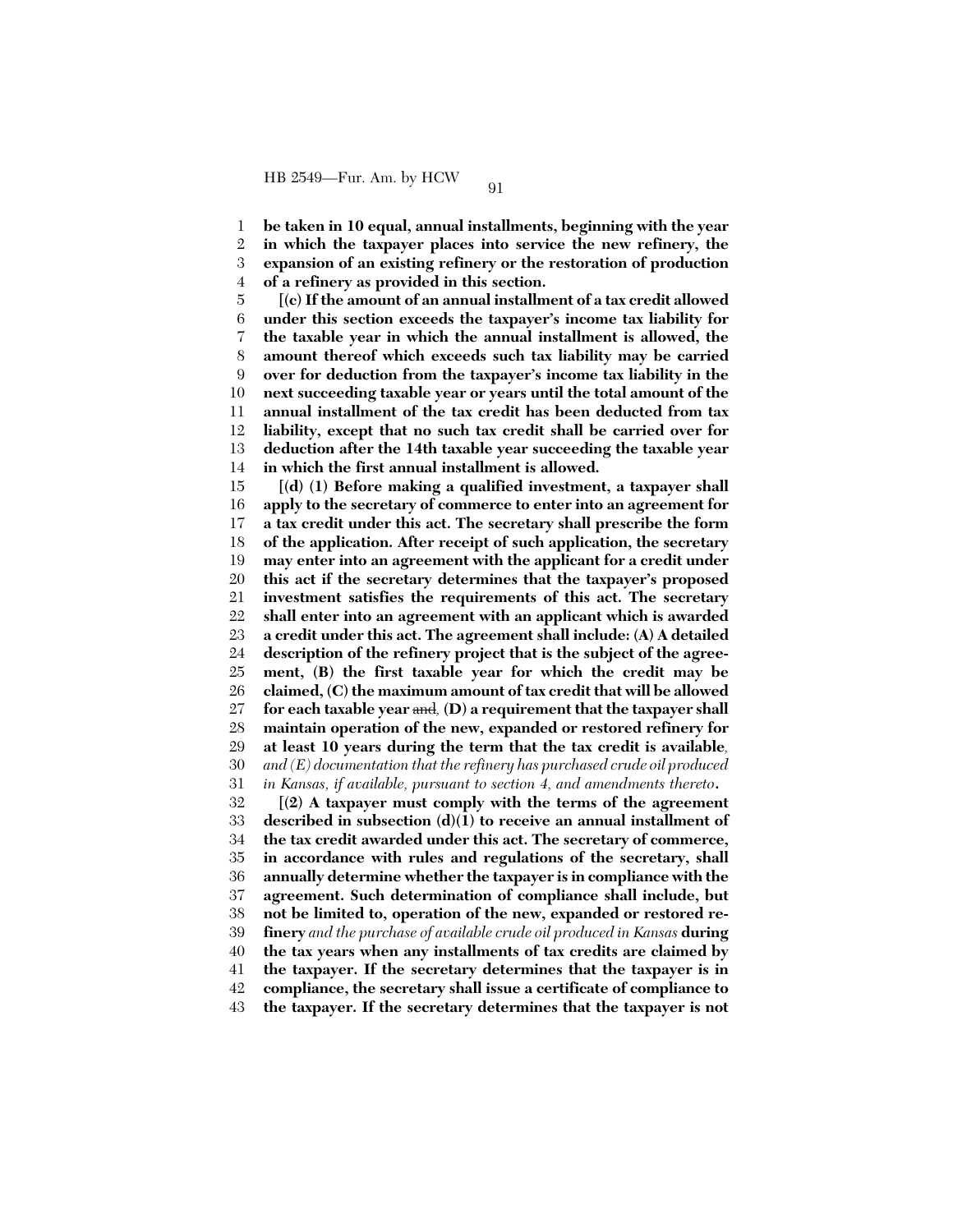**be taken in 10 equal, annual installments, beginning with the year in which the taxpayer places into service the new refinery, the expansion of an existing refinery or the restoration of production of a refinery as provided in this section.**

**[(c) If the amount of an annual installment of a tax credit allowed under this section exceeds the taxpayer's income tax liability for the taxable year in which the annual installment is allowed, the amount thereof which exceeds such tax liability may be carried over for deduction from the taxpayer's income tax liability in the next succeeding taxable year or years until the total amount of the annual installment of the tax credit has been deducted from tax liability, except that no such tax credit shall be carried over for deduction after the 14th taxable year succeeding the taxable year in which the first annual installment is allowed.**

**[(d) (1) Before making a qualified investment, a taxpayer shall apply to the secretary of commerce to enter into an agreement for a tax credit under this act. The secretary shall prescribe the form of the application. After receipt of such application, the secretary may enter into an agreement with the applicant for a credit under this act if the secretary determines that the taxpayer's proposed investment satisfies the requirements of this act. The secretary shall enter into an agreement with an applicant which is awarded a credit under this act. The agreement shall include: (A) A detailed description of the refinery project that is the subject of the agreement, (B) the first taxable year for which the credit may be claimed, (C) the maximum amount of tax credit that will be allowed for each taxable year** ~~and~~*,* **(D) a requirement that the taxpayer shall maintain operation of the new, expanded or restored refinery for at least 10 years during the term that the tax credit is available***, and (E) documentation that the refinery has purchased crude oil produced in Kansas, if available, pursuant to section 4, and amendments thereto***.**

**[(2) A taxpayer must comply with the terms of the agreement described in subsection (d)(1) to receive an annual installment of the tax credit awarded under this act. The secretary of commerce, in accordance with rules and regulations of the secretary, shall annually determine whether the taxpayer is in compliance with the agreement. Such determination of compliance shall include, but not be limited to, operation of the new, expanded or restored refinery** *and the purchase of available crude oil produced in Kansas* **during the tax years when any installments of tax credits are claimed by the taxpayer. If the secretary determines that the taxpayer is in compliance, the secretary shall issue a certificate of compliance to the taxpayer. If the secretary determines that the taxpayer is not**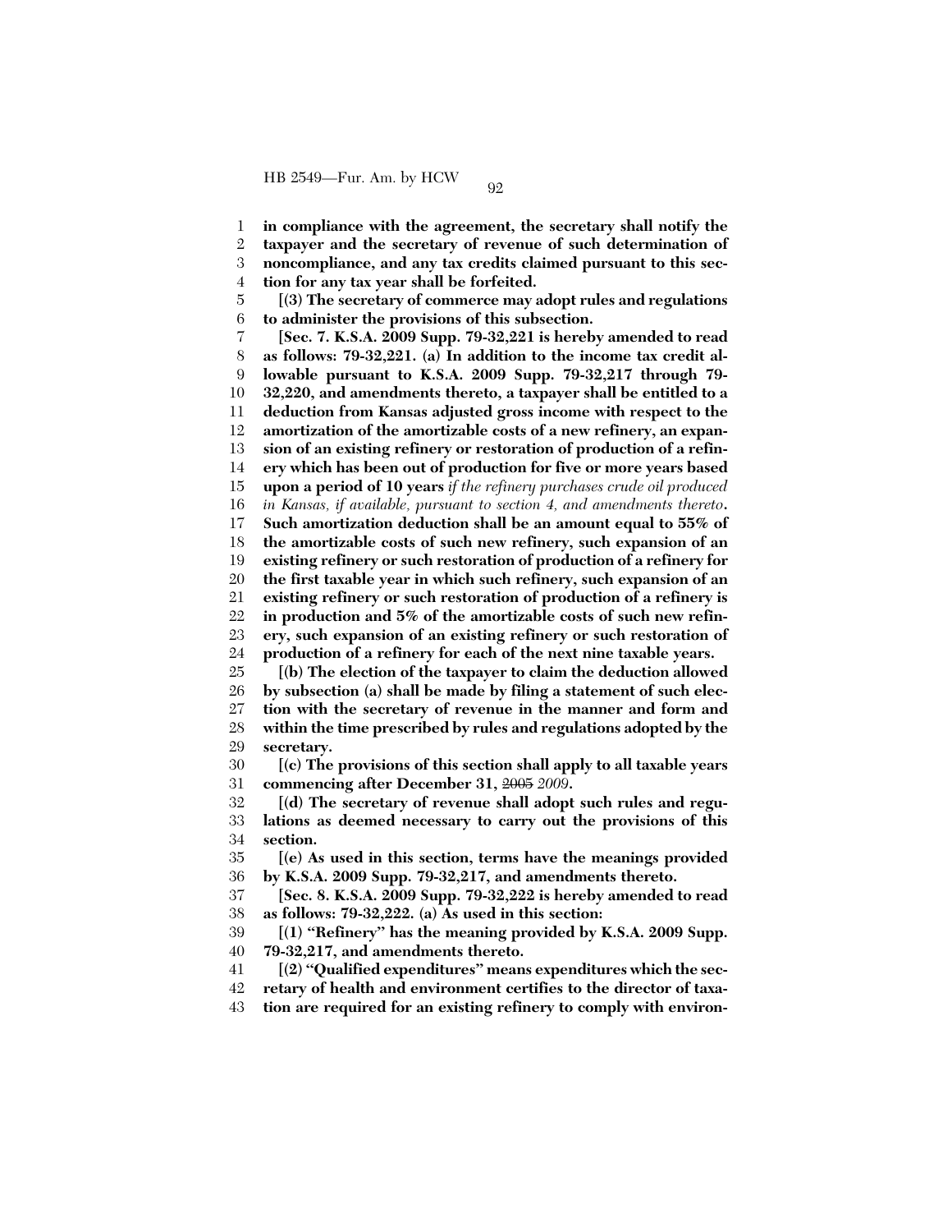**in compliance with the agreement, the secretary shall notify the taxpayer and the secretary of revenue of such determination of noncompliance, and any tax credits claimed pursuant to this section for any tax year shall be forfeited.**

**[(3) The secretary of commerce may adopt rules and regulations to administer the provisions of this subsection.**

**[Sec. 7. K.S.A. 2009 Supp. 79-32,221 is hereby amended to read as follows: 79-32,221. (a) In addition to the income tax credit allowable pursuant to K.S.A. 2009 Supp. 79-32,217 through 79-32,220, and amendments thereto, a taxpayer shall be entitled to a deduction from Kansas adjusted gross income with respect to the amortization of the amortizable costs of a new refinery, an expansion of an existing refinery or restoration of production of a refinery which has been out of production for five or more years based upon a period of 10 years** *if the refinery purchases crude oil produced in Kansas, if available, pursuant to section 4, and amendments thereto***. Such amortization deduction shall be an amount equal to 55% of the amortizable costs of such new refinery, such expansion of an existing refinery or such restoration of production of a refinery for the first taxable year in which such refinery, such expansion of an existing refinery or such restoration of production of a refinery is in production and 5% of the amortizable costs of such new refinery, such expansion of an existing refinery or such restoration of production of a refinery for each of the next nine taxable years.**

**[(b) The election of the taxpayer to claim the deduction allowed by subsection (a) shall be made by filing a statement of such election with the secretary of revenue in the manner and form and within the time prescribed by rules and regulations adopted by the secretary.**

**[(c) The provisions of this section shall apply to all taxable years commencing after December 31,** ~~2005~~ *2009***.**

**[(d) The secretary of revenue shall adopt such rules and regulations as deemed necessary to carry out the provisions of this section.**

**[(e) As used in this section, terms have the meanings provided by K.S.A. 2009 Supp. 79-32,217, and amendments thereto.**

**[Sec. 8. K.S.A. 2009 Supp. 79-32,222 is hereby amended to read as follows: 79-32,222. (a) As used in this section:**

**[(1) "Refinery" has the meaning provided by K.S.A. 2009 Supp. 79-32,217, and amendments thereto.**

**[(2) "Qualified expenditures" means expenditures which the secretary of health and environment certifies to the director of taxation are required for an existing refinery to comply with environ-**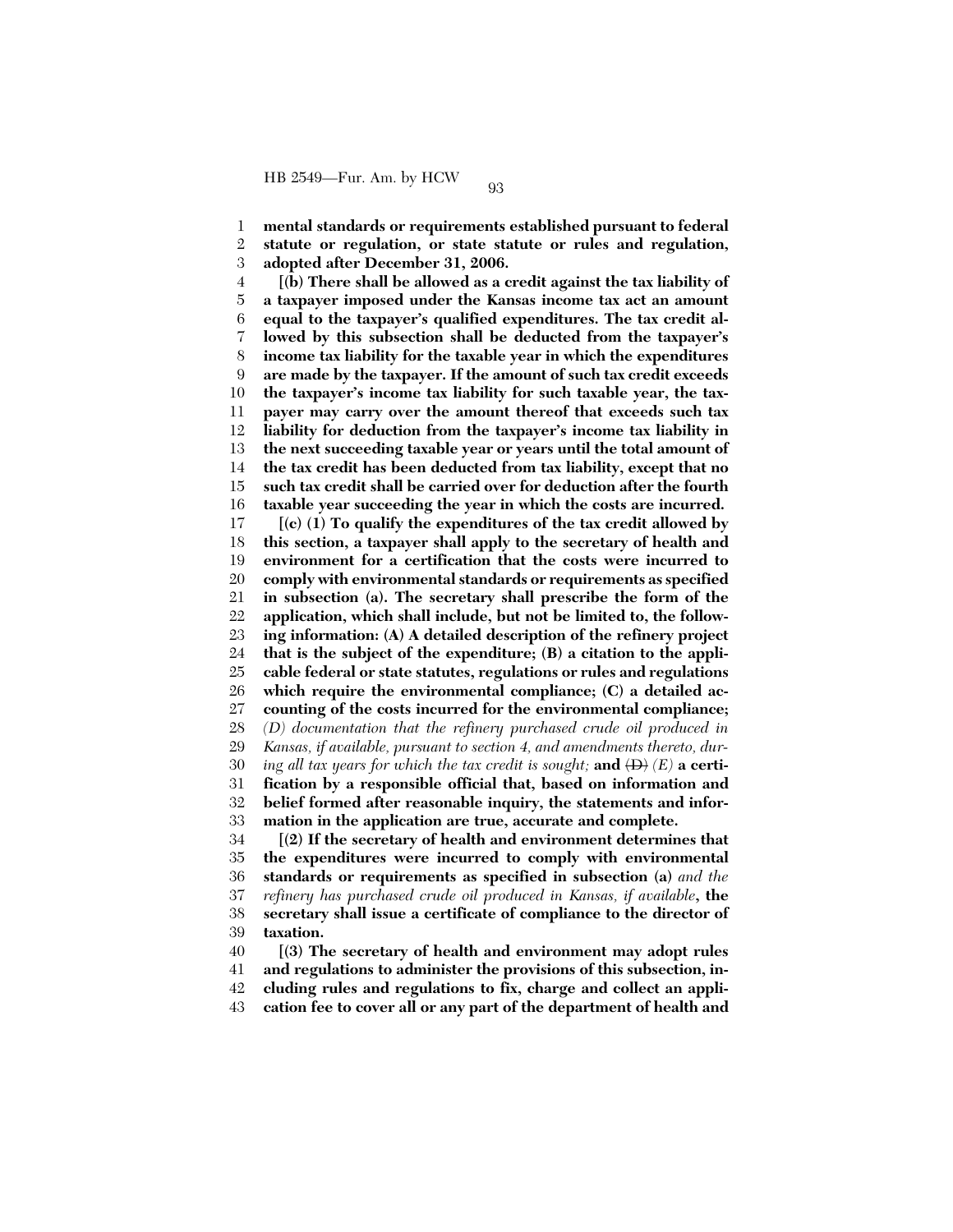**mental standards or requirements established pursuant to federal statute or regulation, or state statute or rules and regulation, adopted after December 31, 2006.**

**[(b) There shall be allowed as a credit against the tax liability of a taxpayer imposed under the Kansas income tax act an amount equal to the taxpayer's qualified expenditures. The tax credit allowed by this subsection shall be deducted from the taxpayer's income tax liability for the taxable year in which the expenditures are made by the taxpayer. If the amount of such tax credit exceeds the taxpayer's income tax liability for such taxable year, the taxpayer may carry over the amount thereof that exceeds such tax liability for deduction from the taxpayer's income tax liability in the next succeeding taxable year or years until the total amount of the tax credit has been deducted from tax liability, except that no such tax credit shall be carried over for deduction after the fourth taxable year succeeding the year in which the costs are incurred.**

**[(c) (1) To qualify the expenditures of the tax credit allowed by this section, a taxpayer shall apply to the secretary of health and environment for a certification that the costs were incurred to comply with environmental standards or requirements as specified in subsection (a). The secretary shall prescribe the form of the application, which shall include, but not be limited to, the following information: (A) A detailed description of the refinery project that is the subject of the expenditure; (B) a citation to the applicable federal or state statutes, regulations or rules and regulations which require the environmental compliance; (C) a detailed accounting of the costs incurred for the environmental compliance;** *(D) documentation that the refinery purchased crude oil produced in Kansas, if available, pursuant to section 4, and amendments thereto, during all tax years for which the tax credit is sought;* **and** ~~(D)~~ *(E)* **a certification by a responsible official that, based on information and belief formed after reasonable inquiry, the statements and information in the application are true, accurate and complete.**

**[(2) If the secretary of health and environment determines that the expenditures were incurred to comply with environmental standards or requirements as specified in subsection (a)** *and the refinery has purchased crude oil produced in Kansas, if available***, the secretary shall issue a certificate of compliance to the director of taxation.**

**[(3) The secretary of health and environment may adopt rules and regulations to administer the provisions of this subsection, including rules and regulations to fix, charge and collect an application fee to cover all or any part of the department of health and**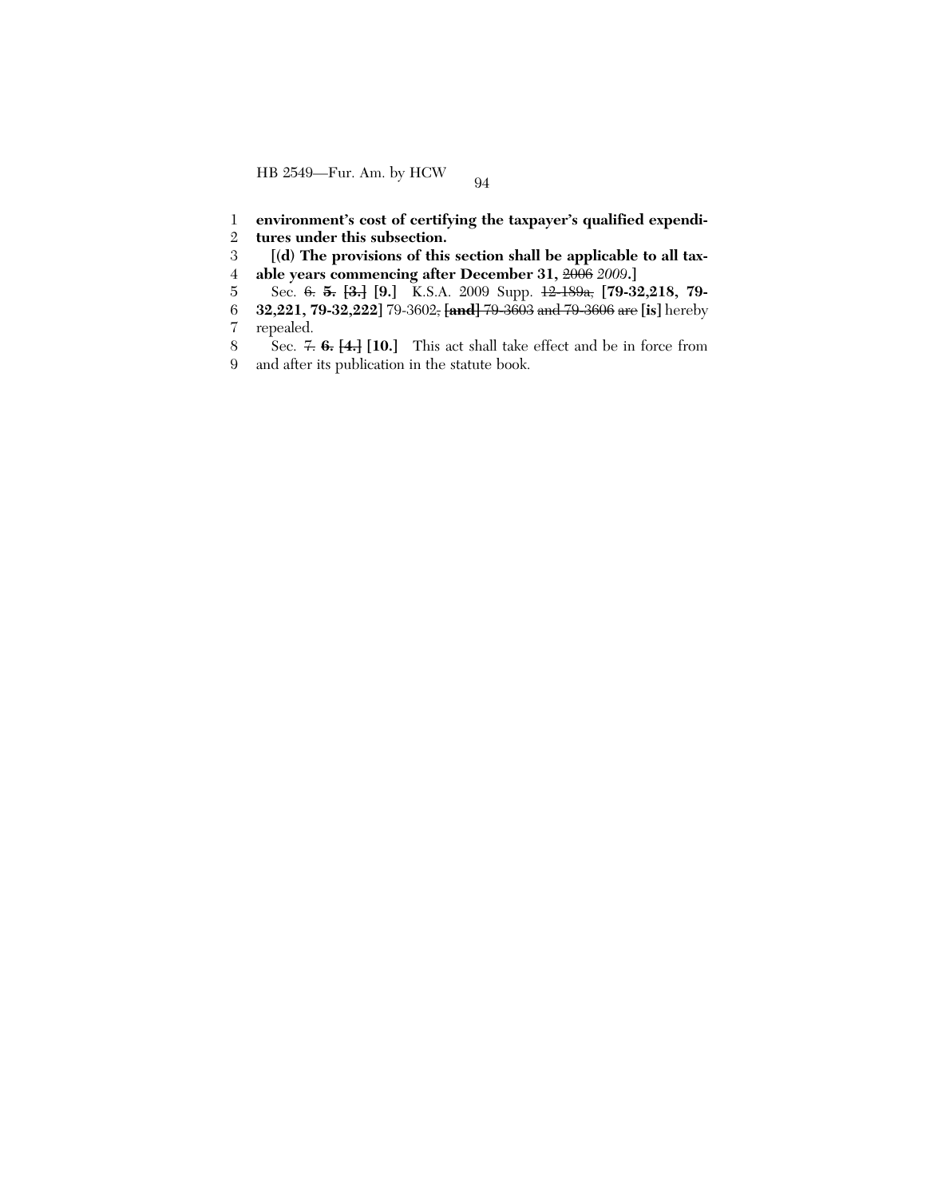1 **environment's cost of certifying the taxpayer's qualified expendi-**
2 **tures under this subsection.**

3 **[(d) The provisions of this section shall be applicable to all tax-**
4 **able years commencing after December 31,** ~~2006~~ *2009***.]**

5 Sec. ~~6.~~ **~~5.~~ ~~[3.]~~ [9.]** K.S.A. 2009 Supp. ~~12-189a,~~ **[79-32,218, 79-**
6 **32,221, 79-32,222]** 79-3602~~,~~ **~~[and]~~** ~~79-3603~~ ~~and 79-3606~~ ~~are~~ **[is]** hereby
7 repealed.

8 Sec. ~~7.~~ **~~6.~~ ~~[4.]~~ [10.]** This act shall take effect and be in force from
9 and after its publication in the statute book.